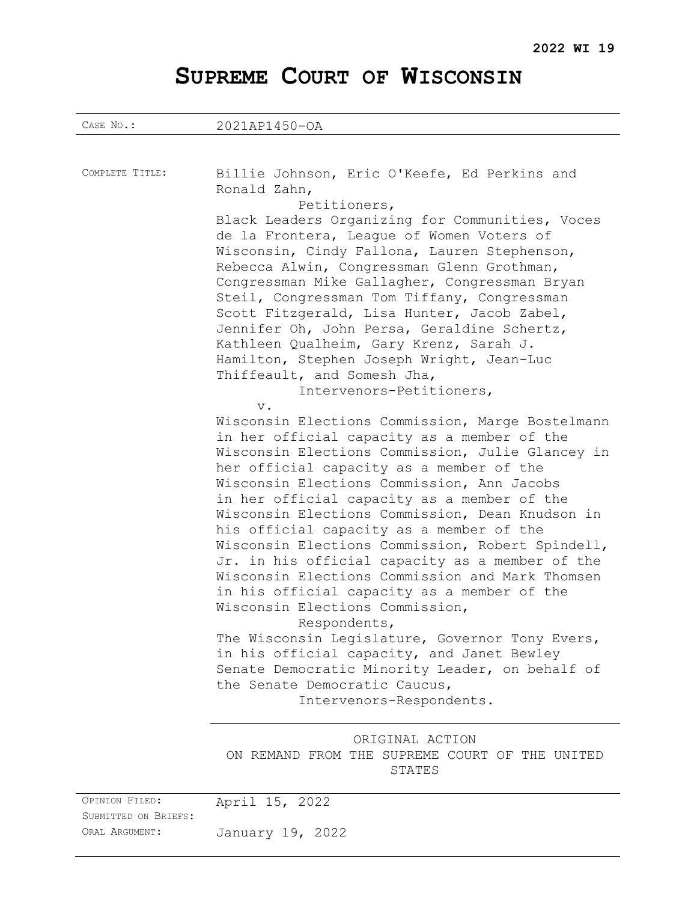**2022 WI 19**

# SUPREME COURT OF WISCONSIN

| | |
|---|---|
| CASE NO.: | 2021AP1450-OA |
| COMPLETE TITLE: | Billie Johnson, Eric O'Keefe, Ed Perkins and Ronald Zahn,<br>Petitioners,<br>Black Leaders Organizing for Communities, Voces de la Frontera, League of Women Voters of Wisconsin, Cindy Fallona, Lauren Stephenson, Rebecca Alwin, Congressman Glenn Grothman, Congressman Mike Gallagher, Congressman Bryan Steil, Congressman Tom Tiffany, Congressman Scott Fitzgerald, Lisa Hunter, Jacob Zabel, Jennifer Oh, John Persa, Geraldine Schertz, Kathleen Qualheim, Gary Krenz, Sarah J. Hamilton, Stephen Joseph Wright, Jean-Luc Thiffeault, and Somesh Jha,<br>Intervenors-Petitioners,<br>v.<br>Wisconsin Elections Commission, Marge Bostelmann in her official capacity as a member of the Wisconsin Elections Commission, Julie Glancey in her official capacity as a member of the Wisconsin Elections Commission, Ann Jacobs in her official capacity as a member of the Wisconsin Elections Commission, Dean Knudson in his official capacity as a member of the Wisconsin Elections Commission, Robert Spindell, Jr. in his official capacity as a member of the Wisconsin Elections Commission and Mark Thomsen in his official capacity as a member of the Wisconsin Elections Commission,<br>Respondents,<br>The Wisconsin Legislature, Governor Tony Evers, in his official capacity, and Janet Bewley Senate Democratic Minority Leader, on behalf of the Senate Democratic Caucus,<br>Intervenors-Respondents. |
| | ORIGINAL ACTION<br>ON REMAND FROM THE SUPREME COURT OF THE UNITED STATES |
| OPINION FILED: | April 15, 2022 |
| SUBMITTED ON BRIEFS: | |
| ORAL ARGUMENT: | January 19, 2022 |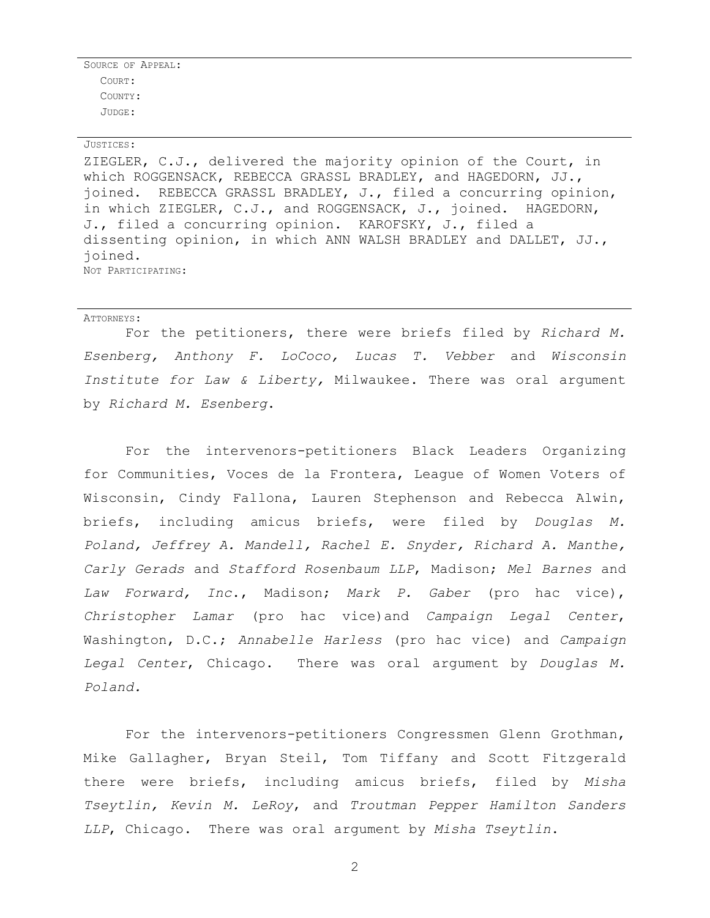SOURCE OF APPEAL:

COURT:

COUNTY:

JUDGE:

---

JUSTICES:

ZIEGLER, C.J., delivered the majority opinion of the Court, in which ROGGENSACK, REBECCA GRASSL BRADLEY, and HAGEDORN, JJ., joined. REBECCA GRASSL BRADLEY, J., filed a concurring opinion, in which ZIEGLER, C.J., and ROGGENSACK, J., joined. HAGEDORN, J., filed a concurring opinion. KAROFSKY, J., filed a dissenting opinion, in which ANN WALSH BRADLEY and DALLET, JJ., joined.

NOT PARTICIPATING:

---

ATTORNEYS:

For the petitioners, there were briefs filed by *Richard M. Esenberg, Anthony F. LoCoco, Lucas T. Vebber* and *Wisconsin Institute for Law & Liberty*, Milwaukee. There was oral argument by *Richard M. Esenberg*.

For the intervenors-petitioners Black Leaders Organizing for Communities, Voces de la Frontera, League of Women Voters of Wisconsin, Cindy Fallona, Lauren Stephenson and Rebecca Alwin, briefs, including amicus briefs, were filed by *Douglas M. Poland, Jeffrey A. Mandell, Rachel E. Snyder, Richard A. Manthe, Carly Gerads* and *Stafford Rosenbaum LLP*, Madison; *Mel Barnes* and *Law Forward, Inc.*, Madison; *Mark P. Gaber* (pro hac vice), *Christopher Lamar* (pro hac vice)and *Campaign Legal Center*, Washington, D.C.; *Annabelle Harless* (pro hac vice) and *Campaign Legal Center*, Chicago. There was oral argument by *Douglas M. Poland.*

For the intervenors-petitioners Congressmen Glenn Grothman, Mike Gallagher, Bryan Steil, Tom Tiffany and Scott Fitzgerald there were briefs, including amicus briefs, filed by *Misha Tseytlin, Kevin M. LeRoy*, and *Troutman Pepper Hamilton Sanders LLP*, Chicago. There was oral argument by *Misha Tseytlin*.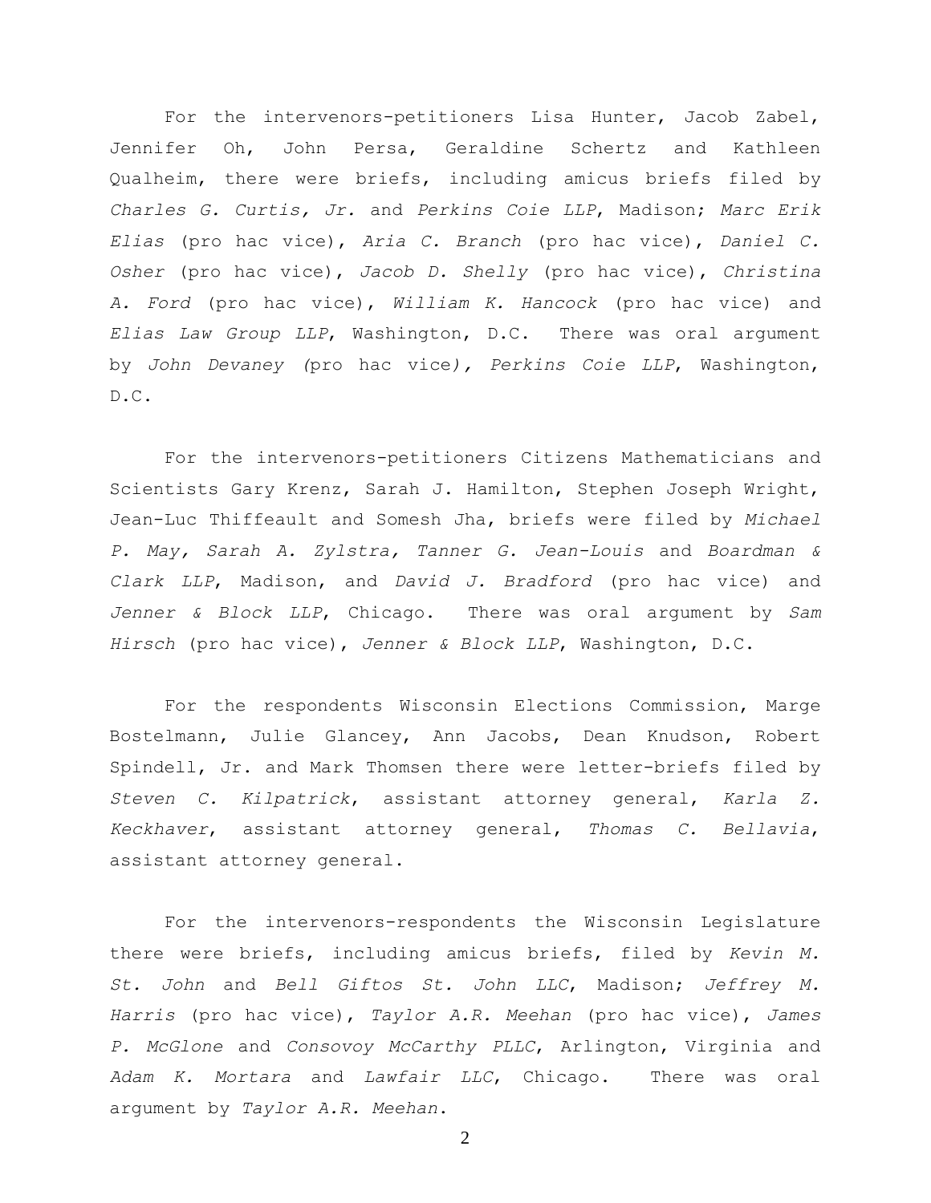For the intervenors-petitioners Lisa Hunter, Jacob Zabel, Jennifer Oh, John Persa, Geraldine Schertz and Kathleen Qualheim, there were briefs, including amicus briefs filed by *Charles G. Curtis, Jr.* and *Perkins Coie LLP*, Madison; *Marc Erik Elias* (pro hac vice), *Aria C. Branch* (pro hac vice), *Daniel C. Osher* (pro hac vice), *Jacob D. Shelly* (pro hac vice), *Christina A. Ford* (pro hac vice), *William K. Hancock* (pro hac vice) and *Elias Law Group LLP*, Washington, D.C. There was oral argument by *John Devaney (*pro hac vice*), Perkins Coie LLP*, Washington, D.C.

For the intervenors-petitioners Citizens Mathematicians and Scientists Gary Krenz, Sarah J. Hamilton, Stephen Joseph Wright, Jean-Luc Thiffeault and Somesh Jha, briefs were filed by *Michael P. May, Sarah A. Zylstra, Tanner G. Jean-Louis* and *Boardman & Clark LLP*, Madison, and *David J. Bradford* (pro hac vice) and *Jenner & Block LLP*, Chicago. There was oral argument by *Sam Hirsch* (pro hac vice), *Jenner & Block LLP*, Washington, D.C.

For the respondents Wisconsin Elections Commission, Marge Bostelmann, Julie Glancey, Ann Jacobs, Dean Knudson, Robert Spindell, Jr. and Mark Thomsen there were letter-briefs filed by *Steven C. Kilpatrick*, assistant attorney general, *Karla Z. Keckhaver*, assistant attorney general, *Thomas C. Bellavia*, assistant attorney general.

For the intervenors-respondents the Wisconsin Legislature there were briefs, including amicus briefs, filed by *Kevin M. St. John* and *Bell Giftos St. John LLC*, Madison; *Jeffrey M. Harris* (pro hac vice), *Taylor A.R. Meehan* (pro hac vice), *James P. McGlone* and *Consovoy McCarthy PLLC*, Arlington, Virginia and *Adam K. Mortara* and *Lawfair LLC*, Chicago. There was oral argument by *Taylor A.R. Meehan*.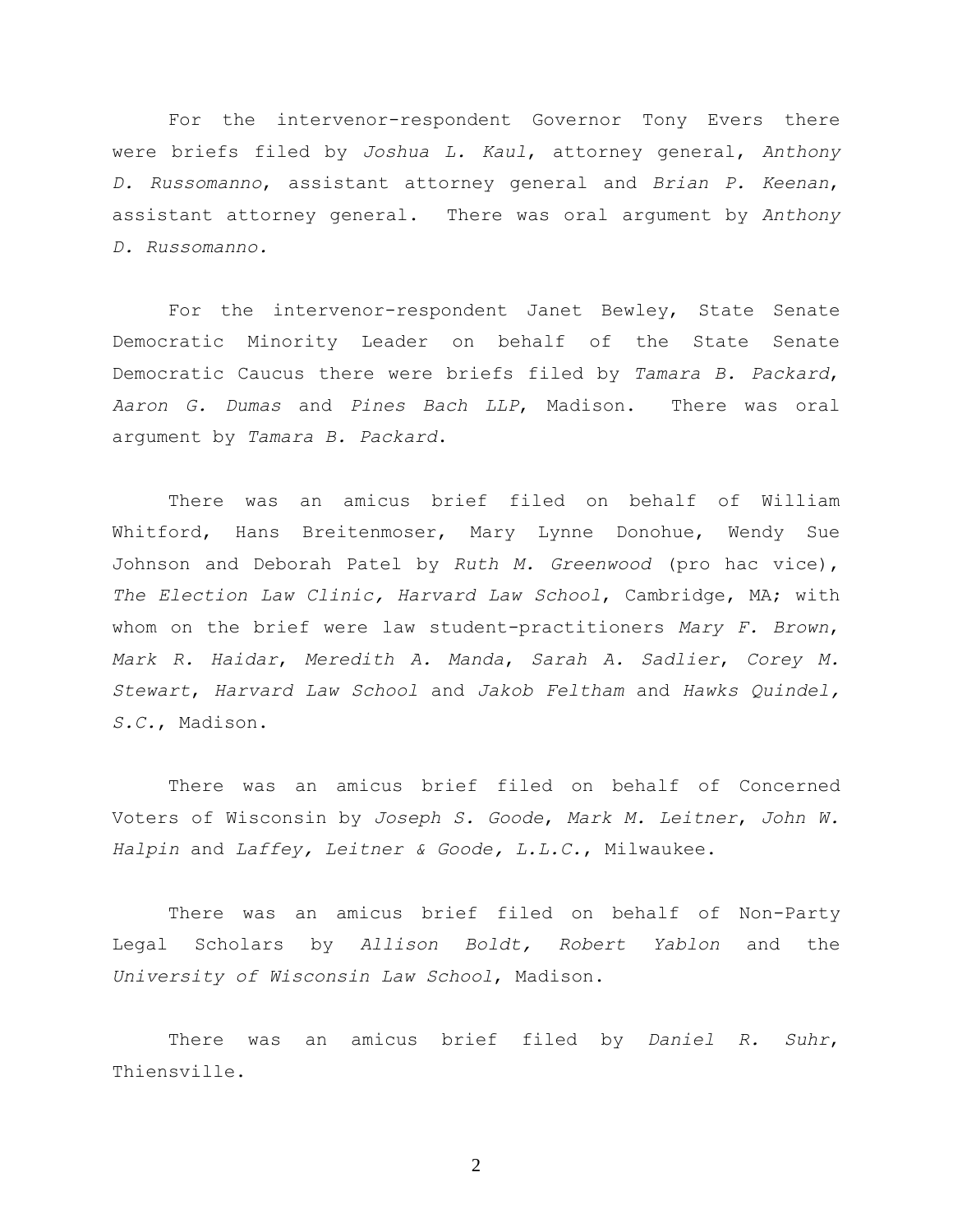For the intervenor-respondent Governor Tony Evers there were briefs filed by *Joshua L. Kaul*, attorney general, *Anthony D. Russomanno*, assistant attorney general and *Brian P. Keenan*, assistant attorney general. There was oral argument by *Anthony D. Russomanno.*

For the intervenor-respondent Janet Bewley, State Senate Democratic Minority Leader on behalf of the State Senate Democratic Caucus there were briefs filed by *Tamara B. Packard*, *Aaron G. Dumas* and *Pines Bach LLP*, Madison. There was oral argument by *Tamara B. Packard*.

There was an amicus brief filed on behalf of William Whitford, Hans Breitenmoser, Mary Lynne Donohue, Wendy Sue Johnson and Deborah Patel by *Ruth M. Greenwood* (pro hac vice), *The Election Law Clinic, Harvard Law School*, Cambridge, MA; with whom on the brief were law student-practitioners *Mary F. Brown*, *Mark R. Haidar*, *Meredith A. Manda*, *Sarah A. Sadlier*, *Corey M. Stewart*, *Harvard Law School* and *Jakob Feltham* and *Hawks Quindel, S.C.*, Madison.

There was an amicus brief filed on behalf of Concerned Voters of Wisconsin by *Joseph S. Goode*, *Mark M. Leitner*, *John W. Halpin* and *Laffey, Leitner & Goode, L.L.C.*, Milwaukee.

There was an amicus brief filed on behalf of Non-Party Legal Scholars by *Allison Boldt, Robert Yablon* and the *University of Wisconsin Law School*, Madison.

There was an amicus brief filed by *Daniel R. Suhr*, Thiensville.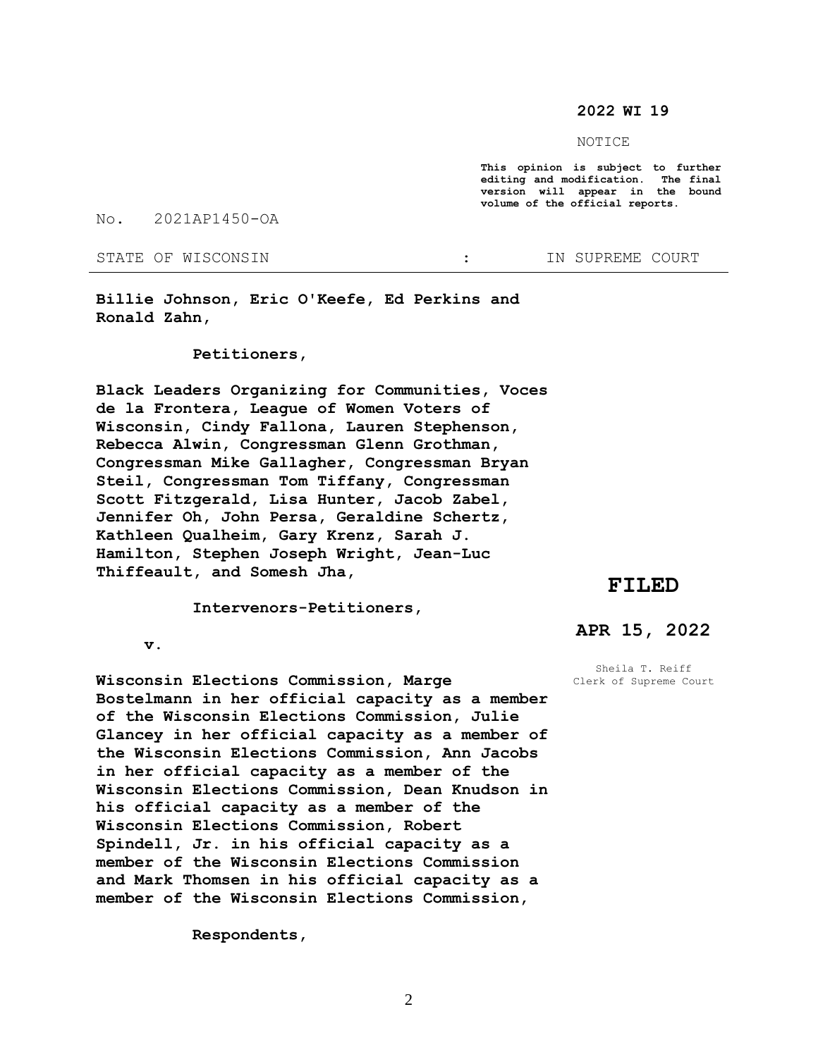**2022 WI 19**

NOTICE

**This opinion is subject to further editing and modification. The final version will appear in the bound volume of the official reports.**

No. 2021AP1450-OA

STATE OF WISCONSIN : IN SUPREME COURT

---

**Billie Johnson, Eric O'Keefe, Ed Perkins and Ronald Zahn,**

**Petitioners,**

**Black Leaders Organizing for Communities, Voces de la Frontera, League of Women Voters of Wisconsin, Cindy Fallona, Lauren Stephenson, Rebecca Alwin, Congressman Glenn Grothman, Congressman Mike Gallagher, Congressman Bryan Steil, Congressman Tom Tiffany, Congressman Scott Fitzgerald, Lisa Hunter, Jacob Zabel, Jennifer Oh, John Persa, Geraldine Schertz, Kathleen Qualheim, Gary Krenz, Sarah J. Hamilton, Stephen Joseph Wright, Jean-Luc Thiffeault, and Somesh Jha,**

**Intervenors-Petitioners,**

**v.**

**Wisconsin Elections Commission, Marge Bostelmann in her official capacity as a member of the Wisconsin Elections Commission, Julie Glancey in her official capacity as a member of the Wisconsin Elections Commission, Ann Jacobs in her official capacity as a member of the Wisconsin Elections Commission, Dean Knudson in his official capacity as a member of the Wisconsin Elections Commission, Robert Spindell, Jr. in his official capacity as a member of the Wisconsin Elections Commission and Mark Thomsen in his official capacity as a member of the Wisconsin Elections Commission,**

**Respondents,**

**FILED**

**APR 15, 2022**

Sheila T. Reiff
Clerk of Supreme Court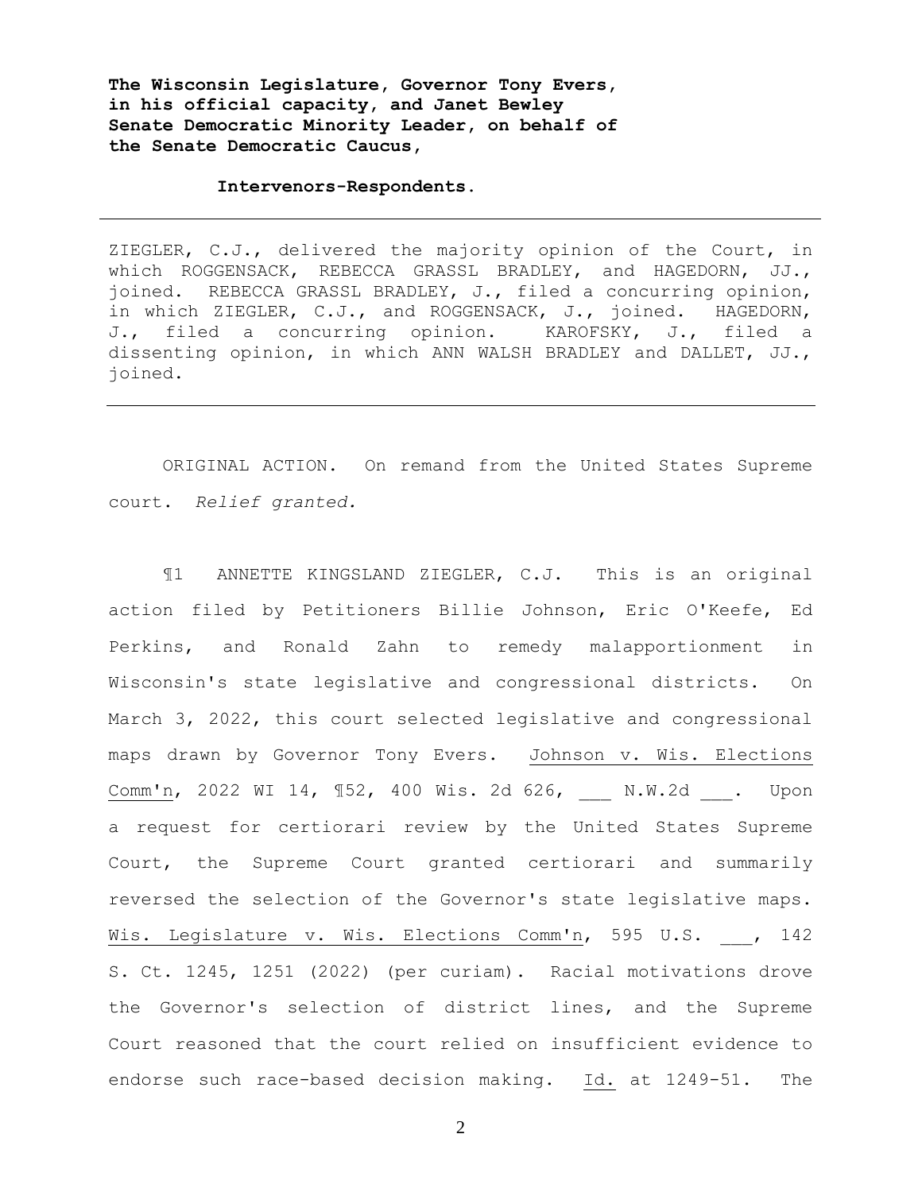**The Wisconsin Legislature, Governor Tony Evers, in his official capacity, and Janet Bewley Senate Democratic Minority Leader, on behalf of the Senate Democratic Caucus,**

**Intervenors-Respondents.**

---

ZIEGLER, C.J., delivered the majority opinion of the Court, in which ROGGENSACK, REBECCA GRASSL BRADLEY, and HAGEDORN, JJ., joined. REBECCA GRASSL BRADLEY, J., filed a concurring opinion, in which ZIEGLER, C.J., and ROGGENSACK, J., joined. HAGEDORN, J., filed a concurring opinion. KAROFSKY, J., filed a dissenting opinion, in which ANN WALSH BRADLEY and DALLET, JJ., joined.

---

ORIGINAL ACTION. On remand from the United States Supreme court. *Relief granted.*

¶1 ANNETTE KINGSLAND ZIEGLER, C.J. This is an original action filed by Petitioners Billie Johnson, Eric O'Keefe, Ed Perkins, and Ronald Zahn to remedy malapportionment in Wisconsin's state legislative and congressional districts. On March 3, 2022, this court selected legislative and congressional maps drawn by Governor Tony Evers. Johnson v. Wis. Elections Comm'n, 2022 WI 14, ¶52, 400 Wis. 2d 626, ___ N.W.2d ___. Upon a request for certiorari review by the United States Supreme Court, the Supreme Court granted certiorari and summarily reversed the selection of the Governor's state legislative maps. Wis. Legislature v. Wis. Elections Comm'n, 595 U.S. ___, 142 S. Ct. 1245, 1251 (2022) (per curiam). Racial motivations drove the Governor's selection of district lines, and the Supreme Court reasoned that the court relied on insufficient evidence to endorse such race-based decision making. Id. at 1249-51. The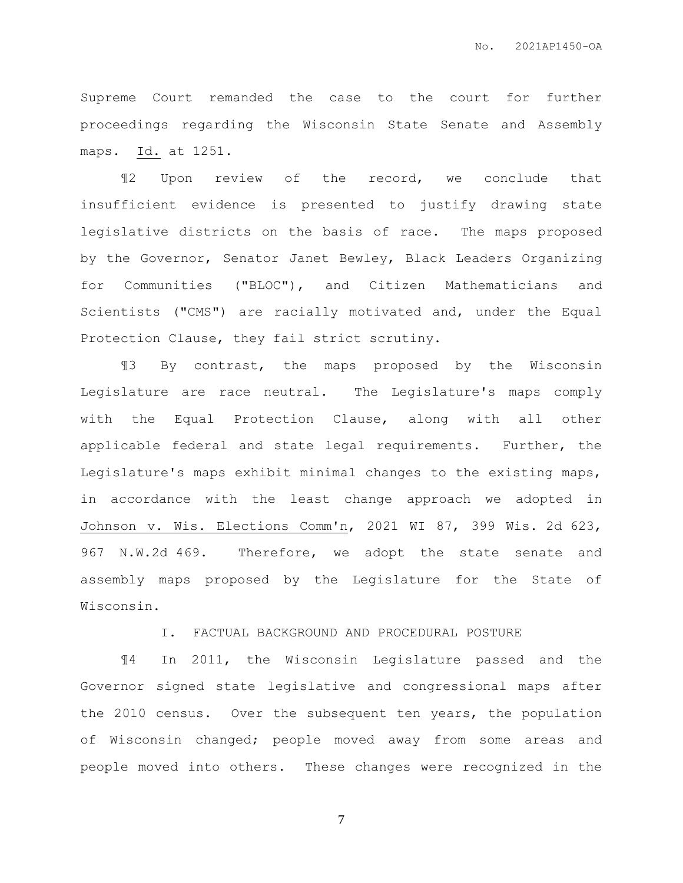Supreme Court remanded the case to the court for further proceedings regarding the Wisconsin State Senate and Assembly maps. Id. at 1251.

¶2 Upon review of the record, we conclude that insufficient evidence is presented to justify drawing state legislative districts on the basis of race. The maps proposed by the Governor, Senator Janet Bewley, Black Leaders Organizing for Communities ("BLOC"), and Citizen Mathematicians and Scientists ("CMS") are racially motivated and, under the Equal Protection Clause, they fail strict scrutiny.

¶3 By contrast, the maps proposed by the Wisconsin Legislature are race neutral. The Legislature's maps comply with the Equal Protection Clause, along with all other applicable federal and state legal requirements. Further, the Legislature's maps exhibit minimal changes to the existing maps, in accordance with the least change approach we adopted in Johnson v. Wis. Elections Comm'n, 2021 WI 87, 399 Wis. 2d 623, 967 N.W.2d 469. Therefore, we adopt the state senate and assembly maps proposed by the Legislature for the State of Wisconsin.

## I. FACTUAL BACKGROUND AND PROCEDURAL POSTURE

¶4 In 2011, the Wisconsin Legislature passed and the Governor signed state legislative and congressional maps after the 2010 census. Over the subsequent ten years, the population of Wisconsin changed; people moved away from some areas and people moved into others. These changes were recognized in the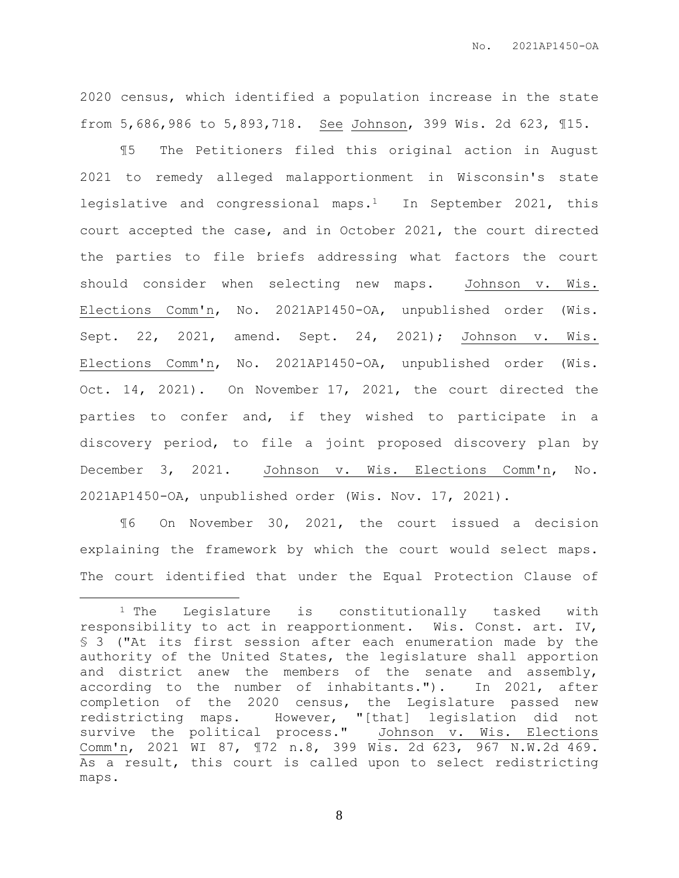2020 census, which identified a population increase in the state from 5,686,986 to 5,893,718. See Johnson, 399 Wis. 2d 623, ¶15.

¶5 The Petitioners filed this original action in August 2021 to remedy alleged malapportionment in Wisconsin's state legislative and congressional maps.[1] In September 2021, this court accepted the case, and in October 2021, the court directed the parties to file briefs addressing what factors the court should consider when selecting new maps. Johnson v. Wis. Elections Comm'n, No. 2021AP1450-OA, unpublished order (Wis. Sept. 22, 2021, amend. Sept. 24, 2021); Johnson v. Wis. Elections Comm'n, No. 2021AP1450-OA, unpublished order (Wis. Oct. 14, 2021). On November 17, 2021, the court directed the parties to confer and, if they wished to participate in a discovery period, to file a joint proposed discovery plan by December 3, 2021. Johnson v. Wis. Elections Comm'n, No. 2021AP1450-OA, unpublished order (Wis. Nov. 17, 2021).

¶6 On November 30, 2021, the court issued a decision explaining the framework by which the court would select maps. The court identified that under the Equal Protection Clause of

---

[1] The Legislature is constitutionally tasked with responsibility to act in reapportionment. Wis. Const. art. IV, § 3 ("At its first session after each enumeration made by the authority of the United States, the legislature shall apportion and district anew the members of the senate and assembly, according to the number of inhabitants."). In 2021, after completion of the 2020 census, the Legislature passed new redistricting maps. However, "[that] legislation did not survive the political process." Johnson v. Wis. Elections Comm'n, 2021 WI 87, ¶72 n.8, 399 Wis. 2d 623, 967 N.W.2d 469. As a result, this court is called upon to select redistricting maps.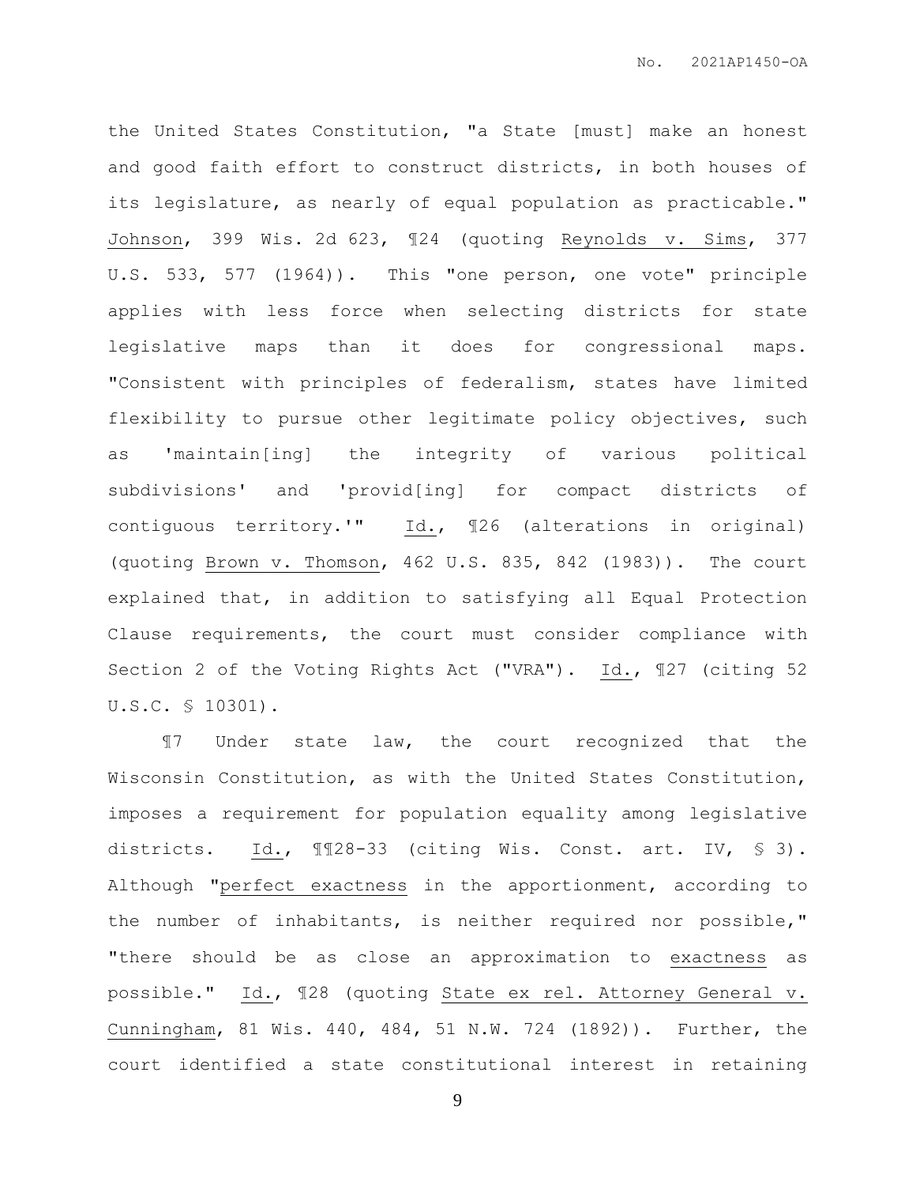the United States Constitution, "a State [must] make an honest and good faith effort to construct districts, in both houses of its legislature, as nearly of equal population as practicable." Johnson, 399 Wis. 2d 623, ¶24 (quoting Reynolds v. Sims, 377 U.S. 533, 577 (1964)). This "one person, one vote" principle applies with less force when selecting districts for state legislative maps than it does for congressional maps. "Consistent with principles of federalism, states have limited flexibility to pursue other legitimate policy objectives, such as 'maintain[ing] the integrity of various political subdivisions' and 'provid[ing] for compact districts of contiguous territory.'" Id., ¶26 (alterations in original) (quoting Brown v. Thomson, 462 U.S. 835, 842 (1983)). The court explained that, in addition to satisfying all Equal Protection Clause requirements, the court must consider compliance with Section 2 of the Voting Rights Act ("VRA"). Id., ¶27 (citing 52 U.S.C. § 10301).

¶7 Under state law, the court recognized that the Wisconsin Constitution, as with the United States Constitution, imposes a requirement for population equality among legislative districts. Id., ¶¶28-33 (citing Wis. Const. art. IV, § 3). Although "perfect exactness in the apportionment, according to the number of inhabitants, is neither required nor possible," "there should be as close an approximation to exactness as possible." Id., ¶28 (quoting State ex rel. Attorney General v. Cunningham, 81 Wis. 440, 484, 51 N.W. 724 (1892)). Further, the court identified a state constitutional interest in retaining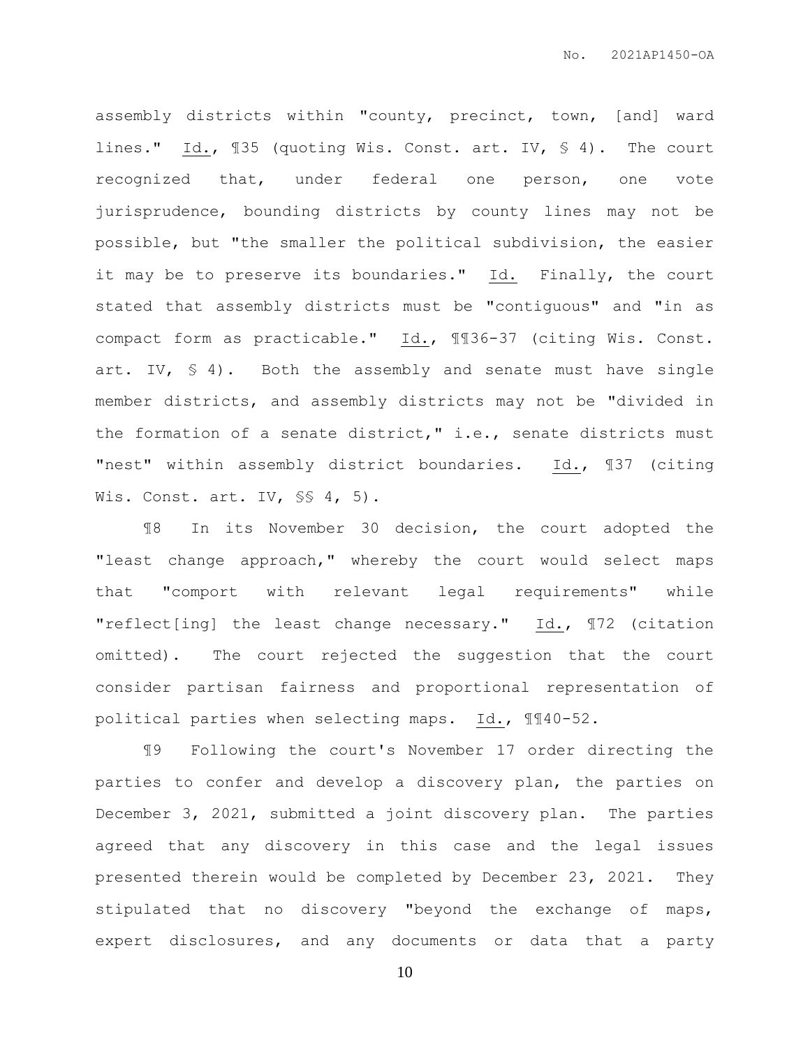assembly districts within "county, precinct, town, [and] ward lines." Id., ¶35 (quoting Wis. Const. art. IV, § 4). The court recognized that, under federal one person, one vote jurisprudence, bounding districts by county lines may not be possible, but "the smaller the political subdivision, the easier it may be to preserve its boundaries." Id. Finally, the court stated that assembly districts must be "contiguous" and "in as compact form as practicable." Id., ¶¶36-37 (citing Wis. Const. art. IV, § 4). Both the assembly and senate must have single member districts, and assembly districts may not be "divided in the formation of a senate district," i.e., senate districts must "nest" within assembly district boundaries. Id., ¶37 (citing Wis. Const. art. IV, §§ 4, 5).

¶8 In its November 30 decision, the court adopted the "least change approach," whereby the court would select maps that "comport with relevant legal requirements" while "reflect[ing] the least change necessary." Id., ¶72 (citation omitted). The court rejected the suggestion that the court consider partisan fairness and proportional representation of political parties when selecting maps. Id., ¶¶40-52.

¶9 Following the court's November 17 order directing the parties to confer and develop a discovery plan, the parties on December 3, 2021, submitted a joint discovery plan. The parties agreed that any discovery in this case and the legal issues presented therein would be completed by December 23, 2021. They stipulated that no discovery "beyond the exchange of maps, expert disclosures, and any documents or data that a party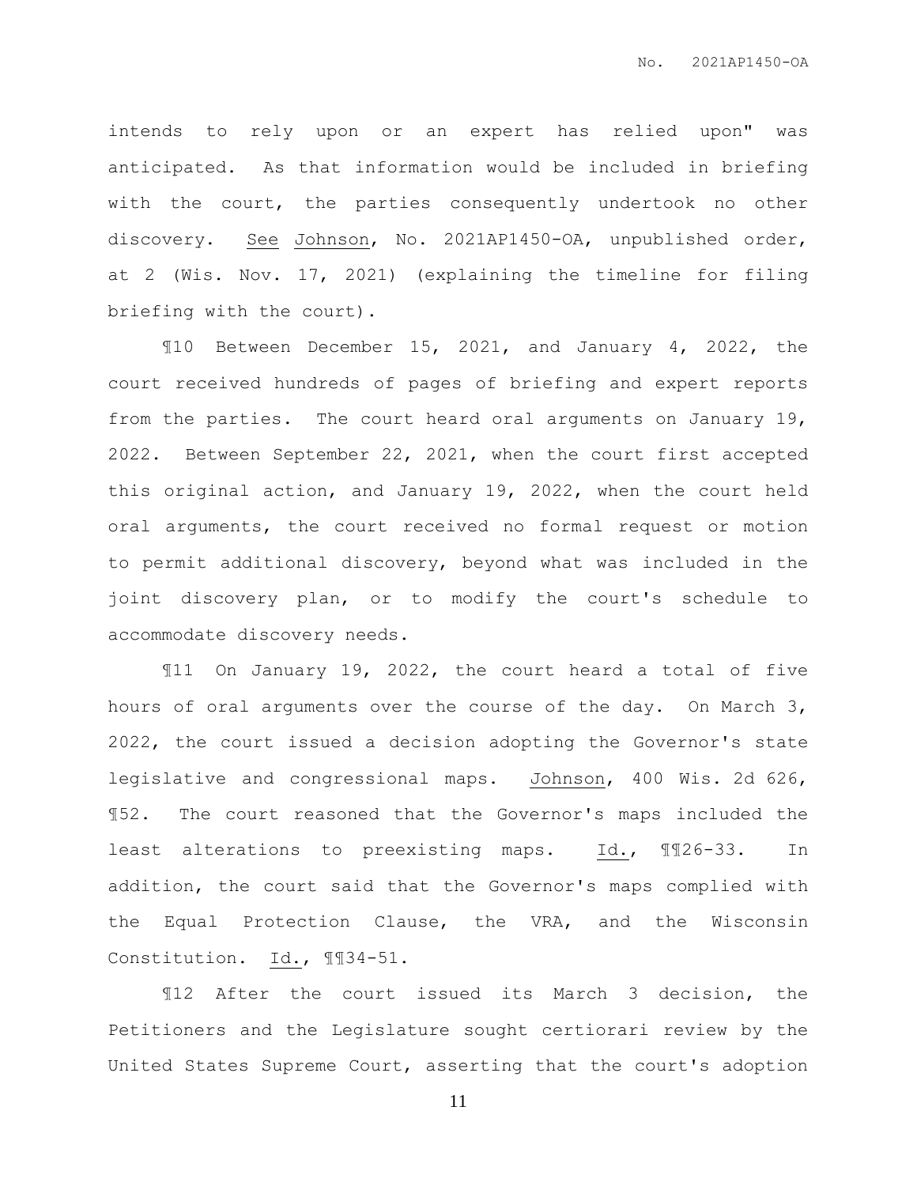intends to rely upon or an expert has relied upon" was anticipated. As that information would be included in briefing with the court, the parties consequently undertook no other discovery. See Johnson, No. 2021AP1450-OA, unpublished order, at 2 (Wis. Nov. 17, 2021) (explaining the timeline for filing briefing with the court).

¶10 Between December 15, 2021, and January 4, 2022, the court received hundreds of pages of briefing and expert reports from the parties. The court heard oral arguments on January 19, 2022. Between September 22, 2021, when the court first accepted this original action, and January 19, 2022, when the court held oral arguments, the court received no formal request or motion to permit additional discovery, beyond what was included in the joint discovery plan, or to modify the court's schedule to accommodate discovery needs.

¶11 On January 19, 2022, the court heard a total of five hours of oral arguments over the course of the day. On March 3, 2022, the court issued a decision adopting the Governor's state legislative and congressional maps. Johnson, 400 Wis. 2d 626, ¶52. The court reasoned that the Governor's maps included the least alterations to preexisting maps. Id., ¶¶26-33. In addition, the court said that the Governor's maps complied with the Equal Protection Clause, the VRA, and the Wisconsin Constitution. Id., ¶¶34-51.

¶12 After the court issued its March 3 decision, the Petitioners and the Legislature sought certiorari review by the United States Supreme Court, asserting that the court's adoption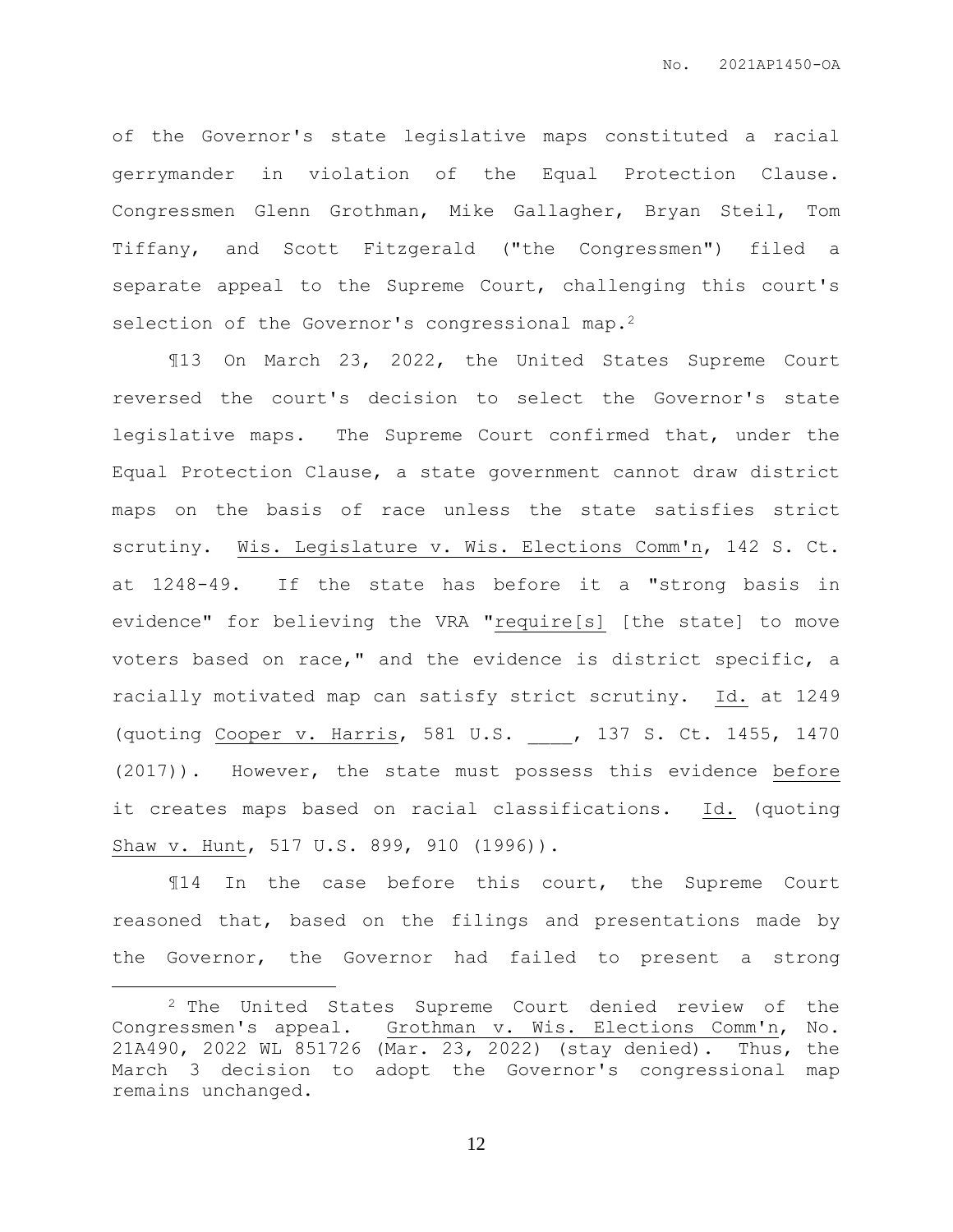of the Governor's state legislative maps constituted a racial gerrymander in violation of the Equal Protection Clause. Congressmen Glenn Grothman, Mike Gallagher, Bryan Steil, Tom Tiffany, and Scott Fitzgerald ("the Congressmen") filed a separate appeal to the Supreme Court, challenging this court's selection of the Governor's congressional map.[2]

¶13 On March 23, 2022, the United States Supreme Court reversed the court's decision to select the Governor's state legislative maps. The Supreme Court confirmed that, under the Equal Protection Clause, a state government cannot draw district maps on the basis of race unless the state satisfies strict scrutiny. Wis. Legislature v. Wis. Elections Comm'n, 142 S. Ct. at 1248-49. If the state has before it a "strong basis in evidence" for believing the VRA "require[s] [the state] to move voters based on race," and the evidence is district specific, a racially motivated map can satisfy strict scrutiny. Id. at 1249 (quoting Cooper v. Harris, 581 U.S. ___, 137 S. Ct. 1455, 1470 (2017)). However, the state must possess this evidence before it creates maps based on racial classifications. Id. (quoting Shaw v. Hunt, 517 U.S. 899, 910 (1996)).

¶14 In the case before this court, the Supreme Court reasoned that, based on the filings and presentations made by the Governor, the Governor had failed to present a strong

---

[2] The United States Supreme Court denied review of the Congressmen's appeal. Grothman v. Wis. Elections Comm'n, No. 21A490, 2022 WL 851726 (Mar. 23, 2022) (stay denied). Thus, the March 3 decision to adopt the Governor's congressional map remains unchanged.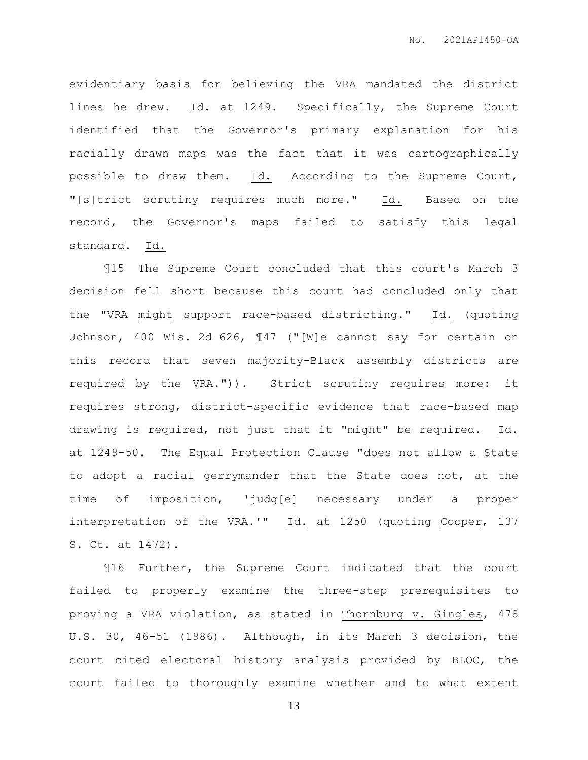evidentiary basis for believing the VRA mandated the district lines he drew. Id. at 1249. Specifically, the Supreme Court identified that the Governor's primary explanation for his racially drawn maps was the fact that it was cartographically possible to draw them. Id. According to the Supreme Court, "[s]trict scrutiny requires much more." Id. Based on the record, the Governor's maps failed to satisfy this legal standard. Id.

¶15 The Supreme Court concluded that this court's March 3 decision fell short because this court had concluded only that the "VRA might support race-based districting." Id. (quoting Johnson, 400 Wis. 2d 626, ¶47 ("[W]e cannot say for certain on this record that seven majority-Black assembly districts are required by the VRA.")). Strict scrutiny requires more: it requires strong, district-specific evidence that race-based map drawing is required, not just that it "might" be required. Id. at 1249-50. The Equal Protection Clause "does not allow a State to adopt a racial gerrymander that the State does not, at the time of imposition, 'judg[e] necessary under a proper interpretation of the VRA.'" Id. at 1250 (quoting Cooper, 137 S. Ct. at 1472).

¶16 Further, the Supreme Court indicated that the court failed to properly examine the three-step prerequisites to proving a VRA violation, as stated in Thornburg v. Gingles, 478 U.S. 30, 46-51 (1986). Although, in its March 3 decision, the court cited electoral history analysis provided by BLOC, the court failed to thoroughly examine whether and to what extent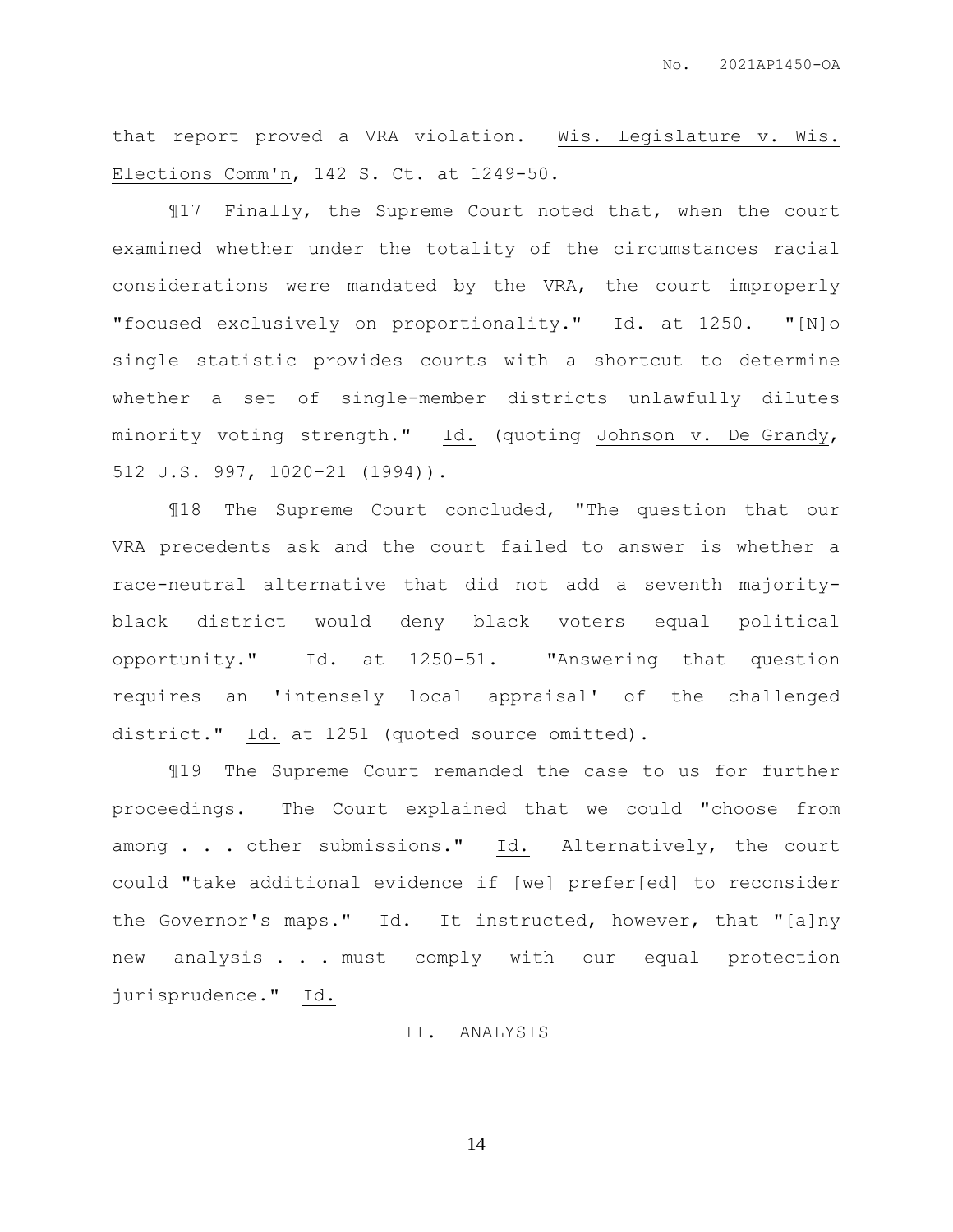that report proved a VRA violation. Wis. Legislature v. Wis. Elections Comm'n, 142 S. Ct. at 1249-50.

¶17 Finally, the Supreme Court noted that, when the court examined whether under the totality of the circumstances racial considerations were mandated by the VRA, the court improperly "focused exclusively on proportionality." Id. at 1250. "[N]o single statistic provides courts with a shortcut to determine whether a set of single-member districts unlawfully dilutes minority voting strength." Id. (quoting Johnson v. De Grandy, 512 U.S. 997, 1020–21 (1994)).

¶18 The Supreme Court concluded, "The question that our VRA precedents ask and the court failed to answer is whether a race-neutral alternative that did not add a seventh majority-black district would deny black voters equal political opportunity." Id. at 1250-51. "Answering that question requires an 'intensely local appraisal' of the challenged district." Id. at 1251 (quoted source omitted).

¶19 The Supreme Court remanded the case to us for further proceedings. The Court explained that we could "choose from among . . . other submissions." Id. Alternatively, the court could "take additional evidence if [we] prefer[ed] to reconsider the Governor's maps." Id. It instructed, however, that "[a]ny new analysis . . . must comply with our equal protection jurisprudence." Id.

## II. ANALYSIS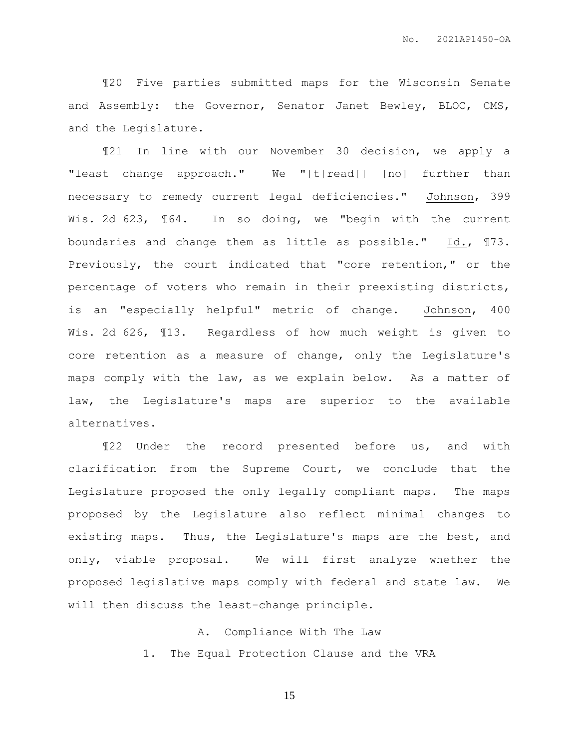¶20 Five parties submitted maps for the Wisconsin Senate and Assembly: the Governor, Senator Janet Bewley, BLOC, CMS, and the Legislature.

¶21 In line with our November 30 decision, we apply a "least change approach." We "[t]read[] [no] further than necessary to remedy current legal deficiencies." Johnson, 399 Wis. 2d 623, ¶64. In so doing, we "begin with the current boundaries and change them as little as possible." Id., ¶73. Previously, the court indicated that "core retention," or the percentage of voters who remain in their preexisting districts, is an "especially helpful" metric of change. Johnson, 400 Wis. 2d 626, ¶13. Regardless of how much weight is given to core retention as a measure of change, only the Legislature's maps comply with the law, as we explain below. As a matter of law, the Legislature's maps are superior to the available alternatives.

¶22 Under the record presented before us, and with clarification from the Supreme Court, we conclude that the Legislature proposed the only legally compliant maps. The maps proposed by the Legislature also reflect minimal changes to existing maps. Thus, the Legislature's maps are the best, and only, viable proposal. We will first analyze whether the proposed legislative maps comply with federal and state law. We will then discuss the least-change principle.

### A. Compliance With The Law

#### 1. The Equal Protection Clause and the VRA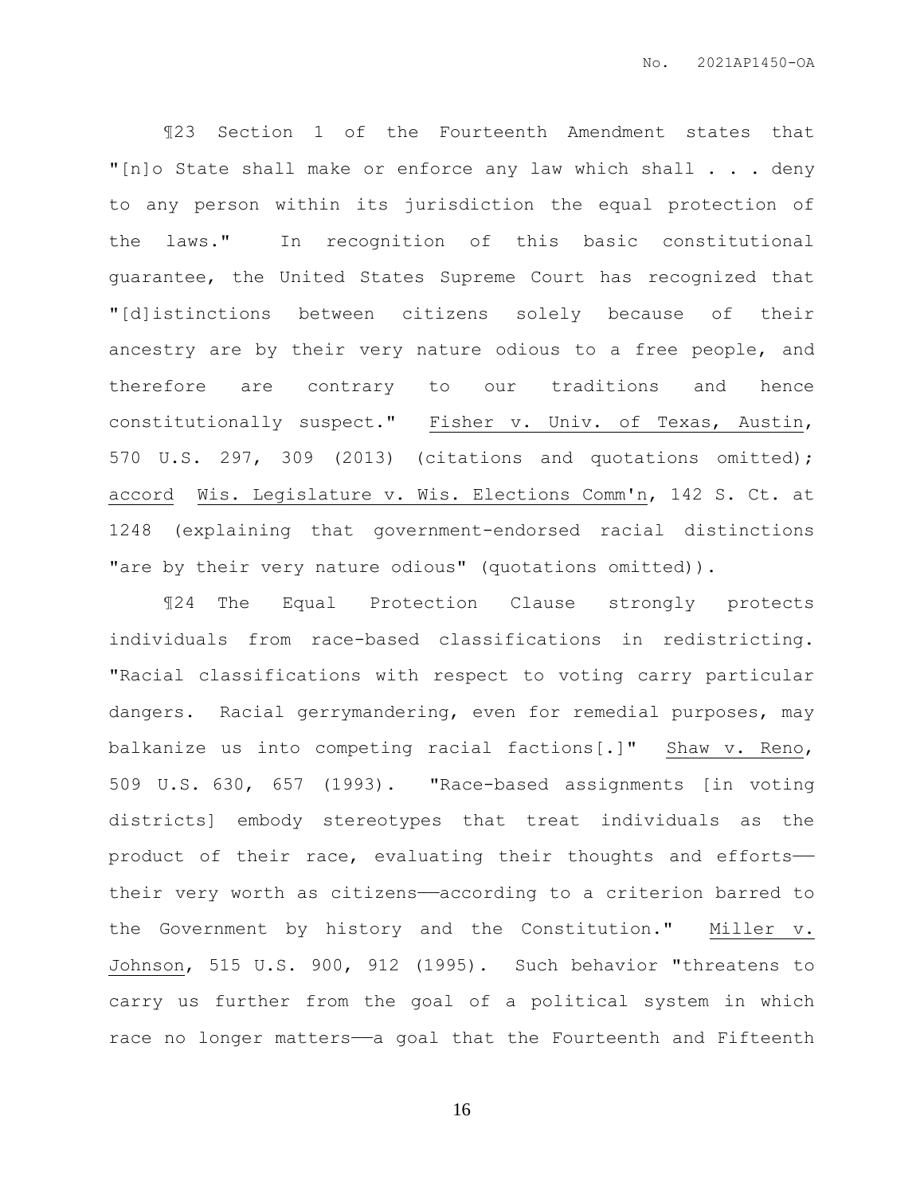¶23 Section 1 of the Fourteenth Amendment states that "[n]o State shall make or enforce any law which shall . . . deny to any person within its jurisdiction the equal protection of the laws." In recognition of this basic constitutional guarantee, the United States Supreme Court has recognized that "[d]istinctions between citizens solely because of their ancestry are by their very nature odious to a free people, and therefore are contrary to our traditions and hence constitutionally suspect." Fisher v. Univ. of Texas, Austin, 570 U.S. 297, 309 (2013) (citations and quotations omitted); accord Wis. Legislature v. Wis. Elections Comm'n, 142 S. Ct. at 1248 (explaining that government-endorsed racial distinctions "are by their very nature odious" (quotations omitted)).

¶24 The Equal Protection Clause strongly protects individuals from race-based classifications in redistricting. "Racial classifications with respect to voting carry particular dangers. Racial gerrymandering, even for remedial purposes, may balkanize us into competing racial factions[.]" Shaw v. Reno, 509 U.S. 630, 657 (1993). "Race-based assignments [in voting districts] embody stereotypes that treat individuals as the product of their race, evaluating their thoughts and efforts——their very worth as citizens——according to a criterion barred to the Government by history and the Constitution." Miller v. Johnson, 515 U.S. 900, 912 (1995). Such behavior "threatens to carry us further from the goal of a political system in which race no longer matters——a goal that the Fourteenth and Fifteenth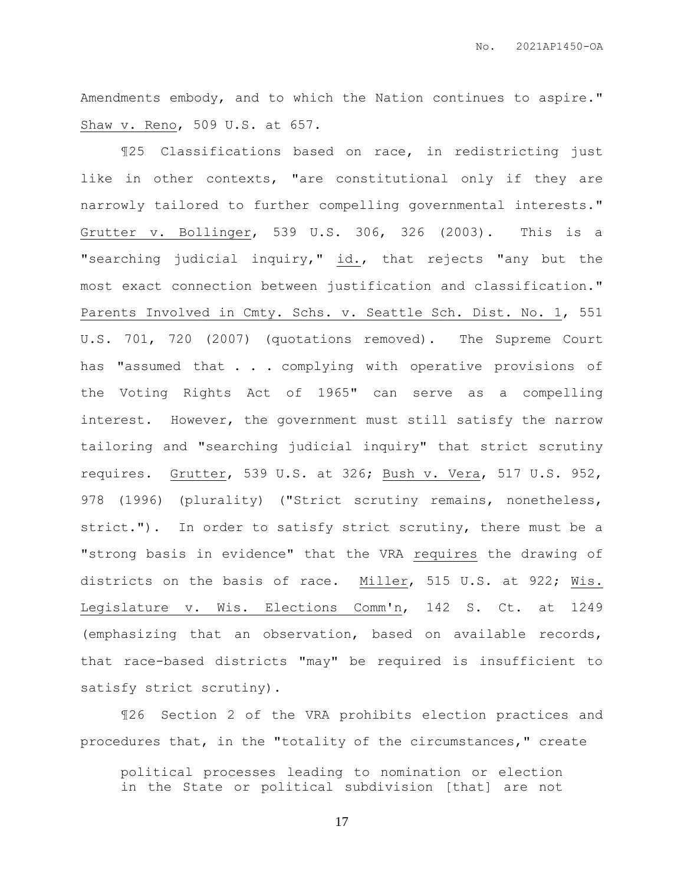Amendments embody, and to which the Nation continues to aspire." Shaw v. Reno, 509 U.S. at 657.

¶25 Classifications based on race, in redistricting just like in other contexts, "are constitutional only if they are narrowly tailored to further compelling governmental interests." Grutter v. Bollinger, 539 U.S. 306, 326 (2003). This is a "searching judicial inquiry," id., that rejects "any but the most exact connection between justification and classification." Parents Involved in Cmty. Schs. v. Seattle Sch. Dist. No. 1, 551 U.S. 701, 720 (2007) (quotations removed). The Supreme Court has "assumed that . . . complying with operative provisions of the Voting Rights Act of 1965" can serve as a compelling interest. However, the government must still satisfy the narrow tailoring and "searching judicial inquiry" that strict scrutiny requires. Grutter, 539 U.S. at 326; Bush v. Vera, 517 U.S. 952, 978 (1996) (plurality) ("Strict scrutiny remains, nonetheless, strict."). In order to satisfy strict scrutiny, there must be a "strong basis in evidence" that the VRA requires the drawing of districts on the basis of race. Miller, 515 U.S. at 922; Wis. Legislature v. Wis. Elections Comm'n, 142 S. Ct. at 1249 (emphasizing that an observation, based on available records, that race-based districts "may" be required is insufficient to satisfy strict scrutiny).

¶26 Section 2 of the VRA prohibits election practices and procedures that, in the "totality of the circumstances," create

> political processes leading to nomination or election in the State or political subdivision [that] are not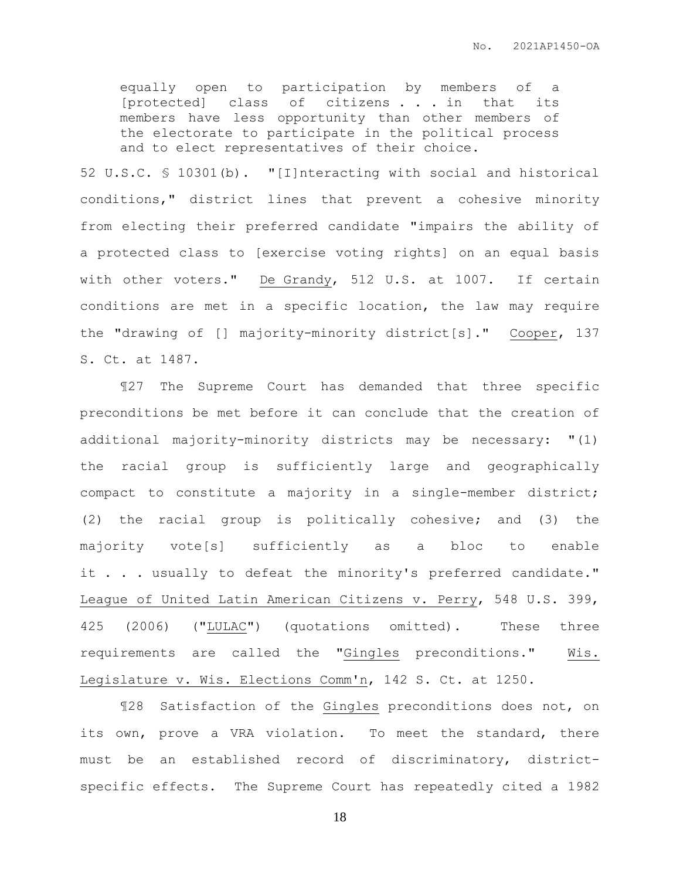> equally open to participation by members of a [protected] class of citizens . . . in that its members have less opportunity than other members of the electorate to participate in the political process and to elect representatives of their choice.

52 U.S.C. § 10301(b). "[I]nteracting with social and historical conditions," district lines that prevent a cohesive minority from electing their preferred candidate "impairs the ability of a protected class to [exercise voting rights] on an equal basis with other voters." De Grandy, 512 U.S. at 1007. If certain conditions are met in a specific location, the law may require the "drawing of [] majority-minority district[s]." Cooper, 137 S. Ct. at 1487.

¶27 The Supreme Court has demanded that three specific preconditions be met before it can conclude that the creation of additional majority-minority districts may be necessary: "(1) the racial group is sufficiently large and geographically compact to constitute a majority in a single-member district; (2) the racial group is politically cohesive; and (3) the majority vote[s] sufficiently as a bloc to enable it . . . usually to defeat the minority's preferred candidate." League of United Latin American Citizens v. Perry, 548 U.S. 399, 425 (2006) ("LULAC") (quotations omitted). These three requirements are called the "Gingles preconditions." Wis. Legislature v. Wis. Elections Comm'n, 142 S. Ct. at 1250.

¶28 Satisfaction of the Gingles preconditions does not, on its own, prove a VRA violation. To meet the standard, there must be an established record of discriminatory, district-specific effects. The Supreme Court has repeatedly cited a 1982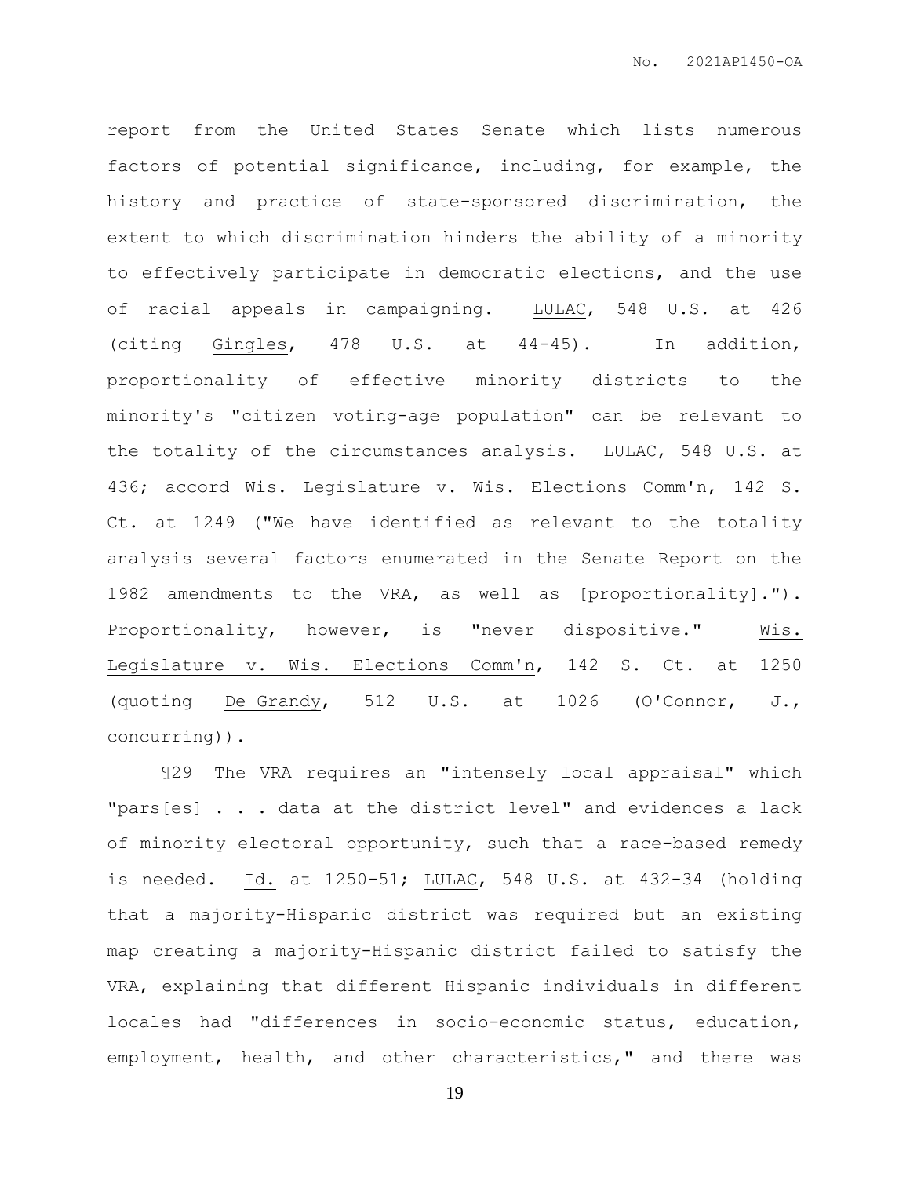report from the United States Senate which lists numerous factors of potential significance, including, for example, the history and practice of state-sponsored discrimination, the extent to which discrimination hinders the ability of a minority to effectively participate in democratic elections, and the use of racial appeals in campaigning. LULAC, 548 U.S. at 426 (citing Gingles, 478 U.S. at 44-45). In addition, proportionality of effective minority districts to the minority's "citizen voting-age population" can be relevant to the totality of the circumstances analysis. LULAC, 548 U.S. at 436; accord Wis. Legislature v. Wis. Elections Comm'n, 142 S. Ct. at 1249 ("We have identified as relevant to the totality analysis several factors enumerated in the Senate Report on the 1982 amendments to the VRA, as well as [proportionality]."). Proportionality, however, is "never dispositive." Wis. Legislature v. Wis. Elections Comm'n, 142 S. Ct. at 1250 (quoting De Grandy, 512 U.S. at 1026 (O'Connor, J., concurring)).

¶29 The VRA requires an "intensely local appraisal" which "pars[es] . . . data at the district level" and evidences a lack of minority electoral opportunity, such that a race-based remedy is needed. Id. at 1250-51; LULAC, 548 U.S. at 432-34 (holding that a majority-Hispanic district was required but an existing map creating a majority-Hispanic district failed to satisfy the VRA, explaining that different Hispanic individuals in different locales had "differences in socio-economic status, education, employment, health, and other characteristics," and there was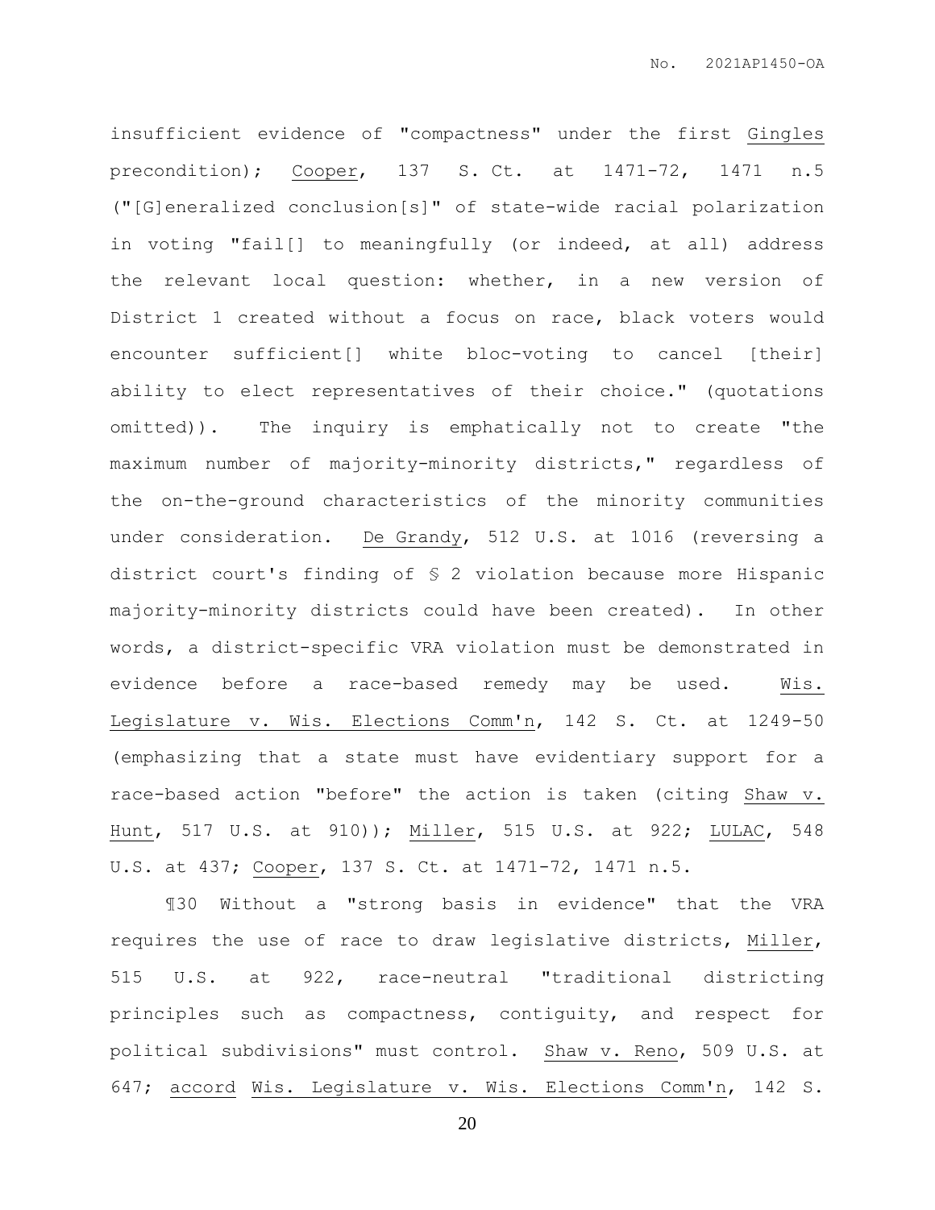insufficient evidence of "compactness" under the first Gingles precondition); Cooper, 137 S. Ct. at 1471-72, 1471 n.5 ("[G]eneralized conclusion[s]" of state-wide racial polarization in voting "fail[] to meaningfully (or indeed, at all) address the relevant local question: whether, in a new version of District 1 created without a focus on race, black voters would encounter sufficient[] white bloc-voting to cancel [their] ability to elect representatives of their choice." (quotations omitted)). The inquiry is emphatically not to create "the maximum number of majority-minority districts," regardless of the on-the-ground characteristics of the minority communities under consideration. De Grandy, 512 U.S. at 1016 (reversing a district court's finding of § 2 violation because more Hispanic majority-minority districts could have been created). In other words, a district-specific VRA violation must be demonstrated in evidence before a race-based remedy may be used. Wis. Legislature v. Wis. Elections Comm'n, 142 S. Ct. at 1249-50 (emphasizing that a state must have evidentiary support for a race-based action "before" the action is taken (citing Shaw v. Hunt, 517 U.S. at 910)); Miller, 515 U.S. at 922; LULAC, 548 U.S. at 437; Cooper, 137 S. Ct. at 1471-72, 1471 n.5.

¶30 Without a "strong basis in evidence" that the VRA requires the use of race to draw legislative districts, Miller, 515 U.S. at 922, race-neutral "traditional districting principles such as compactness, contiguity, and respect for political subdivisions" must control. Shaw v. Reno, 509 U.S. at 647; accord Wis. Legislature v. Wis. Elections Comm'n, 142 S.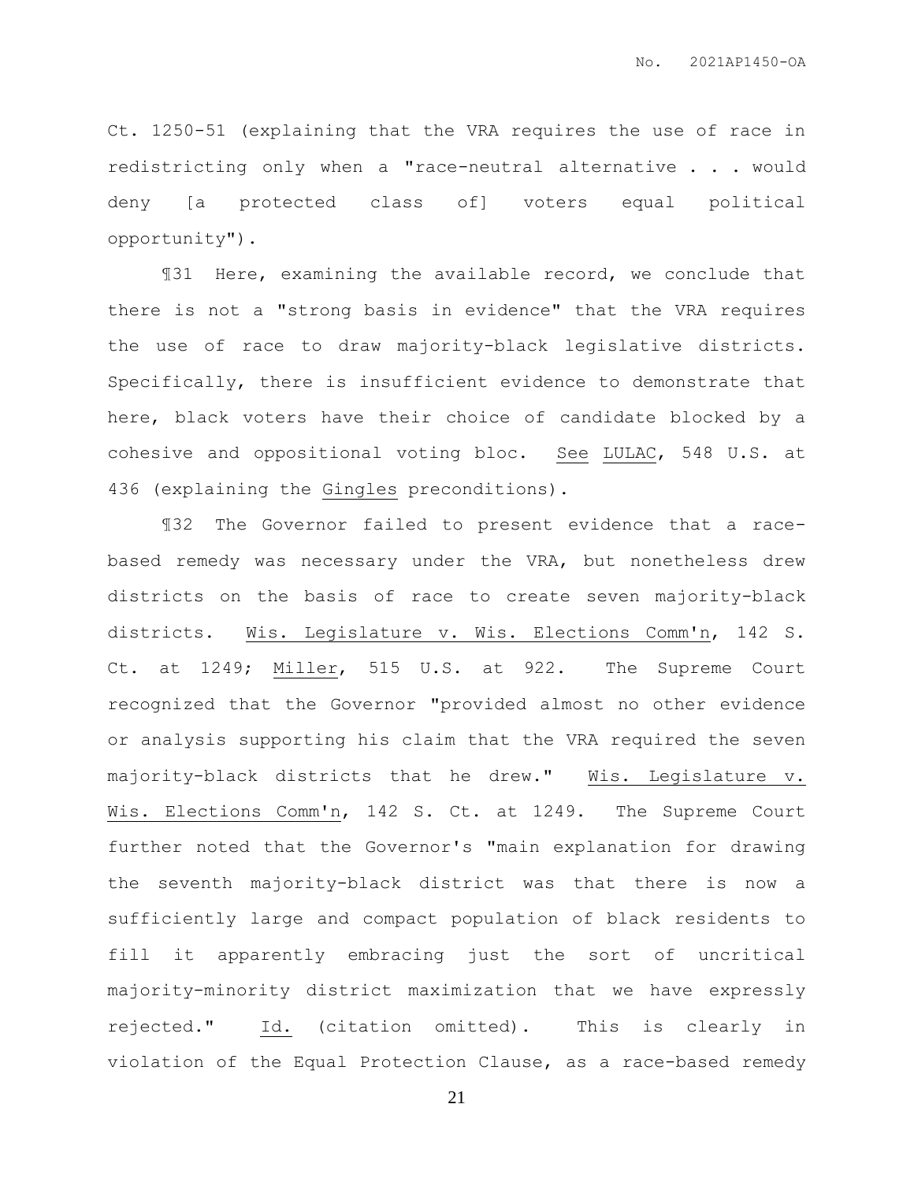Ct. 1250-51 (explaining that the VRA requires the use of race in redistricting only when a "race-neutral alternative . . . would deny [a protected class of] voters equal political opportunity").

¶31 Here, examining the available record, we conclude that there is not a "strong basis in evidence" that the VRA requires the use of race to draw majority-black legislative districts. Specifically, there is insufficient evidence to demonstrate that here, black voters have their choice of candidate blocked by a cohesive and oppositional voting bloc. *See* *LULAC*, 548 U.S. at 436 (explaining the *Gingles* preconditions).

¶32 The Governor failed to present evidence that a race-based remedy was necessary under the VRA, but nonetheless drew districts on the basis of race to create seven majority-black districts. *Wis. Legislature v. Wis. Elections Comm'n*, 142 S. Ct. at 1249; *Miller*, 515 U.S. at 922. The Supreme Court recognized that the Governor "provided almost no other evidence or analysis supporting his claim that the VRA required the seven majority-black districts that he drew." *Wis. Legislature v. Wis. Elections Comm'n*, 142 S. Ct. at 1249. The Supreme Court further noted that the Governor's "main explanation for drawing the seventh majority-black district was that there is now a sufficiently large and compact population of black residents to fill it apparently embracing just the sort of uncritical majority-minority district maximization that we have expressly rejected." *Id.* (citation omitted). This is clearly in violation of the Equal Protection Clause, as a race-based remedy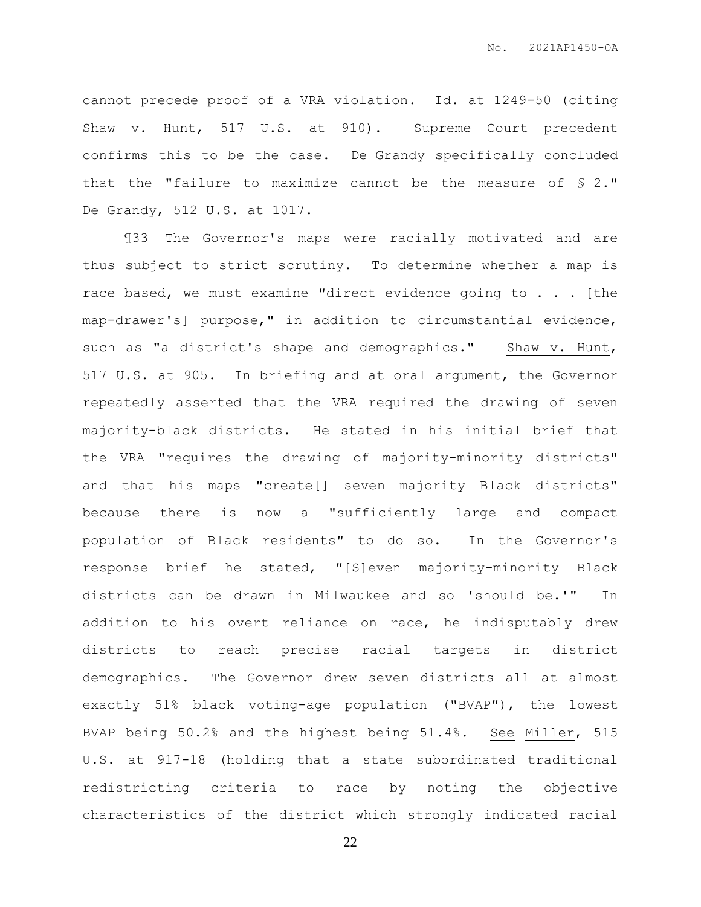cannot precede proof of a VRA violation. Id. at 1249-50 (citing Shaw v. Hunt, 517 U.S. at 910). Supreme Court precedent confirms this to be the case. De Grandy specifically concluded that the "failure to maximize cannot be the measure of § 2." De Grandy, 512 U.S. at 1017.

¶33 The Governor's maps were racially motivated and are thus subject to strict scrutiny. To determine whether a map is race based, we must examine "direct evidence going to . . . [the map-drawer's] purpose," in addition to circumstantial evidence, such as "a district's shape and demographics." Shaw v. Hunt, 517 U.S. at 905. In briefing and at oral argument, the Governor repeatedly asserted that the VRA required the drawing of seven majority-black districts. He stated in his initial brief that the VRA "requires the drawing of majority-minority districts" and that his maps "create[] seven majority Black districts" because there is now a "sufficiently large and compact population of Black residents" to do so. In the Governor's response brief he stated, "[S]even majority-minority Black districts can be drawn in Milwaukee and so 'should be.'" In addition to his overt reliance on race, he indisputably drew districts to reach precise racial targets in district demographics. The Governor drew seven districts all at almost exactly 51% black voting-age population ("BVAP"), the lowest BVAP being 50.2% and the highest being 51.4%. See Miller, 515 U.S. at 917-18 (holding that a state subordinated traditional redistricting criteria to race by noting the objective characteristics of the district which strongly indicated racial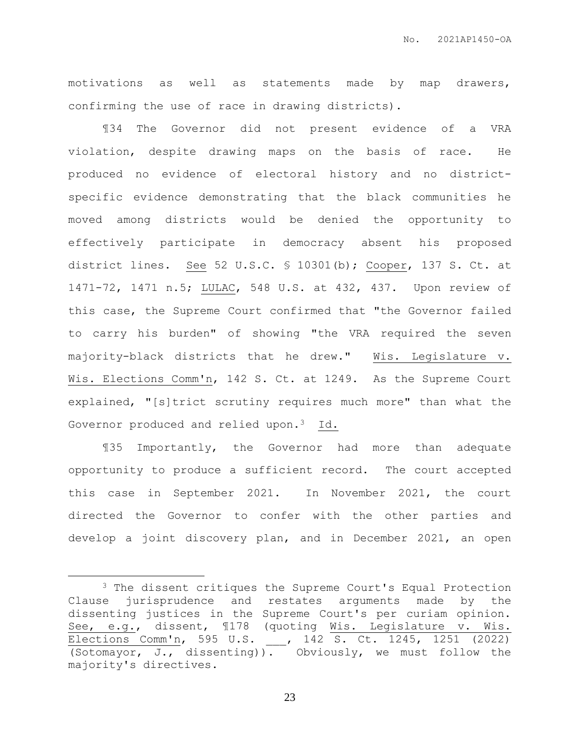motivations as well as statements made by map drawers, confirming the use of race in drawing districts).

¶34 The Governor did not present evidence of a VRA violation, despite drawing maps on the basis of race. He produced no evidence of electoral history and no district-specific evidence demonstrating that the black communities he moved among districts would be denied the opportunity to effectively participate in democracy absent his proposed district lines. See 52 U.S.C. § 10301(b); Cooper, 137 S. Ct. at 1471-72, 1471 n.5; LULAC, 548 U.S. at 432, 437. Upon review of this case, the Supreme Court confirmed that "the Governor failed to carry his burden" of showing "the VRA required the seven majority-black districts that he drew." Wis. Legislature v. Wis. Elections Comm'n, 142 S. Ct. at 1249. As the Supreme Court explained, "[s]trict scrutiny requires much more" than what the Governor produced and relied upon.[3] Id.

¶35 Importantly, the Governor had more than adequate opportunity to produce a sufficient record. The court accepted this case in September 2021. In November 2021, the court directed the Governor to confer with the other parties and develop a joint discovery plan, and in December 2021, an open

---

[3] The dissent critiques the Supreme Court's Equal Protection Clause jurisprudence and restates arguments made by the dissenting justices in the Supreme Court's per curiam opinion. See, e.g., dissent, ¶178 (quoting Wis. Legislature v. Wis. Elections Comm'n, 595 U.S. ___, 142 S. Ct. 1245, 1251 (2022) (Sotomayor, J., dissenting)). Obviously, we must follow the majority's directives.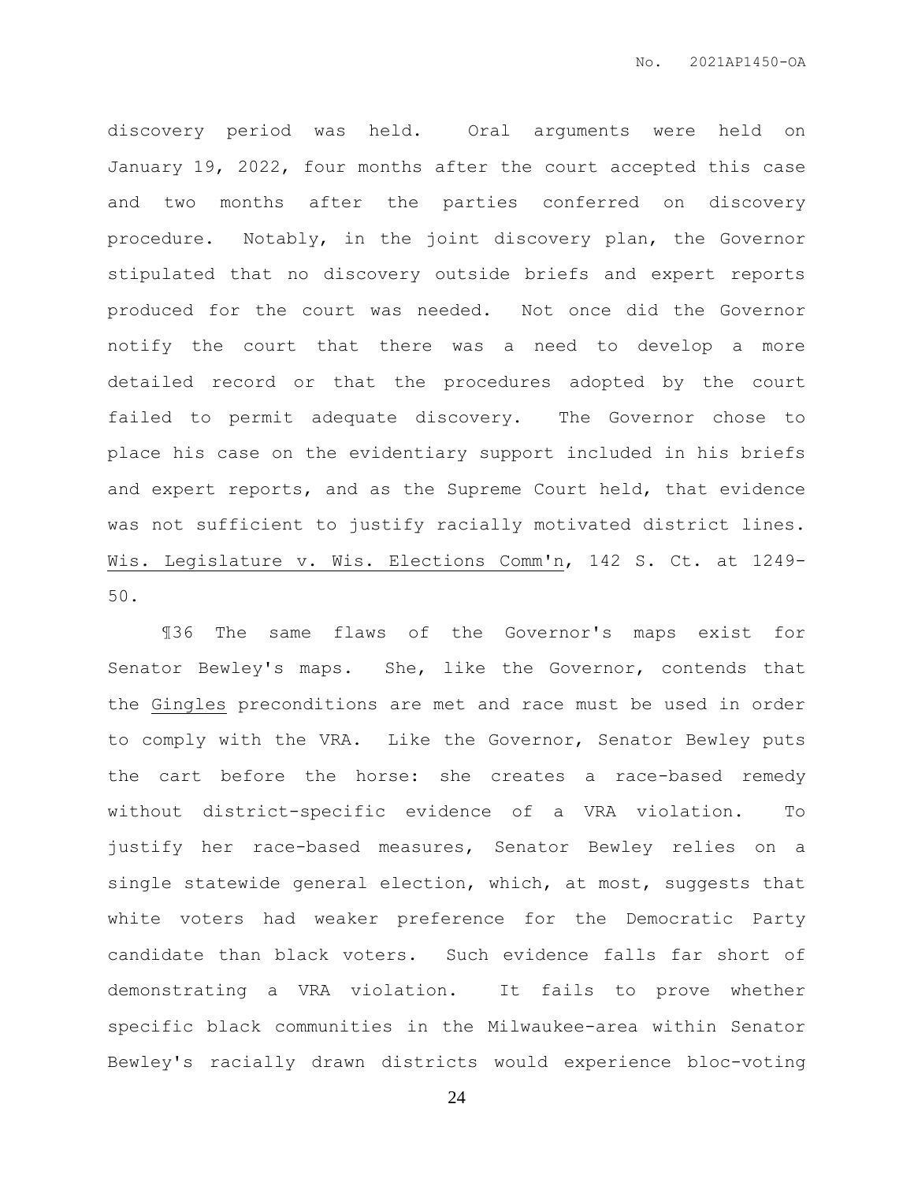discovery period was held. Oral arguments were held on January 19, 2022, four months after the court accepted this case and two months after the parties conferred on discovery procedure. Notably, in the joint discovery plan, the Governor stipulated that no discovery outside briefs and expert reports produced for the court was needed. Not once did the Governor notify the court that there was a need to develop a more detailed record or that the procedures adopted by the court failed to permit adequate discovery. The Governor chose to place his case on the evidentiary support included in his briefs and expert reports, and as the Supreme Court held, that evidence was not sufficient to justify racially motivated district lines. Wis. Legislature v. Wis. Elections Comm'n, 142 S. Ct. at 1249-50.

¶36 The same flaws of the Governor's maps exist for Senator Bewley's maps. She, like the Governor, contends that the Gingles preconditions are met and race must be used in order to comply with the VRA. Like the Governor, Senator Bewley puts the cart before the horse: she creates a race-based remedy without district-specific evidence of a VRA violation. To justify her race-based measures, Senator Bewley relies on a single statewide general election, which, at most, suggests that white voters had weaker preference for the Democratic Party candidate than black voters. Such evidence falls far short of demonstrating a VRA violation. It fails to prove whether specific black communities in the Milwaukee-area within Senator Bewley's racially drawn districts would experience bloc-voting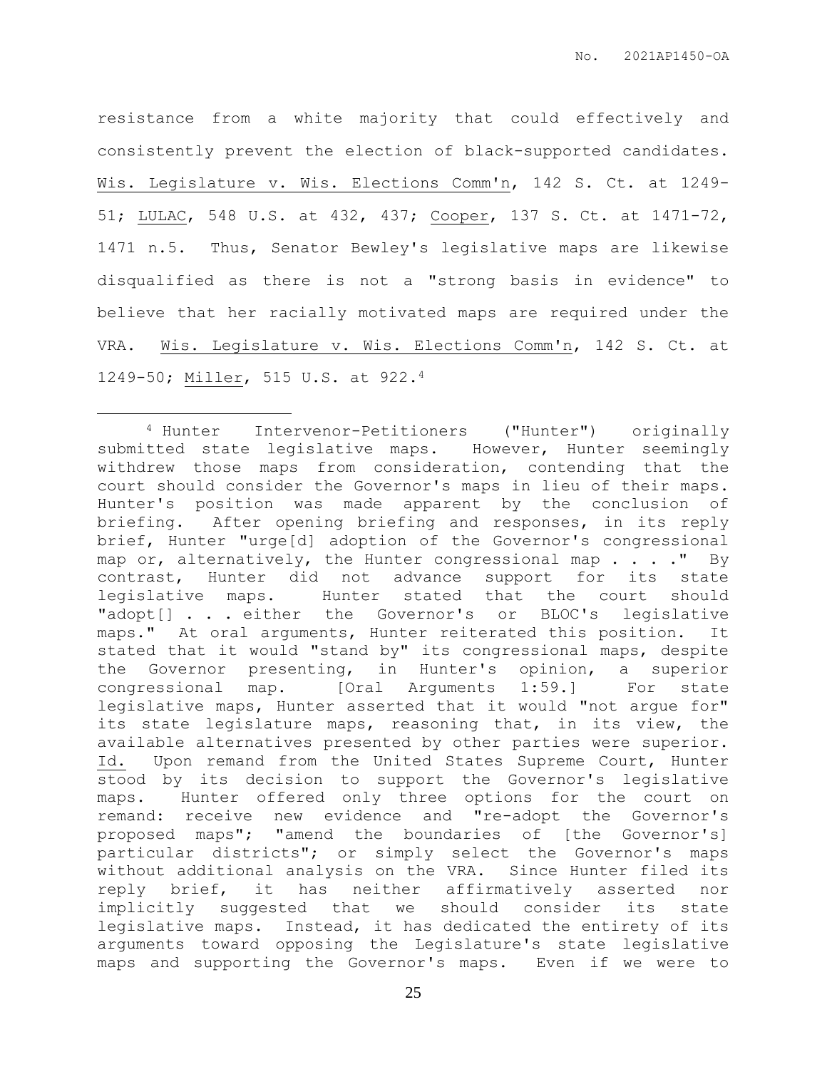resistance from a white majority that could effectively and consistently prevent the election of black-supported candidates. Wis. Legislature v. Wis. Elections Comm'n, 142 S. Ct. at 1249-51; LULAC, 548 U.S. at 432, 437; Cooper, 137 S. Ct. at 1471-72, 1471 n.5. Thus, Senator Bewley's legislative maps are likewise disqualified as there is not a "strong basis in evidence" to believe that her racially motivated maps are required under the VRA. Wis. Legislature v. Wis. Elections Comm'n, 142 S. Ct. at 1249-50; Miller, 515 U.S. at 922.[4]

---

[4] Hunter Intervenor-Petitioners ("Hunter") originally submitted state legislative maps. However, Hunter seemingly withdrew those maps from consideration, contending that the court should consider the Governor's maps in lieu of their maps. Hunter's position was made apparent by the conclusion of briefing. After opening briefing and responses, in its reply brief, Hunter "urge[d] adoption of the Governor's congressional map or, alternatively, the Hunter congressional map . . . ." By contrast, Hunter did not advance support for its state legislative maps. Hunter stated that the court should "adopt[] . . . either the Governor's or BLOC's legislative maps." At oral arguments, Hunter reiterated this position. It stated that it would "stand by" its congressional maps, despite the Governor presenting, in Hunter's opinion, a superior congressional map. [Oral Arguments 1:59.] For state legislative maps, Hunter asserted that it would "not argue for" its state legislature maps, reasoning that, in its view, the available alternatives presented by other parties were superior. Id. Upon remand from the United States Supreme Court, Hunter stood by its decision to support the Governor's legislative maps. Hunter offered only three options for the court on remand: receive new evidence and "re-adopt the Governor's proposed maps"; "amend the boundaries of [the Governor's] particular districts"; or simply select the Governor's maps without additional analysis on the VRA. Since Hunter filed its reply brief, it has neither affirmatively asserted nor implicitly suggested that we should consider its state legislative maps. Instead, it has dedicated the entirety of its arguments toward opposing the Legislature's state legislative maps and supporting the Governor's maps. Even if we were to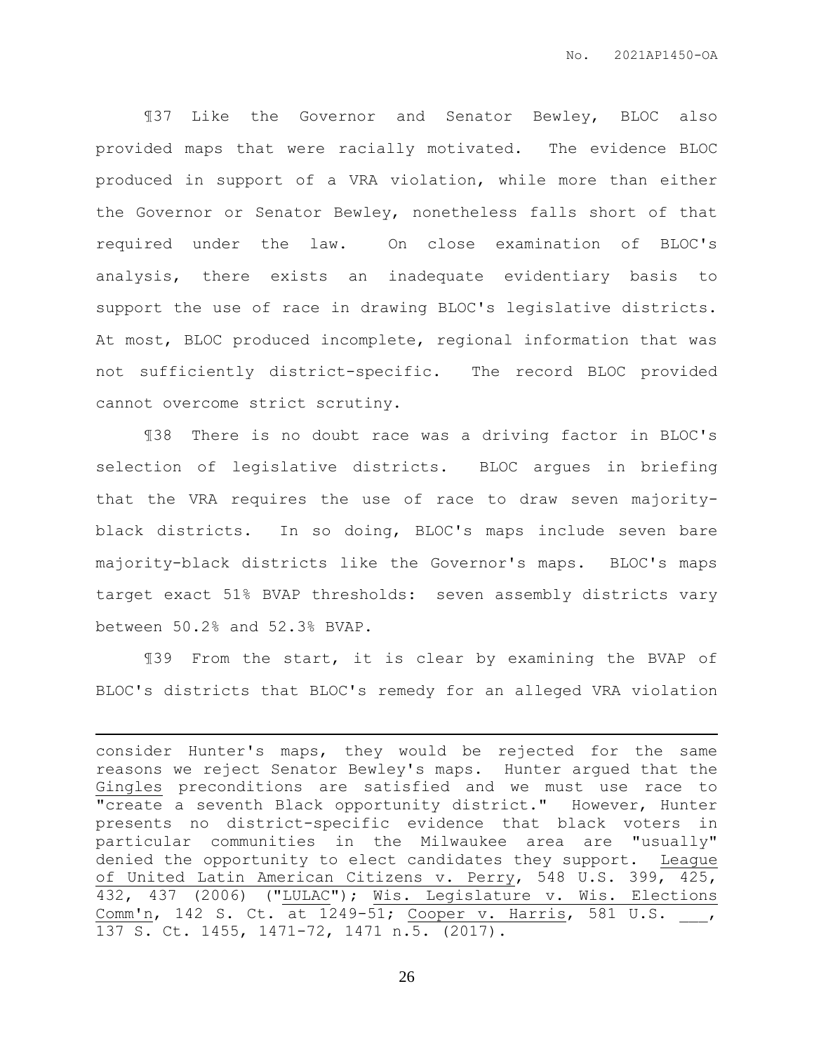¶37 Like the Governor and Senator Bewley, BLOC also provided maps that were racially motivated. The evidence BLOC produced in support of a VRA violation, while more than either the Governor or Senator Bewley, nonetheless falls short of that required under the law. On close examination of BLOC's analysis, there exists an inadequate evidentiary basis to support the use of race in drawing BLOC's legislative districts. At most, BLOC produced incomplete, regional information that was not sufficiently district-specific. The record BLOC provided cannot overcome strict scrutiny.

¶38 There is no doubt race was a driving factor in BLOC's selection of legislative districts. BLOC argues in briefing that the VRA requires the use of race to draw seven majority-black districts. In so doing, BLOC's maps include seven bare majority-black districts like the Governor's maps. BLOC's maps target exact 51% BVAP thresholds: seven assembly districts vary between 50.2% and 52.3% BVAP.

¶39 From the start, it is clear by examining the BVAP of BLOC's districts that BLOC's remedy for an alleged VRA violation

---

consider Hunter's maps, they would be rejected for the same reasons we reject Senator Bewley's maps. Hunter argued that the Gingles preconditions are satisfied and we must use race to "create a seventh Black opportunity district." However, Hunter presents no district-specific evidence that black voters in particular communities in the Milwaukee area are "usually" denied the opportunity to elect candidates they support. League of United Latin American Citizens v. Perry, 548 U.S. 399, 425, 432, 437 (2006) ("LULAC"); Wis. Legislature v. Wis. Elections Comm'n, 142 S. Ct. at 1249-51; Cooper v. Harris, 581 U.S. ___, 137 S. Ct. 1455, 1471-72, 1471 n.5. (2017).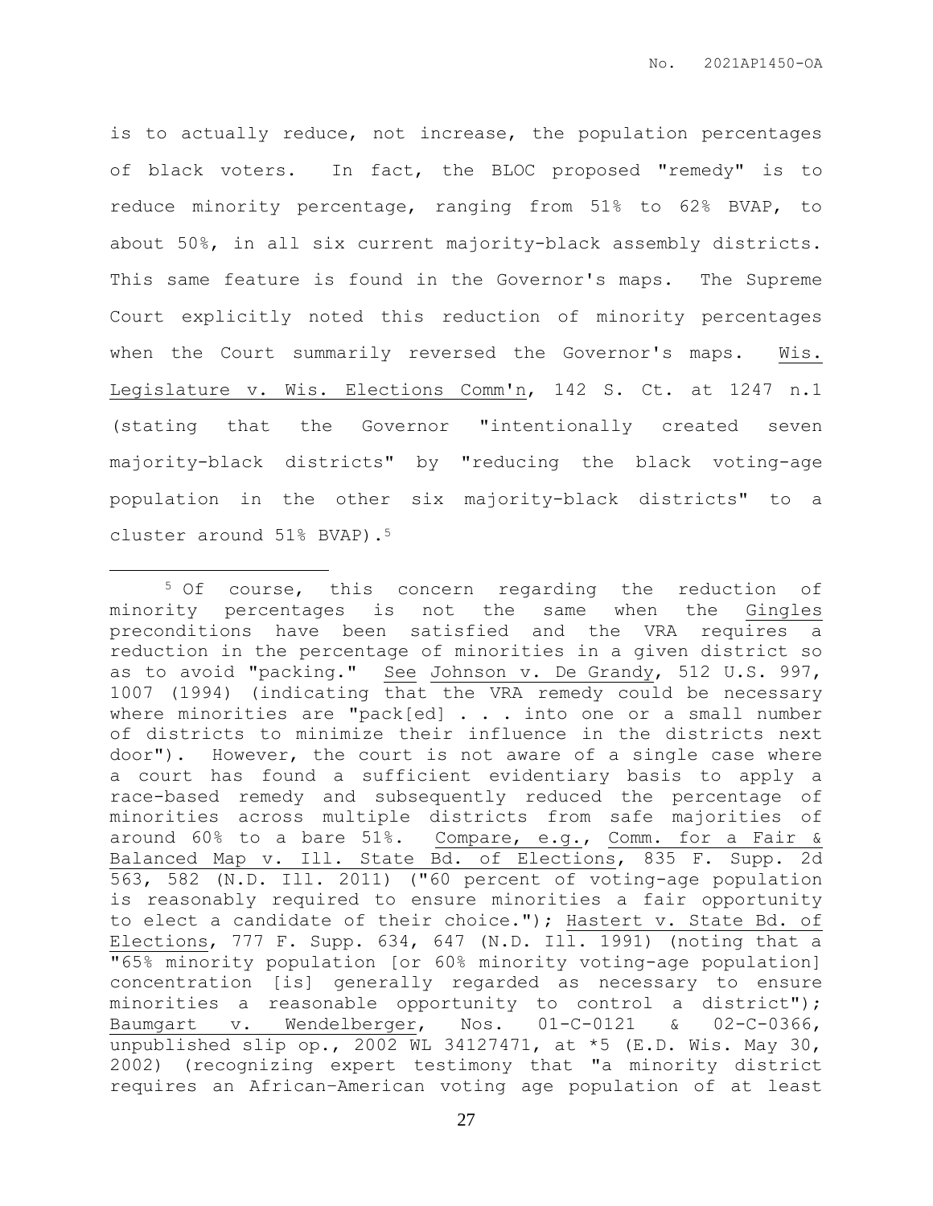is to actually reduce, not increase, the population percentages of black voters. In fact, the BLOC proposed "remedy" is to reduce minority percentage, ranging from 51% to 62% BVAP, to about 50%, in all six current majority-black assembly districts. This same feature is found in the Governor's maps. The Supreme Court explicitly noted this reduction of minority percentages when the Court summarily reversed the Governor's maps. Wis. Legislature v. Wis. Elections Comm'n, 142 S. Ct. at 1247 n.1 (stating that the Governor "intentionally created seven majority-black districts" by "reducing the black voting-age population in the other six majority-black districts" to a cluster around 51% BVAP).[5]

---

[5] Of course, this concern regarding the reduction of minority percentages is not the same when the Gingles preconditions have been satisfied and the VRA requires a reduction in the percentage of minorities in a given district so as to avoid "packing." See Johnson v. De Grandy, 512 U.S. 997, 1007 (1994) (indicating that the VRA remedy could be necessary where minorities are "pack[ed] . . . into one or a small number of districts to minimize their influence in the districts next door"). However, the court is not aware of a single case where a court has found a sufficient evidentiary basis to apply a race-based remedy and subsequently reduced the percentage of minorities across multiple districts from safe majorities of around 60% to a bare 51%. Compare, e.g., Comm. for a Fair & Balanced Map v. Ill. State Bd. of Elections, 835 F. Supp. 2d 563, 582 (N.D. Ill. 2011) ("60 percent of voting-age population is reasonably required to ensure minorities a fair opportunity to elect a candidate of their choice."); Hastert v. State Bd. of Elections, 777 F. Supp. 634, 647 (N.D. Ill. 1991) (noting that a "65% minority population [or 60% minority voting-age population] concentration [is] generally regarded as necessary to ensure minorities a reasonable opportunity to control a district"); Baumgart v. Wendelberger, Nos. 01-C-0121 & 02-C-0366, unpublished slip op., 2002 WL 34127471, at *5 (E.D. Wis. May 30, 2002) (recognizing expert testimony that "a minority district requires an African-American voting age population of at least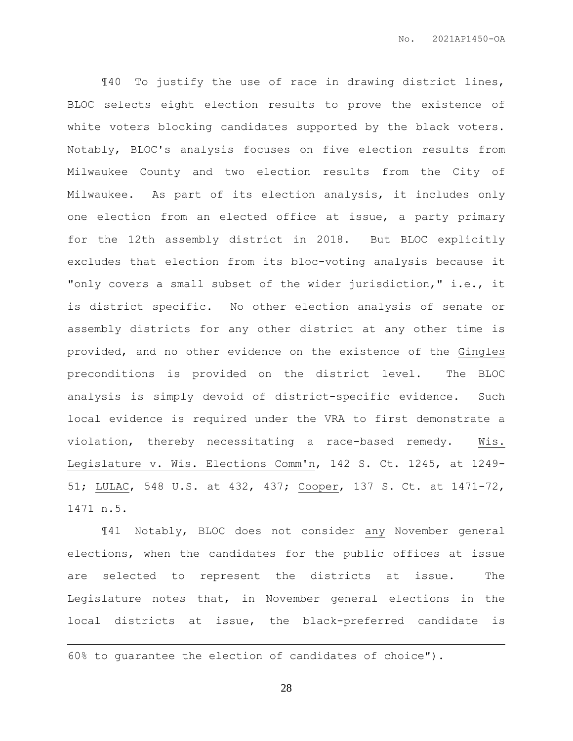¶40 To justify the use of race in drawing district lines, BLOC selects eight election results to prove the existence of white voters blocking candidates supported by the black voters. Notably, BLOC's analysis focuses on five election results from Milwaukee County and two election results from the City of Milwaukee. As part of its election analysis, it includes only one election from an elected office at issue, a party primary for the 12th assembly district in 2018. But BLOC explicitly excludes that election from its bloc-voting analysis because it "only covers a small subset of the wider jurisdiction," i.e., it is district specific. No other election analysis of senate or assembly districts for any other district at any other time is provided, and no other evidence on the existence of the Gingles preconditions is provided on the district level. The BLOC analysis is simply devoid of district-specific evidence. Such local evidence is required under the VRA to first demonstrate a violation, thereby necessitating a race-based remedy. Wis. Legislature v. Wis. Elections Comm'n, 142 S. Ct. 1245, at 1249-51; LULAC, 548 U.S. at 432, 437; Cooper, 137 S. Ct. at 1471-72, 1471 n.5.

¶41 Notably, BLOC does not consider any November general elections, when the candidates for the public offices at issue are selected to represent the districts at issue. The Legislature notes that, in November general elections in the local districts at issue, the black-preferred candidate is

---

60% to guarantee the election of candidates of choice").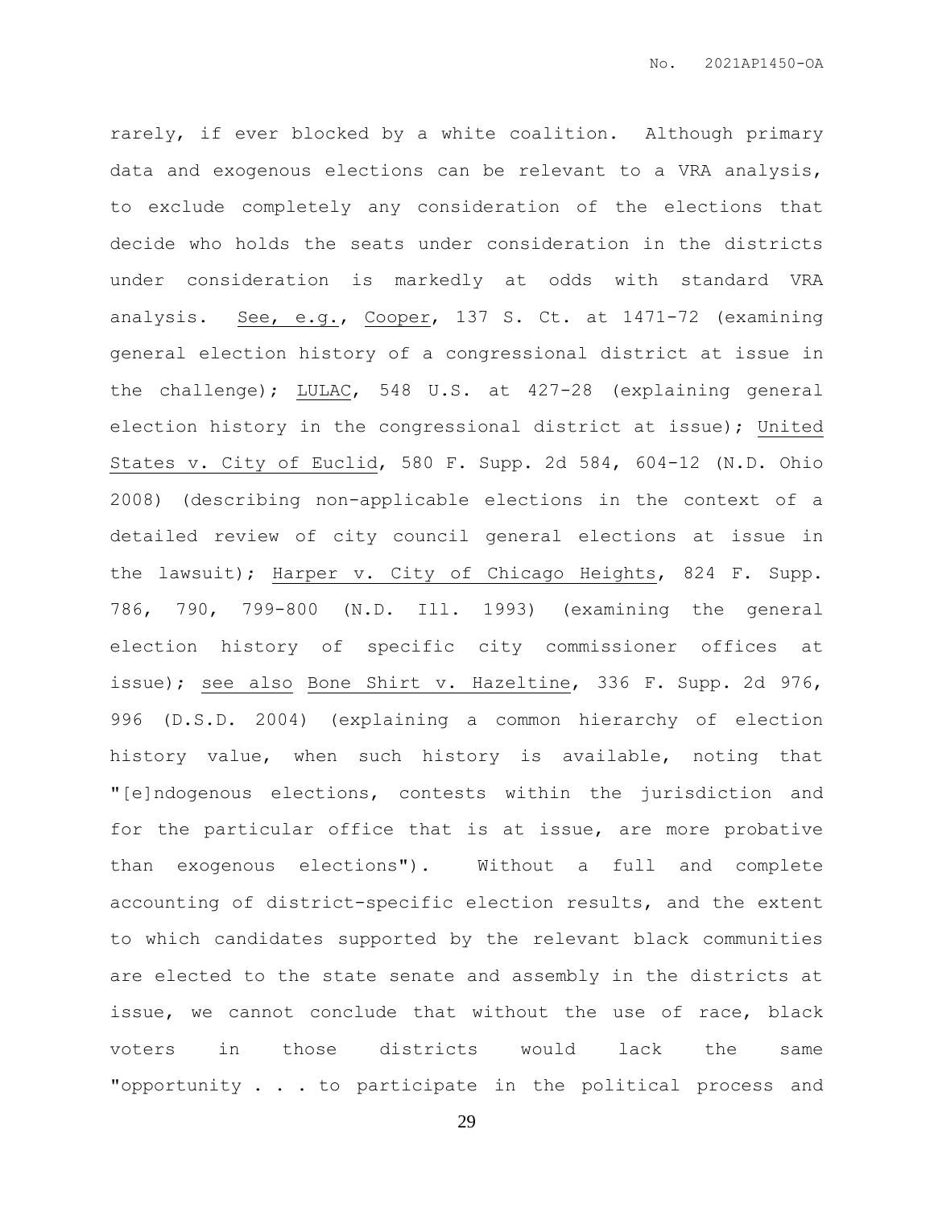rarely, if ever blocked by a white coalition. Although primary data and exogenous elections can be relevant to a VRA analysis, to exclude completely any consideration of the elections that decide who holds the seats under consideration in the districts under consideration is markedly at odds with standard VRA analysis. See, e.g., Cooper, 137 S. Ct. at 1471-72 (examining general election history of a congressional district at issue in the challenge); LULAC, 548 U.S. at 427-28 (explaining general election history in the congressional district at issue); United States v. City of Euclid, 580 F. Supp. 2d 584, 604-12 (N.D. Ohio 2008) (describing non-applicable elections in the context of a detailed review of city council general elections at issue in the lawsuit); Harper v. City of Chicago Heights, 824 F. Supp. 786, 790, 799-800 (N.D. Ill. 1993) (examining the general election history of specific city commissioner offices at issue); see also Bone Shirt v. Hazeltine, 336 F. Supp. 2d 976, 996 (D.S.D. 2004) (explaining a common hierarchy of election history value, when such history is available, noting that "[e]ndogenous elections, contests within the jurisdiction and for the particular office that is at issue, are more probative than exogenous elections"). Without a full and complete accounting of district-specific election results, and the extent to which candidates supported by the relevant black communities are elected to the state senate and assembly in the districts at issue, we cannot conclude that without the use of race, black voters in those districts would lack the same "opportunity . . . to participate in the political process and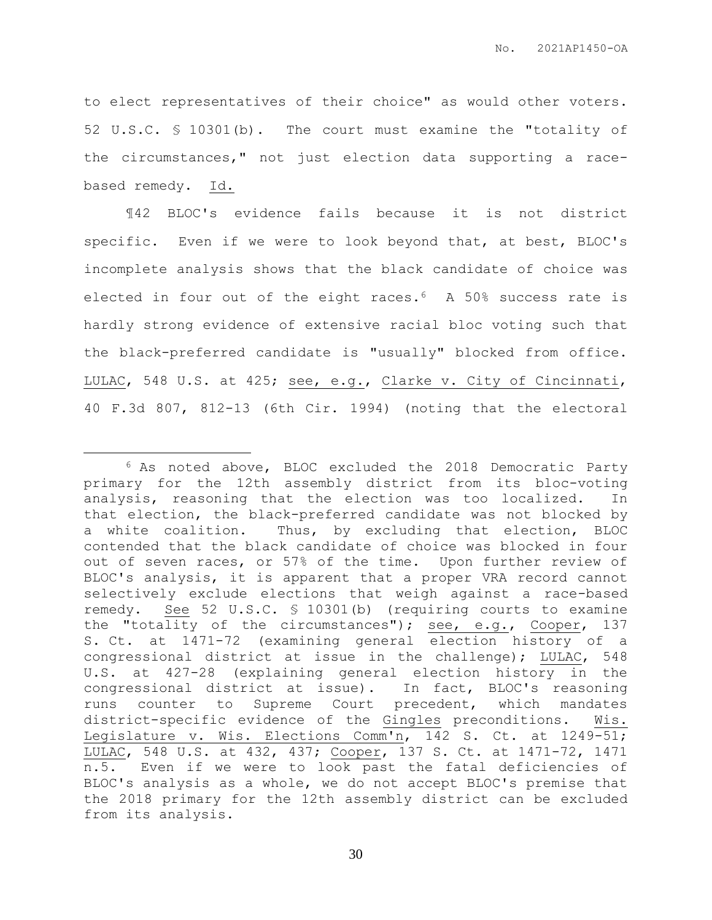to elect representatives of their choice" as would other voters. 52 U.S.C. § 10301(b). The court must examine the "totality of the circumstances," not just election data supporting a race-based remedy. Id.

¶42 BLOC's evidence fails because it is not district specific. Even if we were to look beyond that, at best, BLOC's incomplete analysis shows that the black candidate of choice was elected in four out of the eight races.[6] A 50% success rate is hardly strong evidence of extensive racial bloc voting such that the black-preferred candidate is "usually" blocked from office. LULAC, 548 U.S. at 425; see, e.g., Clarke v. City of Cincinnati, 40 F.3d 807, 812-13 (6th Cir. 1994) (noting that the electoral

---

[6] As noted above, BLOC excluded the 2018 Democratic Party primary for the 12th assembly district from its bloc-voting analysis, reasoning that the election was too localized. In that election, the black-preferred candidate was not blocked by a white coalition. Thus, by excluding that election, BLOC contended that the black candidate of choice was blocked in four out of seven races, or 57% of the time. Upon further review of BLOC's analysis, it is apparent that a proper VRA record cannot selectively exclude elections that weigh against a race-based remedy. See 52 U.S.C. § 10301(b) (requiring courts to examine the "totality of the circumstances"); see, e.g., Cooper, 137 S. Ct. at 1471-72 (examining general election history of a congressional district at issue in the challenge); LULAC, 548 U.S. at 427-28 (explaining general election history in the congressional district at issue). In fact, BLOC's reasoning runs counter to Supreme Court precedent, which mandates district-specific evidence of the Gingles preconditions. Wis. Legislature v. Wis. Elections Comm'n, 142 S. Ct. at 1249-51; LULAC, 548 U.S. at 432, 437; Cooper, 137 S. Ct. at 1471-72, 1471 n.5. Even if we were to look past the fatal deficiencies of BLOC's analysis as a whole, we do not accept BLOC's premise that the 2018 primary for the 12th assembly district can be excluded from its analysis.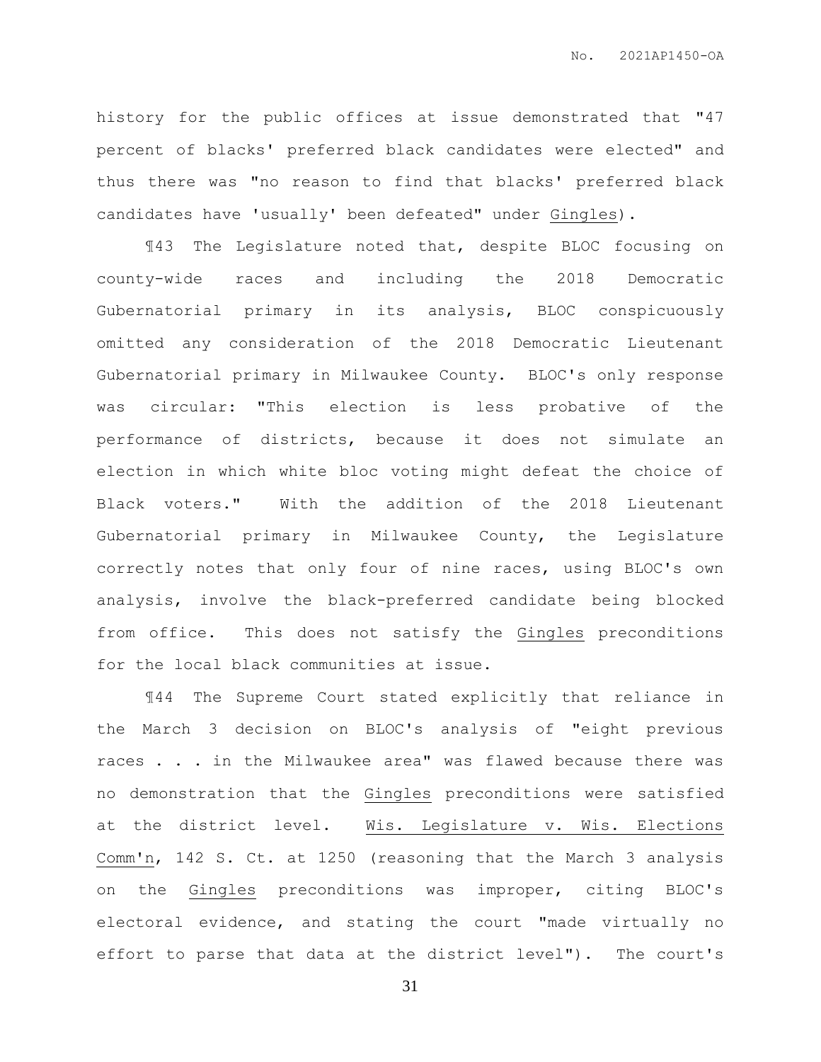history for the public offices at issue demonstrated that "47 percent of blacks' preferred black candidates were elected" and thus there was "no reason to find that blacks' preferred black candidates have 'usually' been defeated" under Gingles).

¶43 The Legislature noted that, despite BLOC focusing on county-wide races and including the 2018 Democratic Gubernatorial primary in its analysis, BLOC conspicuously omitted any consideration of the 2018 Democratic Lieutenant Gubernatorial primary in Milwaukee County. BLOC's only response was circular: "This election is less probative of the performance of districts, because it does not simulate an election in which white bloc voting might defeat the choice of Black voters." With the addition of the 2018 Lieutenant Gubernatorial primary in Milwaukee County, the Legislature correctly notes that only four of nine races, using BLOC's own analysis, involve the black-preferred candidate being blocked from office. This does not satisfy the Gingles preconditions for the local black communities at issue.

¶44 The Supreme Court stated explicitly that reliance in the March 3 decision on BLOC's analysis of "eight previous races . . . in the Milwaukee area" was flawed because there was no demonstration that the Gingles preconditions were satisfied at the district level. Wis. Legislature v. Wis. Elections Comm'n, 142 S. Ct. at 1250 (reasoning that the March 3 analysis on the Gingles preconditions was improper, citing BLOC's electoral evidence, and stating the court "made virtually no effort to parse that data at the district level"). The court's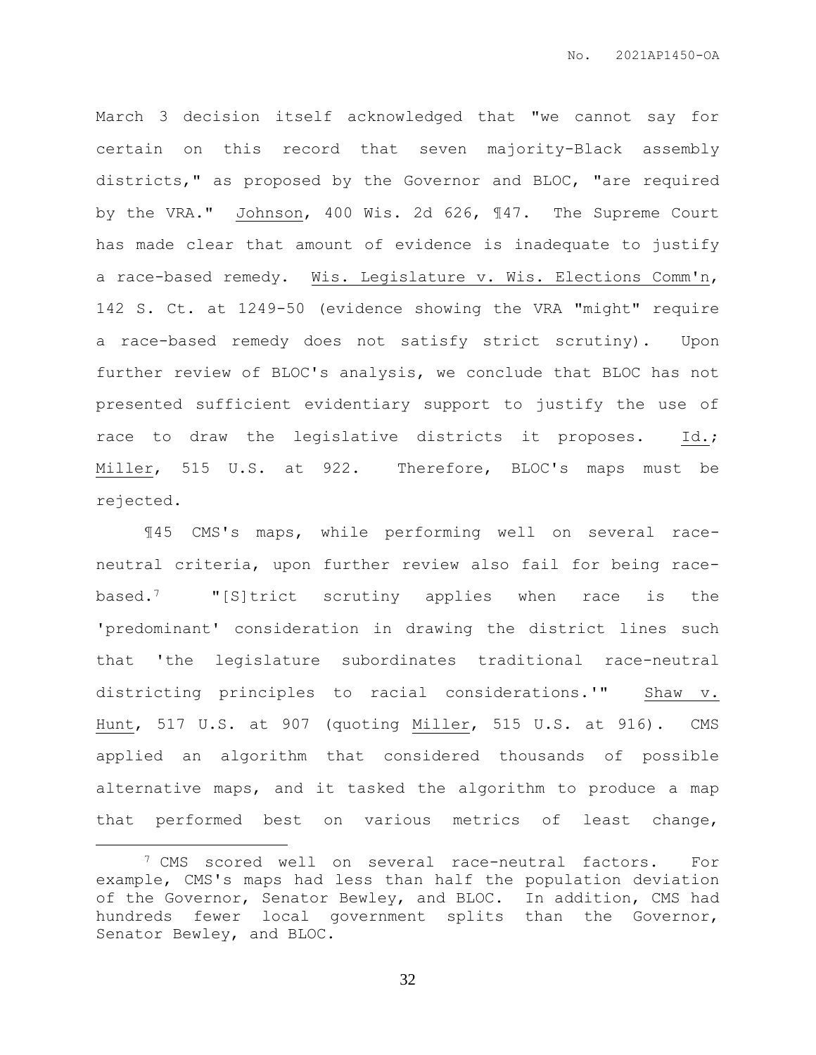March 3 decision itself acknowledged that "we cannot say for certain on this record that seven majority-Black assembly districts," as proposed by the Governor and BLOC, "are required by the VRA." Johnson, 400 Wis. 2d 626, ¶47. The Supreme Court has made clear that amount of evidence is inadequate to justify a race-based remedy. Wis. Legislature v. Wis. Elections Comm'n, 142 S. Ct. at 1249-50 (evidence showing the VRA "might" require a race-based remedy does not satisfy strict scrutiny). Upon further review of BLOC's analysis, we conclude that BLOC has not presented sufficient evidentiary support to justify the use of race to draw the legislative districts it proposes. Id.; Miller, 515 U.S. at 922. Therefore, BLOC's maps must be rejected.

¶45 CMS's maps, while performing well on several race-neutral criteria, upon further review also fail for being race-based.[7] "[S]trict scrutiny applies when race is the 'predominant' consideration in drawing the district lines such that 'the legislature subordinates traditional race-neutral districting principles to racial considerations.'" Shaw v. Hunt, 517 U.S. at 907 (quoting Miller, 515 U.S. at 916). CMS applied an algorithm that considered thousands of possible alternative maps, and it tasked the algorithm to produce a map that performed best on various metrics of least change,

---

[7] CMS scored well on several race-neutral factors. For example, CMS's maps had less than half the population deviation of the Governor, Senator Bewley, and BLOC. In addition, CMS had hundreds fewer local government splits than the Governor, Senator Bewley, and BLOC.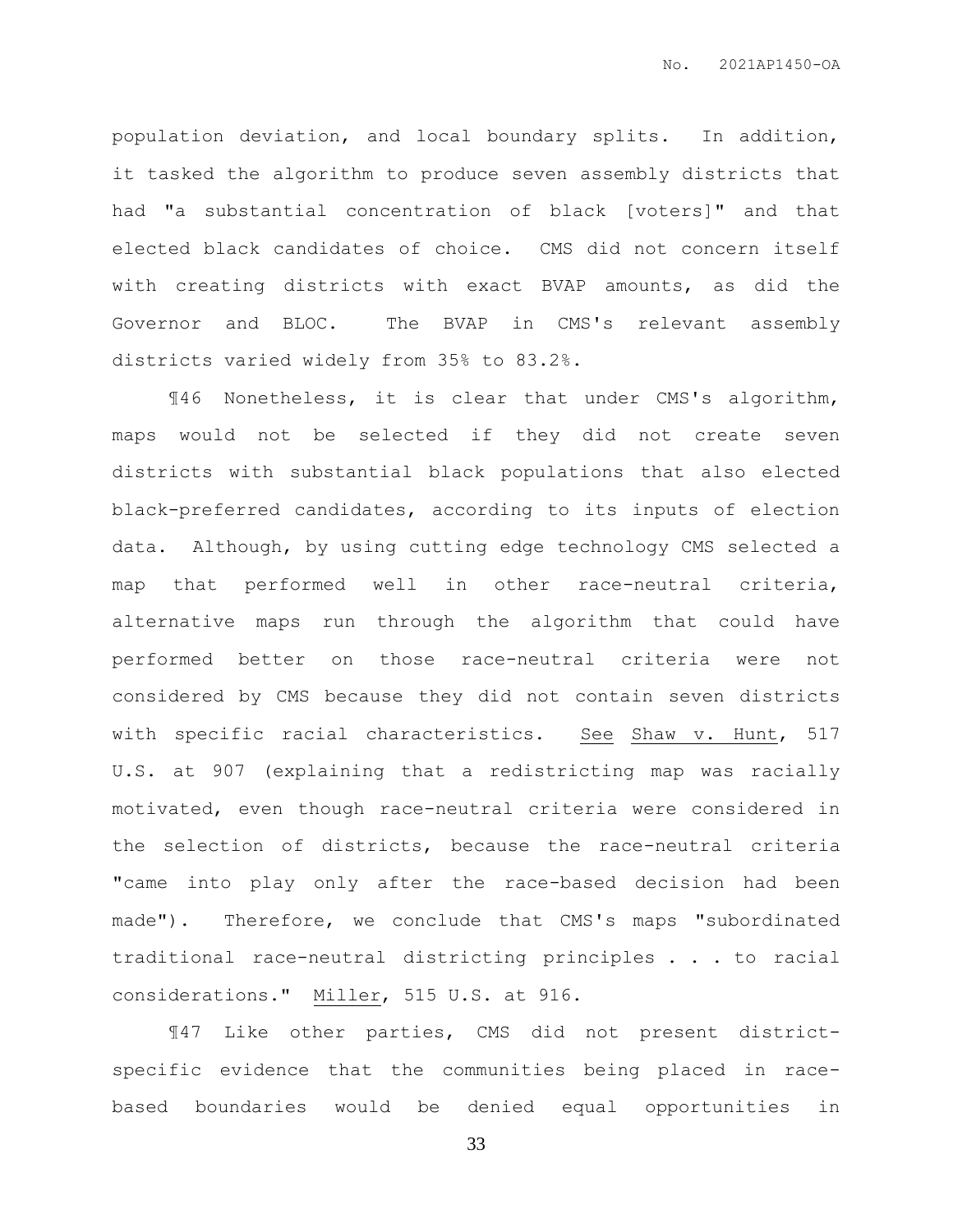population deviation, and local boundary splits. In addition, it tasked the algorithm to produce seven assembly districts that had "a substantial concentration of black [voters]" and that elected black candidates of choice. CMS did not concern itself with creating districts with exact BVAP amounts, as did the Governor and BLOC. The BVAP in CMS's relevant assembly districts varied widely from 35% to 83.2%.

¶46 Nonetheless, it is clear that under CMS's algorithm, maps would not be selected if they did not create seven districts with substantial black populations that also elected black-preferred candidates, according to its inputs of election data. Although, by using cutting edge technology CMS selected a map that performed well in other race-neutral criteria, alternative maps run through the algorithm that could have performed better on those race-neutral criteria were not considered by CMS because they did not contain seven districts with specific racial characteristics. See Shaw v. Hunt, 517 U.S. at 907 (explaining that a redistricting map was racially motivated, even though race-neutral criteria were considered in the selection of districts, because the race-neutral criteria "came into play only after the race-based decision had been made"). Therefore, we conclude that CMS's maps "subordinated traditional race-neutral districting principles . . . to racial considerations." Miller, 515 U.S. at 916.

¶47 Like other parties, CMS did not present district-specific evidence that the communities being placed in race-based boundaries would be denied equal opportunities in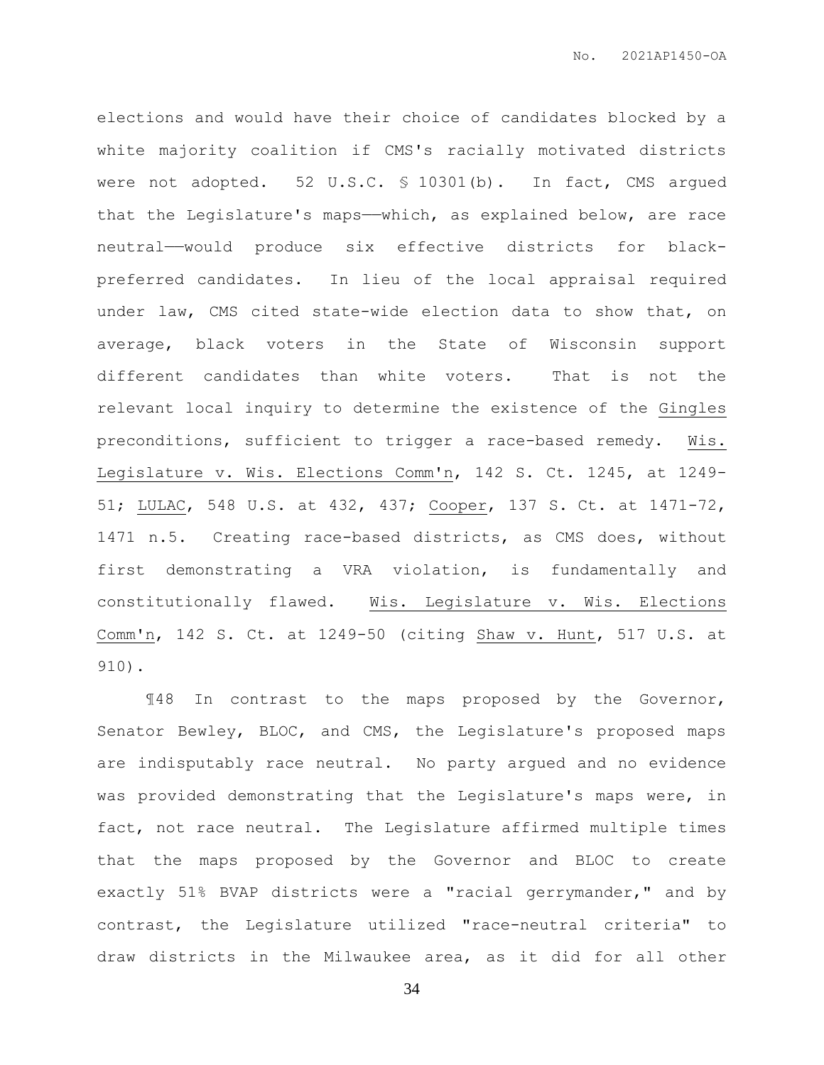elections and would have their choice of candidates blocked by a white majority coalition if CMS's racially motivated districts were not adopted. 52 U.S.C. § 10301(b). In fact, CMS argued that the Legislature's maps——which, as explained below, are race neutral——would produce six effective districts for black-preferred candidates. In lieu of the local appraisal required under law, CMS cited state-wide election data to show that, on average, black voters in the State of Wisconsin support different candidates than white voters. That is not the relevant local inquiry to determine the existence of the Gingles preconditions, sufficient to trigger a race-based remedy. Wis. Legislature v. Wis. Elections Comm'n, 142 S. Ct. 1245, at 1249-51; LULAC, 548 U.S. at 432, 437; Cooper, 137 S. Ct. at 1471-72, 1471 n.5. Creating race-based districts, as CMS does, without first demonstrating a VRA violation, is fundamentally and constitutionally flawed. Wis. Legislature v. Wis. Elections Comm'n, 142 S. Ct. at 1249-50 (citing Shaw v. Hunt, 517 U.S. at 910).

¶48 In contrast to the maps proposed by the Governor, Senator Bewley, BLOC, and CMS, the Legislature's proposed maps are indisputably race neutral. No party argued and no evidence was provided demonstrating that the Legislature's maps were, in fact, not race neutral. The Legislature affirmed multiple times that the maps proposed by the Governor and BLOC to create exactly 51% BVAP districts were a "racial gerrymander," and by contrast, the Legislature utilized "race-neutral criteria" to draw districts in the Milwaukee area, as it did for all other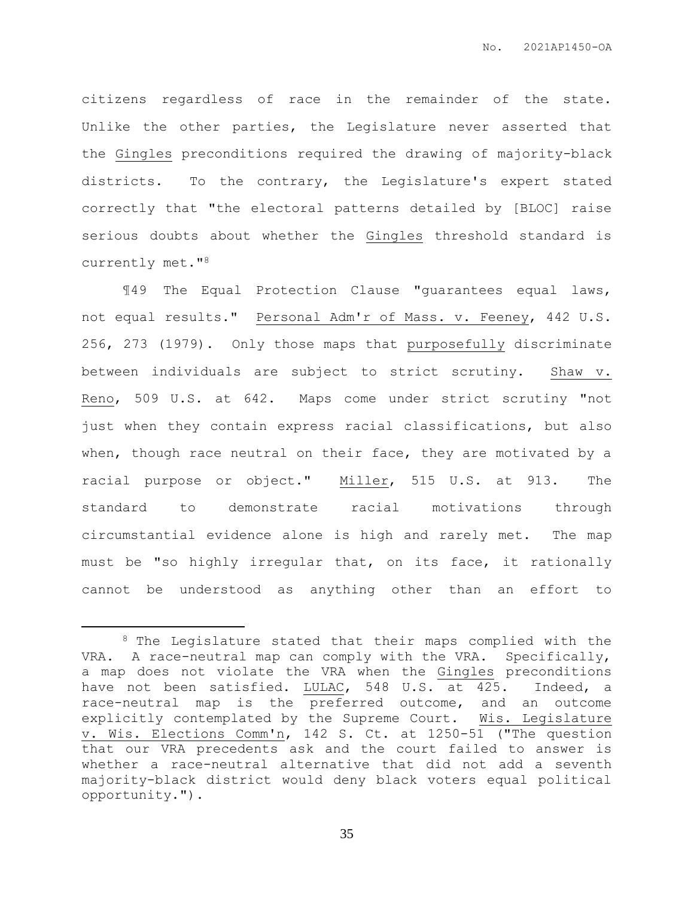citizens regardless of race in the remainder of the state. Unlike the other parties, the Legislature never asserted that the Gingles preconditions required the drawing of majority-black districts. To the contrary, the Legislature's expert stated correctly that "the electoral patterns detailed by [BLOC] raise serious doubts about whether the Gingles threshold standard is currently met."[8]

¶49 The Equal Protection Clause "guarantees equal laws, not equal results." Personal Adm'r of Mass. v. Feeney, 442 U.S. 256, 273 (1979). Only those maps that purposefully discriminate between individuals are subject to strict scrutiny. Shaw v. Reno, 509 U.S. at 642. Maps come under strict scrutiny "not just when they contain express racial classifications, but also when, though race neutral on their face, they are motivated by a racial purpose or object." Miller, 515 U.S. at 913. The standard to demonstrate racial motivations through circumstantial evidence alone is high and rarely met. The map must be "so highly irregular that, on its face, it rationally cannot be understood as anything other than an effort to

---

[8] The Legislature stated that their maps complied with the VRA. A race-neutral map can comply with the VRA. Specifically, a map does not violate the VRA when the Gingles preconditions have not been satisfied. LULAC, 548 U.S. at 425. Indeed, a race-neutral map is the preferred outcome, and an outcome explicitly contemplated by the Supreme Court. Wis. Legislature v. Wis. Elections Comm'n, 142 S. Ct. at 1250-51 ("The question that our VRA precedents ask and the court failed to answer is whether a race-neutral alternative that did not add a seventh majority-black district would deny black voters equal political opportunity.").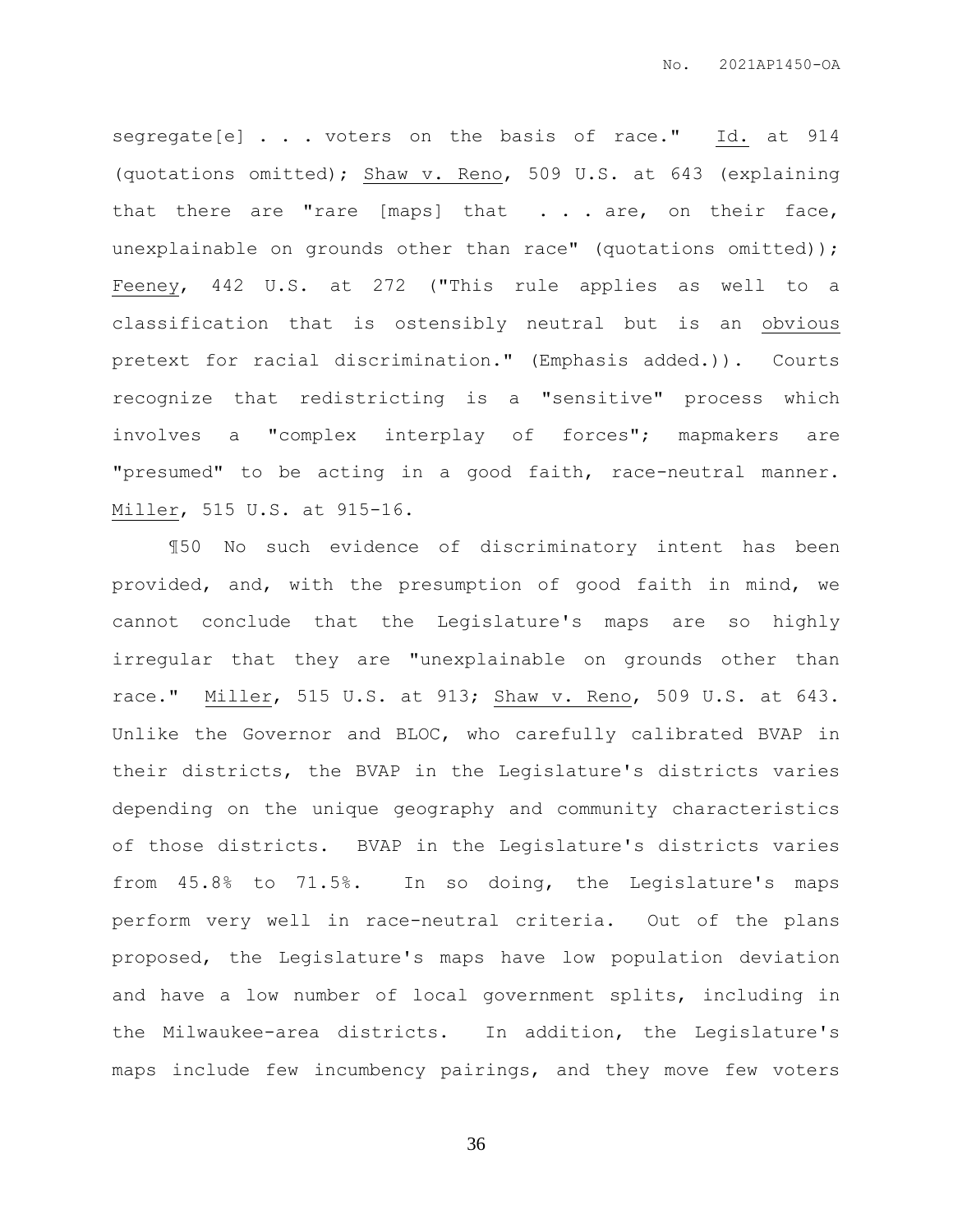segregate[e] . . . voters on the basis of race." Id. at 914 (quotations omitted); Shaw v. Reno, 509 U.S. at 643 (explaining that there are "rare [maps] that . . . are, on their face, unexplainable on grounds other than race" (quotations omitted)); Feeney, 442 U.S. at 272 ("This rule applies as well to a classification that is ostensibly neutral but is an obvious pretext for racial discrimination." (Emphasis added.)). Courts recognize that redistricting is a "sensitive" process which involves a "complex interplay of forces"; mapmakers are "presumed" to be acting in a good faith, race-neutral manner. Miller, 515 U.S. at 915-16.

¶50 No such evidence of discriminatory intent has been provided, and, with the presumption of good faith in mind, we cannot conclude that the Legislature's maps are so highly irregular that they are "unexplainable on grounds other than race." Miller, 515 U.S. at 913; Shaw v. Reno, 509 U.S. at 643. Unlike the Governor and BLOC, who carefully calibrated BVAP in their districts, the BVAP in the Legislature's districts varies depending on the unique geography and community characteristics of those districts. BVAP in the Legislature's districts varies from 45.8% to 71.5%. In so doing, the Legislature's maps perform very well in race-neutral criteria. Out of the plans proposed, the Legislature's maps have low population deviation and have a low number of local government splits, including in the Milwaukee-area districts. In addition, the Legislature's maps include few incumbency pairings, and they move few voters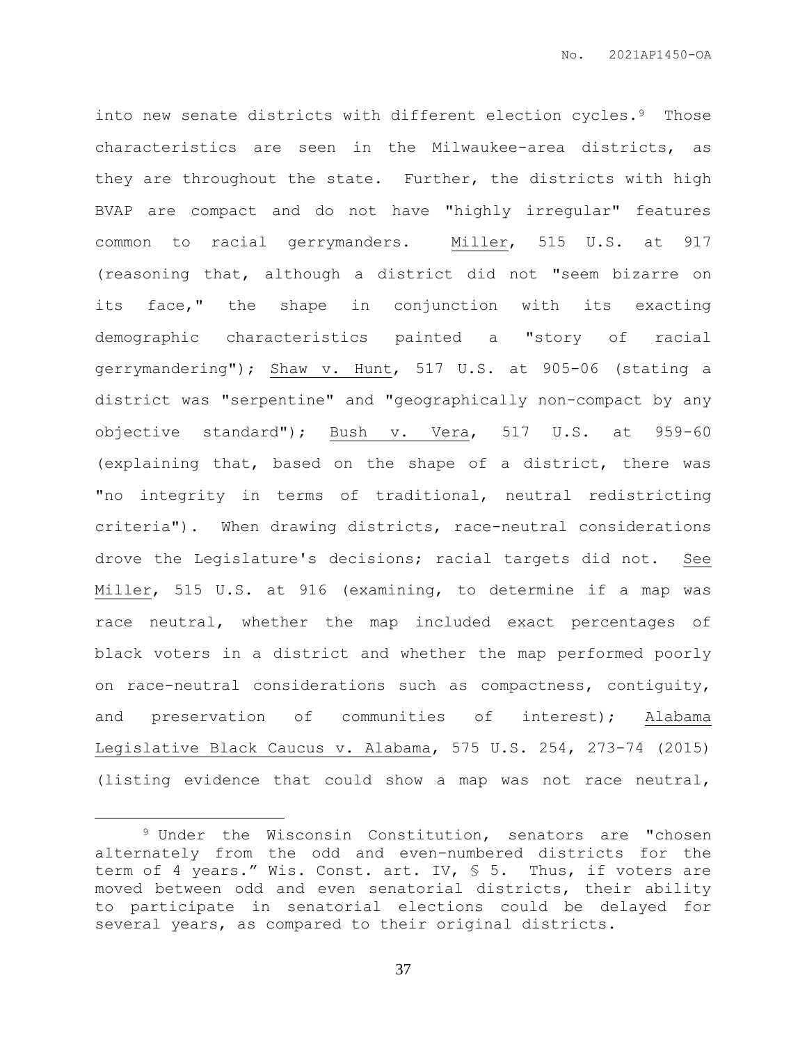into new senate districts with different election cycles.[9] Those characteristics are seen in the Milwaukee-area districts, as they are throughout the state. Further, the districts with high BVAP are compact and do not have "highly irregular" features common to racial gerrymanders. Miller, 515 U.S. at 917 (reasoning that, although a district did not "seem bizarre on its face," the shape in conjunction with its exacting demographic characteristics painted a "story of racial gerrymandering"); Shaw v. Hunt, 517 U.S. at 905-06 (stating a district was "serpentine" and "geographically non-compact by any objective standard"); Bush v. Vera, 517 U.S. at 959-60 (explaining that, based on the shape of a district, there was "no integrity in terms of traditional, neutral redistricting criteria"). When drawing districts, race-neutral considerations drove the Legislature's decisions; racial targets did not. See Miller, 515 U.S. at 916 (examining, to determine if a map was race neutral, whether the map included exact percentages of black voters in a district and whether the map performed poorly on race-neutral considerations such as compactness, contiguity, and preservation of communities of interest); Alabama Legislative Black Caucus v. Alabama, 575 U.S. 254, 273-74 (2015) (listing evidence that could show a map was not race neutral,

[9] Under the Wisconsin Constitution, senators are "chosen alternately from the odd and even-numbered districts for the term of 4 years." Wis. Const. art. IV, § 5. Thus, if voters are moved between odd and even senatorial districts, their ability to participate in senatorial elections could be delayed for several years, as compared to their original districts.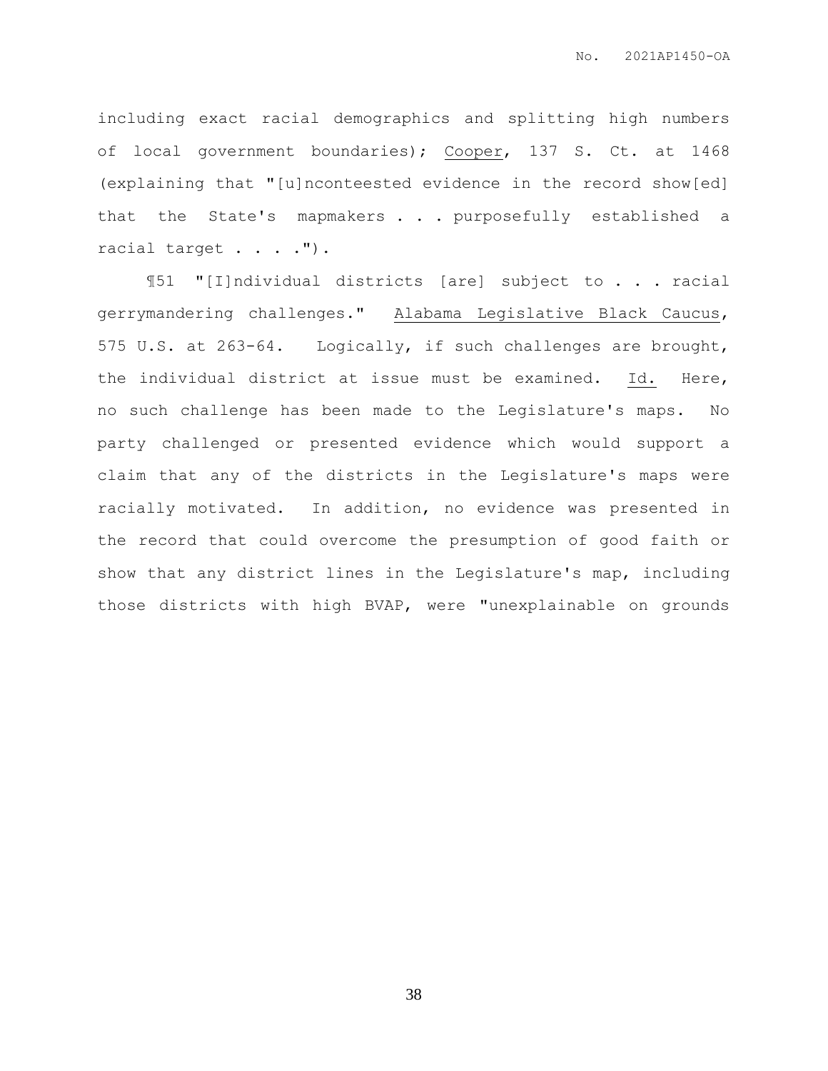including exact racial demographics and splitting high numbers of local government boundaries); Cooper, 137 S. Ct. at 1468 (explaining that "[u]nconteested evidence in the record show[ed] that the State's mapmakers . . . purposefully established a racial target . . . .").

¶51 "[I]ndividual districts [are] subject to . . . racial gerrymandering challenges." Alabama Legislative Black Caucus, 575 U.S. at 263-64. Logically, if such challenges are brought, the individual district at issue must be examined. Id. Here, no such challenge has been made to the Legislature's maps. No party challenged or presented evidence which would support a claim that any of the districts in the Legislature's maps were racially motivated. In addition, no evidence was presented in the record that could overcome the presumption of good faith or show that any district lines in the Legislature's map, including those districts with high BVAP, were "unexplainable on grounds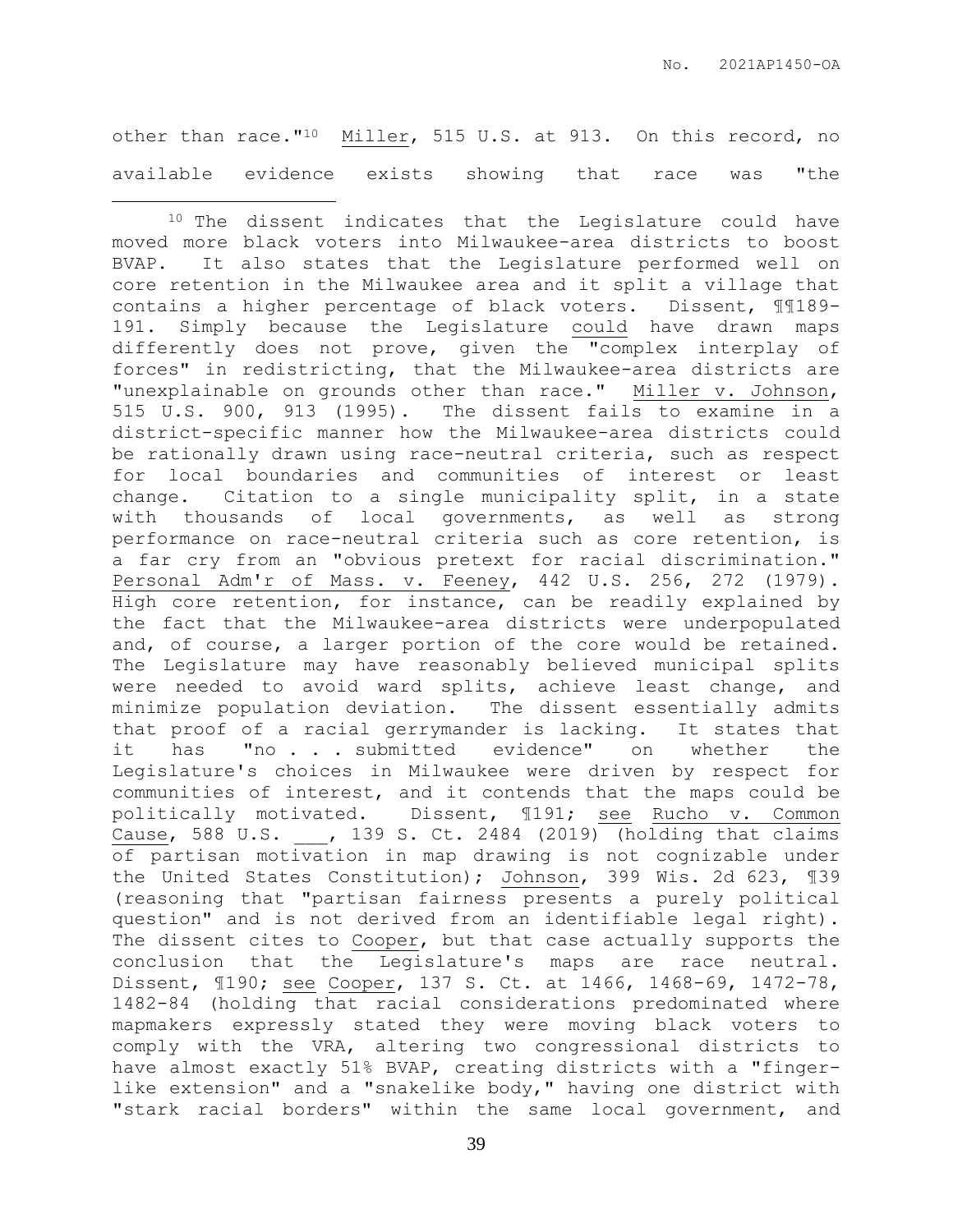other than race."[10] Miller, 515 U.S. at 913. On this record, no available evidence exists showing that race was "the

---

[10] The dissent indicates that the Legislature could have moved more black voters into Milwaukee-area districts to boost BVAP. It also states that the Legislature performed well on core retention in the Milwaukee area and it split a village that contains a higher percentage of black voters. Dissent, ¶¶189-191. Simply because the Legislature could have drawn maps differently does not prove, given the "complex interplay of forces" in redistricting, that the Milwaukee-area districts are "unexplainable on grounds other than race." Miller v. Johnson, 515 U.S. 900, 913 (1995). The dissent fails to examine in a district-specific manner how the Milwaukee-area districts could be rationally drawn using race-neutral criteria, such as respect for local boundaries and communities of interest or least change. Citation to a single municipality split, in a state with thousands of local governments, as well as strong performance on race-neutral criteria such as core retention, is a far cry from an "obvious pretext for racial discrimination." Personal Adm'r of Mass. v. Feeney, 442 U.S. 256, 272 (1979). High core retention, for instance, can be readily explained by the fact that the Milwaukee-area districts were underpopulated and, of course, a larger portion of the core would be retained. The Legislature may have reasonably believed municipal splits were needed to avoid ward splits, achieve least change, and minimize population deviation. The dissent essentially admits that proof of a racial gerrymander is lacking. It states that it has "no . . . submitted evidence" on whether the Legislature's choices in Milwaukee were driven by respect for communities of interest, and it contends that the maps could be politically motivated. Dissent, ¶191; see Rucho v. Common Cause, 588 U.S. ___, 139 S. Ct. 2484 (2019) (holding that claims of partisan motivation in map drawing is not cognizable under the United States Constitution); Johnson, 399 Wis. 2d 623, ¶39 (reasoning that "partisan fairness presents a purely political question" and is not derived from an identifiable legal right). The dissent cites to Cooper, but that case actually supports the conclusion that the Legislature's maps are race neutral. Dissent, ¶190; see Cooper, 137 S. Ct. at 1466, 1468-69, 1472-78, 1482-84 (holding that racial considerations predominated where mapmakers expressly stated they were moving black voters to comply with the VRA, altering two congressional districts to have almost exactly 51% BVAP, creating districts with a "finger-like extension" and a "snakelike body," having one district with "stark racial borders" within the same local government, and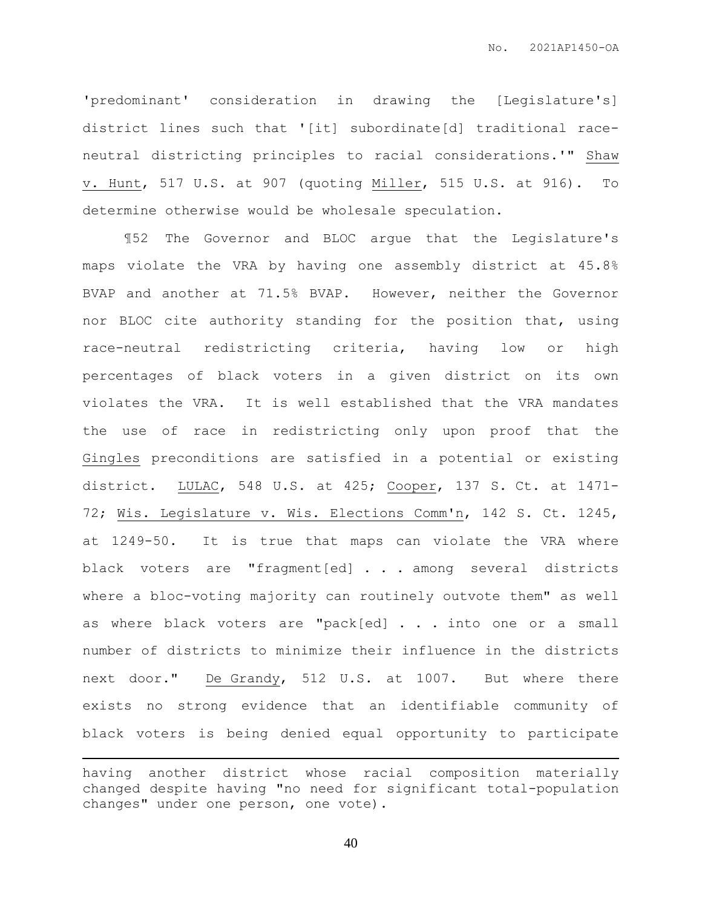'predominant' consideration in drawing the [Legislature's] district lines such that '[it] subordinate[d] traditional race-neutral districting principles to racial considerations.'" Shaw v. Hunt, 517 U.S. at 907 (quoting Miller, 515 U.S. at 916). To determine otherwise would be wholesale speculation.

¶52 The Governor and BLOC argue that the Legislature's maps violate the VRA by having one assembly district at 45.8% BVAP and another at 71.5% BVAP. However, neither the Governor nor BLOC cite authority standing for the position that, using race-neutral redistricting criteria, having low or high percentages of black voters in a given district on its own violates the VRA. It is well established that the VRA mandates the use of race in redistricting only upon proof that the Gingles preconditions are satisfied in a potential or existing district. LULAC, 548 U.S. at 425; Cooper, 137 S. Ct. at 1471-72; Wis. Legislature v. Wis. Elections Comm'n, 142 S. Ct. 1245, at 1249-50. It is true that maps can violate the VRA where black voters are "fragment[ed] . . . among several districts where a bloc-voting majority can routinely outvote them" as well as where black voters are "pack[ed] . . . into one or a small number of districts to minimize their influence in the districts next door." De Grandy, 512 U.S. at 1007. But where there exists no strong evidence that an identifiable community of black voters is being denied equal opportunity to participate

---

having another district whose racial composition materially changed despite having "no need for significant total-population changes" under one person, one vote).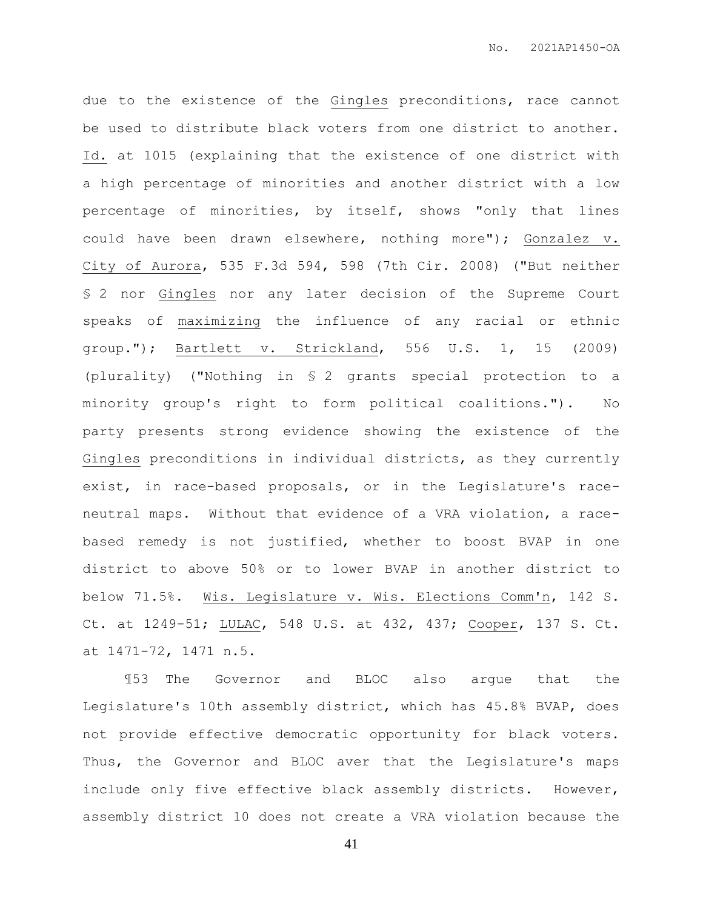due to the existence of the Gingles preconditions, race cannot be used to distribute black voters from one district to another. Id. at 1015 (explaining that the existence of one district with a high percentage of minorities and another district with a low percentage of minorities, by itself, shows "only that lines could have been drawn elsewhere, nothing more"); Gonzalez v. City of Aurora, 535 F.3d 594, 598 (7th Cir. 2008) ("But neither § 2 nor Gingles nor any later decision of the Supreme Court speaks of maximizing the influence of any racial or ethnic group."); Bartlett v. Strickland, 556 U.S. 1, 15 (2009) (plurality) ("Nothing in § 2 grants special protection to a minority group's right to form political coalitions."). No party presents strong evidence showing the existence of the Gingles preconditions in individual districts, as they currently exist, in race-based proposals, or in the Legislature's race-neutral maps. Without that evidence of a VRA violation, a race-based remedy is not justified, whether to boost BVAP in one district to above 50% or to lower BVAP in another district to below 71.5%. Wis. Legislature v. Wis. Elections Comm'n, 142 S. Ct. at 1249-51; LULAC, 548 U.S. at 432, 437; Cooper, 137 S. Ct. at 1471-72, 1471 n.5.

¶53 The Governor and BLOC also argue that the Legislature's 10th assembly district, which has 45.8% BVAP, does not provide effective democratic opportunity for black voters. Thus, the Governor and BLOC aver that the Legislature's maps include only five effective black assembly districts. However, assembly district 10 does not create a VRA violation because the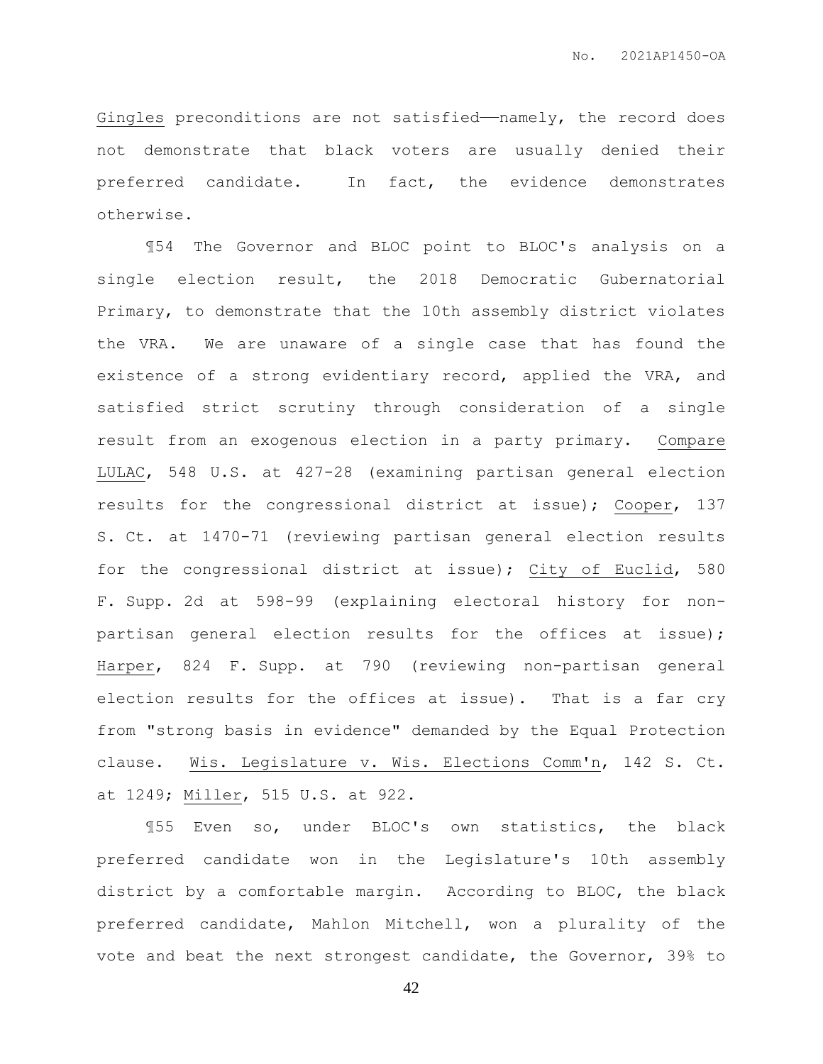Gingles preconditions are not satisfied——namely, the record does not demonstrate that black voters are usually denied their preferred candidate. In fact, the evidence demonstrates otherwise.

¶54 The Governor and BLOC point to BLOC's analysis on a single election result, the 2018 Democratic Gubernatorial Primary, to demonstrate that the 10th assembly district violates the VRA. We are unaware of a single case that has found the existence of a strong evidentiary record, applied the VRA, and satisfied strict scrutiny through consideration of a single result from an exogenous election in a party primary. Compare LULAC, 548 U.S. at 427-28 (examining partisan general election results for the congressional district at issue); Cooper, 137 S. Ct. at 1470-71 (reviewing partisan general election results for the congressional district at issue); City of Euclid, 580 F. Supp. 2d at 598-99 (explaining electoral history for non-partisan general election results for the offices at issue); Harper, 824 F. Supp. at 790 (reviewing non-partisan general election results for the offices at issue). That is a far cry from "strong basis in evidence" demanded by the Equal Protection clause. Wis. Legislature v. Wis. Elections Comm'n, 142 S. Ct. at 1249; Miller, 515 U.S. at 922.

¶55 Even so, under BLOC's own statistics, the black preferred candidate won in the Legislature's 10th assembly district by a comfortable margin. According to BLOC, the black preferred candidate, Mahlon Mitchell, won a plurality of the vote and beat the next strongest candidate, the Governor, 39% to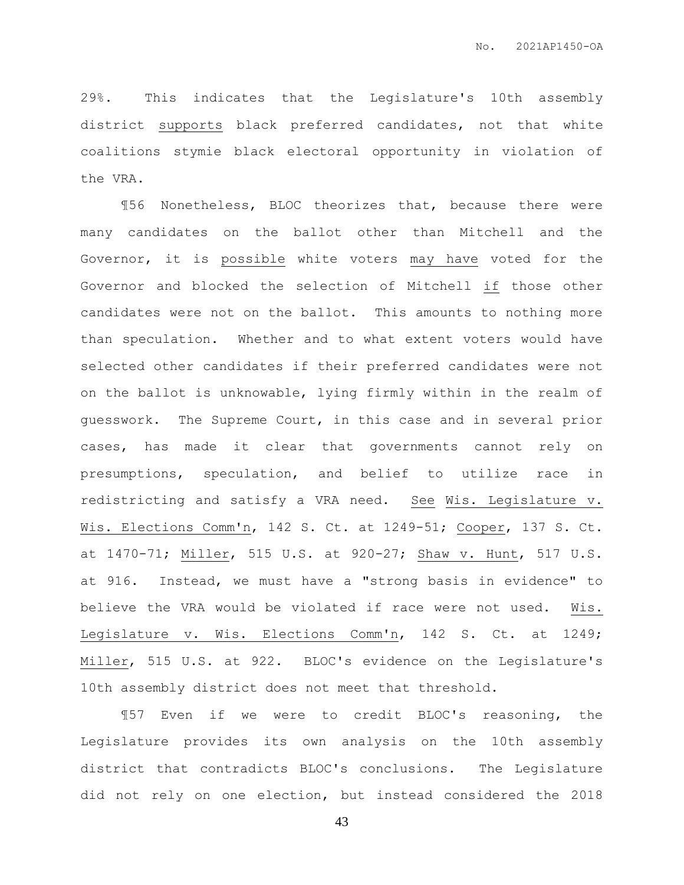29%. This indicates that the Legislature's 10th assembly district <u>supports</u> black preferred candidates, not that white coalitions stymie black electoral opportunity in violation of the VRA.

¶56 Nonetheless, BLOC theorizes that, because there were many candidates on the ballot other than Mitchell and the Governor, it is <u>possible</u> white voters <u>may have</u> voted for the Governor and blocked the selection of Mitchell <u>if</u> those other candidates were not on the ballot. This amounts to nothing more than speculation. Whether and to what extent voters would have selected other candidates if their preferred candidates were not on the ballot is unknowable, lying firmly within in the realm of guesswork. The Supreme Court, in this case and in several prior cases, has made it clear that governments cannot rely on presumptions, speculation, and belief to utilize race in redistricting and satisfy a VRA need. <u>See</u> <u>Wis. Legislature v. Wis. Elections Comm'n</u>, 142 S. Ct. at 1249-51; <u>Cooper</u>, 137 S. Ct. at 1470-71; <u>Miller</u>, 515 U.S. at 920-27; <u>Shaw v. Hunt</u>, 517 U.S. at 916. Instead, we must have a "strong basis in evidence" to believe the VRA would be violated if race were not used. <u>Wis. Legislature v. Wis. Elections Comm'n</u>, 142 S. Ct. at 1249; <u>Miller</u>, 515 U.S. at 922. BLOC's evidence on the Legislature's 10th assembly district does not meet that threshold.

¶57 Even if we were to credit BLOC's reasoning, the Legislature provides its own analysis on the 10th assembly district that contradicts BLOC's conclusions. The Legislature did not rely on one election, but instead considered the 2018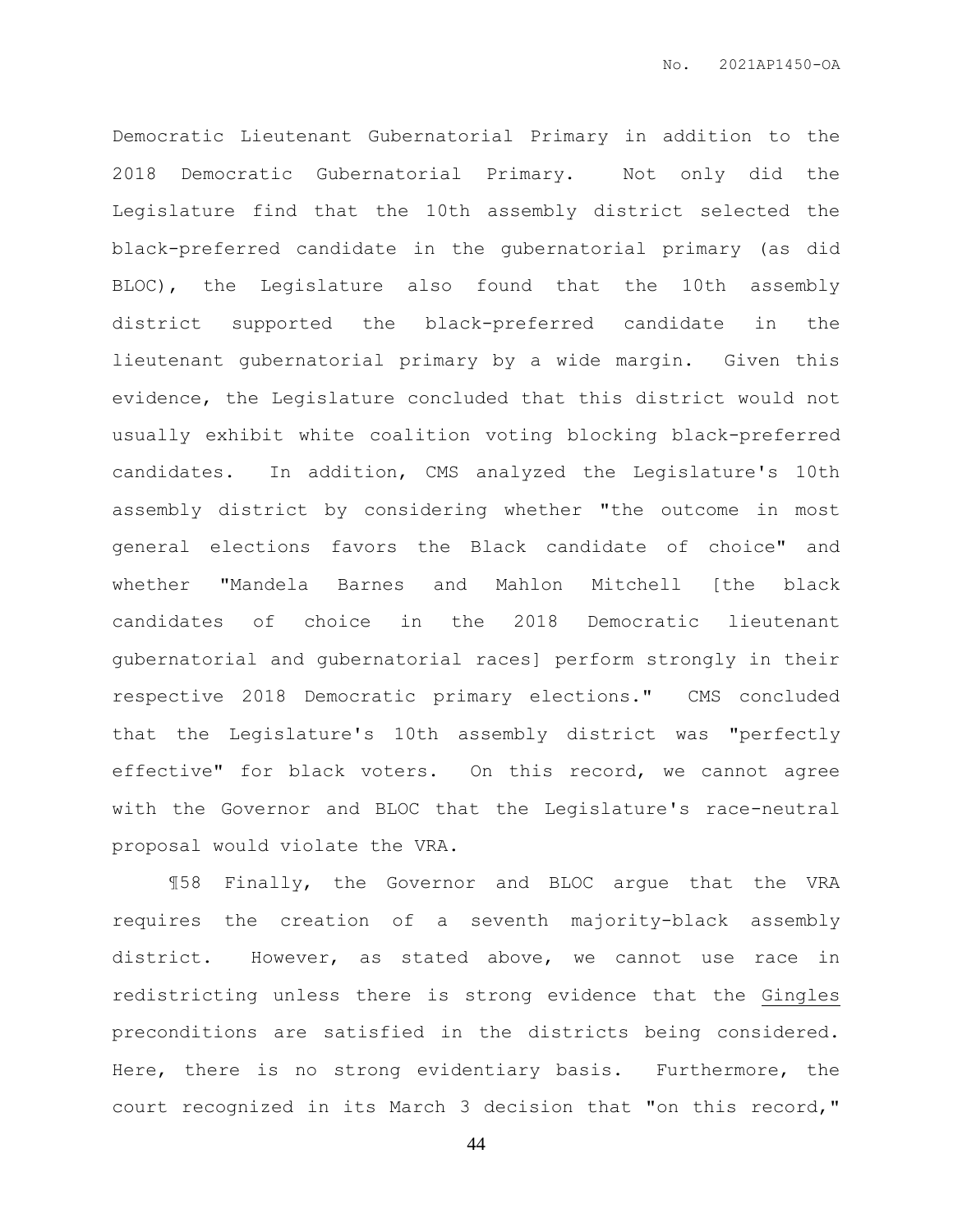Democratic Lieutenant Gubernatorial Primary in addition to the 2018 Democratic Gubernatorial Primary. Not only did the Legislature find that the 10th assembly district selected the black-preferred candidate in the gubernatorial primary (as did BLOC), the Legislature also found that the 10th assembly district supported the black-preferred candidate in the lieutenant gubernatorial primary by a wide margin. Given this evidence, the Legislature concluded that this district would not usually exhibit white coalition voting blocking black-preferred candidates. In addition, CMS analyzed the Legislature's 10th assembly district by considering whether "the outcome in most general elections favors the Black candidate of choice" and whether "Mandela Barnes and Mahlon Mitchell [the black candidates of choice in the 2018 Democratic lieutenant gubernatorial and gubernatorial races] perform strongly in their respective 2018 Democratic primary elections." CMS concluded that the Legislature's 10th assembly district was "perfectly effective" for black voters. On this record, we cannot agree with the Governor and BLOC that the Legislature's race-neutral proposal would violate the VRA.

¶58 Finally, the Governor and BLOC argue that the VRA requires the creation of a seventh majority-black assembly district. However, as stated above, we cannot use race in redistricting unless there is strong evidence that the <u>Gingles</u> preconditions are satisfied in the districts being considered. Here, there is no strong evidentiary basis. Furthermore, the court recognized in its March 3 decision that "on this record,"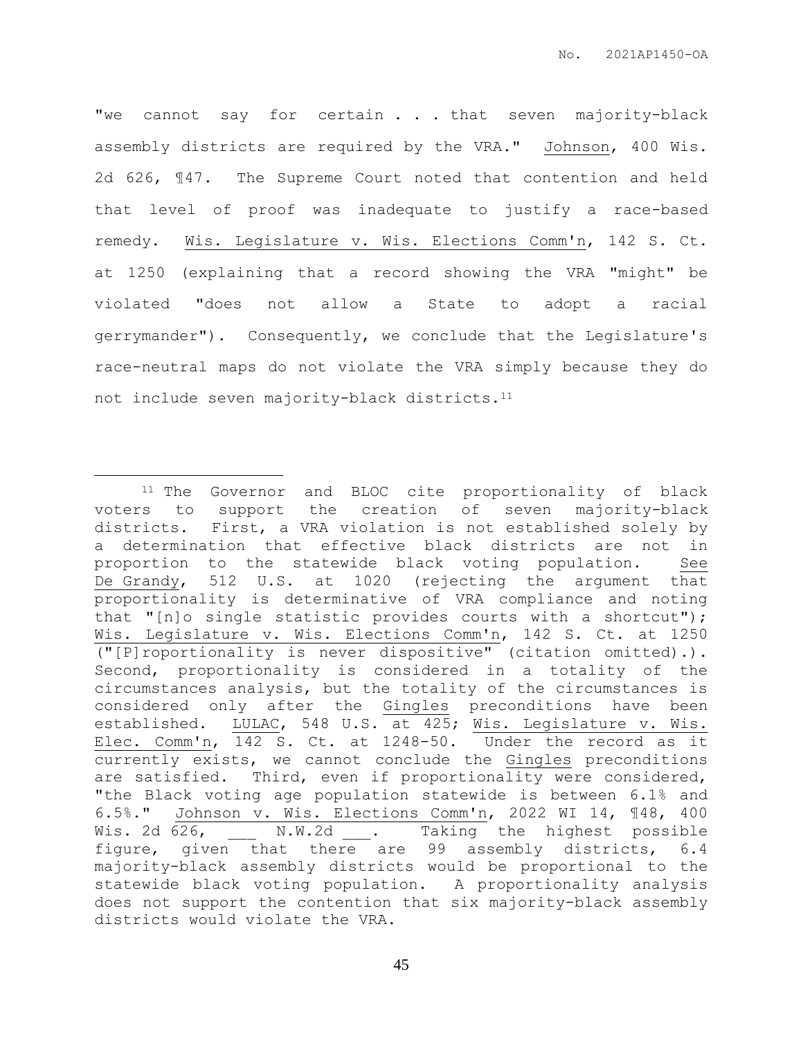"we cannot say for certain . . . that seven majority-black assembly districts are required by the VRA." Johnson, 400 Wis. 2d 626, ¶47. The Supreme Court noted that contention and held that level of proof was inadequate to justify a race-based remedy. Wis. Legislature v. Wis. Elections Comm'n, 142 S. Ct. at 1250 (explaining that a record showing the VRA "might" be violated "does not allow a State to adopt a racial gerrymander"). Consequently, we conclude that the Legislature's race-neutral maps do not violate the VRA simply because they do not include seven majority-black districts.[11]

---

[11] The Governor and BLOC cite proportionality of black voters to support the creation of seven majority-black districts. First, a VRA violation is not established solely by a determination that effective black districts are not in proportion to the statewide black voting population. See De Grandy, 512 U.S. at 1020 (rejecting the argument that proportionality is determinative of VRA compliance and noting that "[n]o single statistic provides courts with a shortcut"); Wis. Legislature v. Wis. Elections Comm'n, 142 S. Ct. at 1250 ("[P]roportionality is never dispositive" (citation omitted).). Second, proportionality is considered in a totality of the circumstances analysis, but the totality of the circumstances is considered only after the Gingles preconditions have been established. LULAC, 548 U.S. at 425; Wis. Legislature v. Wis. Elec. Comm'n, 142 S. Ct. at 1248-50. Under the record as it currently exists, we cannot conclude the Gingles preconditions are satisfied. Third, even if proportionality were considered, "the Black voting age population statewide is between 6.1% and 6.5%." Johnson v. Wis. Elections Comm'n, 2022 WI 14, ¶48, 400 Wis. 2d 626, ___ N.W.2d ___. Taking the highest possible figure, given that there are 99 assembly districts, 6.4 majority-black assembly districts would be proportional to the statewide black voting population. A proportionality analysis does not support the contention that six majority-black assembly districts would violate the VRA.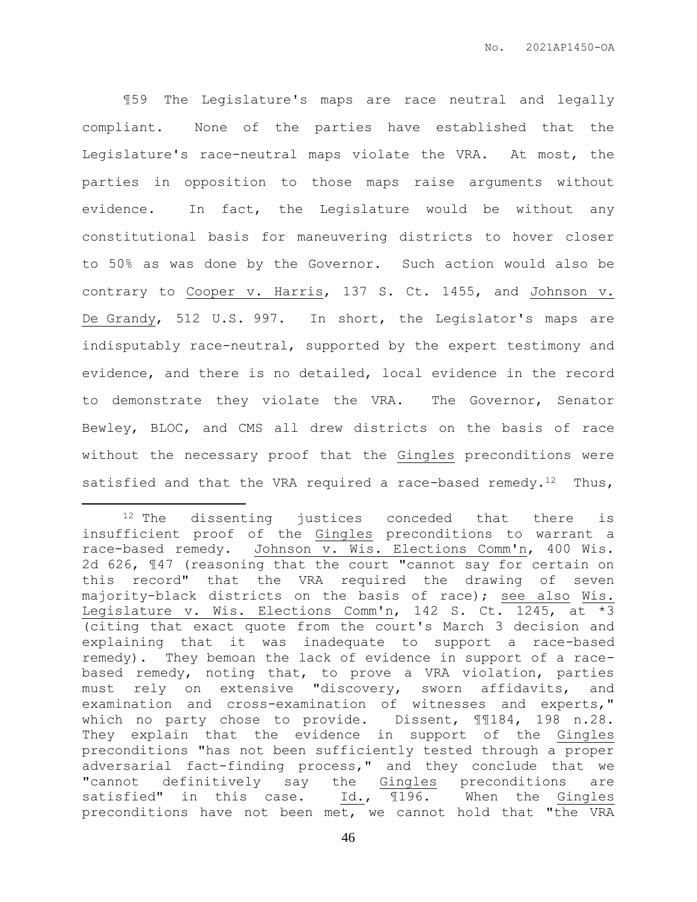¶59 The Legislature's maps are race neutral and legally compliant. None of the parties have established that the Legislature's race-neutral maps violate the VRA. At most, the parties in opposition to those maps raise arguments without evidence. In fact, the Legislature would be without any constitutional basis for maneuvering districts to hover closer to 50% as was done by the Governor. Such action would also be contrary to Cooper v. Harris, 137 S. Ct. 1455, and Johnson v. De Grandy, 512 U.S. 997. In short, the Legislator's maps are indisputably race-neutral, supported by the expert testimony and evidence, and there is no detailed, local evidence in the record to demonstrate they violate the VRA. The Governor, Senator Bewley, BLOC, and CMS all drew districts on the basis of race without the necessary proof that the Gingles preconditions were satisfied and that the VRA required a race-based remedy.[12] Thus,

[12] The dissenting justices conceded that there is insufficient proof of the Gingles preconditions to warrant a race-based remedy. Johnson v. Wis. Elections Comm'n, 400 Wis. 2d 626, ¶47 (reasoning that the court "cannot say for certain on this record" that the VRA required the drawing of seven majority-black districts on the basis of race); see also Wis. Legislature v. Wis. Elections Comm'n, 142 S. Ct. 1245, at *3 (citing that exact quote from the court's March 3 decision and explaining that it was inadequate to support a race-based remedy). They bemoan the lack of evidence in support of a race-based remedy, noting that, to prove a VRA violation, parties must rely on extensive "discovery, sworn affidavits, and examination and cross-examination of witnesses and experts," which no party chose to provide. Dissent, ¶¶184, 198 n.28. They explain that the evidence in support of the Gingles preconditions "has not been sufficiently tested through a proper adversarial fact-finding process," and they conclude that we "cannot definitively say the Gingles preconditions are satisfied" in this case. Id., ¶196. When the Gingles preconditions have not been met, we cannot hold that "the VRA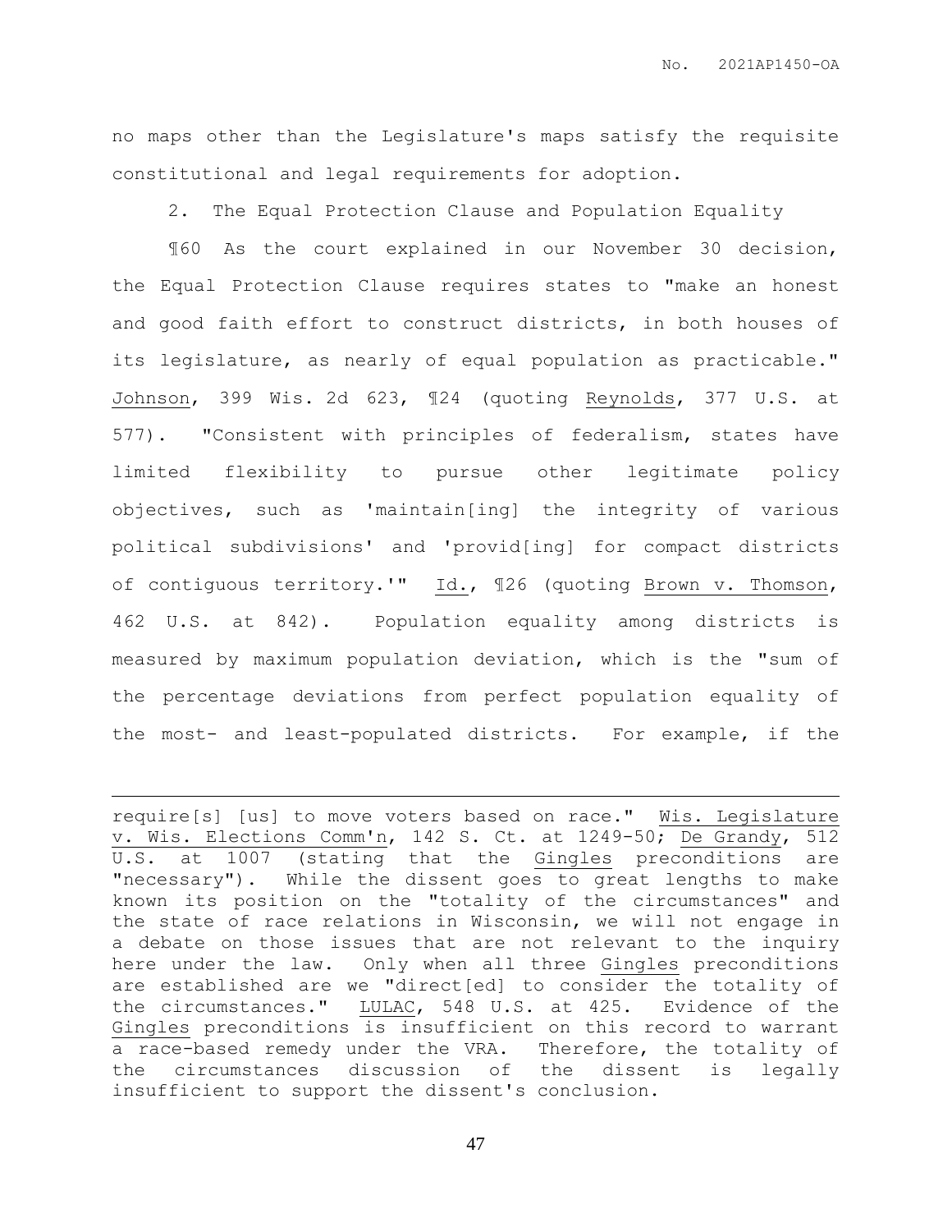no maps other than the Legislature's maps satisfy the requisite constitutional and legal requirements for adoption.

2. The Equal Protection Clause and Population Equality

¶60 As the court explained in our November 30 decision, the Equal Protection Clause requires states to "make an honest and good faith effort to construct districts, in both houses of its legislature, as nearly of equal population as practicable." Johnson, 399 Wis. 2d 623, ¶24 (quoting Reynolds, 377 U.S. at 577). "Consistent with principles of federalism, states have limited flexibility to pursue other legitimate policy objectives, such as 'maintain[ing] the integrity of various political subdivisions' and 'provid[ing] for compact districts of contiguous territory.'" Id., ¶26 (quoting Brown v. Thomson, 462 U.S. at 842). Population equality among districts is measured by maximum population deviation, which is the "sum of the percentage deviations from perfect population equality of the most- and least-populated districts. For example, if the

---

require[s] [us] to move voters based on race." Wis. Legislature v. Wis. Elections Comm'n, 142 S. Ct. at 1249-50; De Grandy, 512 U.S. at 1007 (stating that the Gingles preconditions are "necessary"). While the dissent goes to great lengths to make known its position on the "totality of the circumstances" and the state of race relations in Wisconsin, we will not engage in a debate on those issues that are not relevant to the inquiry here under the law. Only when all three Gingles preconditions are established are we "direct[ed] to consider the totality of the circumstances." LULAC, 548 U.S. at 425. Evidence of the Gingles preconditions is insufficient on this record to warrant a race-based remedy under the VRA. Therefore, the totality of the circumstances discussion of the dissent is legally insufficient to support the dissent's conclusion.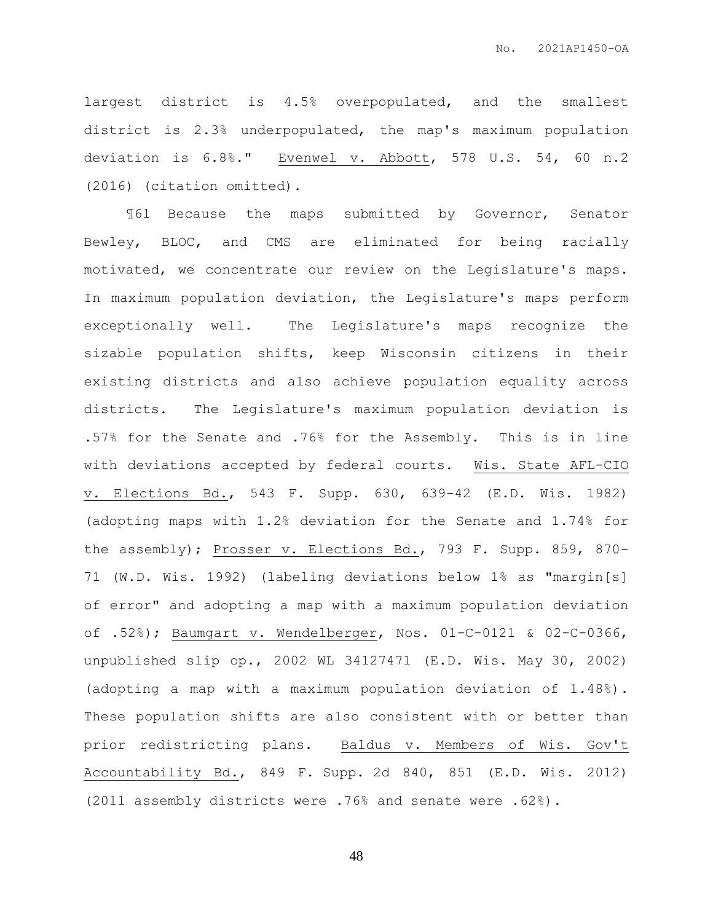largest district is 4.5% overpopulated, and the smallest district is 2.3% underpopulated, the map's maximum population deviation is 6.8%." Evenwel v. Abbott, 578 U.S. 54, 60 n.2 (2016) (citation omitted).

¶61 Because the maps submitted by Governor, Senator Bewley, BLOC, and CMS are eliminated for being racially motivated, we concentrate our review on the Legislature's maps. In maximum population deviation, the Legislature's maps perform exceptionally well. The Legislature's maps recognize the sizable population shifts, keep Wisconsin citizens in their existing districts and also achieve population equality across districts. The Legislature's maximum population deviation is .57% for the Senate and .76% for the Assembly. This is in line with deviations accepted by federal courts. Wis. State AFL-CIO v. Elections Bd., 543 F. Supp. 630, 639-42 (E.D. Wis. 1982) (adopting maps with 1.2% deviation for the Senate and 1.74% for the assembly); Prosser v. Elections Bd., 793 F. Supp. 859, 870-71 (W.D. Wis. 1992) (labeling deviations below 1% as "margin[s] of error" and adopting a map with a maximum population deviation of .52%); Baumgart v. Wendelberger, Nos. 01-C-0121 & 02-C-0366, unpublished slip op., 2002 WL 34127471 (E.D. Wis. May 30, 2002) (adopting a map with a maximum population deviation of 1.48%). These population shifts are also consistent with or better than prior redistricting plans. Baldus v. Members of Wis. Gov't Accountability Bd., 849 F. Supp. 2d 840, 851 (E.D. Wis. 2012) (2011 assembly districts were .76% and senate were .62%).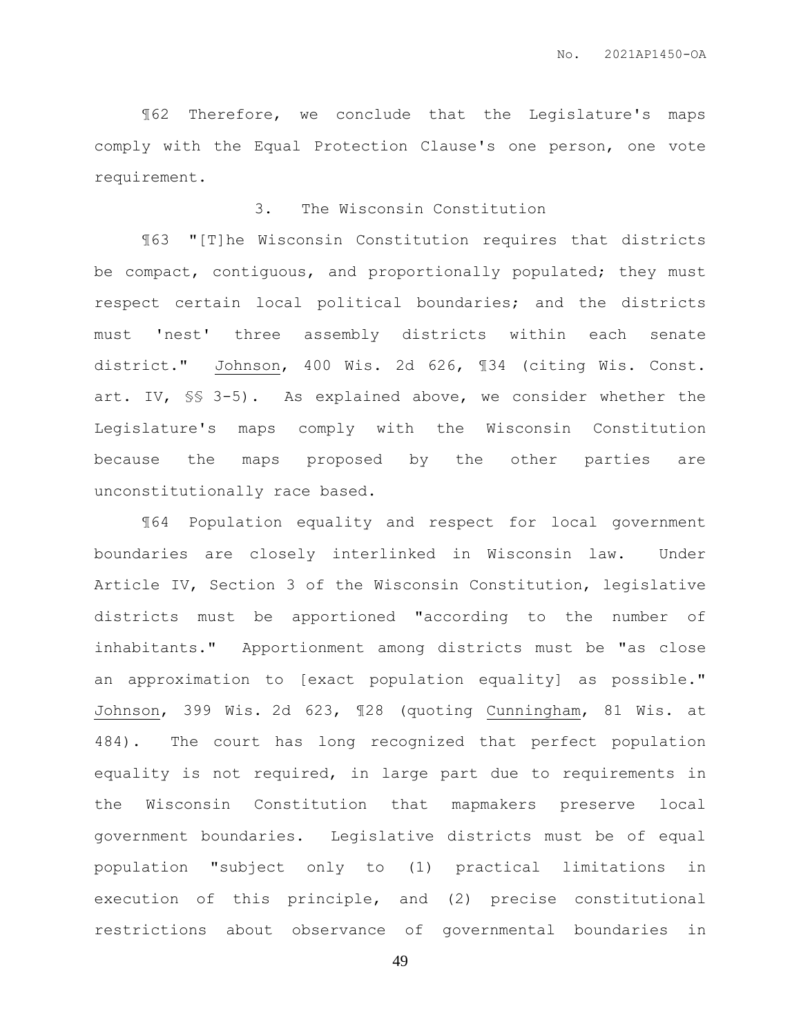¶62 Therefore, we conclude that the Legislature's maps comply with the Equal Protection Clause's one person, one vote requirement.

### 3. The Wisconsin Constitution

¶63 "[T]he Wisconsin Constitution requires that districts be compact, contiguous, and proportionally populated; they must respect certain local political boundaries; and the districts must 'nest' three assembly districts within each senate district." Johnson, 400 Wis. 2d 626, ¶34 (citing Wis. Const. art. IV, §§ 3-5). As explained above, we consider whether the Legislature's maps comply with the Wisconsin Constitution because the maps proposed by the other parties are unconstitutionally race based.

¶64 Population equality and respect for local government boundaries are closely interlinked in Wisconsin law. Under Article IV, Section 3 of the Wisconsin Constitution, legislative districts must be apportioned "according to the number of inhabitants." Apportionment among districts must be "as close an approximation to [exact population equality] as possible." Johnson, 399 Wis. 2d 623, ¶28 (quoting Cunningham, 81 Wis. at 484). The court has long recognized that perfect population equality is not required, in large part due to requirements in the Wisconsin Constitution that mapmakers preserve local government boundaries. Legislative districts must be of equal population "subject only to (1) practical limitations in execution of this principle, and (2) precise constitutional restrictions about observance of governmental boundaries in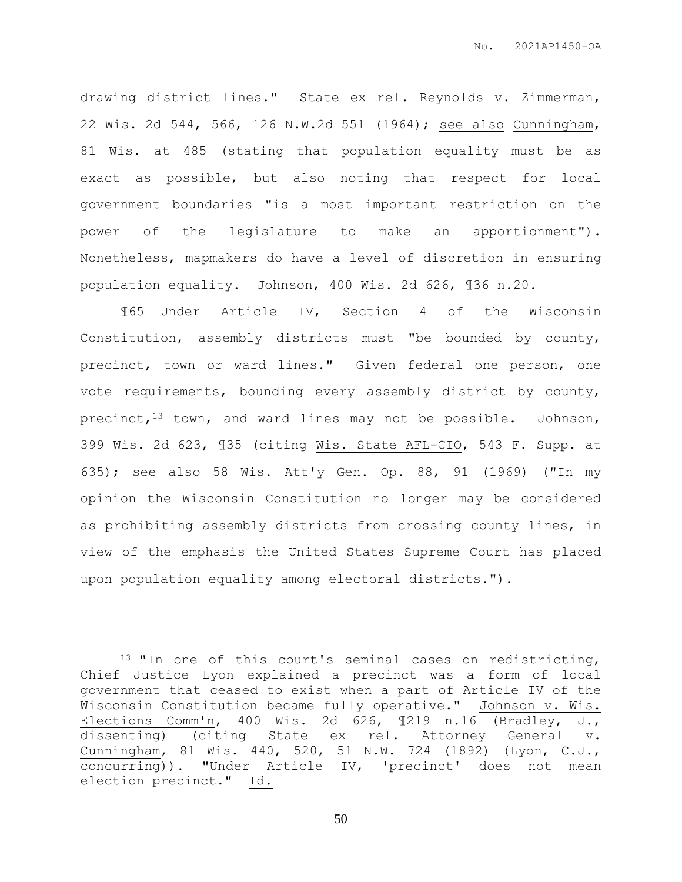drawing district lines." State ex rel. Reynolds v. Zimmerman, 22 Wis. 2d 544, 566, 126 N.W.2d 551 (1964); see also Cunningham, 81 Wis. at 485 (stating that population equality must be as exact as possible, but also noting that respect for local government boundaries "is a most important restriction on the power of the legislature to make an apportionment"). Nonetheless, mapmakers do have a level of discretion in ensuring population equality. Johnson, 400 Wis. 2d 626, ¶36 n.20.

¶65 Under Article IV, Section 4 of the Wisconsin Constitution, assembly districts must "be bounded by county, precinct, town or ward lines." Given federal one person, one vote requirements, bounding every assembly district by county, precinct,[13] town, and ward lines may not be possible. Johnson, 399 Wis. 2d 623, ¶35 (citing Wis. State AFL-CIO, 543 F. Supp. at 635); see also 58 Wis. Att'y Gen. Op. 88, 91 (1969) ("In my opinion the Wisconsin Constitution no longer may be considered as prohibiting assembly districts from crossing county lines, in view of the emphasis the United States Supreme Court has placed upon population equality among electoral districts.").

---

[13] "In one of this court's seminal cases on redistricting, Chief Justice Lyon explained a precinct was a form of local government that ceased to exist when a part of Article IV of the Wisconsin Constitution became fully operative." Johnson v. Wis. Elections Comm'n, 400 Wis. 2d 626, ¶219 n.16 (Bradley, J., dissenting) (citing State ex rel. Attorney General v. Cunningham, 81 Wis. 440, 520, 51 N.W. 724 (1892) (Lyon, C.J., concurring)). "Under Article IV, 'precinct' does not mean election precinct." Id.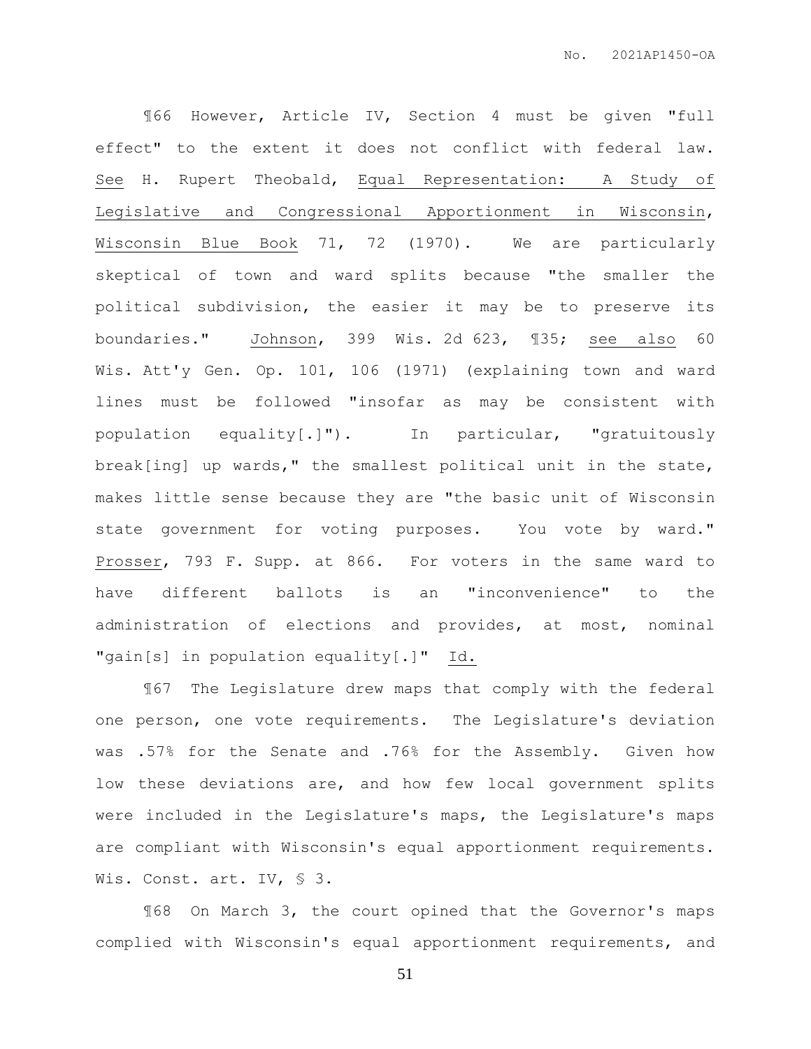¶66 However, Article IV, Section 4 must be given "full effect" to the extent it does not conflict with federal law. See H. Rupert Theobald, Equal Representation: A Study of Legislative and Congressional Apportionment in Wisconsin, Wisconsin Blue Book 71, 72 (1970). We are particularly skeptical of town and ward splits because "the smaller the political subdivision, the easier it may be to preserve its boundaries." Johnson, 399 Wis. 2d 623, ¶35; see also 60 Wis. Att'y Gen. Op. 101, 106 (1971) (explaining town and ward lines must be followed "insofar as may be consistent with population equality[.]"). In particular, "gratuitously break[ing] up wards," the smallest political unit in the state, makes little sense because they are "the basic unit of Wisconsin state government for voting purposes. You vote by ward." Prosser, 793 F. Supp. at 866. For voters in the same ward to have different ballots is an "inconvenience" to the administration of elections and provides, at most, nominal "gain[s] in population equality[.]" Id.

¶67 The Legislature drew maps that comply with the federal one person, one vote requirements. The Legislature's deviation was .57% for the Senate and .76% for the Assembly. Given how low these deviations are, and how few local government splits were included in the Legislature's maps, the Legislature's maps are compliant with Wisconsin's equal apportionment requirements. Wis. Const. art. IV, § 3.

¶68 On March 3, the court opined that the Governor's maps complied with Wisconsin's equal apportionment requirements, and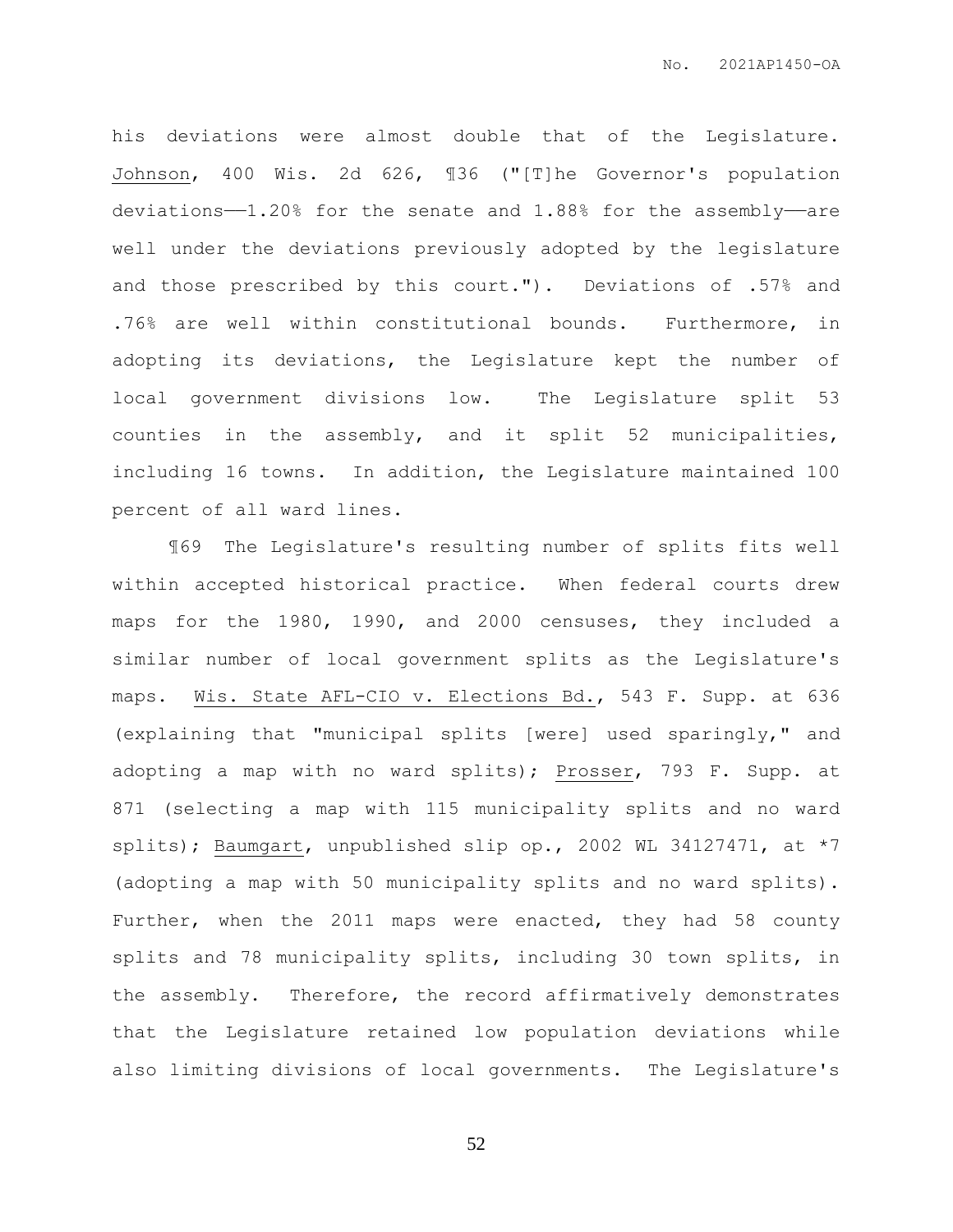his deviations were almost double that of the Legislature. Johnson, 400 Wis. 2d 626, ¶36 ("[T]he Governor's population deviations——1.20% for the senate and 1.88% for the assembly——are well under the deviations previously adopted by the legislature and those prescribed by this court."). Deviations of .57% and .76% are well within constitutional bounds. Furthermore, in adopting its deviations, the Legislature kept the number of local government divisions low. The Legislature split 53 counties in the assembly, and it split 52 municipalities, including 16 towns. In addition, the Legislature maintained 100 percent of all ward lines.

¶69 The Legislature's resulting number of splits fits well within accepted historical practice. When federal courts drew maps for the 1980, 1990, and 2000 censuses, they included a similar number of local government splits as the Legislature's maps. Wis. State AFL-CIO v. Elections Bd., 543 F. Supp. at 636 (explaining that "municipal splits [were] used sparingly," and adopting a map with no ward splits); Prosser, 793 F. Supp. at 871 (selecting a map with 115 municipality splits and no ward splits); Baumgart, unpublished slip op., 2002 WL 34127471, at *7 (adopting a map with 50 municipality splits and no ward splits). Further, when the 2011 maps were enacted, they had 58 county splits and 78 municipality splits, including 30 town splits, in the assembly. Therefore, the record affirmatively demonstrates that the Legislature retained low population deviations while also limiting divisions of local governments. The Legislature's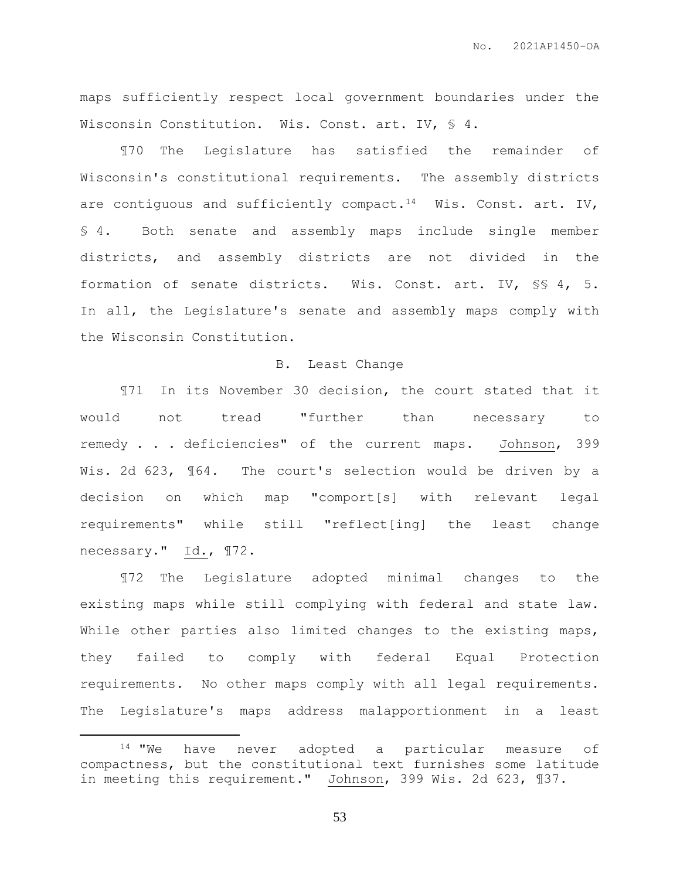maps sufficiently respect local government boundaries under the Wisconsin Constitution. Wis. Const. art. IV, § 4.

¶70 The Legislature has satisfied the remainder of Wisconsin's constitutional requirements. The assembly districts are contiguous and sufficiently compact.[14] Wis. Const. art. IV, § 4. Both senate and assembly maps include single member districts, and assembly districts are not divided in the formation of senate districts. Wis. Const. art. IV, §§ 4, 5. In all, the Legislature's senate and assembly maps comply with the Wisconsin Constitution.

### B. Least Change

¶71 In its November 30 decision, the court stated that it would not tread "further than necessary to remedy . . . deficiencies" of the current maps. Johnson, 399 Wis. 2d 623, ¶64. The court's selection would be driven by a decision on which map "comport[s] with relevant legal requirements" while still "reflect[ing] the least change necessary." Id., ¶72.

¶72 The Legislature adopted minimal changes to the existing maps while still complying with federal and state law. While other parties also limited changes to the existing maps, they failed to comply with federal Equal Protection requirements. No other maps comply with all legal requirements. The Legislature's maps address malapportionment in a least

---

[14] "We have never adopted a particular measure of compactness, but the constitutional text furnishes some latitude in meeting this requirement." Johnson, 399 Wis. 2d 623, ¶37.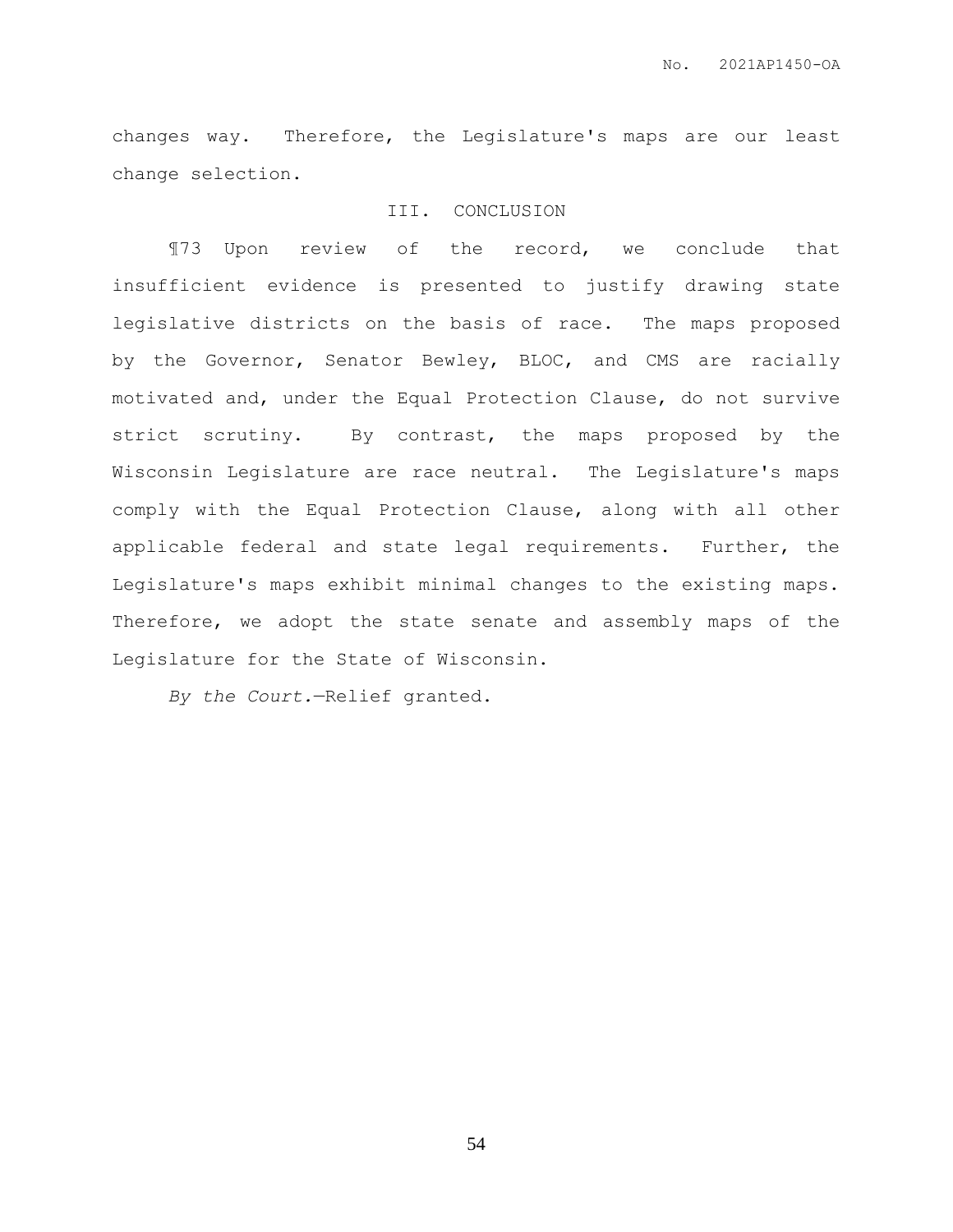changes way. Therefore, the Legislature's maps are our least change selection.

## III. CONCLUSION

¶73 Upon review of the record, we conclude that insufficient evidence is presented to justify drawing state legislative districts on the basis of race. The maps proposed by the Governor, Senator Bewley, BLOC, and CMS are racially motivated and, under the Equal Protection Clause, do not survive strict scrutiny. By contrast, the maps proposed by the Wisconsin Legislature are race neutral. The Legislature's maps comply with the Equal Protection Clause, along with all other applicable federal and state legal requirements. Further, the Legislature's maps exhibit minimal changes to the existing maps. Therefore, we adopt the state senate and assembly maps of the Legislature for the State of Wisconsin.

*By the Court.*—Relief granted.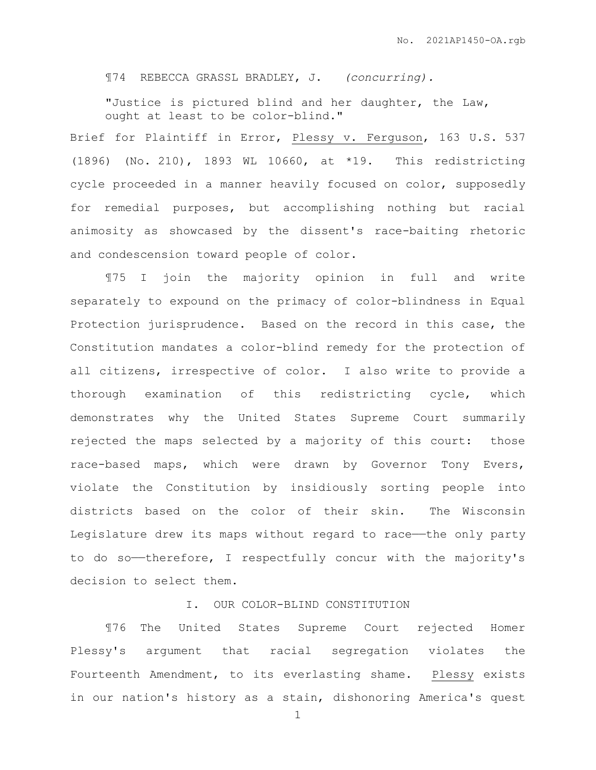¶74 REBECCA GRASSL BRADLEY, J. *(concurring).*

> "Justice is pictured blind and her daughter, the Law, ought at least to be color-blind."

Brief for Plaintiff in Error, Plessy v. Ferguson, 163 U.S. 537 (1896) (No. 210), 1893 WL 10660, at *19. This redistricting cycle proceeded in a manner heavily focused on color, supposedly for remedial purposes, but accomplishing nothing but racial animosity as showcased by the dissent's race-baiting rhetoric and condescension toward people of color.

¶75 I join the majority opinion in full and write separately to expound on the primacy of color-blindness in Equal Protection jurisprudence. Based on the record in this case, the Constitution mandates a color-blind remedy for the protection of all citizens, irrespective of color. I also write to provide a thorough examination of this redistricting cycle, which demonstrates why the United States Supreme Court summarily rejected the maps selected by a majority of this court: those race-based maps, which were drawn by Governor Tony Evers, violate the Constitution by insidiously sorting people into districts based on the color of their skin. The Wisconsin Legislature drew its maps without regard to race——the only party to do so——therefore, I respectfully concur with the majority's decision to select them.

## I. OUR COLOR-BLIND CONSTITUTION

¶76 The United States Supreme Court rejected Homer Plessy's argument that racial segregation violates the Fourteenth Amendment, to its everlasting shame. Plessy exists in our nation's history as a stain, dishonoring America's quest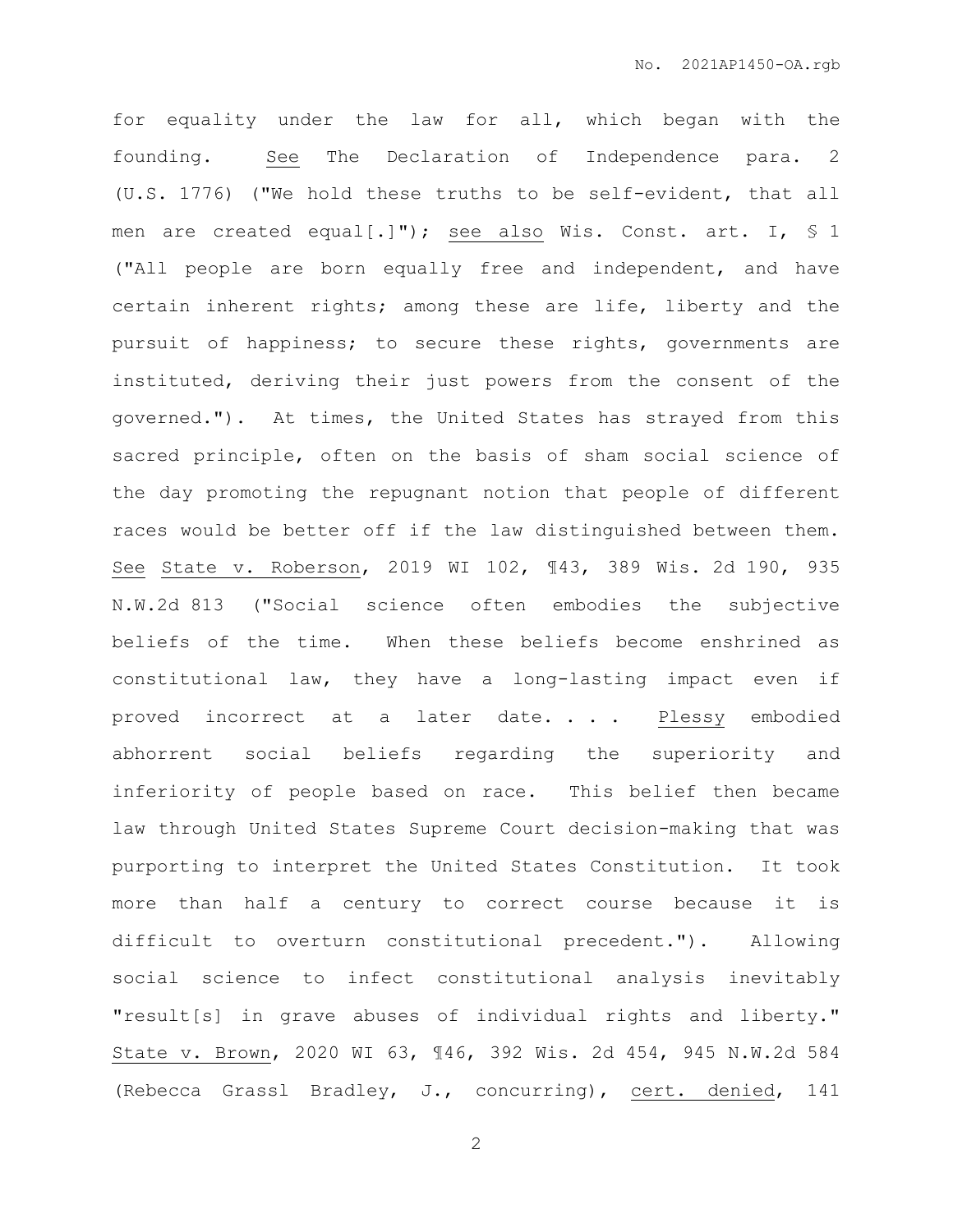for equality under the law for all, which began with the founding. See The Declaration of Independence para. 2 (U.S. 1776) ("We hold these truths to be self-evident, that all men are created equal[.]"); see also Wis. Const. art. I, § 1 ("All people are born equally free and independent, and have certain inherent rights; among these are life, liberty and the pursuit of happiness; to secure these rights, governments are instituted, deriving their just powers from the consent of the governed."). At times, the United States has strayed from this sacred principle, often on the basis of sham social science of the day promoting the repugnant notion that people of different races would be better off if the law distinguished between them. See State v. Roberson, 2019 WI 102, ¶43, 389 Wis. 2d 190, 935 N.W.2d 813 ("Social science often embodies the subjective beliefs of the time. When these beliefs become enshrined as constitutional law, they have a long-lasting impact even if proved incorrect at a later date. . . . Plessy embodied abhorrent social beliefs regarding the superiority and inferiority of people based on race. This belief then became law through United States Supreme Court decision-making that was purporting to interpret the United States Constitution. It took more than half a century to correct course because it is difficult to overturn constitutional precedent."). Allowing social science to infect constitutional analysis inevitably "result[s] in grave abuses of individual rights and liberty." State v. Brown, 2020 WI 63, ¶46, 392 Wis. 2d 454, 945 N.W.2d 584 (Rebecca Grassl Bradley, J., concurring), cert. denied, 141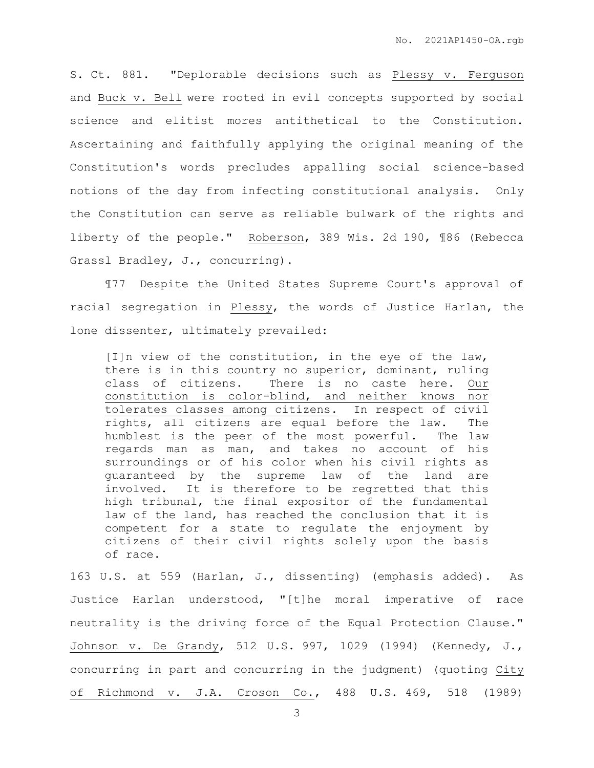S. Ct. 881. "Deplorable decisions such as Plessy v. Ferguson and Buck v. Bell were rooted in evil concepts supported by social science and elitist mores antithetical to the Constitution. Ascertaining and faithfully applying the original meaning of the Constitution's words precludes appalling social science-based notions of the day from infecting constitutional analysis. Only the Constitution can serve as reliable bulwark of the rights and liberty of the people." Roberson, 389 Wis. 2d 190, ¶86 (Rebecca Grassl Bradley, J., concurring).

¶77 Despite the United States Supreme Court's approval of racial segregation in Plessy, the words of Justice Harlan, the lone dissenter, ultimately prevailed:

> [I]n view of the constitution, in the eye of the law, there is in this country no superior, dominant, ruling class of citizens. There is no caste here. <u>Our constitution is color-blind, and neither knows nor tolerates classes among citizens.</u> In respect of civil rights, all citizens are equal before the law. The humblest is the peer of the most powerful. The law regards man as man, and takes no account of his surroundings or of his color when his civil rights as guaranteed by the supreme law of the land are involved. It is therefore to be regretted that this high tribunal, the final expositor of the fundamental law of the land, has reached the conclusion that it is competent for a state to regulate the enjoyment by citizens of their civil rights solely upon the basis of race.

163 U.S. at 559 (Harlan, J., dissenting) (emphasis added). As Justice Harlan understood, "[t]he moral imperative of race neutrality is the driving force of the Equal Protection Clause." Johnson v. De Grandy, 512 U.S. 997, 1029 (1994) (Kennedy, J., concurring in part and concurring in the judgment) (quoting City of Richmond v. J.A. Croson Co., 488 U.S. 469, 518 (1989)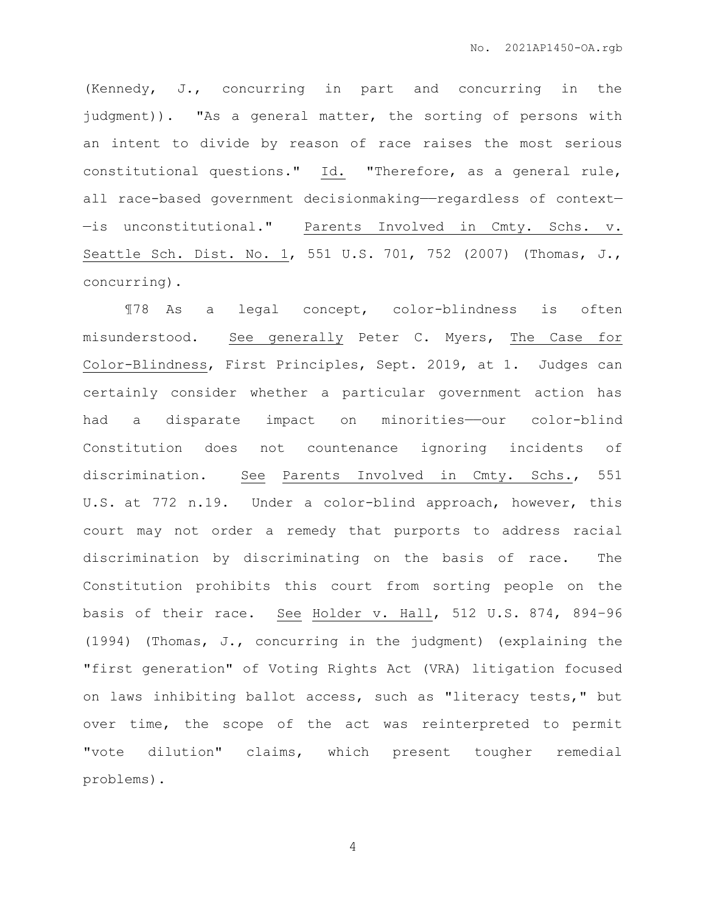(Kennedy, J., concurring in part and concurring in the judgment)). "As a general matter, the sorting of persons with an intent to divide by reason of race raises the most serious constitutional questions." Id. "Therefore, as a general rule, all race-based government decisionmaking——regardless of context——is unconstitutional." Parents Involved in Cmty. Schs. v. Seattle Sch. Dist. No. 1, 551 U.S. 701, 752 (2007) (Thomas, J., concurring).

¶78 As a legal concept, color-blindness is often misunderstood. See generally Peter C. Myers, The Case for Color-Blindness, First Principles, Sept. 2019, at 1. Judges can certainly consider whether a particular government action has had a disparate impact on minorities——our color-blind Constitution does not countenance ignoring incidents of discrimination. See Parents Involved in Cmty. Schs., 551 U.S. at 772 n.19. Under a color-blind approach, however, this court may not order a remedy that purports to address racial discrimination by discriminating on the basis of race. The Constitution prohibits this court from sorting people on the basis of their race. See Holder v. Hall, 512 U.S. 874, 894–96 (1994) (Thomas, J., concurring in the judgment) (explaining the "first generation" of Voting Rights Act (VRA) litigation focused on laws inhibiting ballot access, such as "literacy tests," but over time, the scope of the act was reinterpreted to permit "vote dilution" claims, which present tougher remedial problems).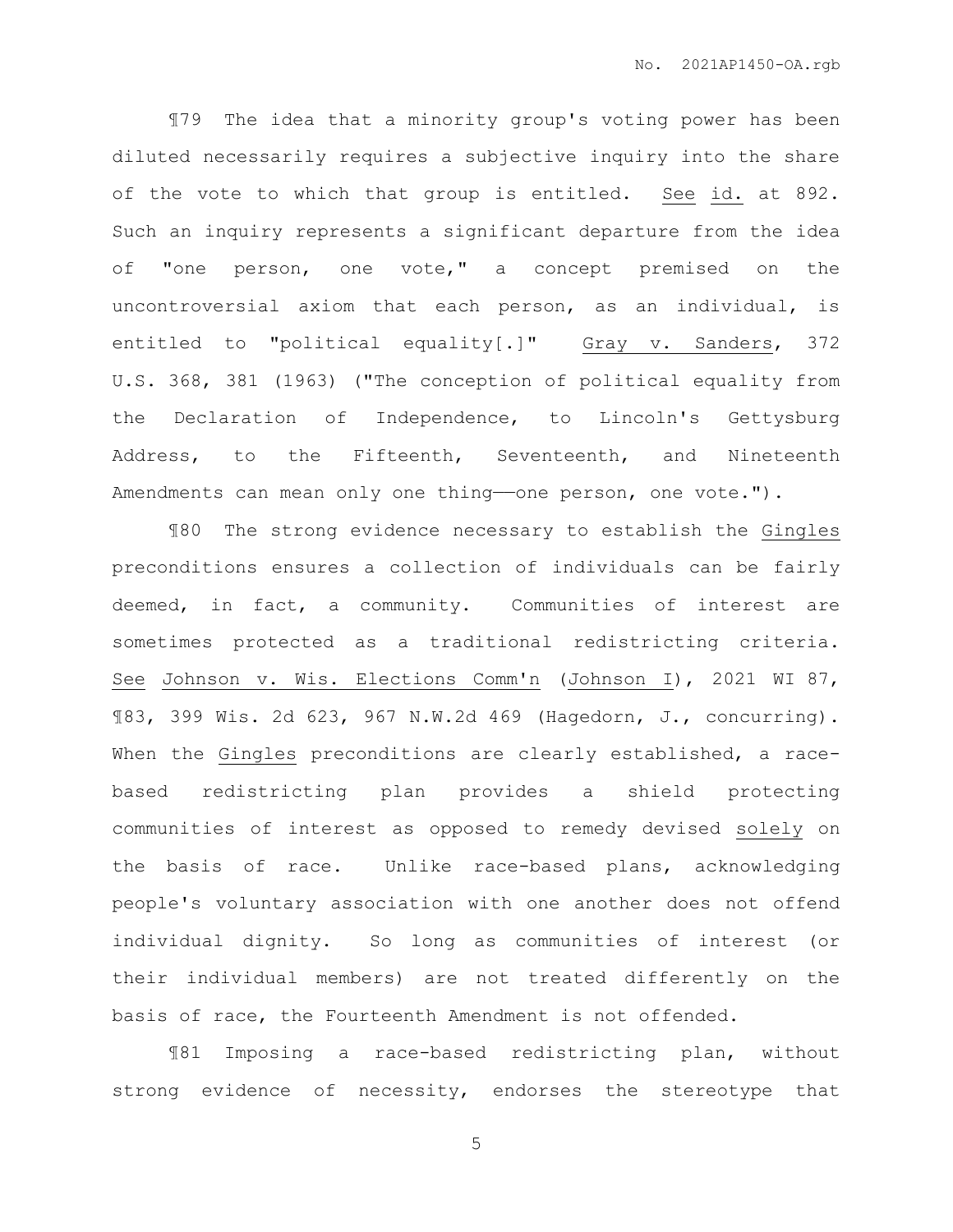¶79 The idea that a minority group's voting power has been diluted necessarily requires a subjective inquiry into the share of the vote to which that group is entitled. See id. at 892. Such an inquiry represents a significant departure from the idea of "one person, one vote," a concept premised on the uncontroversial axiom that each person, as an individual, is entitled to "political equality[.]" Gray v. Sanders, 372 U.S. 368, 381 (1963) ("The conception of political equality from the Declaration of Independence, to Lincoln's Gettysburg Address, to the Fifteenth, Seventeenth, and Nineteenth Amendments can mean only one thing——one person, one vote.").

¶80 The strong evidence necessary to establish the Gingles preconditions ensures a collection of individuals can be fairly deemed, in fact, a community. Communities of interest are sometimes protected as a traditional redistricting criteria. See Johnson v. Wis. Elections Comm'n (Johnson I), 2021 WI 87, ¶83, 399 Wis. 2d 623, 967 N.W.2d 469 (Hagedorn, J., concurring). When the Gingles preconditions are clearly established, a race-based redistricting plan provides a shield protecting communities of interest as opposed to remedy devised solely on the basis of race. Unlike race-based plans, acknowledging people's voluntary association with one another does not offend individual dignity. So long as communities of interest (or their individual members) are not treated differently on the basis of race, the Fourteenth Amendment is not offended.

¶81 Imposing a race-based redistricting plan, without strong evidence of necessity, endorses the stereotype that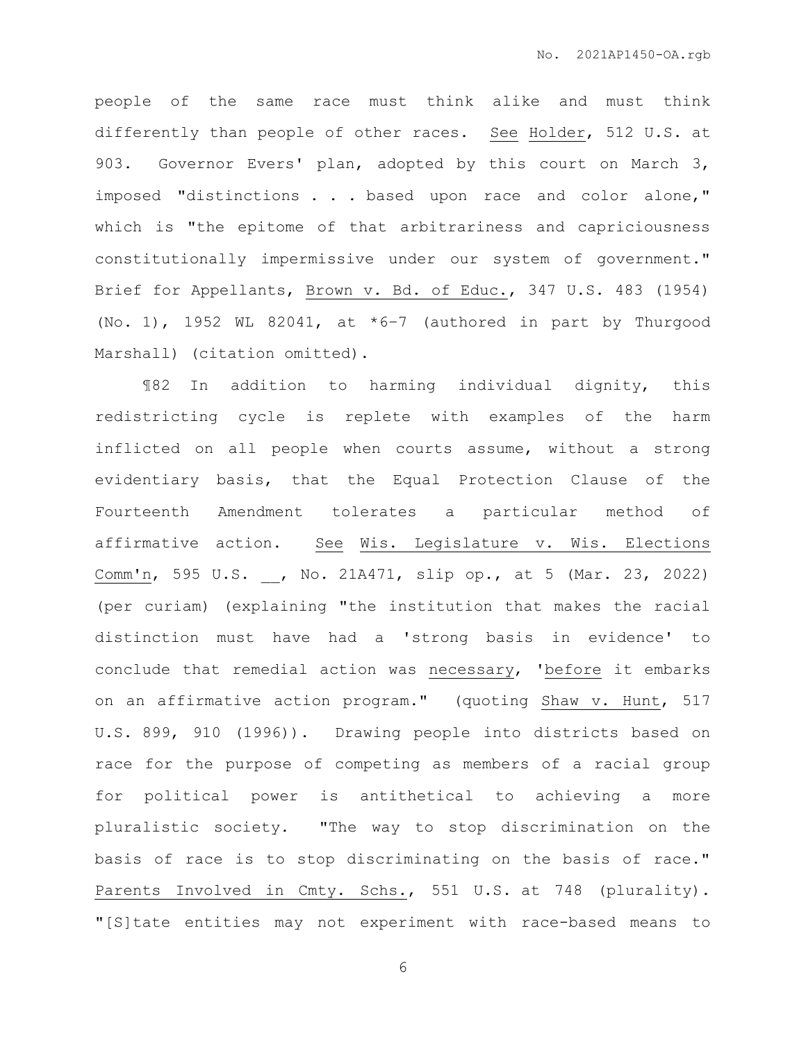people of the same race must think alike and must think differently than people of other races. See Holder, 512 U.S. at 903. Governor Evers' plan, adopted by this court on March 3, imposed "distinctions . . . based upon race and color alone," which is "the epitome of that arbitrariness and capriciousness constitutionally impermissive under our system of government." Brief for Appellants, Brown v. Bd. of Educ., 347 U.S. 483 (1954) (No. 1), 1952 WL 82041, at *6–7 (authored in part by Thurgood Marshall) (citation omitted).

¶82 In addition to harming individual dignity, this redistricting cycle is replete with examples of the harm inflicted on all people when courts assume, without a strong evidentiary basis, that the Equal Protection Clause of the Fourteenth Amendment tolerates a particular method of affirmative action. See Wis. Legislature v. Wis. Elections Comm'n, 595 U.S. __, No. 21A471, slip op., at 5 (Mar. 23, 2022) (per curiam) (explaining "the institution that makes the racial distinction must have had a 'strong basis in evidence' to conclude that remedial action was necessary, 'before it embarks on an affirmative action program." (quoting Shaw v. Hunt, 517 U.S. 899, 910 (1996)). Drawing people into districts based on race for the purpose of competing as members of a racial group for political power is antithetical to achieving a more pluralistic society. "The way to stop discrimination on the basis of race is to stop discriminating on the basis of race." Parents Involved in Cmty. Schs., 551 U.S. at 748 (plurality). "[S]tate entities may not experiment with race-based means to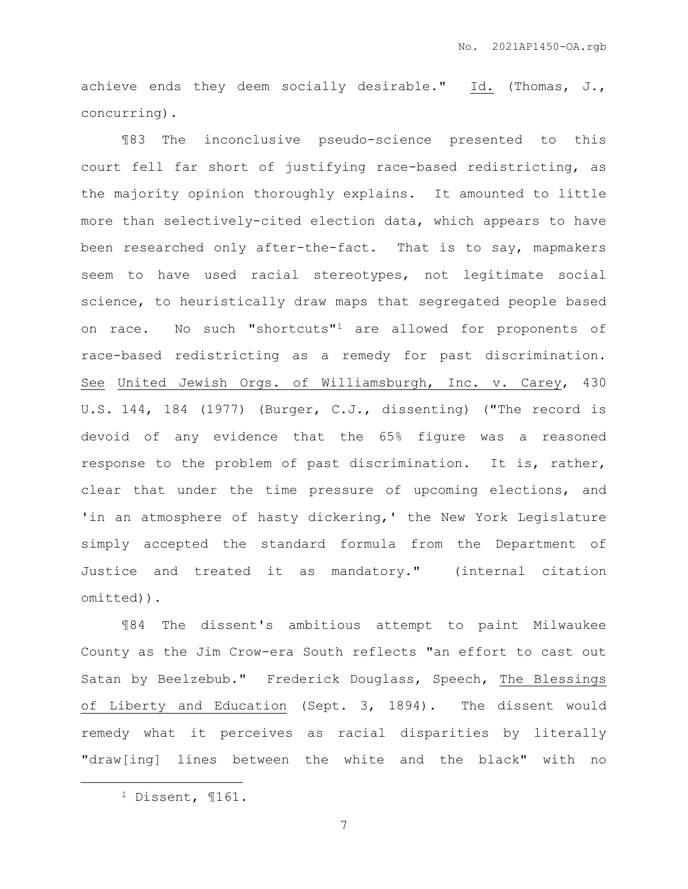achieve ends they deem socially desirable." Id. (Thomas, J., concurring).

¶83 The inconclusive pseudo-science presented to this court fell far short of justifying race-based redistricting, as the majority opinion thoroughly explains. It amounted to little more than selectively-cited election data, which appears to have been researched only after-the-fact. That is to say, mapmakers seem to have used racial stereotypes, not legitimate social science, to heuristically draw maps that segregated people based on race. No such "shortcuts"[1] are allowed for proponents of race-based redistricting as a remedy for past discrimination. See United Jewish Orgs. of Williamsburgh, Inc. v. Carey, 430 U.S. 144, 184 (1977) (Burger, C.J., dissenting) ("The record is devoid of any evidence that the 65% figure was a reasoned response to the problem of past discrimination. It is, rather, clear that under the time pressure of upcoming elections, and 'in an atmosphere of hasty dickering,' the New York Legislature simply accepted the standard formula from the Department of Justice and treated it as mandatory." (internal citation omitted)).

¶84 The dissent's ambitious attempt to paint Milwaukee County as the Jim Crow-era South reflects "an effort to cast out Satan by Beelzebub." Frederick Douglass, Speech, The Blessings of Liberty and Education (Sept. 3, 1894). The dissent would remedy what it perceives as racial disparities by literally "draw[ing] lines between the white and the black" with no

---

[1] Dissent, ¶161.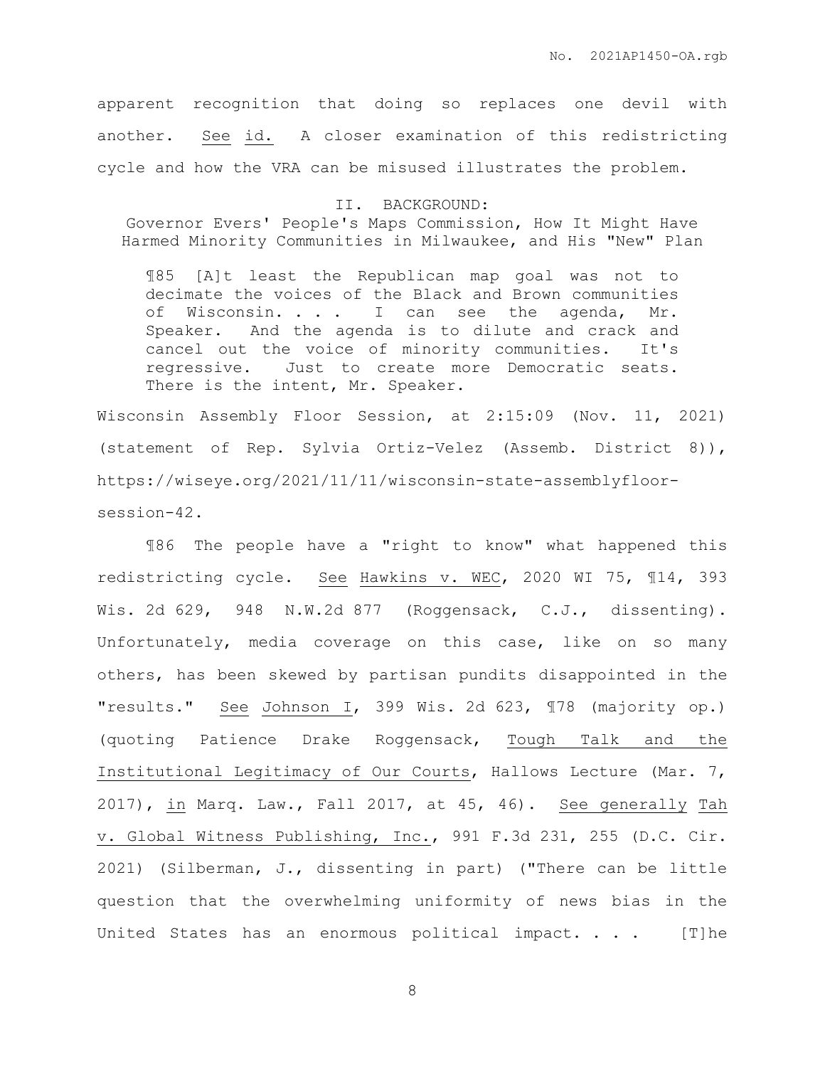apparent recognition that doing so replaces one devil with another. See id. A closer examination of this redistricting cycle and how the VRA can be misused illustrates the problem.

## II. BACKGROUND:
### Governor Evers' People's Maps Commission, How It Might Have Harmed Minority Communities in Milwaukee, and His "New" Plan

> ¶85 [A]t least the Republican map goal was not to decimate the voices of the Black and Brown communities of Wisconsin. . . . I can see the agenda, Mr. Speaker. And the agenda is to dilute and crack and cancel out the voice of minority communities. It's regressive. Just to create more Democratic seats. There is the intent, Mr. Speaker.

Wisconsin Assembly Floor Session, at 2:15:09 (Nov. 11, 2021) (statement of Rep. Sylvia Ortiz-Velez (Assemb. District 8)), https://wiseye.org/2021/11/11/wisconsin-state-assemblyfloor-session-42.

¶86 The people have a "right to know" what happened this redistricting cycle. See Hawkins v. WEC, 2020 WI 75, ¶14, 393 Wis. 2d 629, 948 N.W.2d 877 (Roggensack, C.J., dissenting). Unfortunately, media coverage on this case, like on so many others, has been skewed by partisan pundits disappointed in the "results." See Johnson I, 399 Wis. 2d 623, ¶78 (majority op.) (quoting Patience Drake Roggensack, Tough Talk and the Institutional Legitimacy of Our Courts, Hallows Lecture (Mar. 7, 2017), in Marq. Law., Fall 2017, at 45, 46). See generally Tah v. Global Witness Publishing, Inc., 991 F.3d 231, 255 (D.C. Cir. 2021) (Silberman, J., dissenting in part) ("There can be little question that the overwhelming uniformity of news bias in the United States has an enormous political impact. . . . [T]he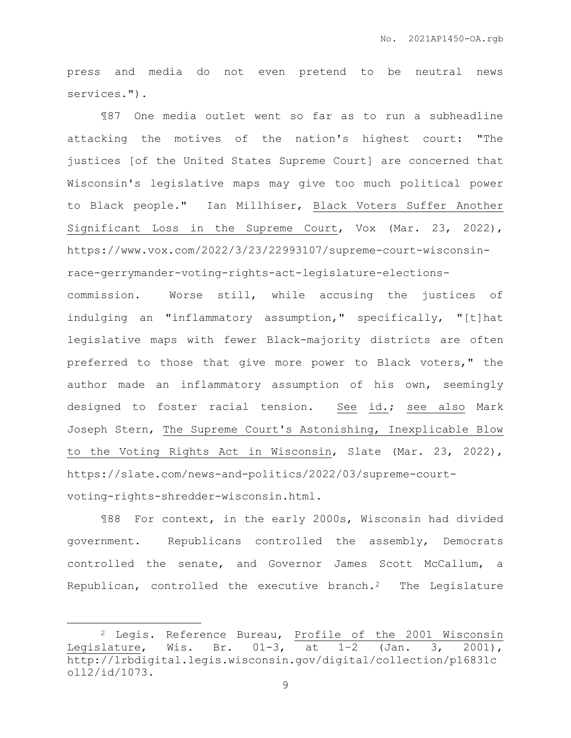press and media do not even pretend to be neutral news services.").

¶87 One media outlet went so far as to run a subheadline attacking the motives of the nation's highest court: "The justices [of the United States Supreme Court] are concerned that Wisconsin's legislative maps may give too much political power to Black people." Ian Millhiser, Black Voters Suffer Another Significant Loss in the Supreme Court, Vox (Mar. 23, 2022), https://www.vox.com/2022/3/23/22993107/supreme-court-wisconsin-race-gerrymander-voting-rights-act-legislature-elections-commission. Worse still, while accusing the justices of indulging an "inflammatory assumption," specifically, "[t]hat legislative maps with fewer Black-majority districts are often preferred to those that give more power to Black voters," the author made an inflammatory assumption of his own, seemingly designed to foster racial tension. See id.; see also Mark Joseph Stern, The Supreme Court's Astonishing, Inexplicable Blow to the Voting Rights Act in Wisconsin, Slate (Mar. 23, 2022), https://slate.com/news-and-politics/2022/03/supreme-court-voting-rights-shredder-wisconsin.html.

¶88 For context, in the early 2000s, Wisconsin had divided government. Republicans controlled the assembly, Democrats controlled the senate, and Governor James Scott McCallum, a Republican, controlled the executive branch.[2] The Legislature

[2] Legis. Reference Bureau, Profile of the 2001 Wisconsin Legislature, Wis. Br. 01-3, at 1–2 (Jan. 3, 2001), http://lrbdigital.legis.wisconsin.gov/digital/collection/p16831coll2/id/1073.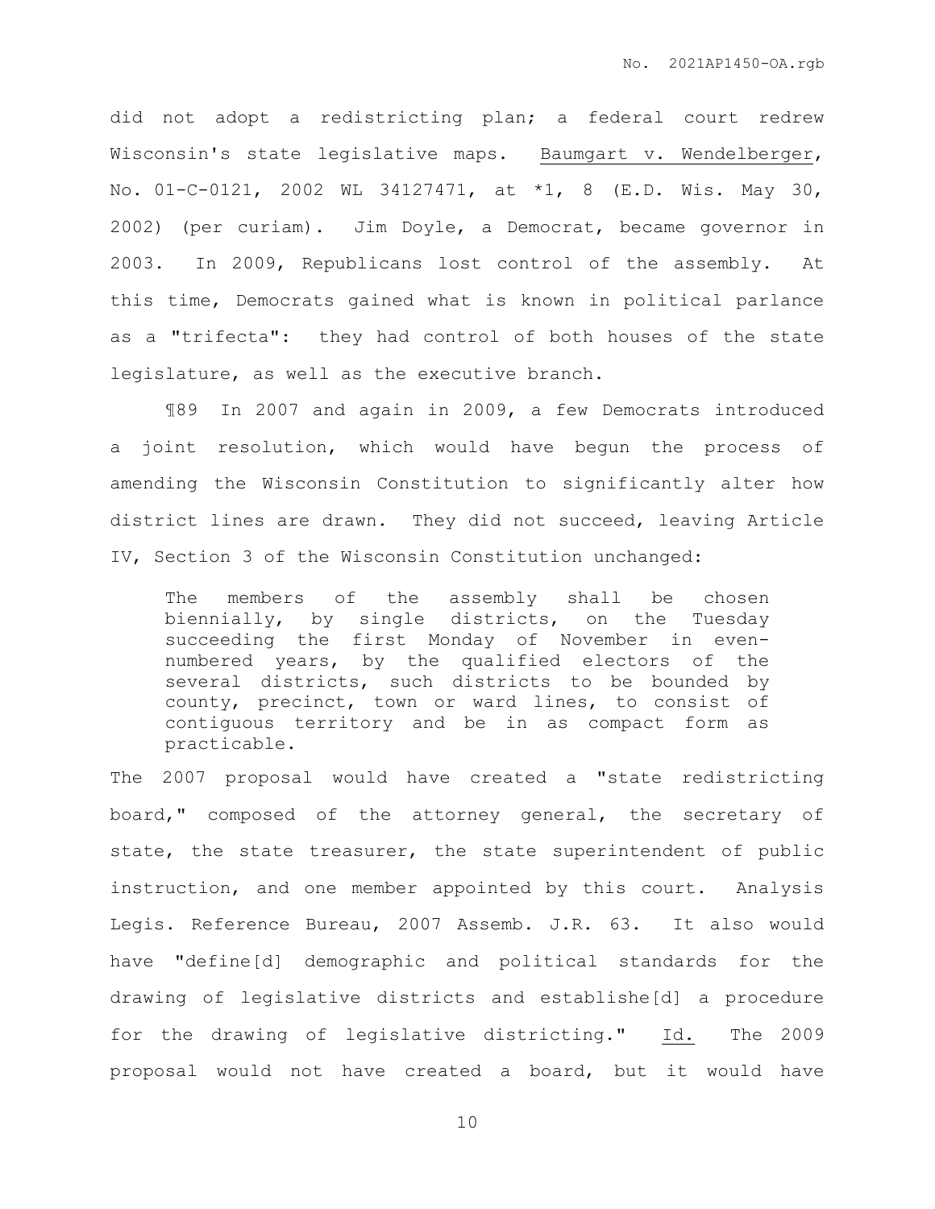did not adopt a redistricting plan; a federal court redrew Wisconsin's state legislative maps. Baumgart v. Wendelberger, No. 01-C-0121, 2002 WL 34127471, at *1, 8 (E.D. Wis. May 30, 2002) (per curiam). Jim Doyle, a Democrat, became governor in 2003. In 2009, Republicans lost control of the assembly. At this time, Democrats gained what is known in political parlance as a "trifecta": they had control of both houses of the state legislature, as well as the executive branch.

¶89 In 2007 and again in 2009, a few Democrats introduced a joint resolution, which would have begun the process of amending the Wisconsin Constitution to significantly alter how district lines are drawn. They did not succeed, leaving Article IV, Section 3 of the Wisconsin Constitution unchanged:

> The members of the assembly shall be chosen biennially, by single districts, on the Tuesday succeeding the first Monday of November in even-numbered years, by the qualified electors of the several districts, such districts to be bounded by county, precinct, town or ward lines, to consist of contiguous territory and be in as compact form as practicable.

The 2007 proposal would have created a "state redistricting board," composed of the attorney general, the secretary of state, the state treasurer, the state superintendent of public instruction, and one member appointed by this court. Analysis Legis. Reference Bureau, 2007 Assemb. J.R. 63. It also would have "define[d] demographic and political standards for the drawing of legislative districts and establishe[d] a procedure for the drawing of legislative districting." Id. The 2009 proposal would not have created a board, but it would have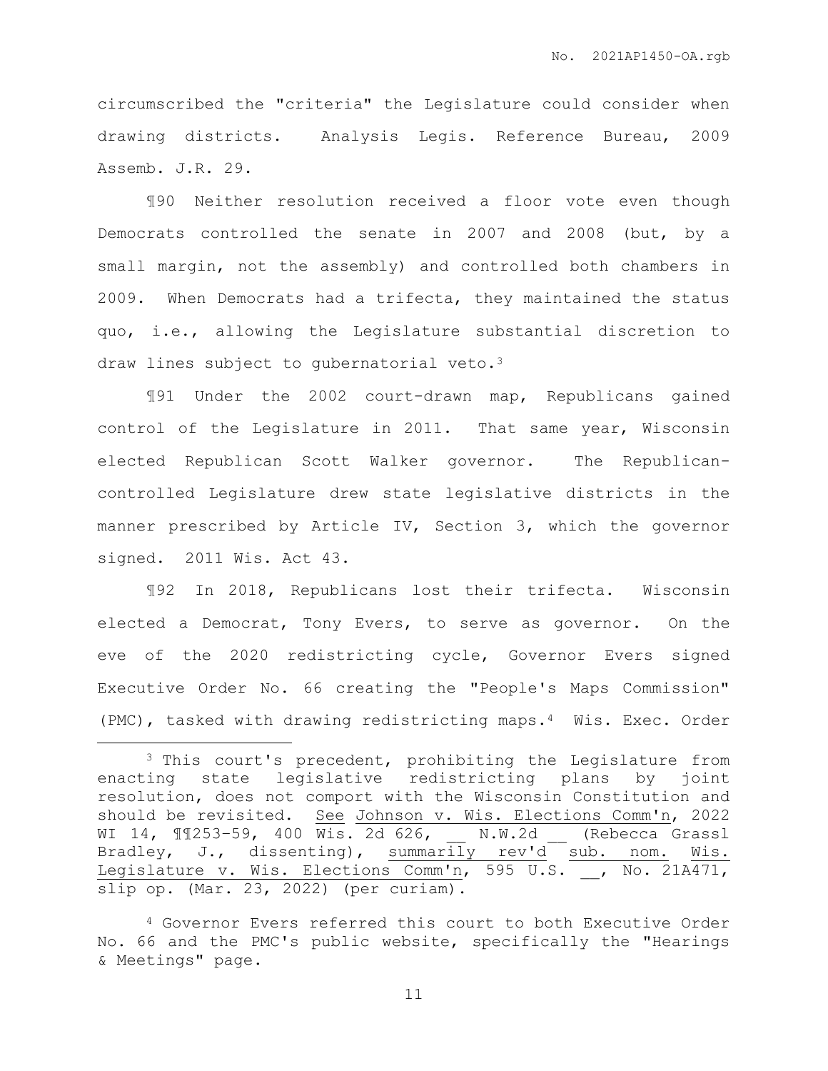circumscribed the "criteria" the Legislature could consider when drawing districts. Analysis Legis. Reference Bureau, 2009 Assemb. J.R. 29.

¶90 Neither resolution received a floor vote even though Democrats controlled the senate in 2007 and 2008 (but, by a small margin, not the assembly) and controlled both chambers in 2009. When Democrats had a trifecta, they maintained the status quo, i.e., allowing the Legislature substantial discretion to draw lines subject to gubernatorial veto.[3]

¶91 Under the 2002 court-drawn map, Republicans gained control of the Legislature in 2011. That same year, Wisconsin elected Republican Scott Walker governor. The Republican-controlled Legislature drew state legislative districts in the manner prescribed by Article IV, Section 3, which the governor signed. 2011 Wis. Act 43.

¶92 In 2018, Republicans lost their trifecta. Wisconsin elected a Democrat, Tony Evers, to serve as governor. On the eve of the 2020 redistricting cycle, Governor Evers signed Executive Order No. 66 creating the "People's Maps Commission" (PMC), tasked with drawing redistricting maps.[4] Wis. Exec. Order

---

[3] This court's precedent, prohibiting the Legislature from enacting state legislative redistricting plans by joint resolution, does not comport with the Wisconsin Constitution and should be revisited. See Johnson v. Wis. Elections Comm'n, 2022 WI 14, ¶¶253–59, 400 Wis. 2d 626, __ N.W.2d __ (Rebecca Grassl Bradley, J., dissenting), summarily rev'd sub. nom. Wis. Legislature v. Wis. Elections Comm'n, 595 U.S. __, No. 21A471, slip op. (Mar. 23, 2022) (per curiam).

[4] Governor Evers referred this court to both Executive Order No. 66 and the PMC's public website, specifically the "Hearings & Meetings" page.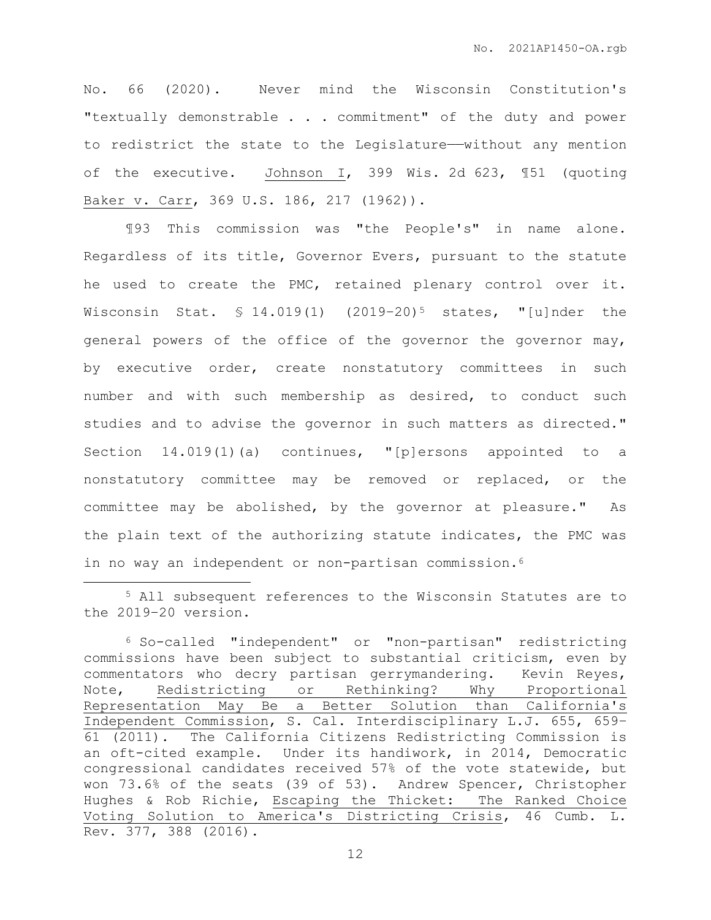No. 66 (2020). Never mind the Wisconsin Constitution's "textually demonstrable . . . commitment" of the duty and power to redistrict the state to the Legislature——without any mention of the executive. Johnson I, 399 Wis. 2d 623, ¶51 (quoting Baker v. Carr, 369 U.S. 186, 217 (1962)).

¶93 This commission was "the People's" in name alone. Regardless of its title, Governor Evers, pursuant to the statute he used to create the PMC, retained plenary control over it. Wisconsin Stat. § 14.019(1) (2019–20)[5] states, "[u]nder the general powers of the office of the governor the governor may, by executive order, create nonstatutory committees in such number and with such membership as desired, to conduct such studies and to advise the governor in such matters as directed." Section 14.019(1)(a) continues, "[p]ersons appointed to a nonstatutory committee may be removed or replaced, or the committee may be abolished, by the governor at pleasure." As the plain text of the authorizing statute indicates, the PMC was in no way an independent or non-partisan commission.[6]

---

[5] All subsequent references to the Wisconsin Statutes are to the 2019–20 version.

[6] So-called "independent" or "non-partisan" redistricting commissions have been subject to substantial criticism, even by commentators who decry partisan gerrymandering. Kevin Reyes, Note, Redistricting or Rethinking? Why Proportional Representation May Be a Better Solution than California's Independent Commission, S. Cal. Interdisciplinary L.J. 655, 659–61 (2011). The California Citizens Redistricting Commission is an oft-cited example. Under its handiwork, in 2014, Democratic congressional candidates received 57% of the vote statewide, but won 73.6% of the seats (39 of 53). Andrew Spencer, Christopher Hughes & Rob Richie, Escaping the Thicket: The Ranked Choice Voting Solution to America's Districting Crisis, 46 Cumb. L. Rev. 377, 388 (2016).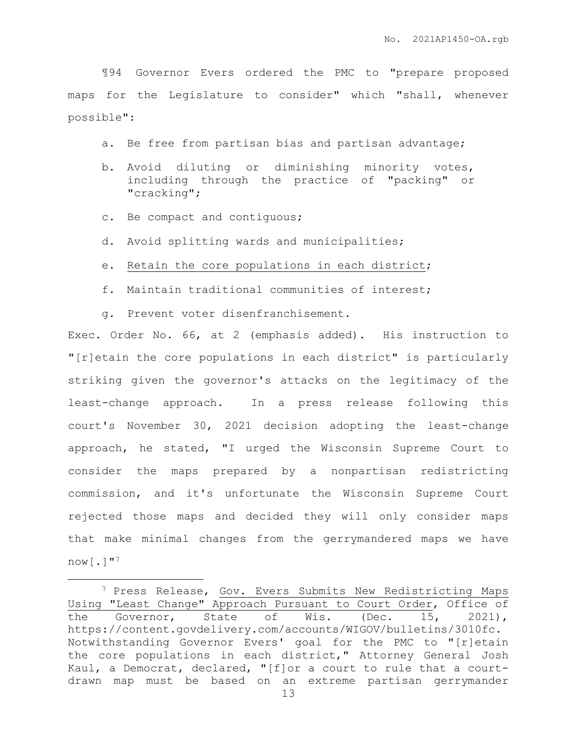¶94 Governor Evers ordered the PMC to "prepare proposed maps for the Legislature to consider" which "shall, whenever possible":

a. Be free from partisan bias and partisan advantage;

b. Avoid diluting or diminishing minority votes, including through the practice of "packing" or "cracking";

c. Be compact and contiguous;

d. Avoid splitting wards and municipalities;

e. <u>Retain the core populations in each district</u>;

f. Maintain traditional communities of interest;

g. Prevent voter disenfranchisement.

Exec. Order No. 66, at 2 (emphasis added). His instruction to "[r]etain the core populations in each district" is particularly striking given the governor's attacks on the legitimacy of the least-change approach. In a press release following this court's November 30, 2021 decision adopting the least-change approach, he stated, "I urged the Wisconsin Supreme Court to consider the maps prepared by a nonpartisan redistricting commission, and it's unfortunate the Wisconsin Supreme Court rejected those maps and decided they will only consider maps that make minimal changes from the gerrymandered maps we have now[.]"[7]

---

[7] Press Release, <u>Gov. Evers Submits New Redistricting Maps Using "Least Change" Approach Pursuant to Court Order</u>, Office of the Governor, State of Wis. (Dec. 15, 2021), https://content.govdelivery.com/accounts/WIGOV/bulletins/3010fc. Notwithstanding Governor Evers' goal for the PMC to "[r]etain the core populations in each district," Attorney General Josh Kaul, a Democrat, declared, "[f]or a court to rule that a court-drawn map must be based on an extreme partisan gerrymander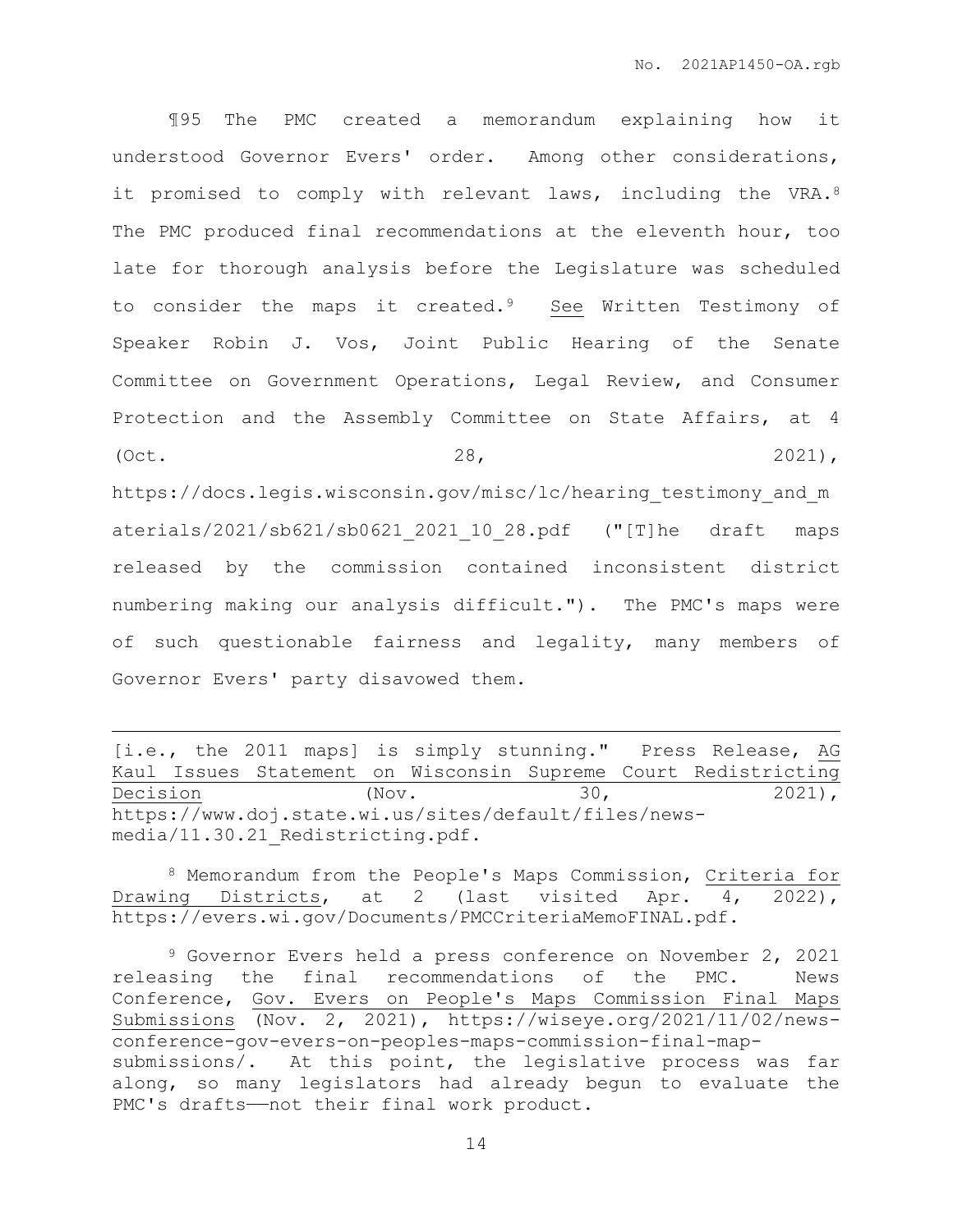¶95 The PMC created a memorandum explaining how it understood Governor Evers' order. Among other considerations, it promised to comply with relevant laws, including the VRA.[8] The PMC produced final recommendations at the eleventh hour, too late for thorough analysis before the Legislature was scheduled to consider the maps it created.[9] _See_ Written Testimony of Speaker Robin J. Vos, Joint Public Hearing of the Senate Committee on Government Operations, Legal Review, and Consumer Protection and the Assembly Committee on State Affairs, at 4 (Oct. 28, 2021), https://docs.legis.wisconsin.gov/misc/lc/hearing_testimony_and_materials/2021/sb621/sb0621_2021_10_28.pdf ("[T]he draft maps released by the commission contained inconsistent district numbering making our analysis difficult."). The PMC's maps were of such questionable fairness and legality, many members of Governor Evers' party disavowed them.

---

[i.e., the 2011 maps] is simply stunning." Press Release, _AG Kaul Issues Statement on Wisconsin Supreme Court Redistricting Decision_ (Nov. 30, 2021), https://www.doj.state.wi.us/sites/default/files/news-media/11.30.21_Redistricting.pdf.

[8] Memorandum from the People's Maps Commission, _Criteria for Drawing Districts_, at 2 (last visited Apr. 4, 2022), https://evers.wi.gov/Documents/PMCCriteriaMemoFINAL.pdf.

[9] Governor Evers held a press conference on November 2, 2021 releasing the final recommendations of the PMC. News Conference, _Gov. Evers on People's Maps Commission Final Maps Submissions_ (Nov. 2, 2021), https://wiseye.org/2021/11/02/news-conference-gov-evers-on-peoples-maps-commission-final-map-submissions/. At this point, the legislative process was far along, so many legislators had already begun to evaluate the PMC's drafts——not their final work product.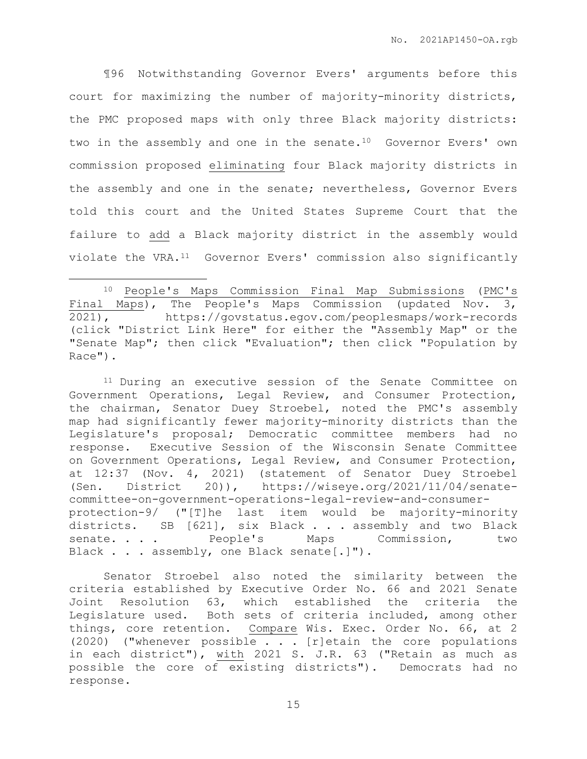¶96 Notwithstanding Governor Evers' arguments before this court for maximizing the number of majority-minority districts, the PMC proposed maps with only three Black majority districts: two in the assembly and one in the senate.[10] Governor Evers' own commission proposed eliminating four Black majority districts in the assembly and one in the senate; nevertheless, Governor Evers told this court and the United States Supreme Court that the failure to add a Black majority district in the assembly would violate the VRA.[11] Governor Evers' commission also significantly

---

[10] People's Maps Commission Final Map Submissions (PMC's Final Maps), The People's Maps Commission (updated Nov. 3, 2021), https://govstatus.egov.com/peoplesmaps/work-records (click "District Link Here" for either the "Assembly Map" or the "Senate Map"; then click "Evaluation"; then click "Population by Race").

[11] During an executive session of the Senate Committee on Government Operations, Legal Review, and Consumer Protection, the chairman, Senator Duey Stroebel, noted the PMC's assembly map had significantly fewer majority-minority districts than the Legislature's proposal; Democratic committee members had no response. Executive Session of the Wisconsin Senate Committee on Government Operations, Legal Review, and Consumer Protection, at 12:37 (Nov. 4, 2021) (statement of Senator Duey Stroebel (Sen. District 20)), https://wiseye.org/2021/11/04/senate-committee-on-government-operations-legal-review-and-consumer-protection-9/ ("[T]he last item would be majority-minority districts. SB [621], six Black . . . assembly and two Black senate. . . . People's Maps Commission, two Black . . . assembly, one Black senate[.]").

Senator Stroebel also noted the similarity between the criteria established by Executive Order No. 66 and 2021 Senate Joint Resolution 63, which established the criteria the Legislature used. Both sets of criteria included, among other things, core retention. Compare Wis. Exec. Order No. 66, at 2 (2020) ("whenever possible . . . [r]etain the core populations in each district"), with 2021 S. J.R. 63 ("Retain as much as possible the core of existing districts"). Democrats had no response.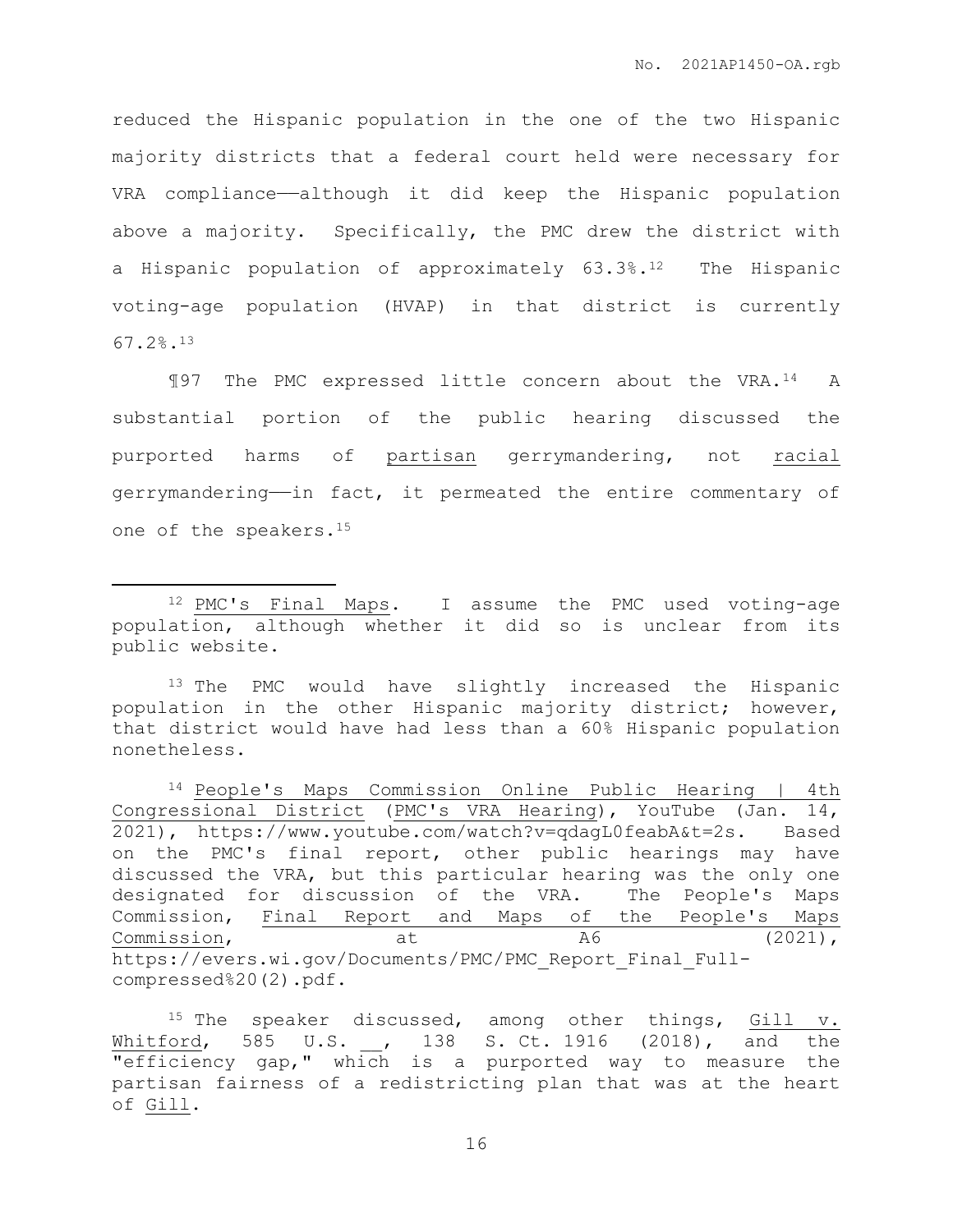reduced the Hispanic population in the one of the two Hispanic majority districts that a federal court held were necessary for VRA compliance——although it did keep the Hispanic population above a majority. Specifically, the PMC drew the district with a Hispanic population of approximately 63.3%.[12] The Hispanic voting-age population (HVAP) in that district is currently 67.2%.[13]

¶97 The PMC expressed little concern about the VRA.[14] A substantial portion of the public hearing discussed the purported harms of partisan gerrymandering, not racial gerrymandering——in fact, it permeated the entire commentary of one of the speakers.[15]

---

[12] PMC's Final Maps. I assume the PMC used voting-age population, although whether it did so is unclear from its public website.

[13] The PMC would have slightly increased the Hispanic population in the other Hispanic majority district; however, that district would have had less than a 60% Hispanic population nonetheless.

[14] People's Maps Commission Online Public Hearing | 4th Congressional District (PMC's VRA Hearing), YouTube (Jan. 14, 2021), https://www.youtube.com/watch?v=qdagL0feabA&t=2s. Based on the PMC's final report, other public hearings may have discussed the VRA, but this particular hearing was the only one designated for discussion of the VRA. The People's Maps Commission, Final Report and Maps of the People's Maps Commission, at A6 (2021), https://evers.wi.gov/Documents/PMC/PMC_Report_Final_Full-compressed%20(2).pdf.

[15] The speaker discussed, among other things, Gill v. Whitford, 585 U.S. __, 138 S. Ct. 1916 (2018), and the "efficiency gap," which is a purported way to measure the partisan fairness of a redistricting plan that was at the heart of Gill.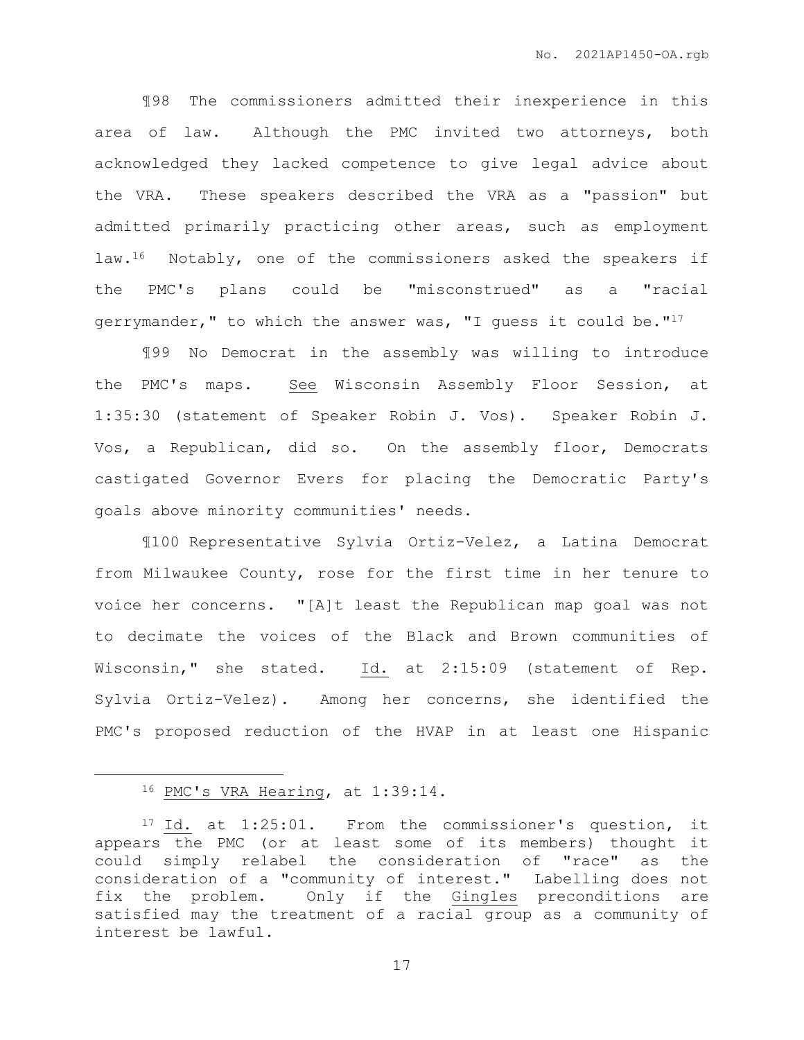¶98 The commissioners admitted their inexperience in this area of law. Although the PMC invited two attorneys, both acknowledged they lacked competence to give legal advice about the VRA. These speakers described the VRA as a "passion" but admitted primarily practicing other areas, such as employment law.[16] Notably, one of the commissioners asked the speakers if the PMC's plans could be "misconstrued" as a "racial gerrymander," to which the answer was, "I guess it could be."[17]

¶99 No Democrat in the assembly was willing to introduce the PMC's maps. See Wisconsin Assembly Floor Session, at 1:35:30 (statement of Speaker Robin J. Vos). Speaker Robin J. Vos, a Republican, did so. On the assembly floor, Democrats castigated Governor Evers for placing the Democratic Party's goals above minority communities' needs.

¶100 Representative Sylvia Ortiz-Velez, a Latina Democrat from Milwaukee County, rose for the first time in her tenure to voice her concerns. "[A]t least the Republican map goal was not to decimate the voices of the Black and Brown communities of Wisconsin," she stated. Id. at 2:15:09 (statement of Rep. Sylvia Ortiz-Velez). Among her concerns, she identified the PMC's proposed reduction of the HVAP in at least one Hispanic

---

[16] PMC's VRA Hearing, at 1:39:14.

[17] Id. at 1:25:01. From the commissioner's question, it appears the PMC (or at least some of its members) thought it could simply relabel the consideration of "race" as the consideration of a "community of interest." Labelling does not fix the problem. Only if the Gingles preconditions are satisfied may the treatment of a racial group as a community of interest be lawful.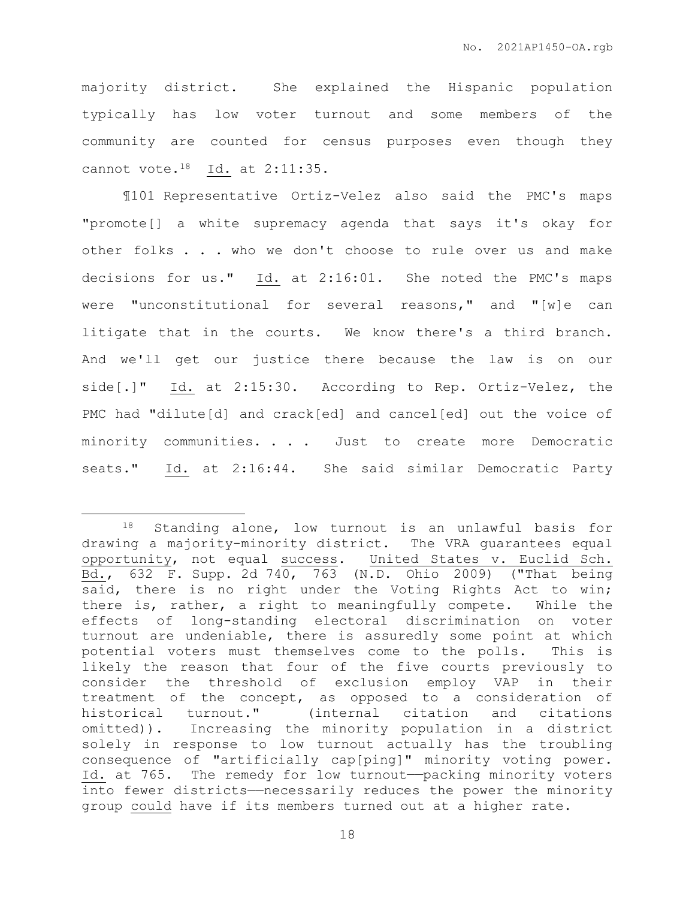majority district. She explained the Hispanic population typically has low voter turnout and some members of the community are counted for census purposes even though they cannot vote.[18] Id. at 2:11:35.

¶101 Representative Ortiz-Velez also said the PMC's maps "promote[] a white supremacy agenda that says it's okay for other folks . . . who we don't choose to rule over us and make decisions for us." Id. at 2:16:01. She noted the PMC's maps were "unconstitutional for several reasons," and "[w]e can litigate that in the courts. We know there's a third branch. And we'll get our justice there because the law is on our side[.]" Id. at 2:15:30. According to Rep. Ortiz-Velez, the PMC had "dilute[d] and crack[ed] and cancel[ed] out the voice of minority communities. . . . Just to create more Democratic seats." Id. at 2:16:44. She said similar Democratic Party

---

[18] Standing alone, low turnout is an unlawful basis for drawing a majority-minority district. The VRA guarantees equal opportunity, not equal success. United States v. Euclid Sch. Bd., 632 F. Supp. 2d 740, 763 (N.D. Ohio 2009) ("That being said, there is no right under the Voting Rights Act to win; there is, rather, a right to meaningfully compete. While the effects of long-standing electoral discrimination on voter turnout are undeniable, there is assuredly some point at which potential voters must themselves come to the polls. This is likely the reason that four of the five courts previously to consider the threshold of exclusion employ VAP in their treatment of the concept, as opposed to a consideration of historical turnout." (internal citation and citations omitted)). Increasing the minority population in a district solely in response to low turnout actually has the troubling consequence of "artificially cap[ping]" minority voting power. Id. at 765. The remedy for low turnout——packing minority voters into fewer districts——necessarily reduces the power the minority group could have if its members turned out at a higher rate.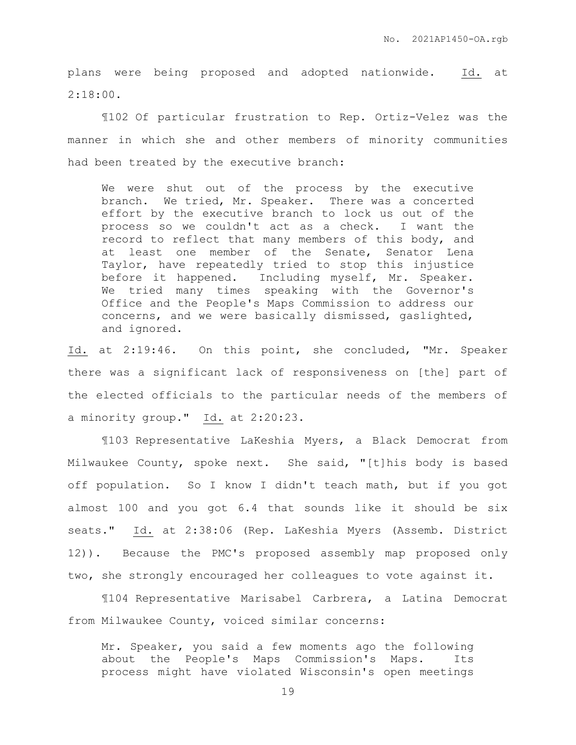plans were being proposed and adopted nationwide. Id. at 2:18:00.

¶102 Of particular frustration to Rep. Ortiz-Velez was the manner in which she and other members of minority communities had been treated by the executive branch:

> We were shut out of the process by the executive branch. We tried, Mr. Speaker. There was a concerted effort by the executive branch to lock us out of the process so we couldn't act as a check. I want the record to reflect that many members of this body, and at least one member of the Senate, Senator Lena Taylor, have repeatedly tried to stop this injustice before it happened. Including myself, Mr. Speaker. We tried many times speaking with the Governor's Office and the People's Maps Commission to address our concerns, and we were basically dismissed, gaslighted, and ignored.

Id. at 2:19:46. On this point, she concluded, "Mr. Speaker there was a significant lack of responsiveness on [the] part of the elected officials to the particular needs of the members of a minority group." Id. at 2:20:23.

¶103 Representative LaKeshia Myers, a Black Democrat from Milwaukee County, spoke next. She said, "[t]his body is based off population. So I know I didn't teach math, but if you got almost 100 and you got 6.4 that sounds like it should be six seats." Id. at 2:38:06 (Rep. LaKeshia Myers (Assemb. District 12)). Because the PMC's proposed assembly map proposed only two, she strongly encouraged her colleagues to vote against it.

¶104 Representative Marisabel Carbrera, a Latina Democrat from Milwaukee County, voiced similar concerns:

> Mr. Speaker, you said a few moments ago the following about the People's Maps Commission's Maps. Its process might have violated Wisconsin's open meetings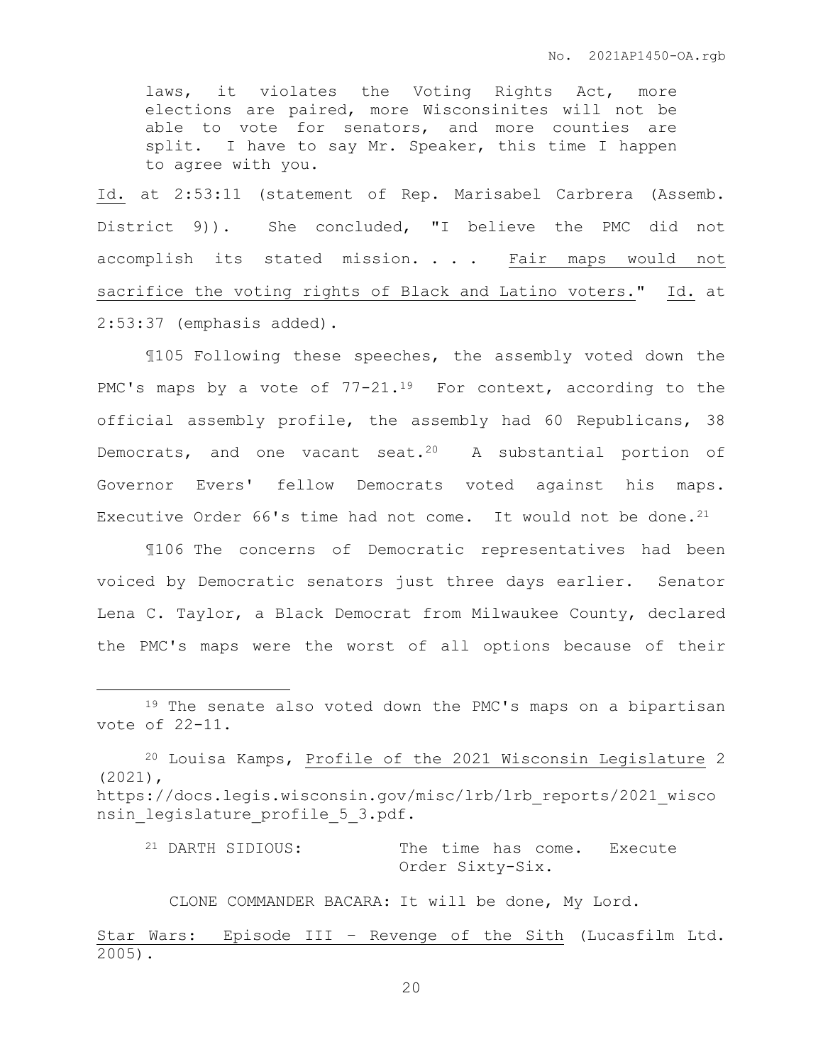> laws, it violates the Voting Rights Act, more elections are paired, more Wisconsinites will not be able to vote for senators, and more counties are split. I have to say Mr. Speaker, this time I happen to agree with you.

Id. at 2:53:11 (statement of Rep. Marisabel Carbrera (Assemb. District 9)). She concluded, "I believe the PMC did not accomplish its stated mission. . . . Fair maps would not sacrifice the voting rights of Black and Latino voters." Id. at 2:53:37 (emphasis added).

¶105 Following these speeches, the assembly voted down the PMC's maps by a vote of 77-21.[19] For context, according to the official assembly profile, the assembly had 60 Republicans, 38 Democrats, and one vacant seat.[20] A substantial portion of Governor Evers' fellow Democrats voted against his maps. Executive Order 66's time had not come. It would not be done.[21]

¶106 The concerns of Democratic representatives had been voiced by Democratic senators just three days earlier. Senator Lena C. Taylor, a Black Democrat from Milwaukee County, declared the PMC's maps were the worst of all options because of their

---

[19] The senate also voted down the PMC's maps on a bipartisan vote of 22-11.

[20] Louisa Kamps, Profile of the 2021 Wisconsin Legislature 2 (2021), https://docs.legis.wisconsin.gov/misc/lrb/lrb_reports/2021_wisconsin_legislature_profile_5_3.pdf.

[21] DARTH SIDIOUS: The time has come. Execute Order Sixty-Six.

CLONE COMMANDER BACARA: It will be done, My Lord.

Star Wars: Episode III – Revenge of the Sith (Lucasfilm Ltd. 2005).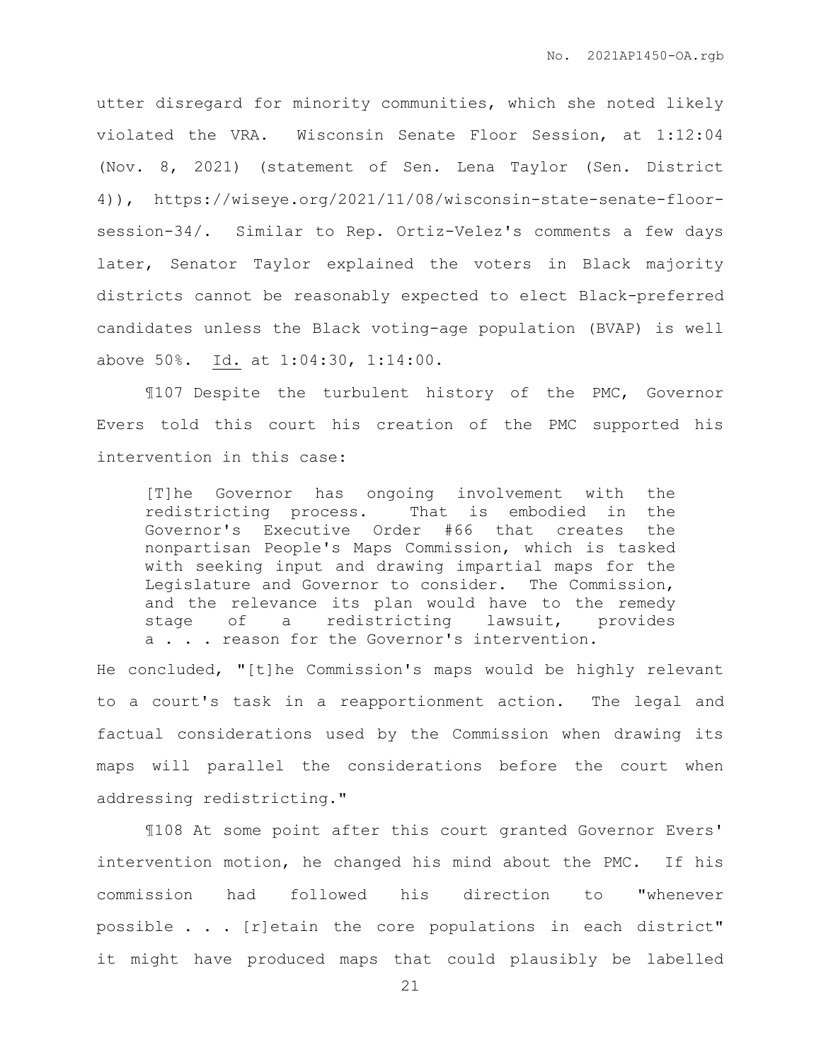utter disregard for minority communities, which she noted likely violated the VRA. Wisconsin Senate Floor Session, at 1:12:04 (Nov. 8, 2021) (statement of Sen. Lena Taylor (Sen. District 4)), https://wiseye.org/2021/11/08/wisconsin-state-senate-floor-session-34/. Similar to Rep. Ortiz-Velez's comments a few days later, Senator Taylor explained the voters in Black majority districts cannot be reasonably expected to elect Black-preferred candidates unless the Black voting-age population (BVAP) is well above 50%. Id. at 1:04:30, 1:14:00.

¶107 Despite the turbulent history of the PMC, Governor Evers told this court his creation of the PMC supported his intervention in this case:

> [T]he Governor has ongoing involvement with the redistricting process. That is embodied in the Governor's Executive Order #66 that creates the nonpartisan People's Maps Commission, which is tasked with seeking input and drawing impartial maps for the Legislature and Governor to consider. The Commission, and the relevance its plan would have to the remedy stage of a redistricting lawsuit, provides a . . . reason for the Governor's intervention.

He concluded, "[t]he Commission's maps would be highly relevant to a court's task in a reapportionment action. The legal and factual considerations used by the Commission when drawing its maps will parallel the considerations before the court when addressing redistricting."

¶108 At some point after this court granted Governor Evers' intervention motion, he changed his mind about the PMC. If his commission had followed his direction to "whenever possible . . . [r]etain the core populations in each district" it might have produced maps that could plausibly be labelled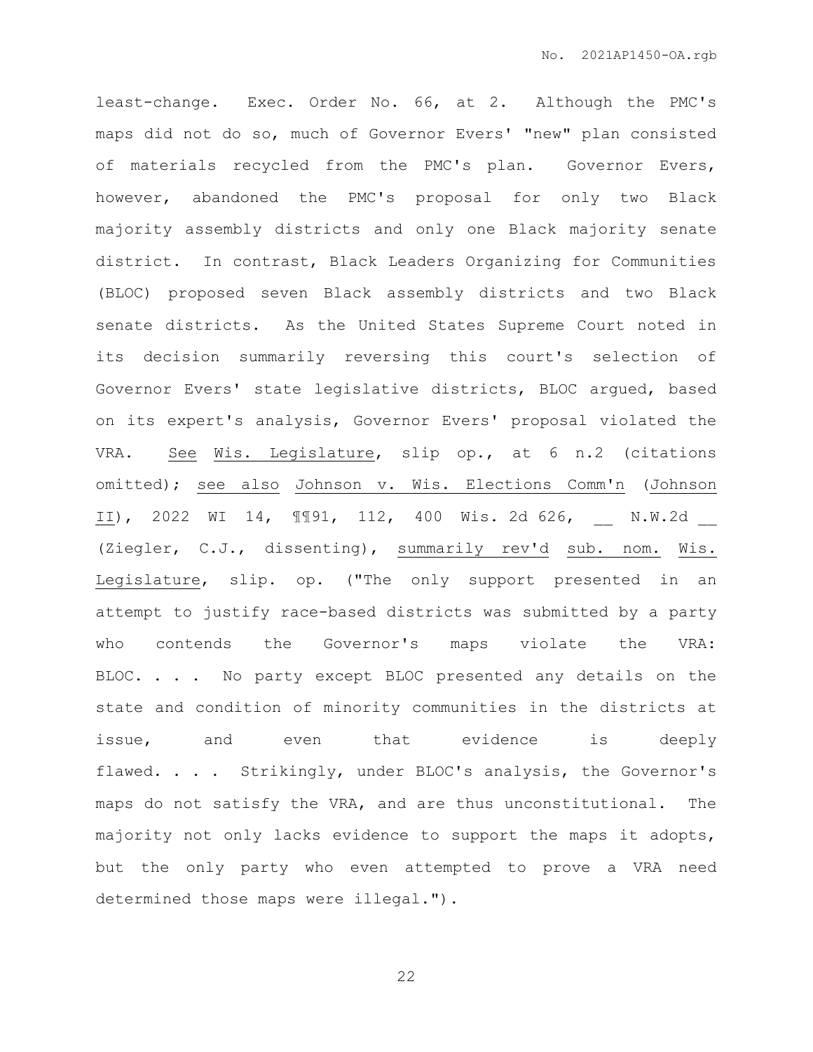least-change. Exec. Order No. 66, at 2. Although the PMC's maps did not do so, much of Governor Evers' "new" plan consisted of materials recycled from the PMC's plan. Governor Evers, however, abandoned the PMC's proposal for only two Black majority assembly districts and only one Black majority senate district. In contrast, Black Leaders Organizing for Communities (BLOC) proposed seven Black assembly districts and two Black senate districts. As the United States Supreme Court noted in its decision summarily reversing this court's selection of Governor Evers' state legislative districts, BLOC argued, based on its expert's analysis, Governor Evers' proposal violated the VRA. See Wis. Legislature, slip op., at 6 n.2 (citations omitted); see also Johnson v. Wis. Elections Comm'n (Johnson II), 2022 WI 14, ¶¶91, 112, 400 Wis. 2d 626, __ N.W.2d __ (Ziegler, C.J., dissenting), summarily rev'd sub. nom. Wis. Legislature, slip. op. ("The only support presented in an attempt to justify race-based districts was submitted by a party who contends the Governor's maps violate the VRA: BLOC. . . . No party except BLOC presented any details on the state and condition of minority communities in the districts at issue, and even that evidence is deeply flawed. . . . Strikingly, under BLOC's analysis, the Governor's maps do not satisfy the VRA, and are thus unconstitutional. The majority not only lacks evidence to support the maps it adopts, but the only party who even attempted to prove a VRA need determined those maps were illegal.").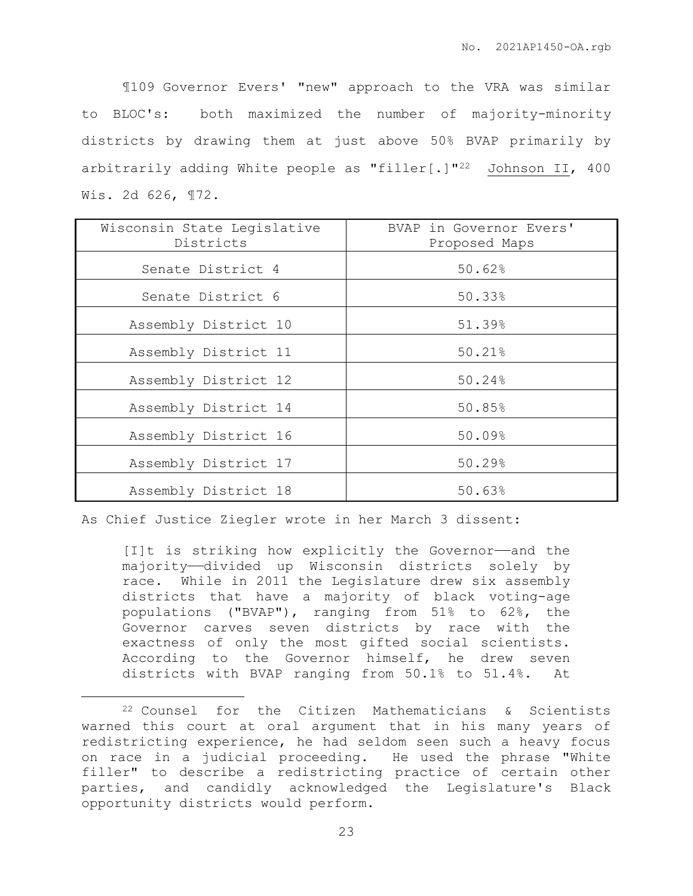¶109 Governor Evers' "new" approach to the VRA was similar to BLOC's: both maximized the number of majority-minority districts by drawing them at just above 50% BVAP primarily by arbitrarily adding White people as "filler[.]"[22] Johnson II, 400 Wis. 2d 626, ¶72.

| Wisconsin State Legislative Districts | BVAP in Governor Evers' Proposed Maps |
|---|---|
| Senate District 4 | 50.62% |
| Senate District 6 | 50.33% |
| Assembly District 10 | 51.39% |
| Assembly District 11 | 50.21% |
| Assembly District 12 | 50.24% |
| Assembly District 14 | 50.85% |
| Assembly District 16 | 50.09% |
| Assembly District 17 | 50.29% |
| Assembly District 18 | 50.63% |

As Chief Justice Ziegler wrote in her March 3 dissent:

> [I]t is striking how explicitly the Governor——and the majority——divided up Wisconsin districts solely by race. While in 2011 the Legislature drew six assembly districts that have a majority of black voting-age populations ("BVAP"), ranging from 51% to 62%, the Governor carves seven districts by race with the exactness of only the most gifted social scientists. According to the Governor himself, he drew seven districts with BVAP ranging from 50.1% to 51.4%. At

[22] Counsel for the Citizen Mathematicians & Scientists warned this court at oral argument that in his many years of redistricting experience, he had seldom seen such a heavy focus on race in a judicial proceeding. He used the phrase "White filler" to describe a redistricting practice of certain other parties, and candidly acknowledged the Legislature's Black opportunity districts would perform.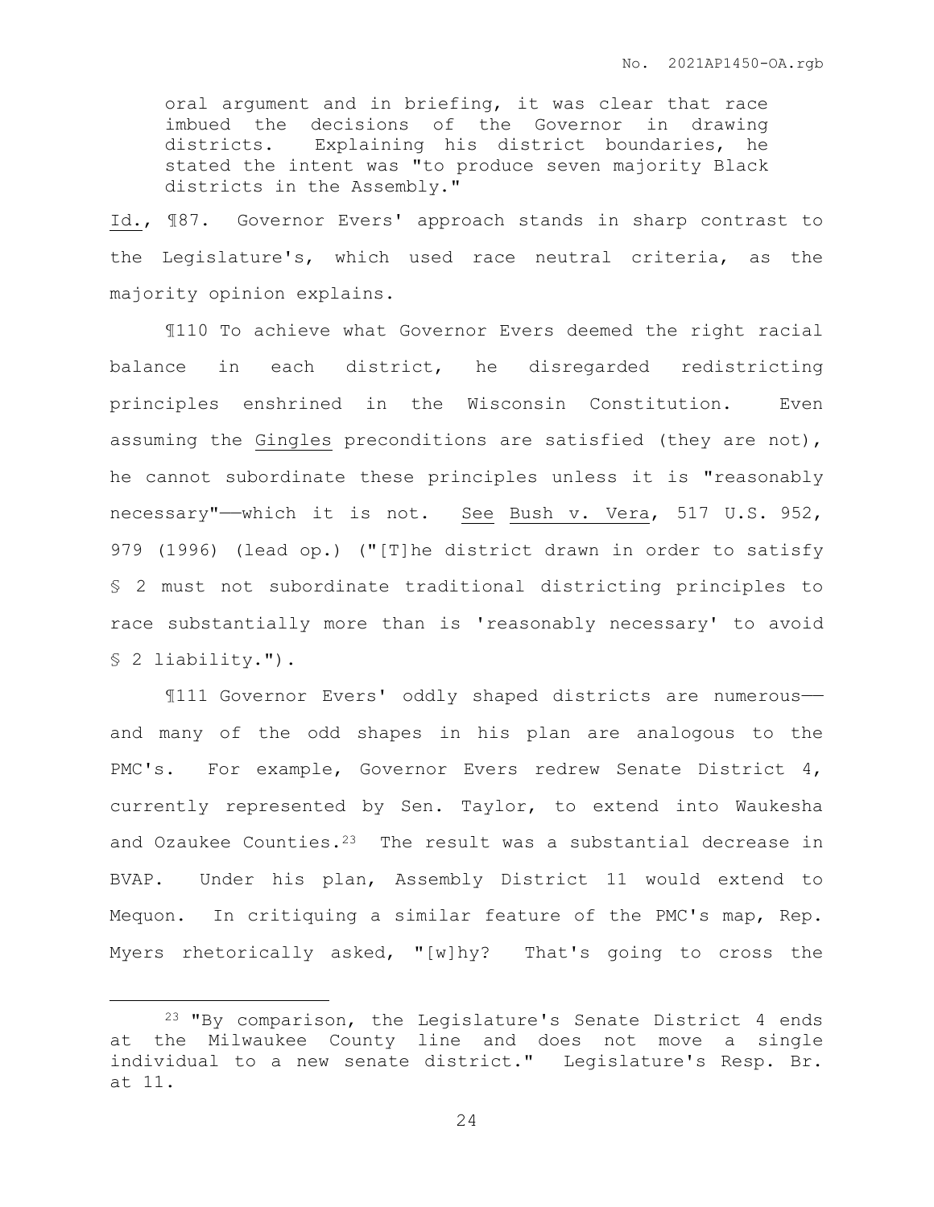> oral argument and in briefing, it was clear that race imbued the decisions of the Governor in drawing districts. Explaining his district boundaries, he stated the intent was "to produce seven majority Black districts in the Assembly."

Id., ¶87. Governor Evers' approach stands in sharp contrast to the Legislature's, which used race neutral criteria, as the majority opinion explains.

¶110 To achieve what Governor Evers deemed the right racial balance in each district, he disregarded redistricting principles enshrined in the Wisconsin Constitution. Even assuming the Gingles preconditions are satisfied (they are not), he cannot subordinate these principles unless it is "reasonably necessary"——which it is not. See Bush v. Vera, 517 U.S. 952, 979 (1996) (lead op.) ("[T]he district drawn in order to satisfy § 2 must not subordinate traditional districting principles to race substantially more than is 'reasonably necessary' to avoid § 2 liability.").

¶111 Governor Evers' oddly shaped districts are numerous—— and many of the odd shapes in his plan are analogous to the PMC's. For example, Governor Evers redrew Senate District 4, currently represented by Sen. Taylor, to extend into Waukesha and Ozaukee Counties.[23] The result was a substantial decrease in BVAP. Under his plan, Assembly District 11 would extend to Mequon. In critiquing a similar feature of the PMC's map, Rep. Myers rhetorically asked, "[w]hy? That's going to cross the

---

[23] "By comparison, the Legislature's Senate District 4 ends at the Milwaukee County line and does not move a single individual to a new senate district." Legislature's Resp. Br. at 11.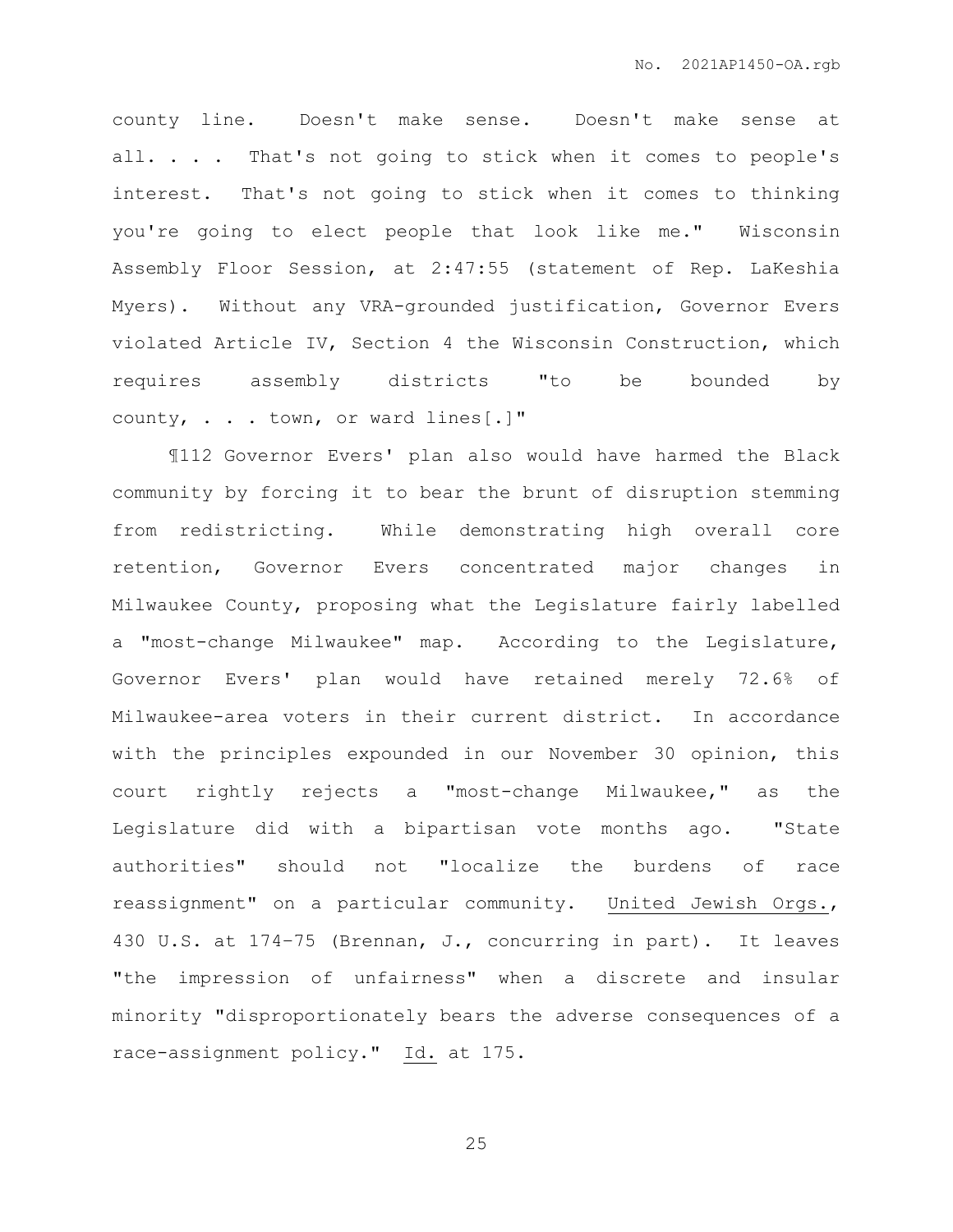county line. Doesn't make sense. Doesn't make sense at all. . . . That's not going to stick when it comes to people's interest. That's not going to stick when it comes to thinking you're going to elect people that look like me." Wisconsin Assembly Floor Session, at 2:47:55 (statement of Rep. LaKeshia Myers). Without any VRA-grounded justification, Governor Evers violated Article IV, Section 4 the Wisconsin Construction, which requires assembly districts "to be bounded by county, . . . town, or ward lines[.]"

¶112 Governor Evers' plan also would have harmed the Black community by forcing it to bear the brunt of disruption stemming from redistricting. While demonstrating high overall core retention, Governor Evers concentrated major changes in Milwaukee County, proposing what the Legislature fairly labelled a "most-change Milwaukee" map. According to the Legislature, Governor Evers' plan would have retained merely 72.6% of Milwaukee-area voters in their current district. In accordance with the principles expounded in our November 30 opinion, this court rightly rejects a "most-change Milwaukee," as the Legislature did with a bipartisan vote months ago. "State authorities" should not "localize the burdens of race reassignment" on a particular community. <u>United Jewish Orgs.</u>, 430 U.S. at 174–75 (Brennan, J., concurring in part). It leaves "the impression of unfairness" when a discrete and insular minority "disproportionately bears the adverse consequences of a race-assignment policy." <u>Id.</u> at 175.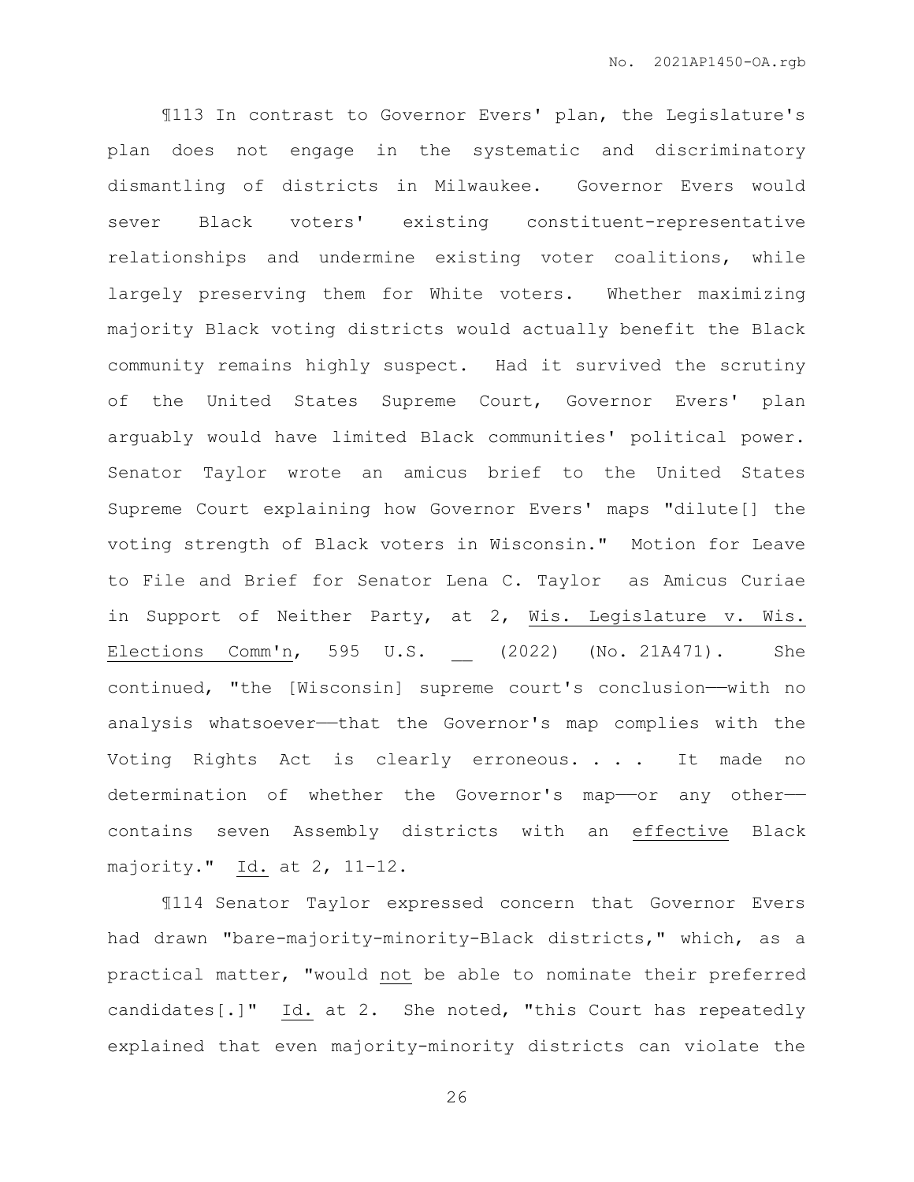¶113 In contrast to Governor Evers' plan, the Legislature's plan does not engage in the systematic and discriminatory dismantling of districts in Milwaukee. Governor Evers would sever Black voters' existing constituent-representative relationships and undermine existing voter coalitions, while largely preserving them for White voters. Whether maximizing majority Black voting districts would actually benefit the Black community remains highly suspect. Had it survived the scrutiny of the United States Supreme Court, Governor Evers' plan arguably would have limited Black communities' political power. Senator Taylor wrote an amicus brief to the United States Supreme Court explaining how Governor Evers' maps "dilute[] the voting strength of Black voters in Wisconsin." Motion for Leave to File and Brief for Senator Lena C. Taylor as Amicus Curiae in Support of Neither Party, at 2, Wis. Legislature v. Wis. Elections Comm'n, 595 U.S. __ (2022) (No. 21A471). She continued, "the [Wisconsin] supreme court's conclusion——with no analysis whatsoever——that the Governor's map complies with the Voting Rights Act is clearly erroneous. . . . It made no determination of whether the Governor's map——or any other—— contains seven Assembly districts with an effective Black majority." Id. at 2, 11–12.

¶114 Senator Taylor expressed concern that Governor Evers had drawn "bare-majority-minority-Black districts," which, as a practical matter, "would not be able to nominate their preferred candidates[.]" Id. at 2. She noted, "this Court has repeatedly explained that even majority-minority districts can violate the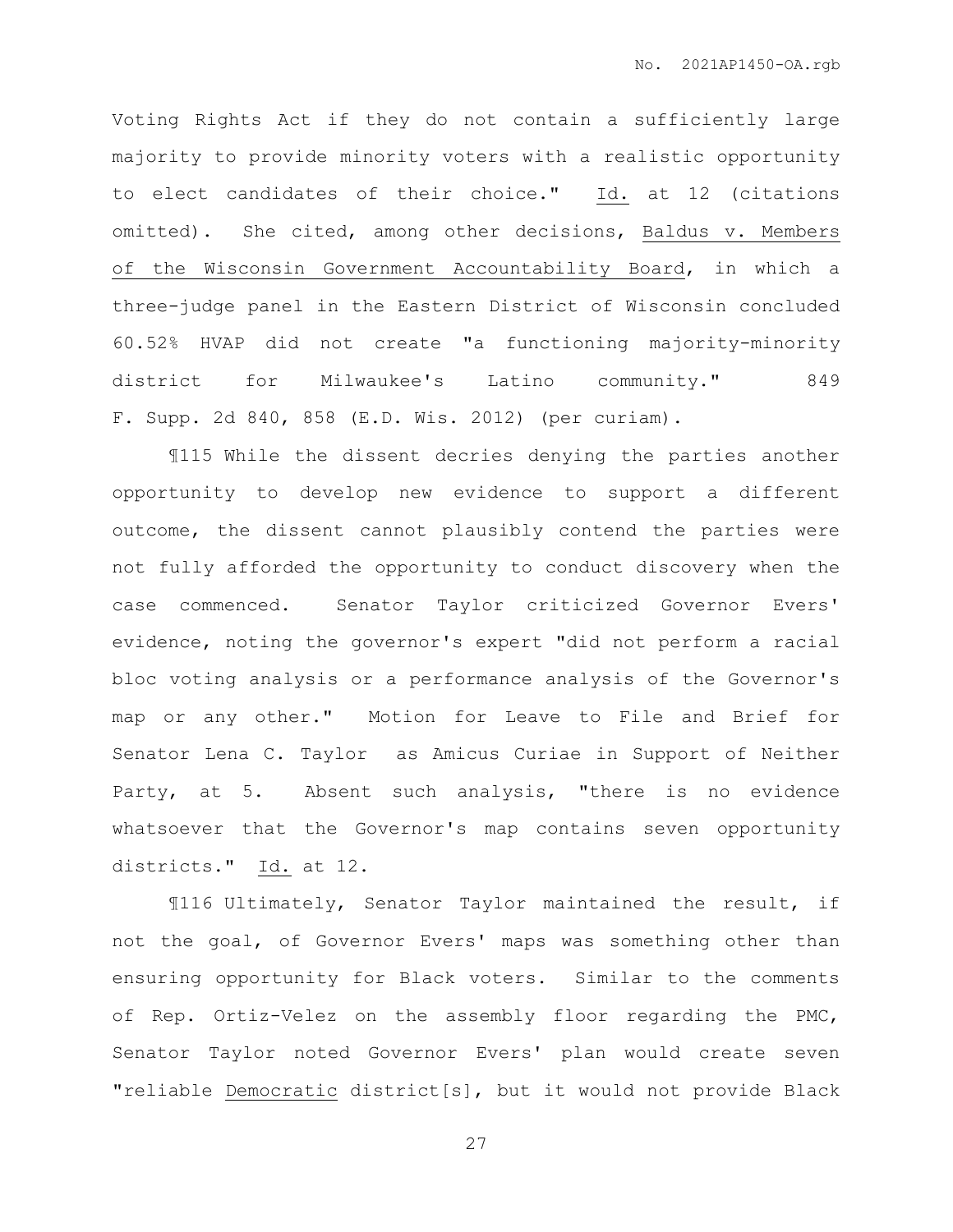Voting Rights Act if they do not contain a sufficiently large majority to provide minority voters with a realistic opportunity to elect candidates of their choice." Id. at 12 (citations omitted). She cited, among other decisions, Baldus v. Members of the Wisconsin Government Accountability Board, in which a three-judge panel in the Eastern District of Wisconsin concluded 60.52% HVAP did not create "a functioning majority-minority district for Milwaukee's Latino community." 849 F. Supp. 2d 840, 858 (E.D. Wis. 2012) (per curiam).

¶115 While the dissent decries denying the parties another opportunity to develop new evidence to support a different outcome, the dissent cannot plausibly contend the parties were not fully afforded the opportunity to conduct discovery when the case commenced. Senator Taylor criticized Governor Evers' evidence, noting the governor's expert "did not perform a racial bloc voting analysis or a performance analysis of the Governor's map or any other." Motion for Leave to File and Brief for Senator Lena C. Taylor as Amicus Curiae in Support of Neither Party, at 5. Absent such analysis, "there is no evidence whatsoever that the Governor's map contains seven opportunity districts." Id. at 12.

¶116 Ultimately, Senator Taylor maintained the result, if not the goal, of Governor Evers' maps was something other than ensuring opportunity for Black voters. Similar to the comments of Rep. Ortiz-Velez on the assembly floor regarding the PMC, Senator Taylor noted Governor Evers' plan would create seven "reliable Democratic district[s], but it would not provide Black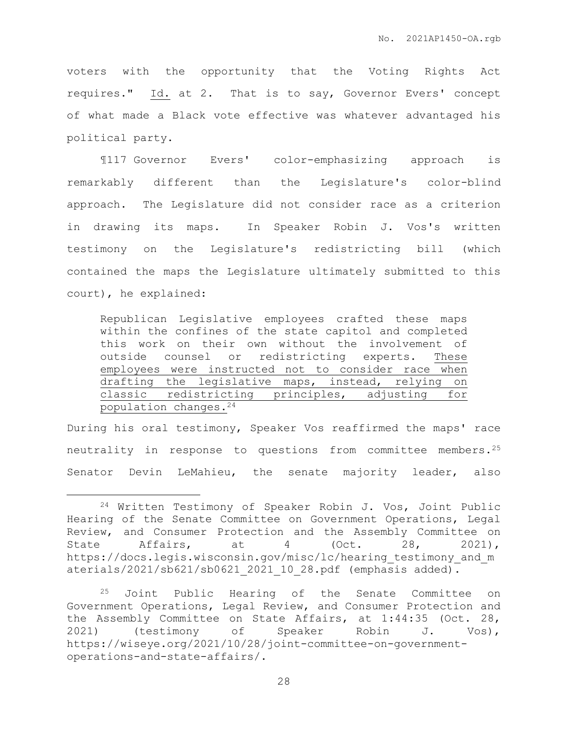voters with the opportunity that the Voting Rights Act requires." Id. at 2. That is to say, Governor Evers' concept of what made a Black vote effective was whatever advantaged his political party.

¶117 Governor Evers' color-emphasizing approach is remarkably different than the Legislature's color-blind approach. The Legislature did not consider race as a criterion in drawing its maps. In Speaker Robin J. Vos's written testimony on the Legislature's redistricting bill (which contained the maps the Legislature ultimately submitted to this court), he explained:

> Republican Legislative employees crafted these maps within the confines of the state capitol and completed this work on their own without the involvement of outside counsel or redistricting experts. <u>These employees were instructed not to consider race when drafting the legislative maps, instead, relying on classic redistricting principles, adjusting for population changes.</u>[24]

During his oral testimony, Speaker Vos reaffirmed the maps' race neutrality in response to questions from committee members.[25] Senator Devin LeMahieu, the senate majority leader, also

---

[24] Written Testimony of Speaker Robin J. Vos, Joint Public Hearing of the Senate Committee on Government Operations, Legal Review, and Consumer Protection and the Assembly Committee on State Affairs, at 4 (Oct. 28, 2021), https://docs.legis.wisconsin.gov/misc/lc/hearing_testimony_and_materials/2021/sb621/sb0621_2021_10_28.pdf (emphasis added).

[25] Joint Public Hearing of the Senate Committee on Government Operations, Legal Review, and Consumer Protection and the Assembly Committee on State Affairs, at 1:44:35 (Oct. 28, 2021) (testimony of Speaker Robin J. Vos), https://wiseye.org/2021/10/28/joint-committee-on-government-operations-and-state-affairs/.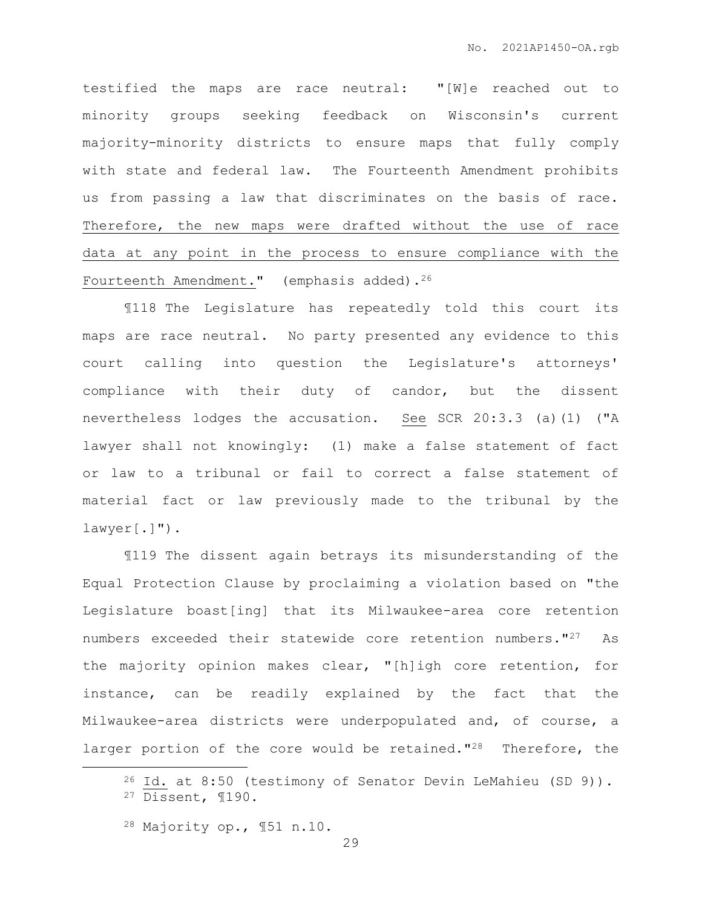testified the maps are race neutral: "[W]e reached out to minority groups seeking feedback on Wisconsin's current majority-minority districts to ensure maps that fully comply with state and federal law. The Fourteenth Amendment prohibits us from passing a law that discriminates on the basis of race. <u>Therefore, the new maps were drafted without the use of race data at any point in the process to ensure compliance with the Fourteenth Amendment.</u>" (emphasis added).[26]

¶118 The Legislature has repeatedly told this court its maps are race neutral. No party presented any evidence to this court calling into question the Legislature's attorneys' compliance with their duty of candor, but the dissent nevertheless lodges the accusation. <u>See</u> SCR 20:3.3 (a)(1) ("A lawyer shall not knowingly: (1) make a false statement of fact or law to a tribunal or fail to correct a false statement of material fact or law previously made to the tribunal by the lawyer[.]").

¶119 The dissent again betrays its misunderstanding of the Equal Protection Clause by proclaiming a violation based on "the Legislature boast[ing] that its Milwaukee-area core retention numbers exceeded their statewide core retention numbers."[27] As the majority opinion makes clear, "[h]igh core retention, for instance, can be readily explained by the fact that the Milwaukee-area districts were underpopulated and, of course, a larger portion of the core would be retained."[28] Therefore, the

---

[26] <u>Id.</u> at 8:50 (testimony of Senator Devin LeMahieu (SD 9)).

[27] Dissent, ¶190.

[28] Majority op., ¶51 n.10.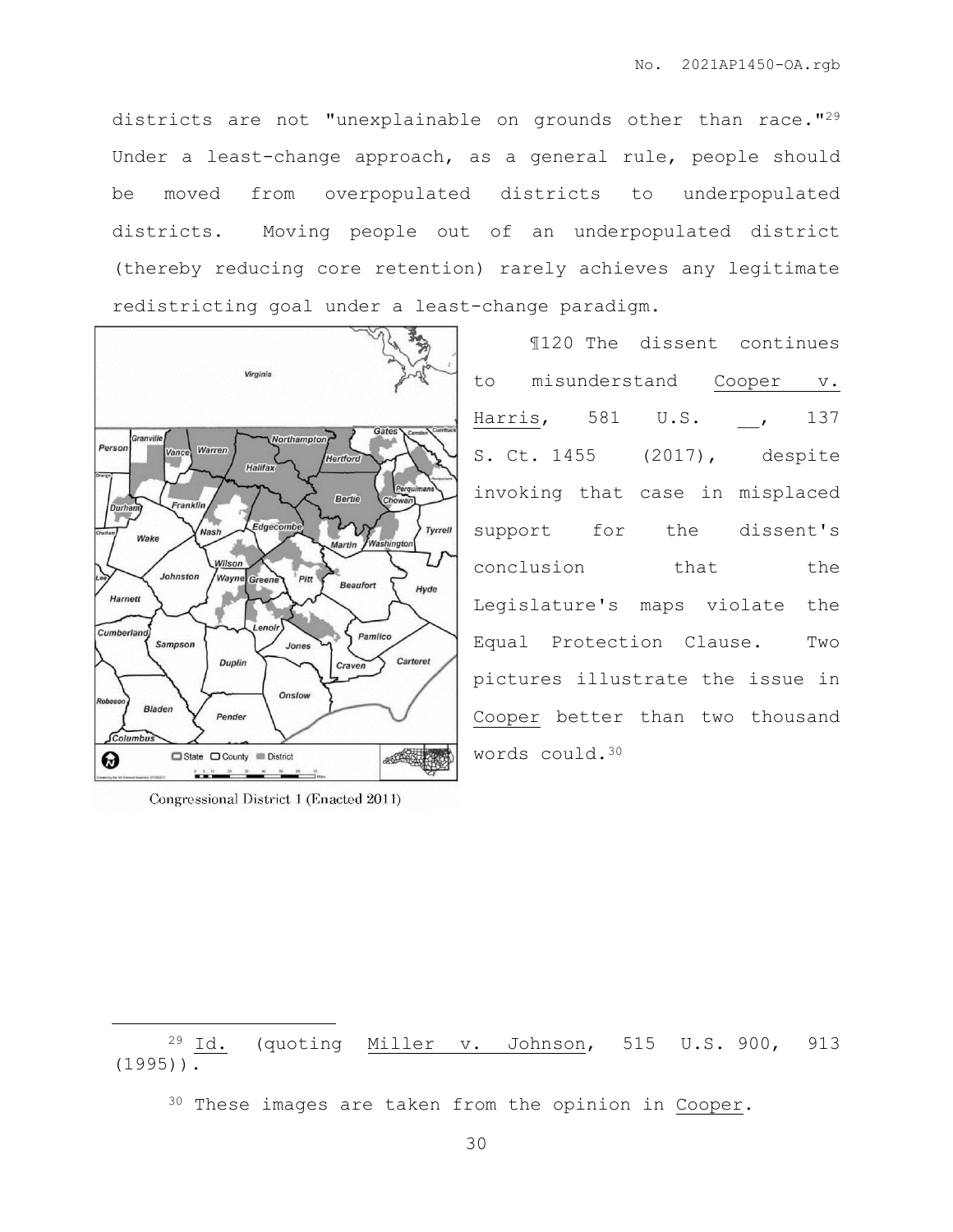districts are not "unexplainable on grounds other than race."[29] Under a least-change approach, as a general rule, people should be moved from overpopulated districts to underpopulated districts. Moving people out of an underpopulated district (thereby reducing core retention) rarely achieves any legitimate redistricting goal under a least-change paradigm.

¶120 The dissent continues to misunderstand Cooper v. Harris, 581 U.S. __, 137 S. Ct. 1455 (2017), despite invoking that case in misplaced support for the dissent's conclusion that the Legislature's maps violate the Equal Protection Clause. Two pictures illustrate the issue in Cooper better than two thousand words could.[30]

Congressional District 1 (Enacted 2011)

---

[29] Id. (quoting Miller v. Johnson, 515 U.S. 900, 913 (1995)).

[30] These images are taken from the opinion in Cooper.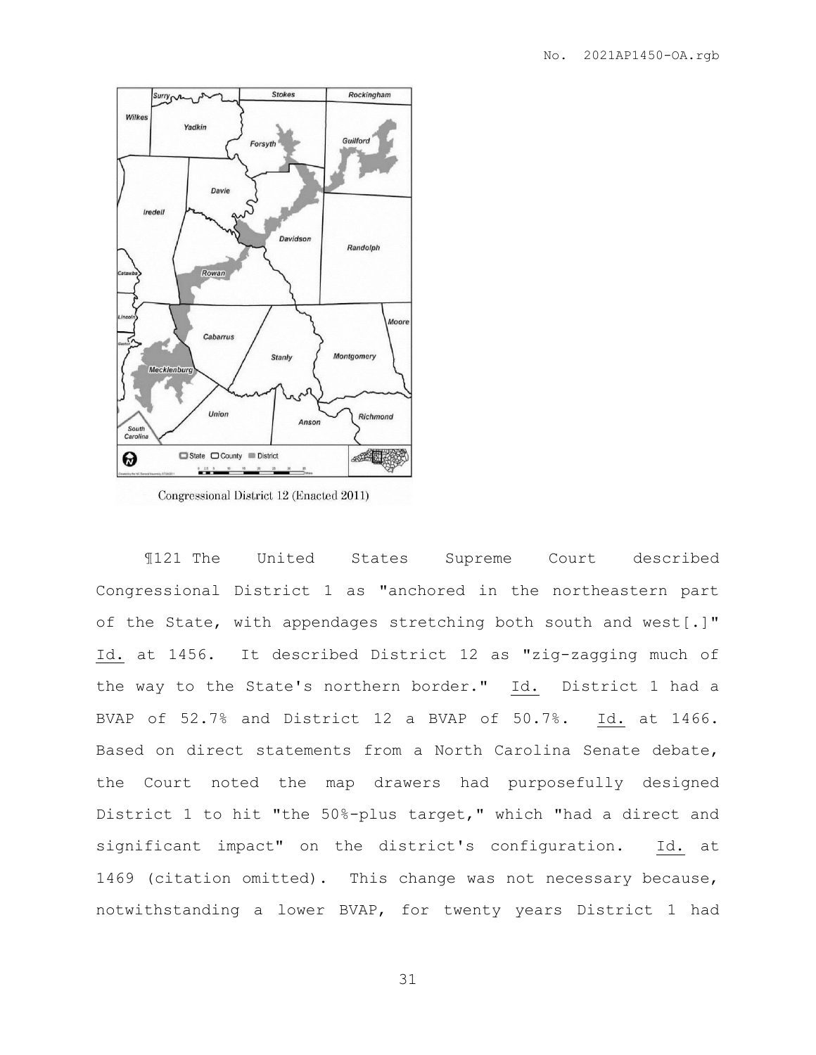Congressional District 12 (Enacted 2011)

¶121 The United States Supreme Court described Congressional District 1 as "anchored in the northeastern part of the State, with appendages stretching both south and west[.]" Id. at 1456. It described District 12 as "zig-zagging much of the way to the State's northern border." Id. District 1 had a BVAP of 52.7% and District 12 a BVAP of 50.7%. Id. at 1466. Based on direct statements from a North Carolina Senate debate, the Court noted the map drawers had purposefully designed District 1 to hit "the 50%-plus target," which "had a direct and significant impact" on the district's configuration. Id. at 1469 (citation omitted). This change was not necessary because, notwithstanding a lower BVAP, for twenty years District 1 had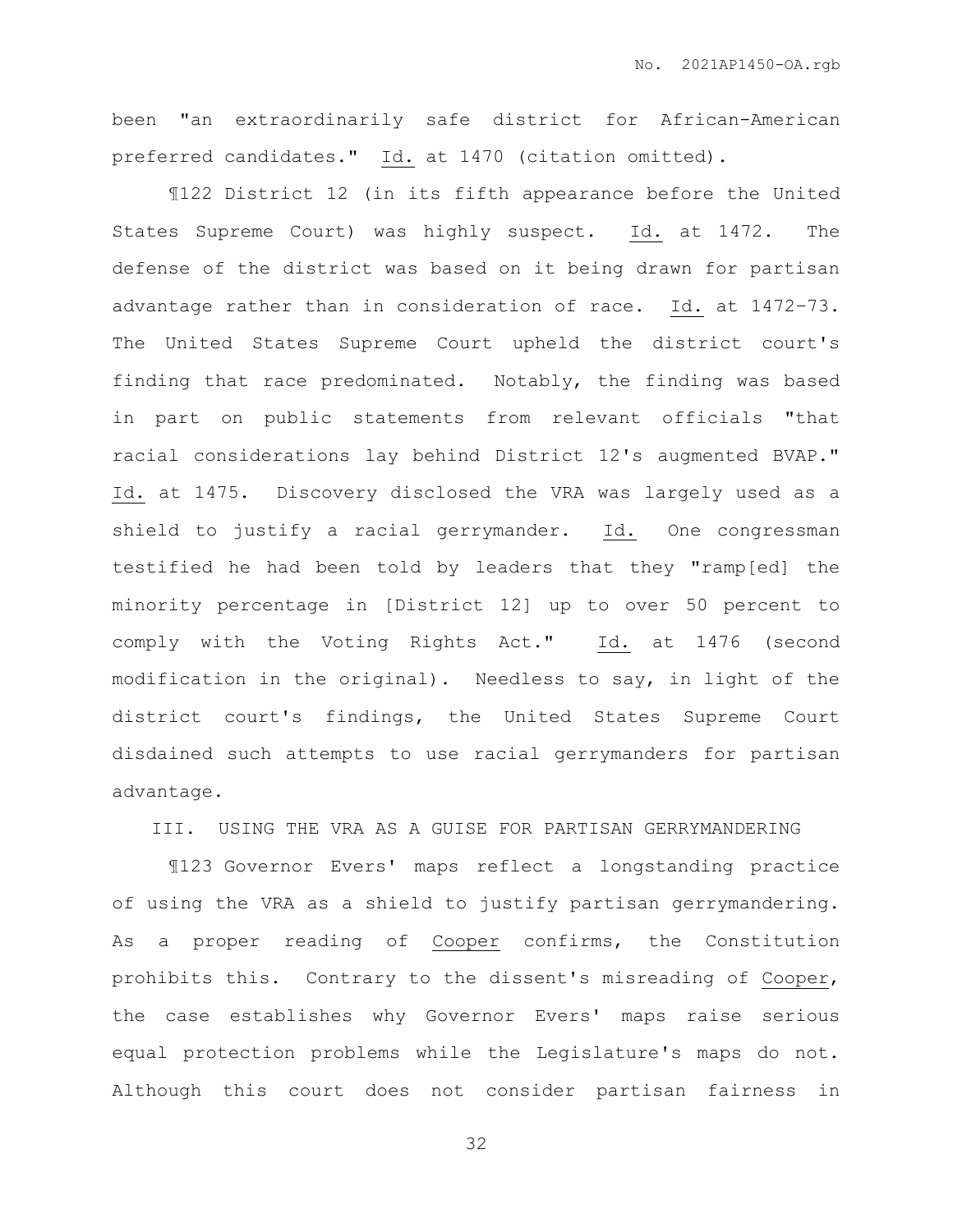been "an extraordinarily safe district for African-American preferred candidates." Id. at 1470 (citation omitted).

¶122 District 12 (in its fifth appearance before the United States Supreme Court) was highly suspect. Id. at 1472. The defense of the district was based on it being drawn for partisan advantage rather than in consideration of race. Id. at 1472–73. The United States Supreme Court upheld the district court's finding that race predominated. Notably, the finding was based in part on public statements from relevant officials "that racial considerations lay behind District 12's augmented BVAP." Id. at 1475. Discovery disclosed the VRA was largely used as a shield to justify a racial gerrymander. Id. One congressman testified he had been told by leaders that they "ramp[ed] the minority percentage in [District 12] up to over 50 percent to comply with the Voting Rights Act." Id. at 1476 (second modification in the original). Needless to say, in light of the district court's findings, the United States Supreme Court disdained such attempts to use racial gerrymanders for partisan advantage.

## III. USING THE VRA AS A GUISE FOR PARTISAN GERRYMANDERING

¶123 Governor Evers' maps reflect a longstanding practice of using the VRA as a shield to justify partisan gerrymandering. As a proper reading of Cooper confirms, the Constitution prohibits this. Contrary to the dissent's misreading of Cooper, the case establishes why Governor Evers' maps raise serious equal protection problems while the Legislature's maps do not. Although this court does not consider partisan fairness in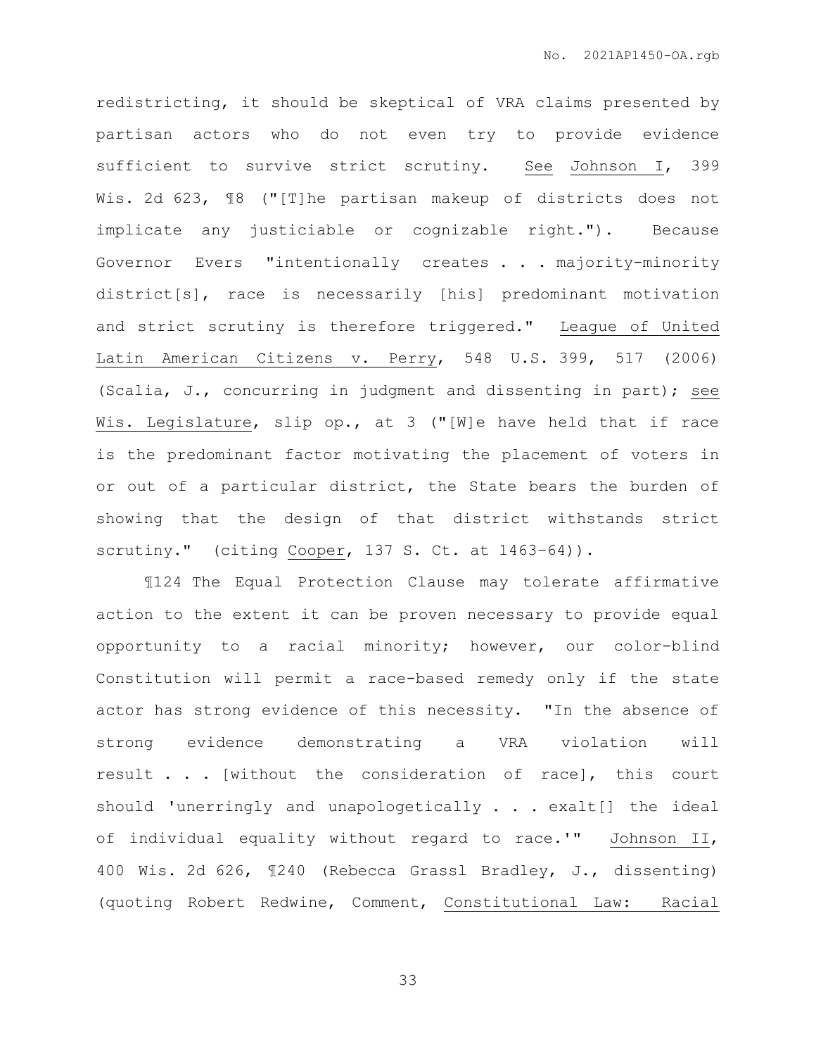redistricting, it should be skeptical of VRA claims presented by partisan actors who do not even try to provide evidence sufficient to survive strict scrutiny. See Johnson I, 399 Wis. 2d 623, ¶8 ("[T]he partisan makeup of districts does not implicate any justiciable or cognizable right."). Because Governor Evers "intentionally creates . . . majority-minority district[s], race is necessarily [his] predominant motivation and strict scrutiny is therefore triggered." League of United Latin American Citizens v. Perry, 548 U.S. 399, 517 (2006) (Scalia, J., concurring in judgment and dissenting in part); see Wis. Legislature, slip op., at 3 ("[W]e have held that if race is the predominant factor motivating the placement of voters in or out of a particular district, the State bears the burden of showing that the design of that district withstands strict scrutiny." (citing Cooper, 137 S. Ct. at 1463–64)).

¶124 The Equal Protection Clause may tolerate affirmative action to the extent it can be proven necessary to provide equal opportunity to a racial minority; however, our color-blind Constitution will permit a race-based remedy only if the state actor has strong evidence of this necessity. "In the absence of strong evidence demonstrating a VRA violation will result . . . [without the consideration of race], this court should 'unerringly and unapologetically . . . exalt[] the ideal of individual equality without regard to race.'" Johnson II, 400 Wis. 2d 626, ¶240 (Rebecca Grassl Bradley, J., dissenting) (quoting Robert Redwine, Comment, Constitutional Law: Racial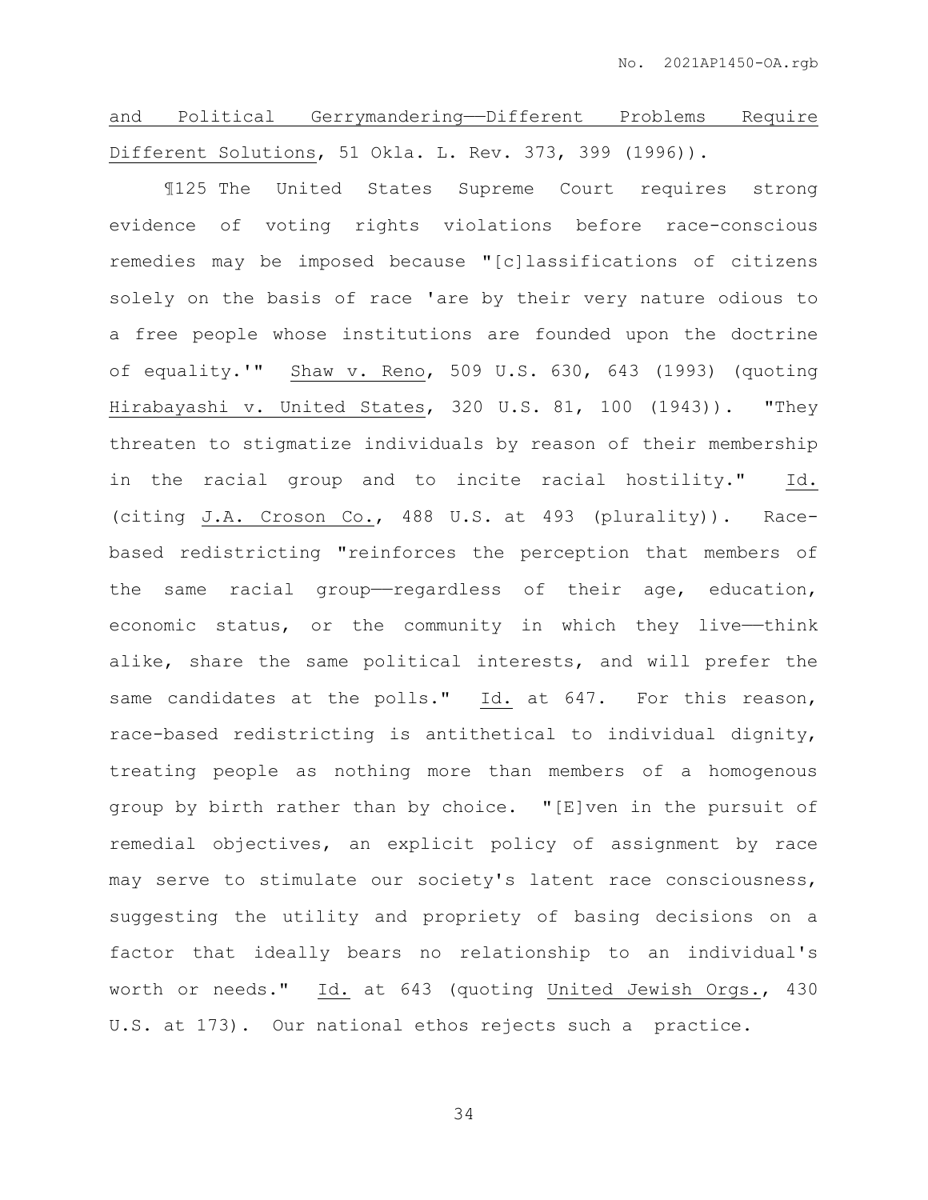and Political Gerrymandering——Different Problems Require Different Solutions, 51 Okla. L. Rev. 373, 399 (1996)).

¶125 The United States Supreme Court requires strong evidence of voting rights violations before race-conscious remedies may be imposed because "[c]lassifications of citizens solely on the basis of race 'are by their very nature odious to a free people whose institutions are founded upon the doctrine of equality.'" Shaw v. Reno, 509 U.S. 630, 643 (1993) (quoting Hirabayashi v. United States, 320 U.S. 81, 100 (1943)). "They threaten to stigmatize individuals by reason of their membership in the racial group and to incite racial hostility." Id. (citing J.A. Croson Co., 488 U.S. at 493 (plurality)). Race-based redistricting "reinforces the perception that members of the same racial group——regardless of their age, education, economic status, or the community in which they live——think alike, share the same political interests, and will prefer the same candidates at the polls." Id. at 647. For this reason, race-based redistricting is antithetical to individual dignity, treating people as nothing more than members of a homogenous group by birth rather than by choice. "[E]ven in the pursuit of remedial objectives, an explicit policy of assignment by race may serve to stimulate our society's latent race consciousness, suggesting the utility and propriety of basing decisions on a factor that ideally bears no relationship to an individual's worth or needs." Id. at 643 (quoting United Jewish Orgs., 430 U.S. at 173). Our national ethos rejects such a practice.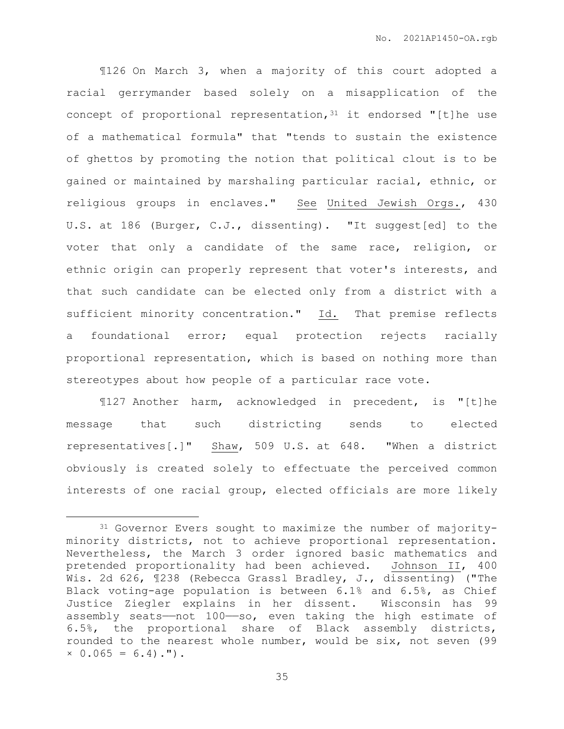¶126 On March 3, when a majority of this court adopted a racial gerrymander based solely on a misapplication of the concept of proportional representation,[31] it endorsed "[t]he use of a mathematical formula" that "tends to sustain the existence of ghettos by promoting the notion that political clout is to be gained or maintained by marshaling particular racial, ethnic, or religious groups in enclaves." See United Jewish Orgs., 430 U.S. at 186 (Burger, C.J., dissenting). "It suggest[ed] to the voter that only a candidate of the same race, religion, or ethnic origin can properly represent that voter's interests, and that such candidate can be elected only from a district with a sufficient minority concentration." Id. That premise reflects a foundational error; equal protection rejects racially proportional representation, which is based on nothing more than stereotypes about how people of a particular race vote.

¶127 Another harm, acknowledged in precedent, is "[t]he message that such districting sends to elected representatives[.]" Shaw, 509 U.S. at 648. "When a district obviously is created solely to effectuate the perceived common interests of one racial group, elected officials are more likely

---

[31] Governor Evers sought to maximize the number of majority-minority districts, not to achieve proportional representation. Nevertheless, the March 3 order ignored basic mathematics and pretended proportionality had been achieved. Johnson II, 400 Wis. 2d 626, ¶238 (Rebecca Grassl Bradley, J., dissenting) ("The Black voting-age population is between 6.1% and 6.5%, as Chief Justice Ziegler explains in her dissent. Wisconsin has 99 assembly seats——not 100——so, even taking the high estimate of 6.5%, the proportional share of Black assembly districts, rounded to the nearest whole number, would be six, not seven ($99 \times 0.065 = 6.4$).").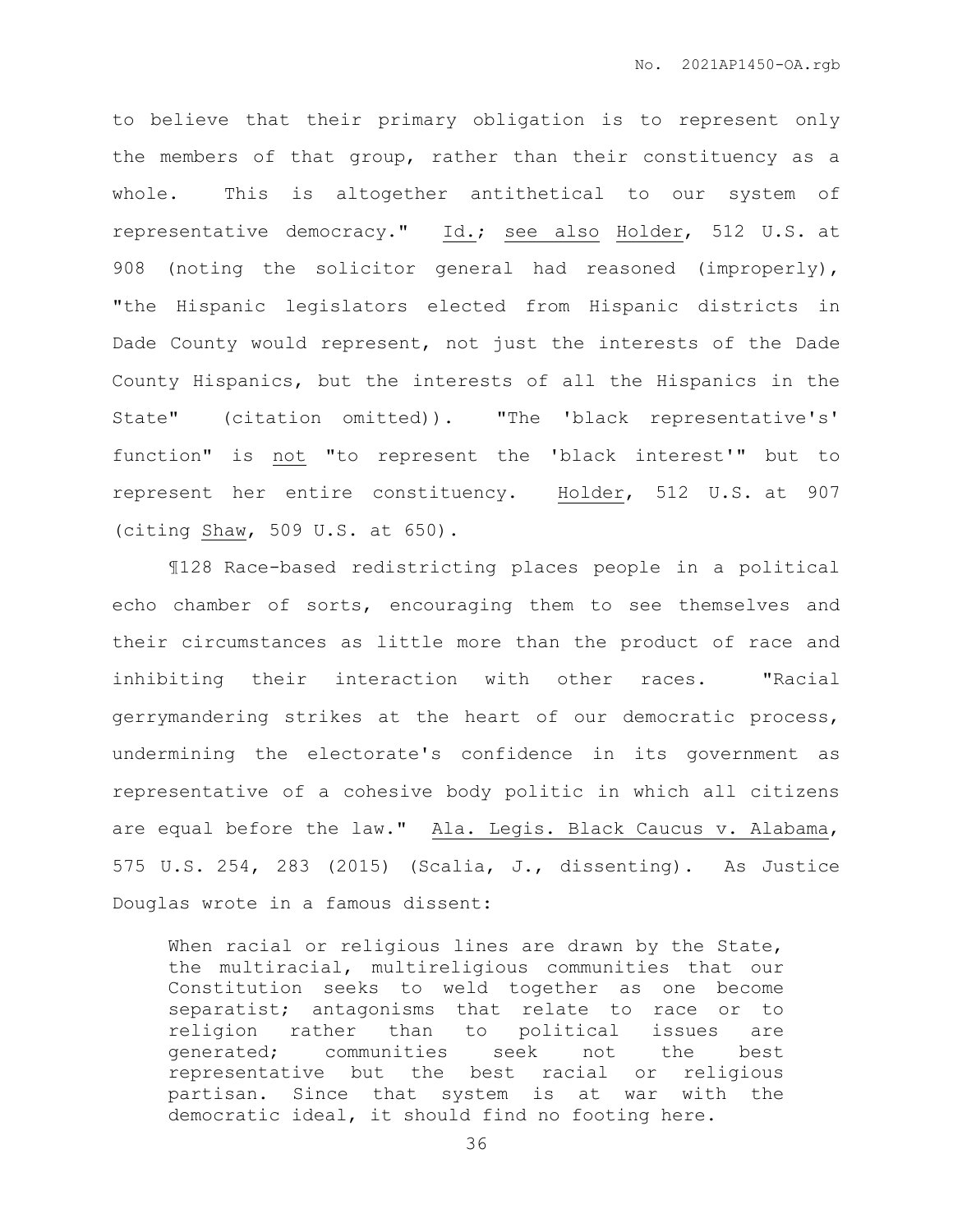to believe that their primary obligation is to represent only the members of that group, rather than their constituency as a whole. This is altogether antithetical to our system of representative democracy." Id.; see also Holder, 512 U.S. at 908 (noting the solicitor general had reasoned (improperly), "the Hispanic legislators elected from Hispanic districts in Dade County would represent, not just the interests of the Dade County Hispanics, but the interests of all the Hispanics in the State" (citation omitted)). "The 'black representative's' function" is not "to represent the 'black interest'" but to represent her entire constituency. Holder, 512 U.S. at 907 (citing Shaw, 509 U.S. at 650).

¶128 Race-based redistricting places people in a political echo chamber of sorts, encouraging them to see themselves and their circumstances as little more than the product of race and inhibiting their interaction with other races. "Racial gerrymandering strikes at the heart of our democratic process, undermining the electorate's confidence in its government as representative of a cohesive body politic in which all citizens are equal before the law." Ala. Legis. Black Caucus v. Alabama, 575 U.S. 254, 283 (2015) (Scalia, J., dissenting). As Justice Douglas wrote in a famous dissent:

> When racial or religious lines are drawn by the State, the multiracial, multireligious communities that our Constitution seeks to weld together as one become separatist; antagonisms that relate to race or to religion rather than to political issues are generated; communities seek not the best representative but the best racial or religious partisan. Since that system is at war with the democratic ideal, it should find no footing here.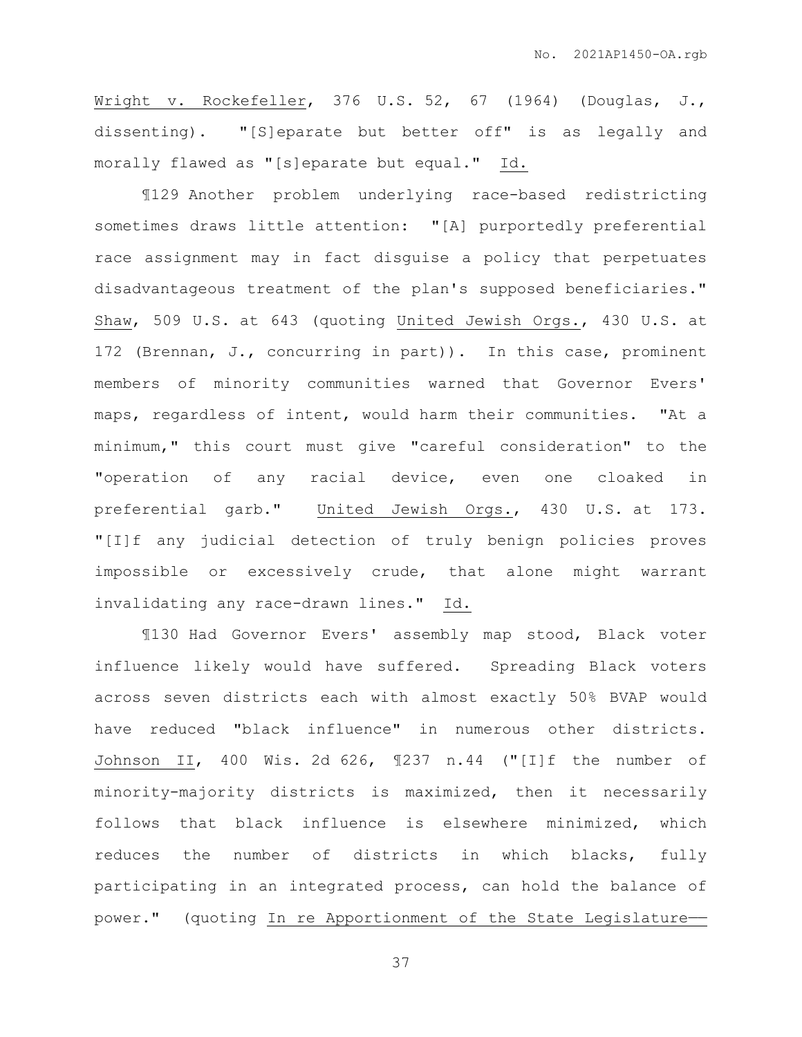Wright v. Rockefeller, 376 U.S. 52, 67 (1964) (Douglas, J., dissenting). "[S]eparate but better off" is as legally and morally flawed as "[s]eparate but equal." Id.

¶129 Another problem underlying race-based redistricting sometimes draws little attention: "[A] purportedly preferential race assignment may in fact disguise a policy that perpetuates disadvantageous treatment of the plan's supposed beneficiaries." Shaw, 509 U.S. at 643 (quoting United Jewish Orgs., 430 U.S. at 172 (Brennan, J., concurring in part)). In this case, prominent members of minority communities warned that Governor Evers' maps, regardless of intent, would harm their communities. "At a minimum," this court must give "careful consideration" to the "operation of any racial device, even one cloaked in preferential garb." United Jewish Orgs., 430 U.S. at 173. "[I]f any judicial detection of truly benign policies proves impossible or excessively crude, that alone might warrant invalidating any race-drawn lines." Id.

¶130 Had Governor Evers' assembly map stood, Black voter influence likely would have suffered. Spreading Black voters across seven districts each with almost exactly 50% BVAP would have reduced "black influence" in numerous other districts. Johnson II, 400 Wis. 2d 626, ¶237 n.44 ("[I]f the number of minority-majority districts is maximized, then it necessarily follows that black influence is elsewhere minimized, which reduces the number of districts in which blacks, fully participating in an integrated process, can hold the balance of power." (quoting In re Apportionment of the State Legislature——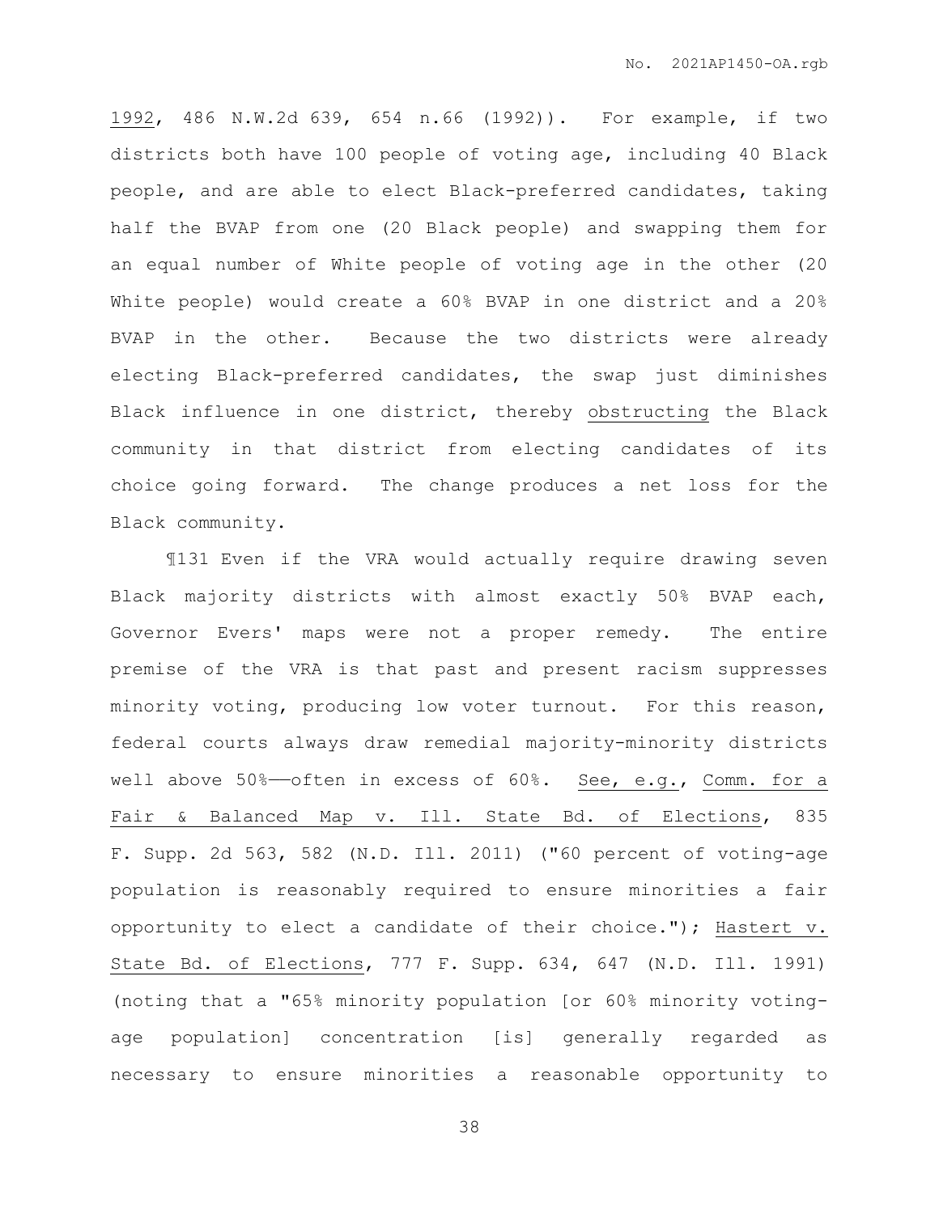1992, 486 N.W.2d 639, 654 n.66 (1992)). For example, if two districts both have 100 people of voting age, including 40 Black people, and are able to elect Black-preferred candidates, taking half the BVAP from one (20 Black people) and swapping them for an equal number of White people of voting age in the other (20 White people) would create a 60% BVAP in one district and a 20% BVAP in the other. Because the two districts were already electing Black-preferred candidates, the swap just diminishes Black influence in one district, thereby obstructing the Black community in that district from electing candidates of its choice going forward. The change produces a net loss for the Black community.

¶131 Even if the VRA would actually require drawing seven Black majority districts with almost exactly 50% BVAP each, Governor Evers' maps were not a proper remedy. The entire premise of the VRA is that past and present racism suppresses minority voting, producing low voter turnout. For this reason, federal courts always draw remedial majority-minority districts well above 50%——often in excess of 60%. See, e.g., Comm. for a Fair & Balanced Map v. Ill. State Bd. of Elections, 835 F. Supp. 2d 563, 582 (N.D. Ill. 2011) ("60 percent of voting-age population is reasonably required to ensure minorities a fair opportunity to elect a candidate of their choice."); Hastert v. State Bd. of Elections, 777 F. Supp. 634, 647 (N.D. Ill. 1991) (noting that a "65% minority population [or 60% minority voting-age population] concentration [is] generally regarded as necessary to ensure minorities a reasonable opportunity to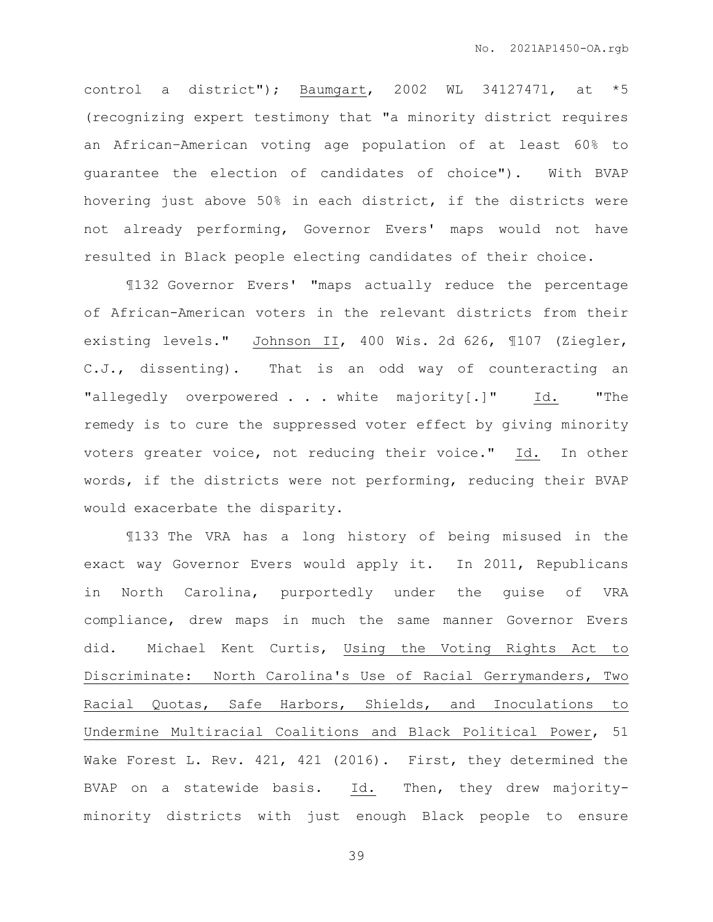control a district"); Baumgart, 2002 WL 34127471, at *5 (recognizing expert testimony that "a minority district requires an African-American voting age population of at least 60% to guarantee the election of candidates of choice"). With BVAP hovering just above 50% in each district, if the districts were not already performing, Governor Evers' maps would not have resulted in Black people electing candidates of their choice.

¶132 Governor Evers' "maps actually reduce the percentage of African-American voters in the relevant districts from their existing levels." Johnson II, 400 Wis. 2d 626, ¶107 (Ziegler, C.J., dissenting). That is an odd way of counteracting an "allegedly overpowered . . . white majority[.]" Id. "The remedy is to cure the suppressed voter effect by giving minority voters greater voice, not reducing their voice." Id. In other words, if the districts were not performing, reducing their BVAP would exacerbate the disparity.

¶133 The VRA has a long history of being misused in the exact way Governor Evers would apply it. In 2011, Republicans in North Carolina, purportedly under the guise of VRA compliance, drew maps in much the same manner Governor Evers did. Michael Kent Curtis, Using the Voting Rights Act to Discriminate: North Carolina's Use of Racial Gerrymanders, Two Racial Quotas, Safe Harbors, Shields, and Inoculations to Undermine Multiracial Coalitions and Black Political Power, 51 Wake Forest L. Rev. 421, 421 (2016). First, they determined the BVAP on a statewide basis. Id. Then, they drew majority-minority districts with just enough Black people to ensure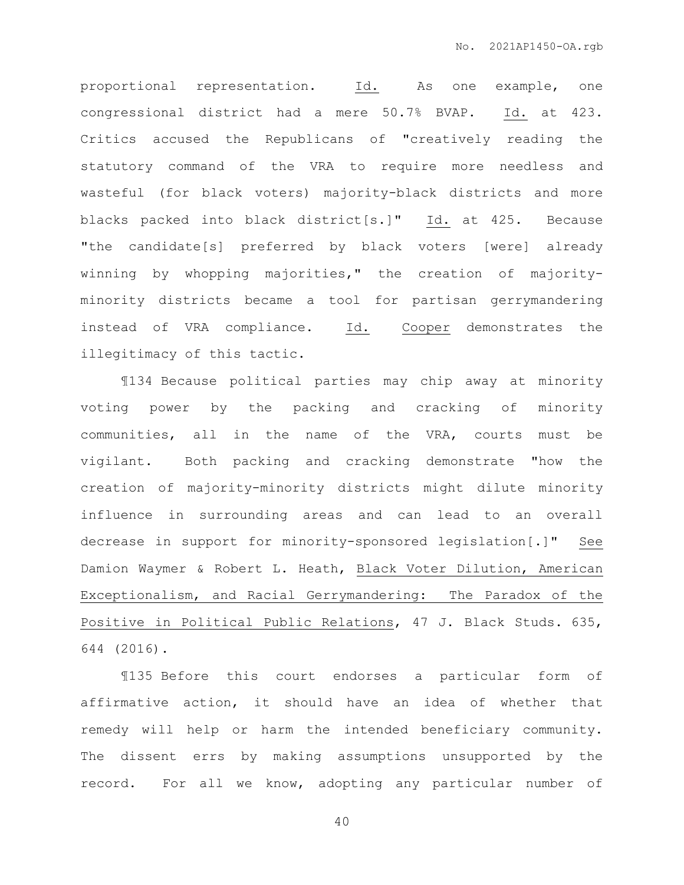proportional representation. _Id._ As one example, one congressional district had a mere 50.7% BVAP. _Id._ at 423. Critics accused the Republicans of "creatively reading the statutory command of the VRA to require more needless and wasteful (for black voters) majority-black districts and more blacks packed into black district[s.]" _Id._ at 425. Because "the candidate[s] preferred by black voters [were] already winning by whopping majorities," the creation of majority-minority districts became a tool for partisan gerrymandering instead of VRA compliance. _Id._ _Cooper_ demonstrates the illegitimacy of this tactic.

¶134 Because political parties may chip away at minority voting power by the packing and cracking of minority communities, all in the name of the VRA, courts must be vigilant. Both packing and cracking demonstrate "how the creation of majority-minority districts might dilute minority influence in surrounding areas and can lead to an overall decrease in support for minority-sponsored legislation[.]" _See_ Damion Waymer & Robert L. Heath, _Black Voter Dilution, American Exceptionalism, and Racial Gerrymandering: The Paradox of the Positive in Political Public Relations_, 47 J. Black Studs. 635, 644 (2016).

¶135 Before this court endorses a particular form of affirmative action, it should have an idea of whether that remedy will help or harm the intended beneficiary community. The dissent errs by making assumptions unsupported by the record. For all we know, adopting any particular number of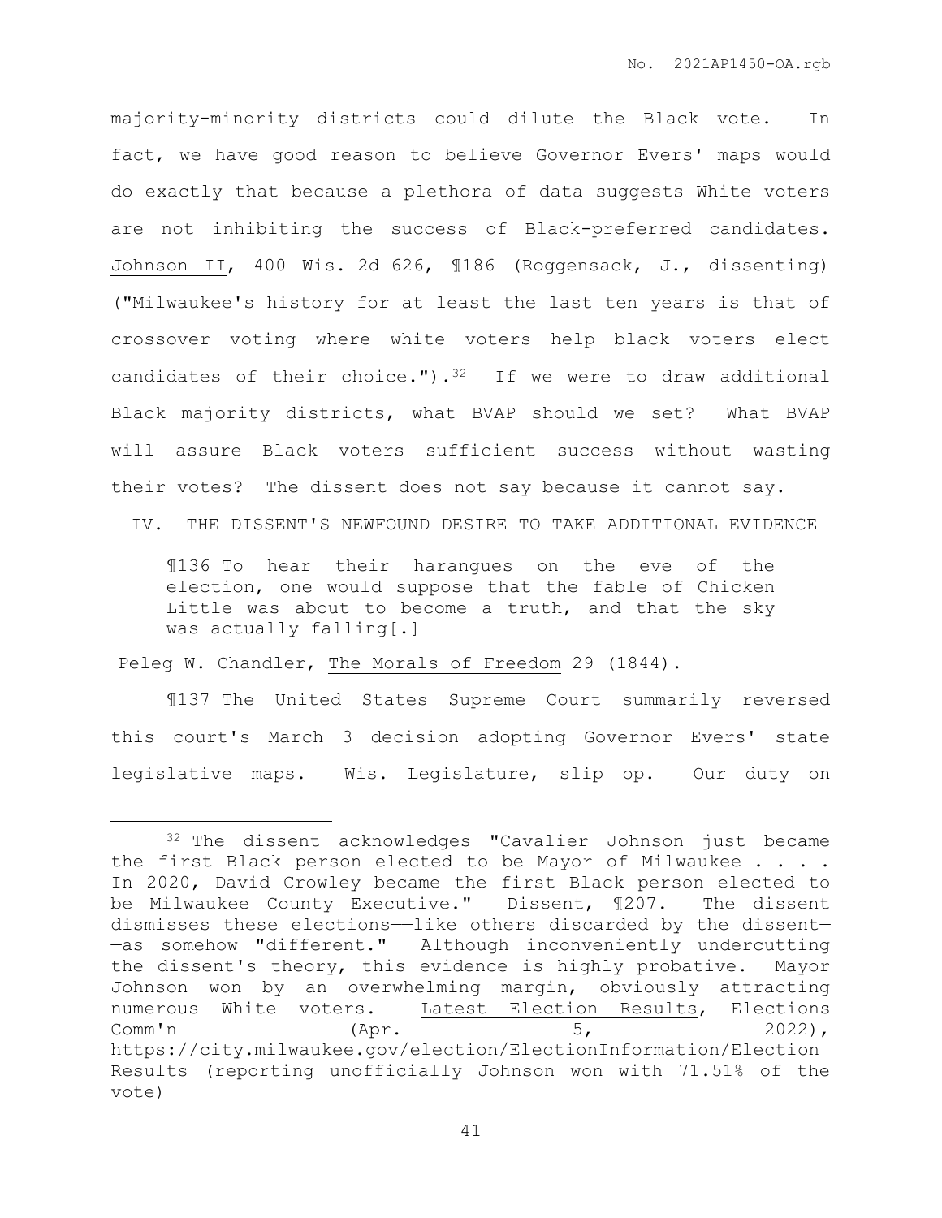majority-minority districts could dilute the Black vote. In fact, we have good reason to believe Governor Evers' maps would do exactly that because a plethora of data suggests White voters are not inhibiting the success of Black-preferred candidates. Johnson II, 400 Wis. 2d 626, ¶186 (Roggensack, J., dissenting) ("Milwaukee's history for at least the last ten years is that of crossover voting where white voters help black voters elect candidates of their choice.").[32] If we were to draw additional Black majority districts, what BVAP should we set? What BVAP will assure Black voters sufficient success without wasting their votes? The dissent does not say because it cannot say.

## IV. THE DISSENT'S NEWFOUND DESIRE TO TAKE ADDITIONAL EVIDENCE

> ¶136 To hear their harangues on the eve of the election, one would suppose that the fable of Chicken Little was about to become a truth, and that the sky was actually falling[.]

Peleg W. Chandler, The Morals of Freedom 29 (1844).

¶137 The United States Supreme Court summarily reversed this court's March 3 decision adopting Governor Evers' state legislative maps. Wis. Legislature, slip op. Our duty on

---

[32] The dissent acknowledges "Cavalier Johnson just became the first Black person elected to be Mayor of Milwaukee . . . . In 2020, David Crowley became the first Black person elected to be Milwaukee County Executive." Dissent, ¶207. The dissent dismisses these elections——like others discarded by the dissent——as somehow "different." Although inconveniently undercutting the dissent's theory, this evidence is highly probative. Mayor Johnson won by an overwhelming margin, obviously attracting numerous White voters. Latest Election Results, Elections Comm'n (Apr. 5, 2022), https://city.milwaukee.gov/election/ElectionInformation/ElectionResults (reporting unofficially Johnson won with 71.51% of the vote)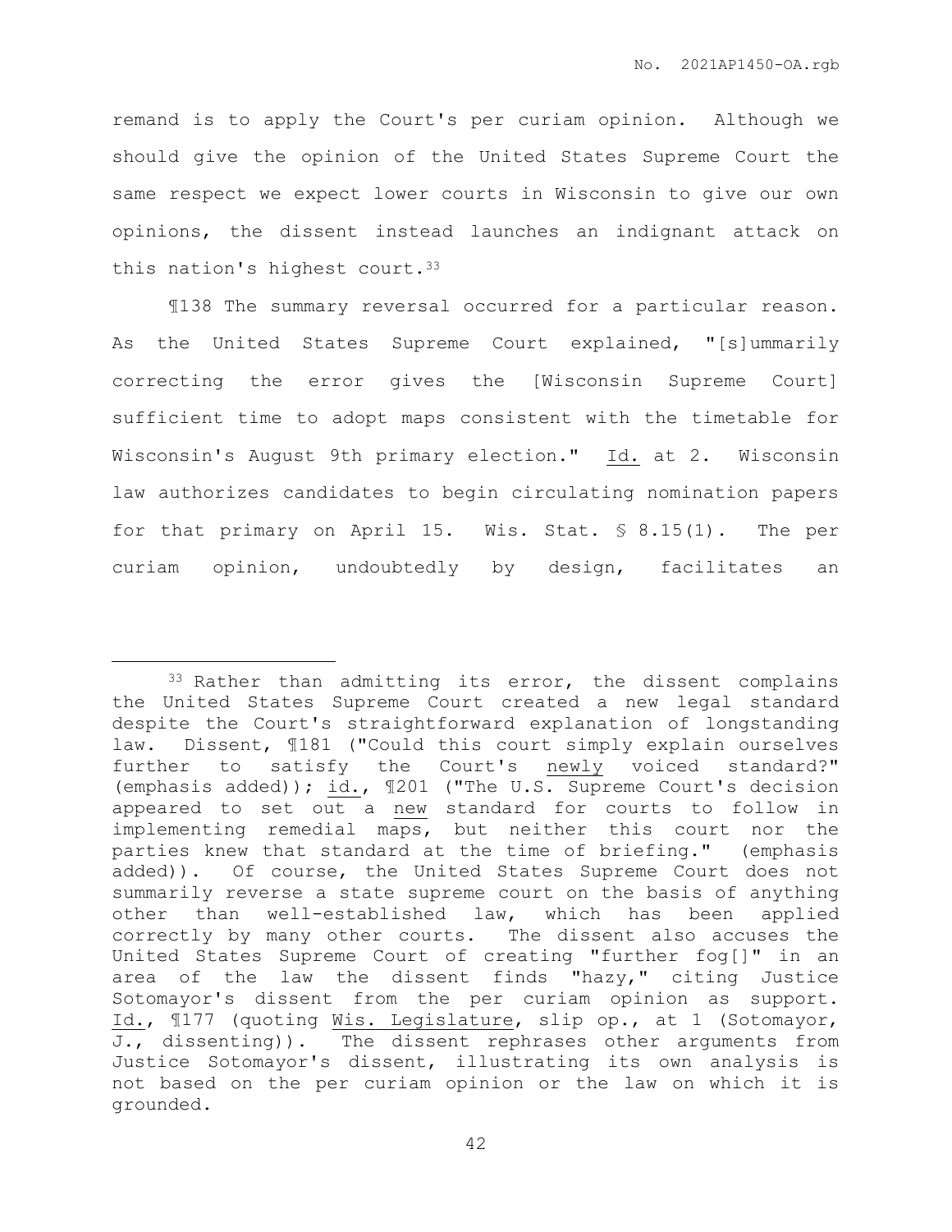remand is to apply the Court's per curiam opinion. Although we should give the opinion of the United States Supreme Court the same respect we expect lower courts in Wisconsin to give our own opinions, the dissent instead launches an indignant attack on this nation's highest court.[33]

¶138 The summary reversal occurred for a particular reason. As the United States Supreme Court explained, "[s]ummarily correcting the error gives the [Wisconsin Supreme Court] sufficient time to adopt maps consistent with the timetable for Wisconsin's August 9th primary election." Id. at 2. Wisconsin law authorizes candidates to begin circulating nomination papers for that primary on April 15. Wis. Stat. § 8.15(1). The per curiam opinion, undoubtedly by design, facilitates an

---

[33] Rather than admitting its error, the dissent complains the United States Supreme Court created a new legal standard despite the Court's straightforward explanation of longstanding law. Dissent, ¶181 ("Could this court simply explain ourselves further to satisfy the Court's newly voiced standard?" (emphasis added)); id., ¶201 ("The U.S. Supreme Court's decision appeared to set out a new standard for courts to follow in implementing remedial maps, but neither this court nor the parties knew that standard at the time of briefing." (emphasis added)). Of course, the United States Supreme Court does not summarily reverse a state supreme court on the basis of anything other than well-established law, which has been applied correctly by many other courts. The dissent also accuses the United States Supreme Court of creating "further fog[]" in an area of the law the dissent finds "hazy," citing Justice Sotomayor's dissent from the per curiam opinion as support. Id., ¶177 (quoting Wis. Legislature, slip op., at 1 (Sotomayor, J., dissenting)). The dissent rephrases other arguments from Justice Sotomayor's dissent, illustrating its own analysis is not based on the per curiam opinion or the law on which it is grounded.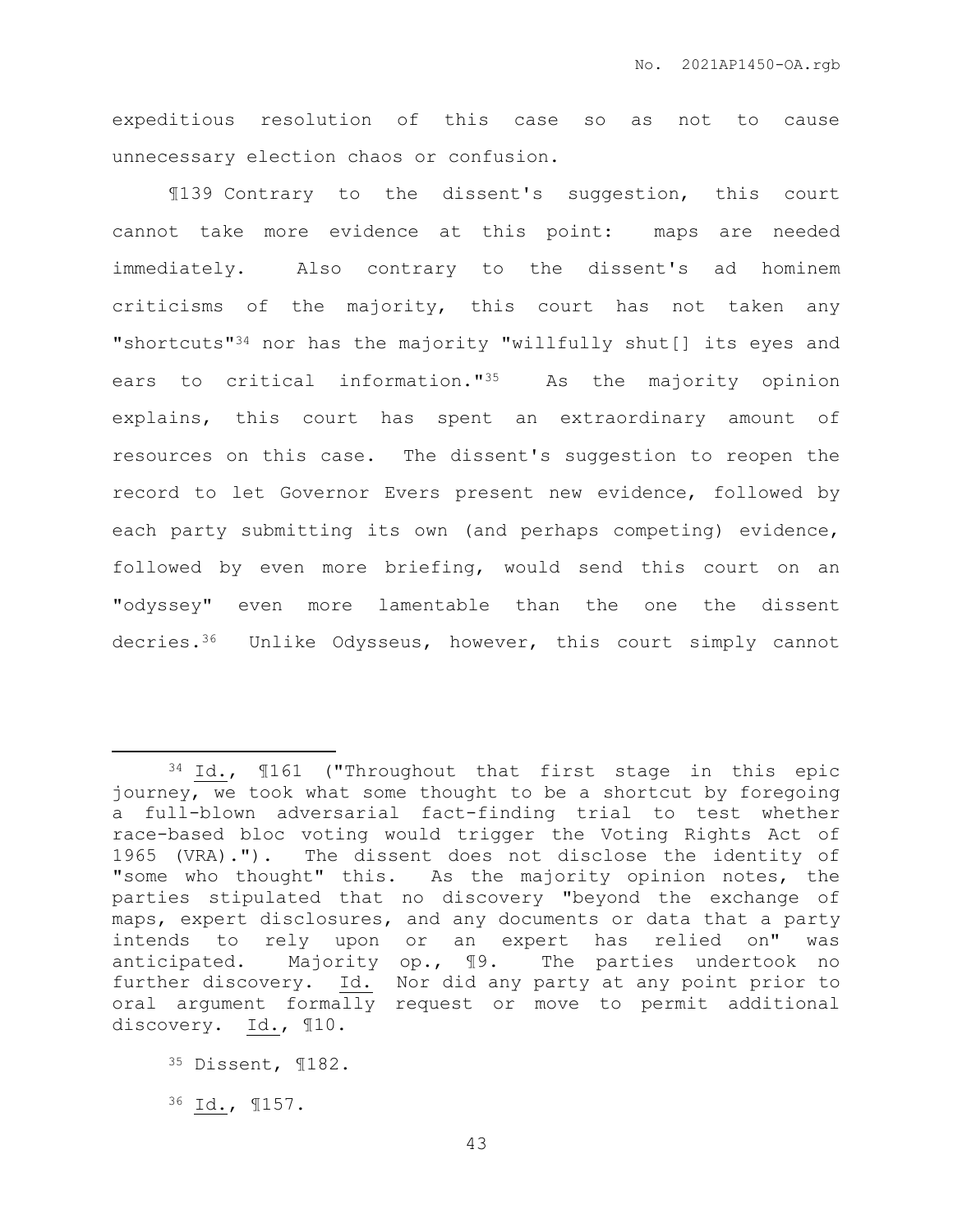expeditious resolution of this case so as not to cause unnecessary election chaos or confusion.

¶139 Contrary to the dissent's suggestion, this court cannot take more evidence at this point: maps are needed immediately. Also contrary to the dissent's ad hominem criticisms of the majority, this court has not taken any "shortcuts"[34] nor has the majority "willfully shut[] its eyes and ears to critical information."[35] As the majority opinion explains, this court has spent an extraordinary amount of resources on this case. The dissent's suggestion to reopen the record to let Governor Evers present new evidence, followed by each party submitting its own (and perhaps competing) evidence, followed by even more briefing, would send this court on an "odyssey" even more lamentable than the one the dissent decries.[36] Unlike Odysseus, however, this court simply cannot

---

[34] Id., ¶161 ("Throughout that first stage in this epic journey, we took what some thought to be a shortcut by foregoing a full-blown adversarial fact-finding trial to test whether race-based bloc voting would trigger the Voting Rights Act of 1965 (VRA)."). The dissent does not disclose the identity of "some who thought" this. As the majority opinion notes, the parties stipulated that no discovery "beyond the exchange of maps, expert disclosures, and any documents or data that a party intends to rely upon or an expert has relied on" was anticipated. Majority op., ¶9. The parties undertook no further discovery. Id. Nor did any party at any point prior to oral argument formally request or move to permit additional discovery. Id., ¶10.

[35] Dissent, ¶182.

[36] Id., ¶157.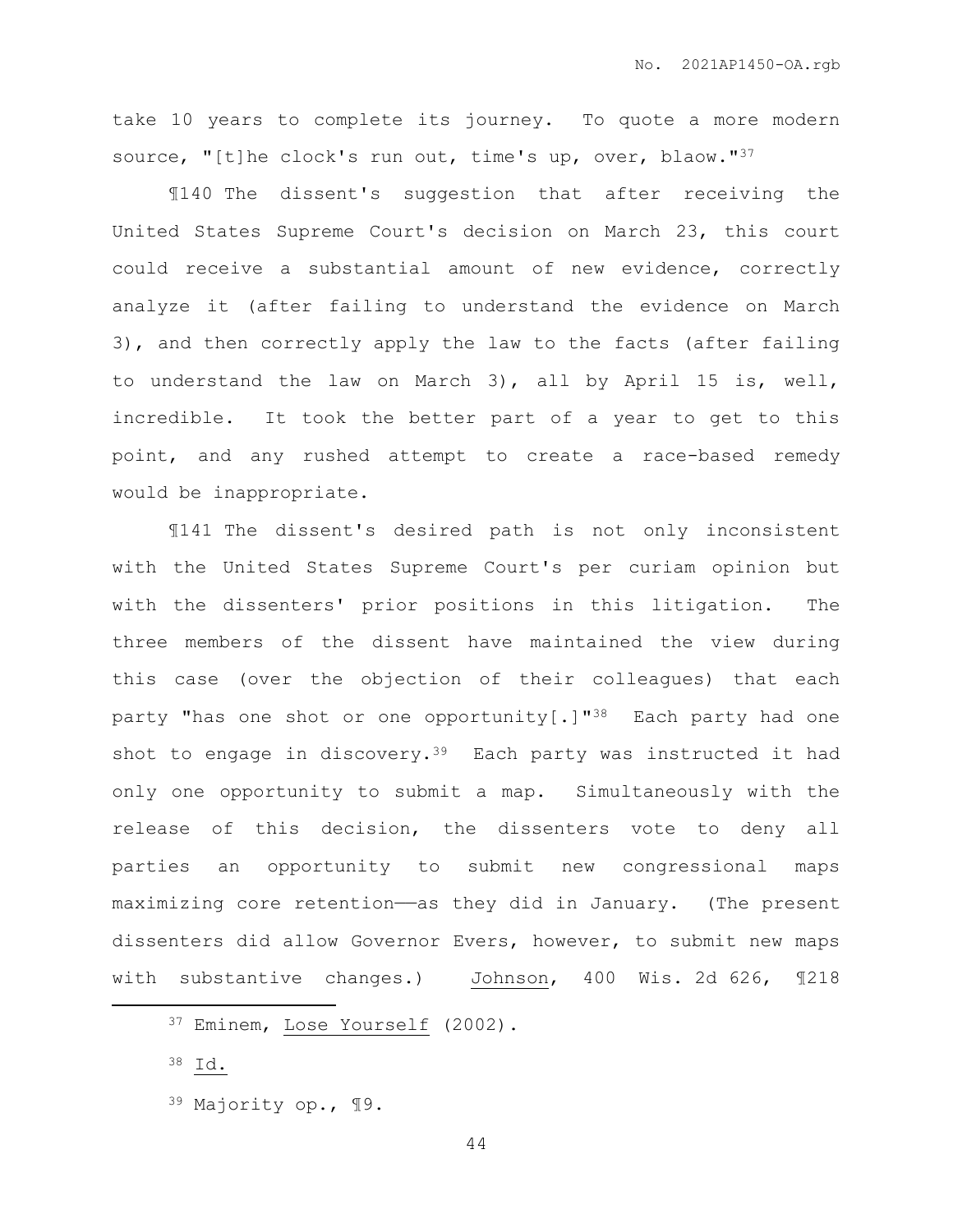take 10 years to complete its journey. To quote a more modern source, "[t]he clock's run out, time's up, over, blaow."[37]

¶140 The dissent's suggestion that after receiving the United States Supreme Court's decision on March 23, this court could receive a substantial amount of new evidence, correctly analyze it (after failing to understand the evidence on March 3), and then correctly apply the law to the facts (after failing to understand the law on March 3), all by April 15 is, well, incredible. It took the better part of a year to get to this point, and any rushed attempt to create a race-based remedy would be inappropriate.

¶141 The dissent's desired path is not only inconsistent with the United States Supreme Court's per curiam opinion but with the dissenters' prior positions in this litigation. The three members of the dissent have maintained the view during this case (over the objection of their colleagues) that each party "has one shot or one opportunity[.]"[38] Each party had one shot to engage in discovery.[39] Each party was instructed it had only one opportunity to submit a map. Simultaneously with the release of this decision, the dissenters vote to deny all parties an opportunity to submit new congressional maps maximizing core retention——as they did in January. (The present dissenters did allow Governor Evers, however, to submit new maps with substantive changes.) Johnson, 400 Wis. 2d 626, ¶218

---

[37] Eminem, Lose Yourself (2002).

[38] Id.

[39] Majority op., ¶9.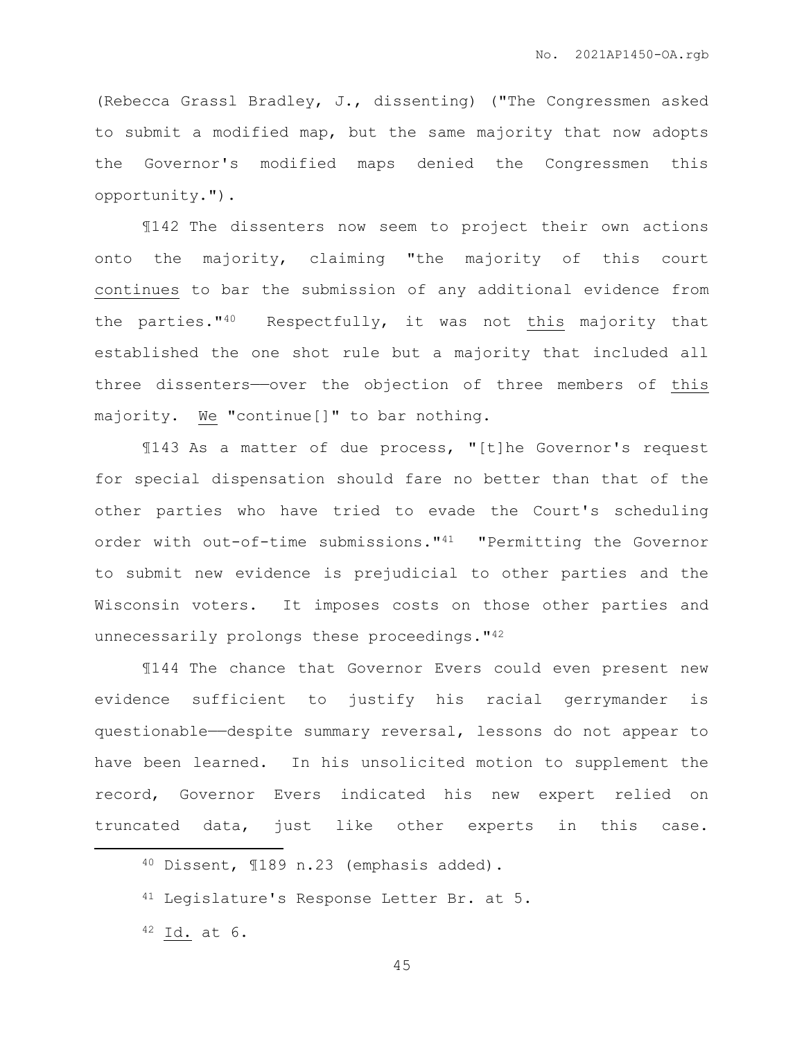(Rebecca Grassl Bradley, J., dissenting) ("The Congressmen asked to submit a modified map, but the same majority that now adopts the Governor's modified maps denied the Congressmen this opportunity.").

¶142 The dissenters now seem to project their own actions onto the majority, claiming "the majority of this court continues to bar the submission of any additional evidence from the parties."[40] Respectfully, it was not this majority that established the one shot rule but a majority that included all three dissenters——over the objection of three members of this majority. We "continue[]" to bar nothing.

¶143 As a matter of due process, "[t]he Governor's request for special dispensation should fare no better than that of the other parties who have tried to evade the Court's scheduling order with out-of-time submissions."[41] "Permitting the Governor to submit new evidence is prejudicial to other parties and the Wisconsin voters. It imposes costs on those other parties and unnecessarily prolongs these proceedings."[42]

¶144 The chance that Governor Evers could even present new evidence sufficient to justify his racial gerrymander is questionable——despite summary reversal, lessons do not appear to have been learned. In his unsolicited motion to supplement the record, Governor Evers indicated his new expert relied on truncated data, just like other experts in this case.

---

[40] Dissent, ¶189 n.23 (emphasis added).

[41] Legislature's Response Letter Br. at 5.

[42] Id. at 6.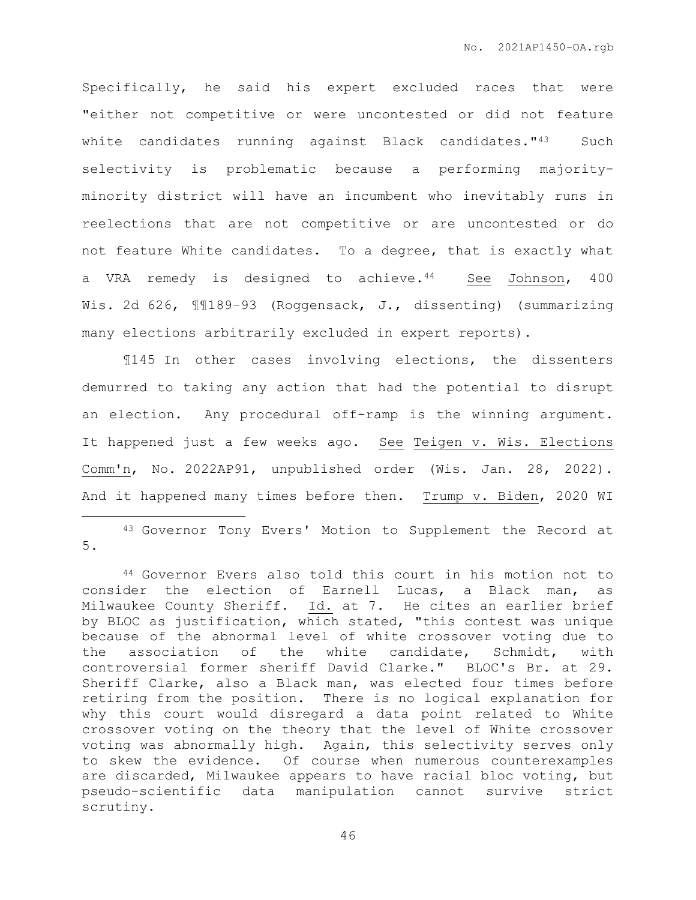Specifically, he said his expert excluded races that were "either not competitive or were uncontested or did not feature white candidates running against Black candidates."[43] Such selectivity is problematic because a performing majority-minority district will have an incumbent who inevitably runs in reelections that are not competitive or are uncontested or do not feature White candidates. To a degree, that is exactly what a VRA remedy is designed to achieve.[44] See Johnson, 400 Wis. 2d 626, ¶¶189–93 (Roggensack, J., dissenting) (summarizing many elections arbitrarily excluded in expert reports).

¶145 In other cases involving elections, the dissenters demurred to taking any action that had the potential to disrupt an election. Any procedural off-ramp is the winning argument. It happened just a few weeks ago. See Teigen v. Wis. Elections Comm'n, No. 2022AP91, unpublished order (Wis. Jan. 28, 2022). And it happened many times before then. Trump v. Biden, 2020 WI

---

[43] Governor Tony Evers' Motion to Supplement the Record at 5.

[44] Governor Evers also told this court in his motion not to consider the election of Earnell Lucas, a Black man, as Milwaukee County Sheriff. Id. at 7. He cites an earlier brief by BLOC as justification, which stated, "this contest was unique because of the abnormal level of white crossover voting due to the association of the white candidate, Schmidt, with controversial former sheriff David Clarke." BLOC's Br. at 29. Sheriff Clarke, also a Black man, was elected four times before retiring from the position. There is no logical explanation for why this court would disregard a data point related to White crossover voting on the theory that the level of White crossover voting was abnormally high. Again, this selectivity serves only to skew the evidence. Of course when numerous counterexamples are discarded, Milwaukee appears to have racial bloc voting, but pseudo-scientific data manipulation cannot survive strict scrutiny.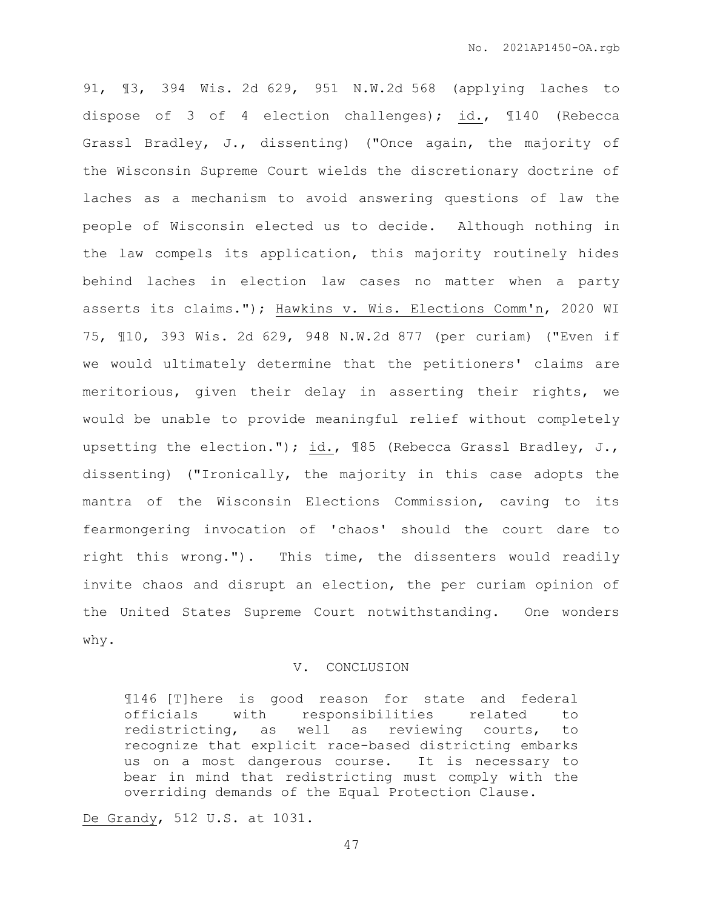91, ¶3, 394 Wis. 2d 629, 951 N.W.2d 568 (applying laches to dispose of 3 of 4 election challenges); id., ¶140 (Rebecca Grassl Bradley, J., dissenting) ("Once again, the majority of the Wisconsin Supreme Court wields the discretionary doctrine of laches as a mechanism to avoid answering questions of law the people of Wisconsin elected us to decide. Although nothing in the law compels its application, this majority routinely hides behind laches in election law cases no matter when a party asserts its claims."); Hawkins v. Wis. Elections Comm'n, 2020 WI 75, ¶10, 393 Wis. 2d 629, 948 N.W.2d 877 (per curiam) ("Even if we would ultimately determine that the petitioners' claims are meritorious, given their delay in asserting their rights, we would be unable to provide meaningful relief without completely upsetting the election."); id., ¶85 (Rebecca Grassl Bradley, J., dissenting) ("Ironically, the majority in this case adopts the mantra of the Wisconsin Elections Commission, caving to its fearmongering invocation of 'chaos' should the court dare to right this wrong."). This time, the dissenters would readily invite chaos and disrupt an election, the per curiam opinion of the United States Supreme Court notwithstanding. One wonders why.

## V. CONCLUSION

> ¶146 [T]here is good reason for state and federal officials with responsibilities related to redistricting, as well as reviewing courts, to recognize that explicit race-based districting embarks us on a most dangerous course. It is necessary to bear in mind that redistricting must comply with the overriding demands of the Equal Protection Clause.

De Grandy, 512 U.S. at 1031.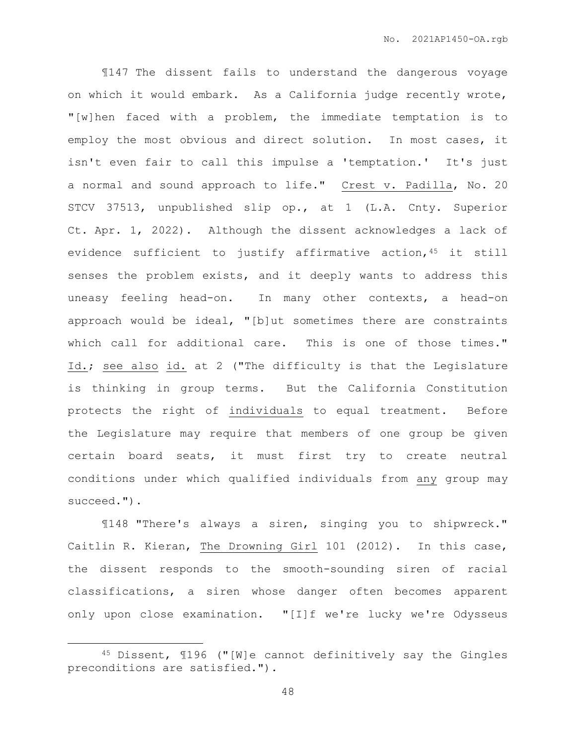¶147 The dissent fails to understand the dangerous voyage on which it would embark. As a California judge recently wrote, "[w]hen faced with a problem, the immediate temptation is to employ the most obvious and direct solution. In most cases, it isn't even fair to call this impulse a 'temptation.' It's just a normal and sound approach to life." Crest v. Padilla, No. 20 STCV 37513, unpublished slip op., at 1 (L.A. Cnty. Superior Ct. Apr. 1, 2022). Although the dissent acknowledges a lack of evidence sufficient to justify affirmative action,[45] it still senses the problem exists, and it deeply wants to address this uneasy feeling head-on. In many other contexts, a head-on approach would be ideal, "[b]ut sometimes there are constraints which call for additional care. This is one of those times." Id.; see also id. at 2 ("The difficulty is that the Legislature is thinking in group terms. But the California Constitution protects the right of individuals to equal treatment. Before the Legislature may require that members of one group be given certain board seats, it must first try to create neutral conditions under which qualified individuals from any group may succeed.").

¶148 "There's always a siren, singing you to shipwreck." Caitlin R. Kieran, The Drowning Girl 101 (2012). In this case, the dissent responds to the smooth-sounding siren of racial classifications, a siren whose danger often becomes apparent only upon close examination. "[I]f we're lucky we're Odysseus

[45] Dissent, ¶196 ("[W]e cannot definitively say the Gingles preconditions are satisfied.").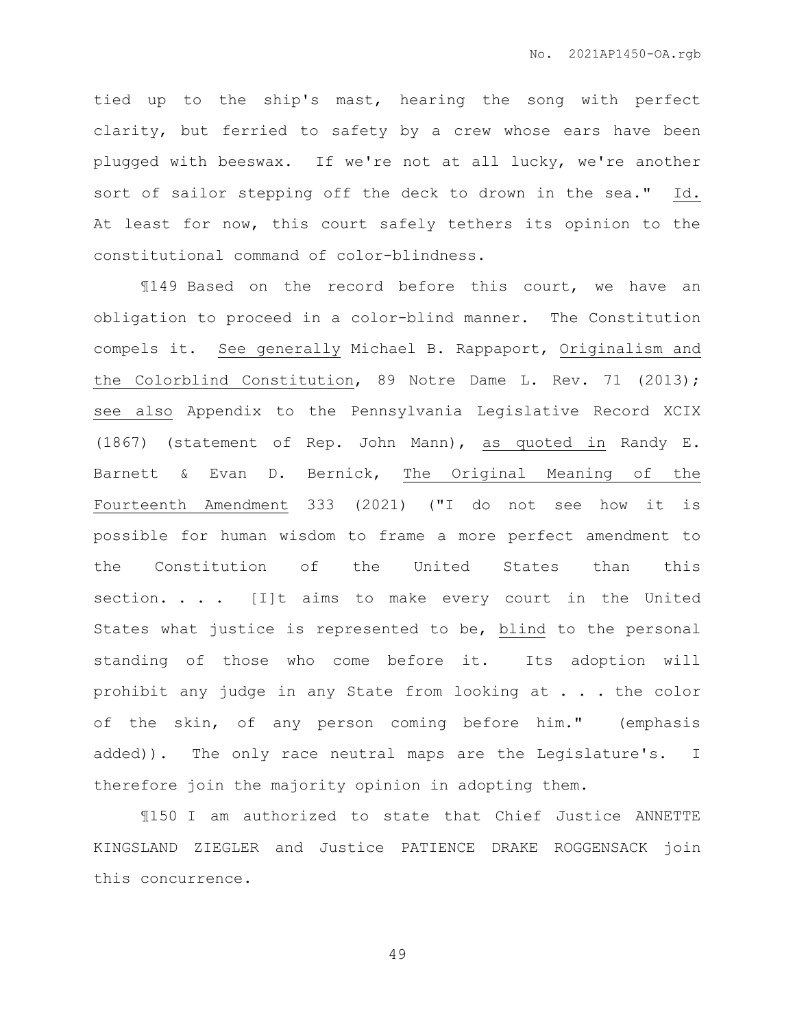tied up to the ship's mast, hearing the song with perfect clarity, but ferried to safety by a crew whose ears have been plugged with beeswax. If we're not at all lucky, we're another sort of sailor stepping off the deck to drown in the sea." Id. At least for now, this court safely tethers its opinion to the constitutional command of color-blindness.

¶149 Based on the record before this court, we have an obligation to proceed in a color-blind manner. The Constitution compels it. See generally Michael B. Rappaport, Originalism and the Colorblind Constitution, 89 Notre Dame L. Rev. 71 (2013); see also Appendix to the Pennsylvania Legislative Record XCIX (1867) (statement of Rep. John Mann), as quoted in Randy E. Barnett & Evan D. Bernick, The Original Meaning of the Fourteenth Amendment 333 (2021) ("I do not see how it is possible for human wisdom to frame a more perfect amendment to the Constitution of the United States than this section. . . . [I]t aims to make every court in the United States what justice is represented to be, blind to the personal standing of those who come before it. Its adoption will prohibit any judge in any State from looking at . . . the color of the skin, of any person coming before him." (emphasis added)). The only race neutral maps are the Legislature's. I therefore join the majority opinion in adopting them.

¶150 I am authorized to state that Chief Justice ANNETTE KINGSLAND ZIEGLER and Justice PATIENCE DRAKE ROGGENSACK join this concurrence.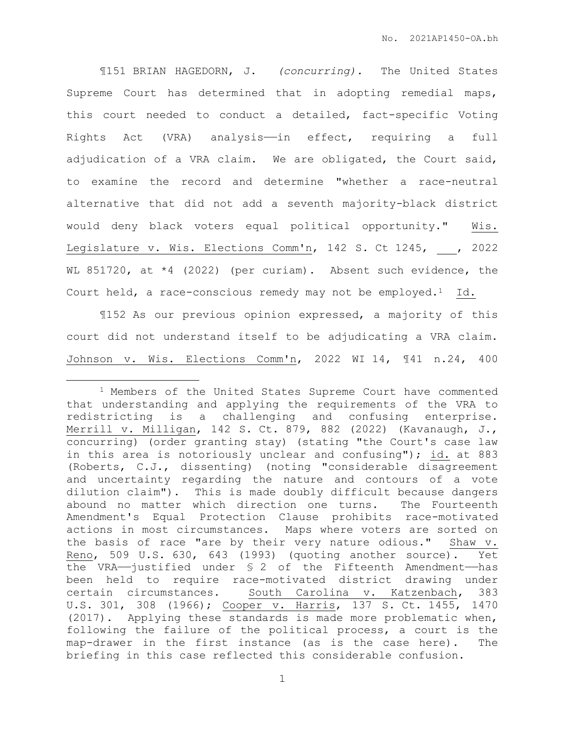¶151 BRIAN HAGEDORN, J. *(concurring).* The United States Supreme Court has determined that in adopting remedial maps, this court needed to conduct a detailed, fact-specific Voting Rights Act (VRA) analysis——in effect, requiring a full adjudication of a VRA claim. We are obligated, the Court said, to examine the record and determine "whether a race-neutral alternative that did not add a seventh majority-black district would deny black voters equal political opportunity." Wis. Legislature v. Wis. Elections Comm'n, 142 S. Ct 1245, ___, 2022 WL 851720, at *4 (2022) (per curiam). Absent such evidence, the Court held, a race-conscious remedy may not be employed.[1] Id.

¶152 As our previous opinion expressed, a majority of this court did not understand itself to be adjudicating a VRA claim. Johnson v. Wis. Elections Comm'n, 2022 WI 14, ¶41 n.24, 400

---

[1] Members of the United States Supreme Court have commented that understanding and applying the requirements of the VRA to redistricting is a challenging and confusing enterprise. Merrill v. Milligan, 142 S. Ct. 879, 882 (2022) (Kavanaugh, J., concurring) (order granting stay) (stating "the Court's case law in this area is notoriously unclear and confusing"); id. at 883 (Roberts, C.J., dissenting) (noting "considerable disagreement and uncertainty regarding the nature and contours of a vote dilution claim"). This is made doubly difficult because dangers abound no matter which direction one turns. The Fourteenth Amendment's Equal Protection Clause prohibits race-motivated actions in most circumstances. Maps where voters are sorted on the basis of race "are by their very nature odious." Shaw v. Reno, 509 U.S. 630, 643 (1993) (quoting another source). Yet the VRA——justified under § 2 of the Fifteenth Amendment——has been held to require race-motivated district drawing under certain circumstances. South Carolina v. Katzenbach, 383 U.S. 301, 308 (1966); Cooper v. Harris, 137 S. Ct. 1455, 1470 (2017). Applying these standards is made more problematic when, following the failure of the political process, a court is the map-drawer in the first instance (as is the case here). The briefing in this case reflected this considerable confusion.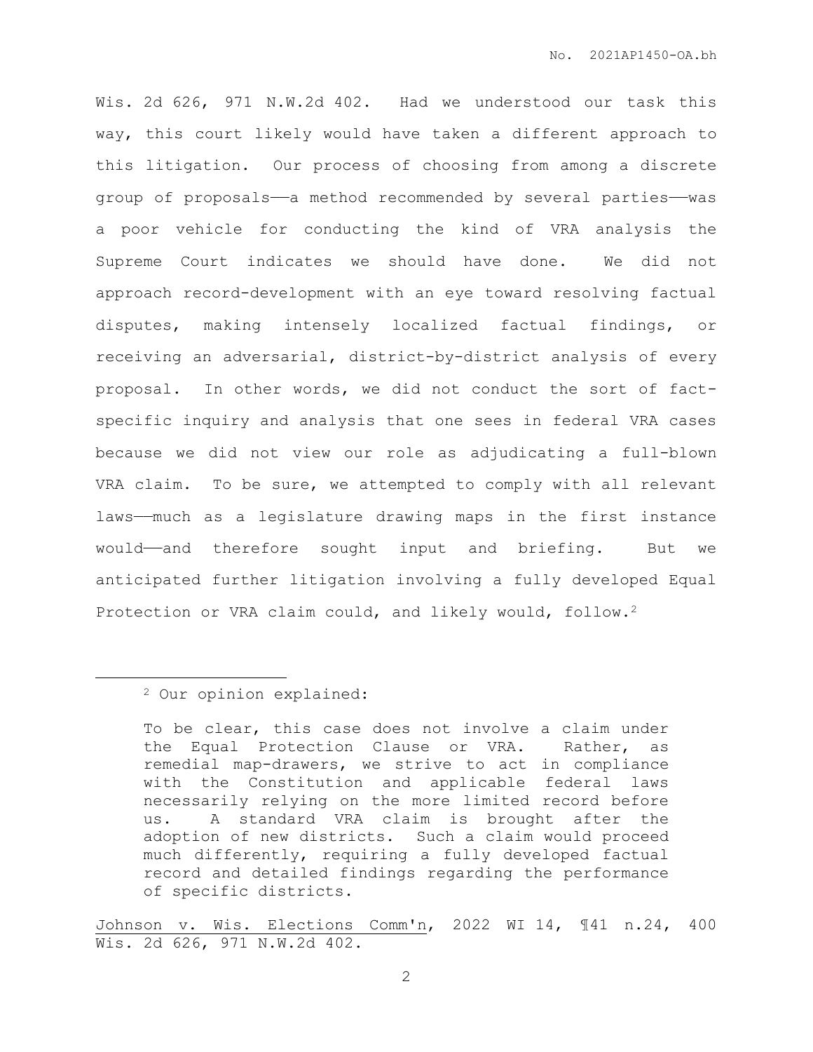Wis. 2d 626, 971 N.W.2d 402. Had we understood our task this way, this court likely would have taken a different approach to this litigation. Our process of choosing from among a discrete group of proposals——a method recommended by several parties——was a poor vehicle for conducting the kind of VRA analysis the Supreme Court indicates we should have done. We did not approach record-development with an eye toward resolving factual disputes, making intensely localized factual findings, or receiving an adversarial, district-by-district analysis of every proposal. In other words, we did not conduct the sort of fact-specific inquiry and analysis that one sees in federal VRA cases because we did not view our role as adjudicating a full-blown VRA claim. To be sure, we attempted to comply with all relevant laws——much as a legislature drawing maps in the first instance would——and therefore sought input and briefing. But we anticipated further litigation involving a fully developed Equal Protection or VRA claim could, and likely would, follow.[2]

---

[2] Our opinion explained:

> To be clear, this case does not involve a claim under the Equal Protection Clause or VRA. Rather, as remedial map-drawers, we strive to act in compliance with the Constitution and applicable federal laws necessarily relying on the more limited record before us. A standard VRA claim is brought after the adoption of new districts. Such a claim would proceed much differently, requiring a fully developed factual record and detailed findings regarding the performance of specific districts.

Johnson v. Wis. Elections Comm'n, 2022 WI 14, ¶41 n.24, 400 Wis. 2d 626, 971 N.W.2d 402.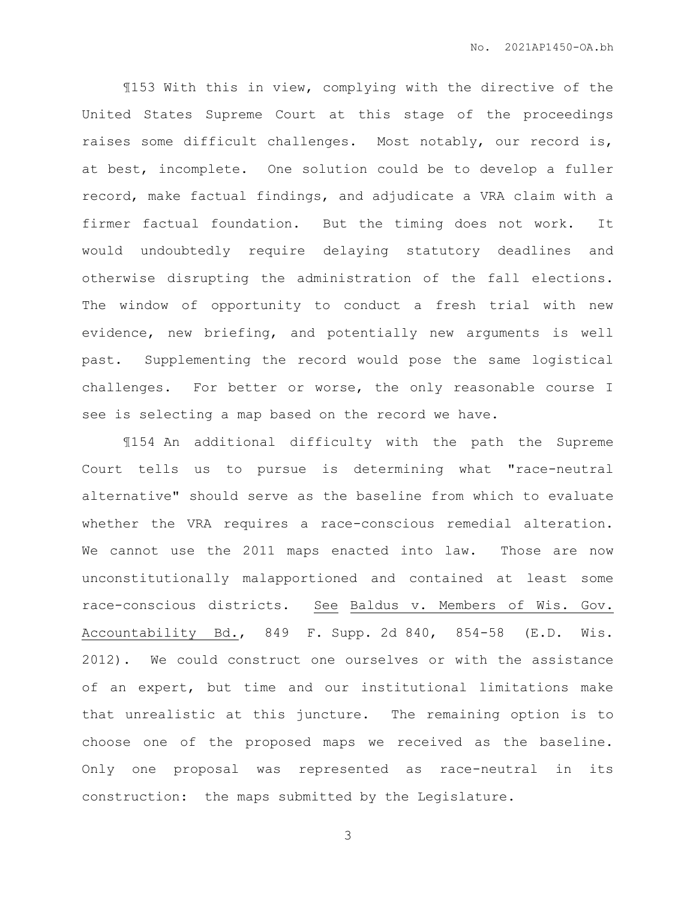¶153 With this in view, complying with the directive of the United States Supreme Court at this stage of the proceedings raises some difficult challenges. Most notably, our record is, at best, incomplete. One solution could be to develop a fuller record, make factual findings, and adjudicate a VRA claim with a firmer factual foundation. But the timing does not work. It would undoubtedly require delaying statutory deadlines and otherwise disrupting the administration of the fall elections. The window of opportunity to conduct a fresh trial with new evidence, new briefing, and potentially new arguments is well past. Supplementing the record would pose the same logistical challenges. For better or worse, the only reasonable course I see is selecting a map based on the record we have.

¶154 An additional difficulty with the path the Supreme Court tells us to pursue is determining what "race-neutral alternative" should serve as the baseline from which to evaluate whether the VRA requires a race-conscious remedial alteration. We cannot use the 2011 maps enacted into law. Those are now unconstitutionally malapportioned and contained at least some race-conscious districts. See Baldus v. Members of Wis. Gov. Accountability Bd., 849 F. Supp. 2d 840, 854-58 (E.D. Wis. 2012). We could construct one ourselves or with the assistance of an expert, but time and our institutional limitations make that unrealistic at this juncture. The remaining option is to choose one of the proposed maps we received as the baseline. Only one proposal was represented as race-neutral in its construction: the maps submitted by the Legislature.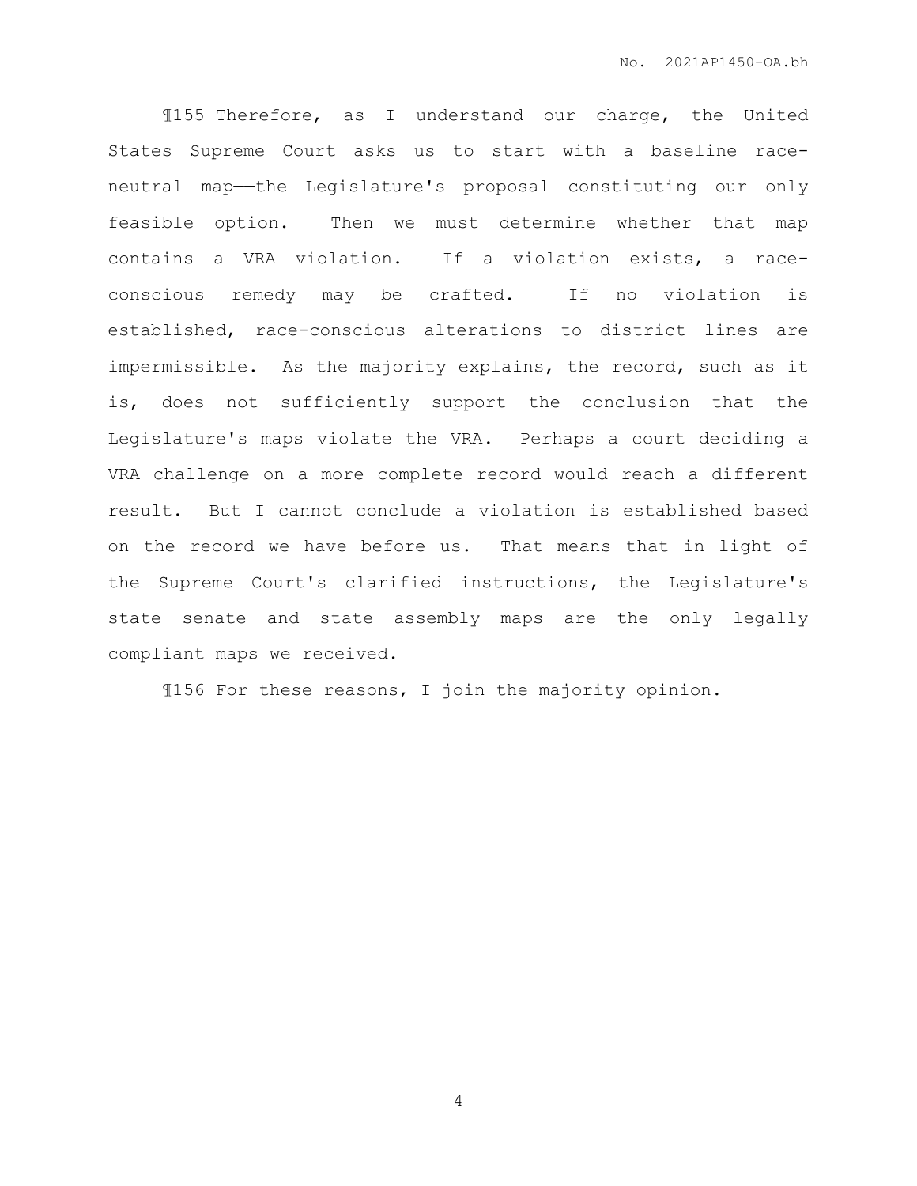¶155 Therefore, as I understand our charge, the United States Supreme Court asks us to start with a baseline race-neutral map——the Legislature's proposal constituting our only feasible option. Then we must determine whether that map contains a VRA violation. If a violation exists, a race-conscious remedy may be crafted. If no violation is established, race-conscious alterations to district lines are impermissible. As the majority explains, the record, such as it is, does not sufficiently support the conclusion that the Legislature's maps violate the VRA. Perhaps a court deciding a VRA challenge on a more complete record would reach a different result. But I cannot conclude a violation is established based on the record we have before us. That means that in light of the Supreme Court's clarified instructions, the Legislature's state senate and state assembly maps are the only legally compliant maps we received.

¶156 For these reasons, I join the majority opinion.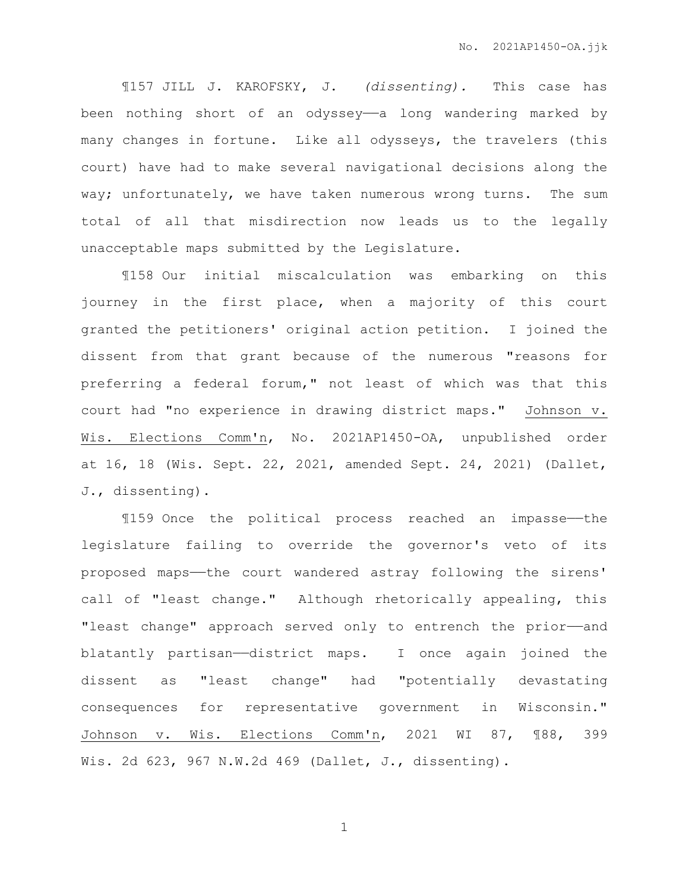¶157 JILL J. KAROFSKY, J. *(dissenting).* This case has been nothing short of an odyssey——a long wandering marked by many changes in fortune. Like all odysseys, the travelers (this court) have had to make several navigational decisions along the way; unfortunately, we have taken numerous wrong turns. The sum total of all that misdirection now leads us to the legally unacceptable maps submitted by the Legislature.

¶158 Our initial miscalculation was embarking on this journey in the first place, when a majority of this court granted the petitioners' original action petition. I joined the dissent from that grant because of the numerous "reasons for preferring a federal forum," not least of which was that this court had "no experience in drawing district maps." Johnson v. Wis. Elections Comm'n, No. 2021AP1450-OA, unpublished order at 16, 18 (Wis. Sept. 22, 2021, amended Sept. 24, 2021) (Dallet, J., dissenting).

¶159 Once the political process reached an impasse——the legislature failing to override the governor's veto of its proposed maps——the court wandered astray following the sirens' call of "least change." Although rhetorically appealing, this "least change" approach served only to entrench the prior——and blatantly partisan——district maps. I once again joined the dissent as "least change" had "potentially devastating consequences for representative government in Wisconsin." Johnson v. Wis. Elections Comm'n, 2021 WI 87, ¶88, 399 Wis. 2d 623, 967 N.W.2d 469 (Dallet, J., dissenting).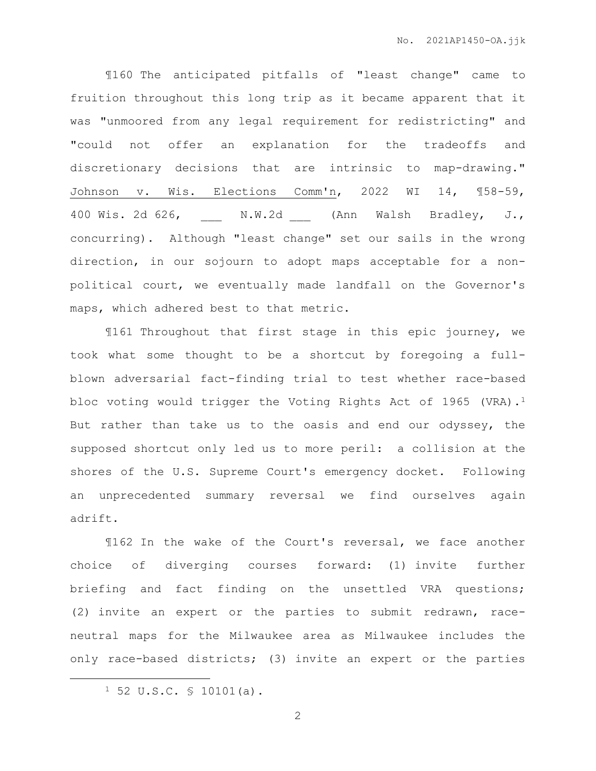¶160 The anticipated pitfalls of "least change" came to fruition throughout this long trip as it became apparent that it was "unmoored from any legal requirement for redistricting" and "could not offer an explanation for the tradeoffs and discretionary decisions that are intrinsic to map-drawing." Johnson v. Wis. Elections Comm'n, 2022 WI 14, ¶58-59, 400 Wis. 2d 626, ___ N.W.2d ___ (Ann Walsh Bradley, J., concurring). Although "least change" set our sails in the wrong direction, in our sojourn to adopt maps acceptable for a non-political court, we eventually made landfall on the Governor's maps, which adhered best to that metric.

¶161 Throughout that first stage in this epic journey, we took what some thought to be a shortcut by foregoing a full-blown adversarial fact-finding trial to test whether race-based bloc voting would trigger the Voting Rights Act of 1965 (VRA).[1] But rather than take us to the oasis and end our odyssey, the supposed shortcut only led us to more peril: a collision at the shores of the U.S. Supreme Court's emergency docket. Following an unprecedented summary reversal we find ourselves again adrift.

¶162 In the wake of the Court's reversal, we face another choice of diverging courses forward: (1) invite further briefing and fact finding on the unsettled VRA questions; (2) invite an expert or the parties to submit redrawn, race-neutral maps for the Milwaukee area as Milwaukee includes the only race-based districts; (3) invite an expert or the parties

[1] 52 U.S.C. § 10101(a).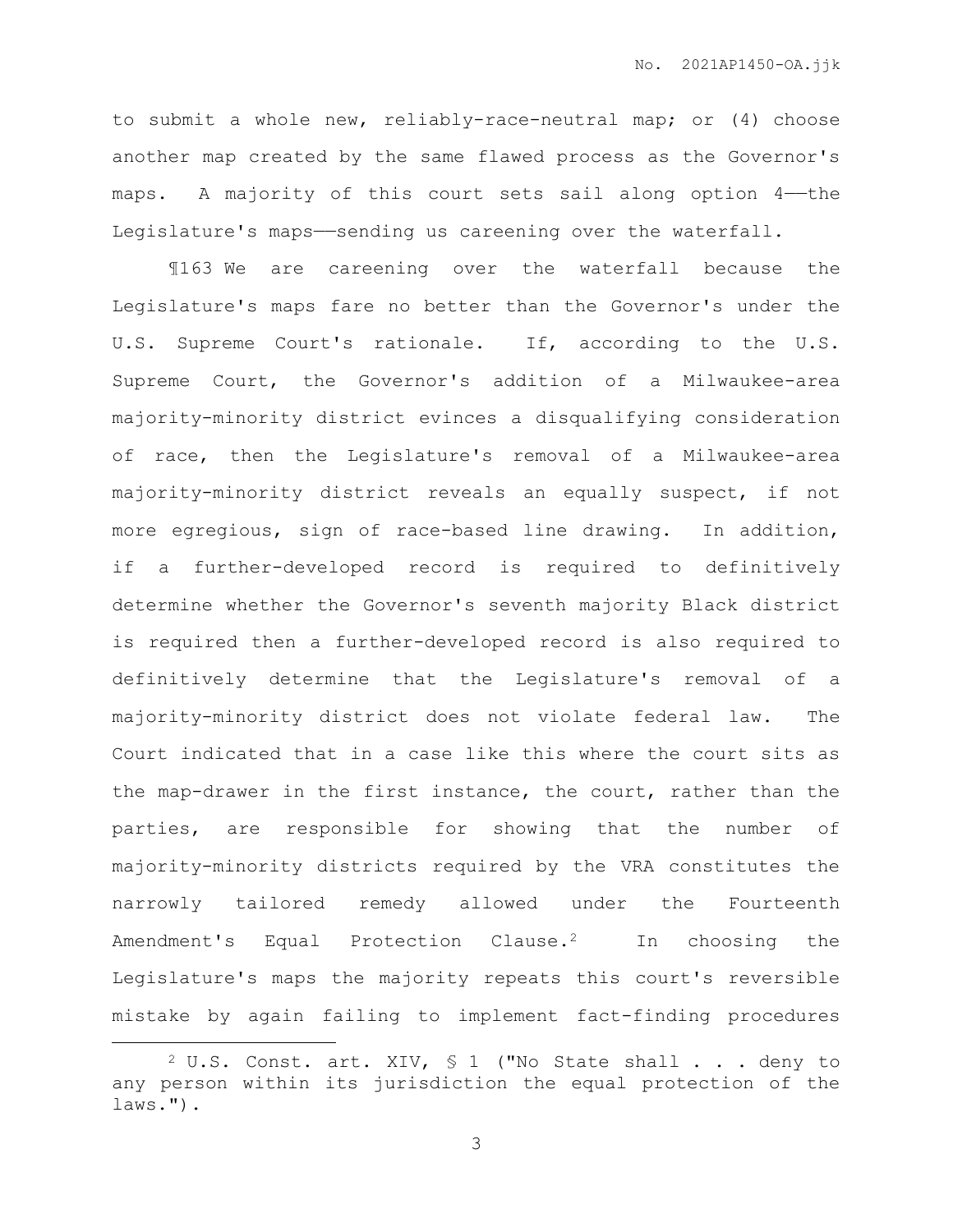to submit a whole new, reliably-race-neutral map; or (4) choose another map created by the same flawed process as the Governor's maps. A majority of this court sets sail along option 4——the Legislature's maps——sending us careening over the waterfall.

¶163 We are careening over the waterfall because the Legislature's maps fare no better than the Governor's under the U.S. Supreme Court's rationale. If, according to the U.S. Supreme Court, the Governor's addition of a Milwaukee-area majority-minority district evinces a disqualifying consideration of race, then the Legislature's removal of a Milwaukee-area majority-minority district reveals an equally suspect, if not more egregious, sign of race-based line drawing. In addition, if a further-developed record is required to definitively determine whether the Governor's seventh majority Black district is required then a further-developed record is also required to definitively determine that the Legislature's removal of a majority-minority district does not violate federal law. The Court indicated that in a case like this where the court sits as the map-drawer in the first instance, the court, rather than the parties, are responsible for showing that the number of majority-minority districts required by the VRA constitutes the narrowly tailored remedy allowed under the Fourteenth Amendment's Equal Protection Clause.[2] In choosing the Legislature's maps the majority repeats this court's reversible mistake by again failing to implement fact-finding procedures

---

[2] U.S. Const. art. XIV, § 1 ("No State shall . . . deny to any person within its jurisdiction the equal protection of the laws.").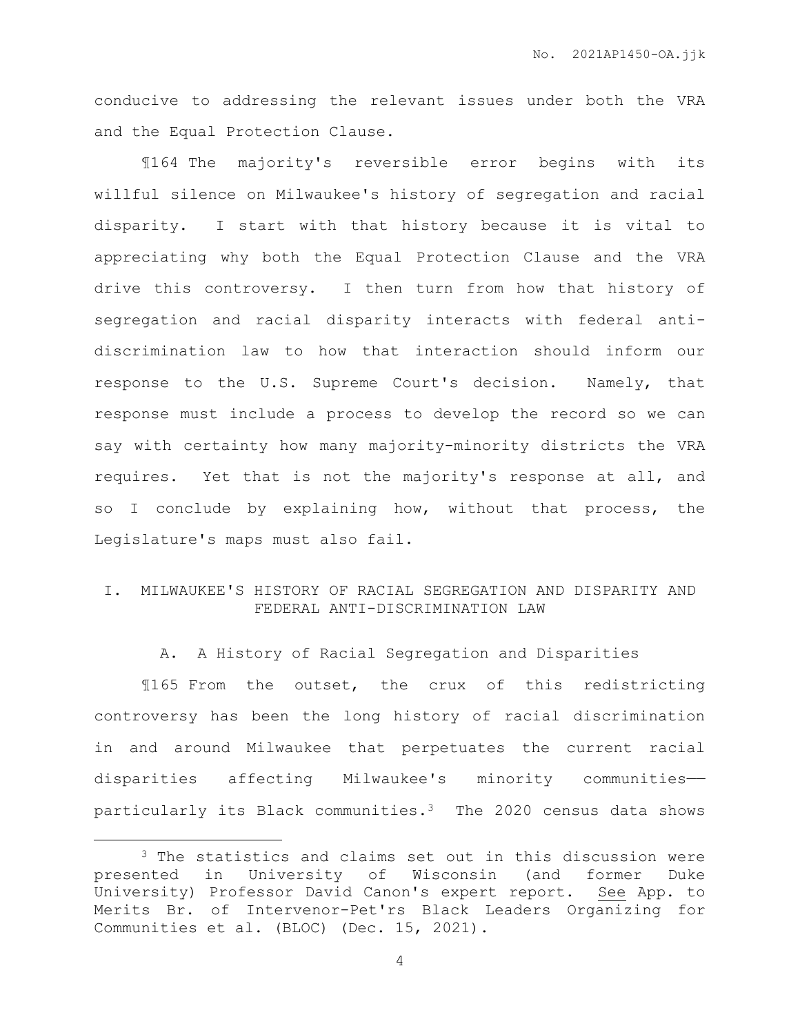conducive to addressing the relevant issues under both the VRA and the Equal Protection Clause.

¶164 The majority's reversible error begins with its willful silence on Milwaukee's history of segregation and racial disparity. I start with that history because it is vital to appreciating why both the Equal Protection Clause and the VRA drive this controversy. I then turn from how that history of segregation and racial disparity interacts with federal anti-discrimination law to how that interaction should inform our response to the U.S. Supreme Court's decision. Namely, that response must include a process to develop the record so we can say with certainty how many majority-minority districts the VRA requires. Yet that is not the majority's response at all, and so I conclude by explaining how, without that process, the Legislature's maps must also fail.

## I. MILWAUKEE'S HISTORY OF RACIAL SEGREGATION AND DISPARITY AND FEDERAL ANTI-DISCRIMINATION LAW

### A. A History of Racial Segregation and Disparities

¶165 From the outset, the crux of this redistricting controversy has been the long history of racial discrimination in and around Milwaukee that perpetuates the current racial disparities affecting Milwaukee's minority communities——particularly its Black communities.[3] The 2020 census data shows

---

[3] The statistics and claims set out in this discussion were presented in University of Wisconsin (and former Duke University) Professor David Canon's expert report. See App. to Merits Br. of Intervenor-Pet'rs Black Leaders Organizing for Communities et al. (BLOC) (Dec. 15, 2021).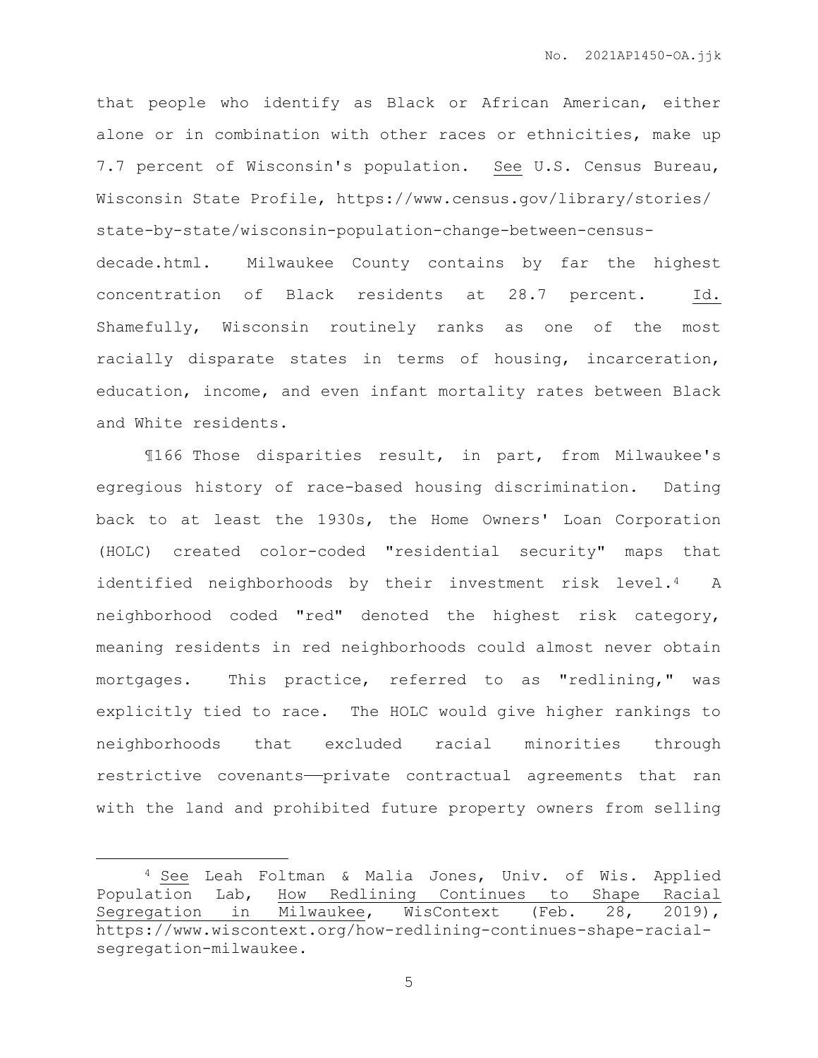that people who identify as Black or African American, either alone or in combination with other races or ethnicities, make up 7.7 percent of Wisconsin's population. See U.S. Census Bureau, Wisconsin State Profile, https://www.census.gov/library/stories/state-by-state/wisconsin-population-change-between-census-decade.html. Milwaukee County contains by far the highest concentration of Black residents at 28.7 percent. Id. Shamefully, Wisconsin routinely ranks as one of the most racially disparate states in terms of housing, incarceration, education, income, and even infant mortality rates between Black and White residents.

¶166 Those disparities result, in part, from Milwaukee's egregious history of race-based housing discrimination. Dating back to at least the 1930s, the Home Owners' Loan Corporation (HOLC) created color-coded "residential security" maps that identified neighborhoods by their investment risk level.[4] A neighborhood coded "red" denoted the highest risk category, meaning residents in red neighborhoods could almost never obtain mortgages. This practice, referred to as "redlining," was explicitly tied to race. The HOLC would give higher rankings to neighborhoods that excluded racial minorities through restrictive covenants——private contractual agreements that ran with the land and prohibited future property owners from selling

---

[4] See Leah Foltman & Malia Jones, Univ. of Wis. Applied Population Lab, How Redlining Continues to Shape Racial Segregation in Milwaukee, WisContext (Feb. 28, 2019), https://www.wiscontext.org/how-redlining-continues-shape-racial-segregation-milwaukee.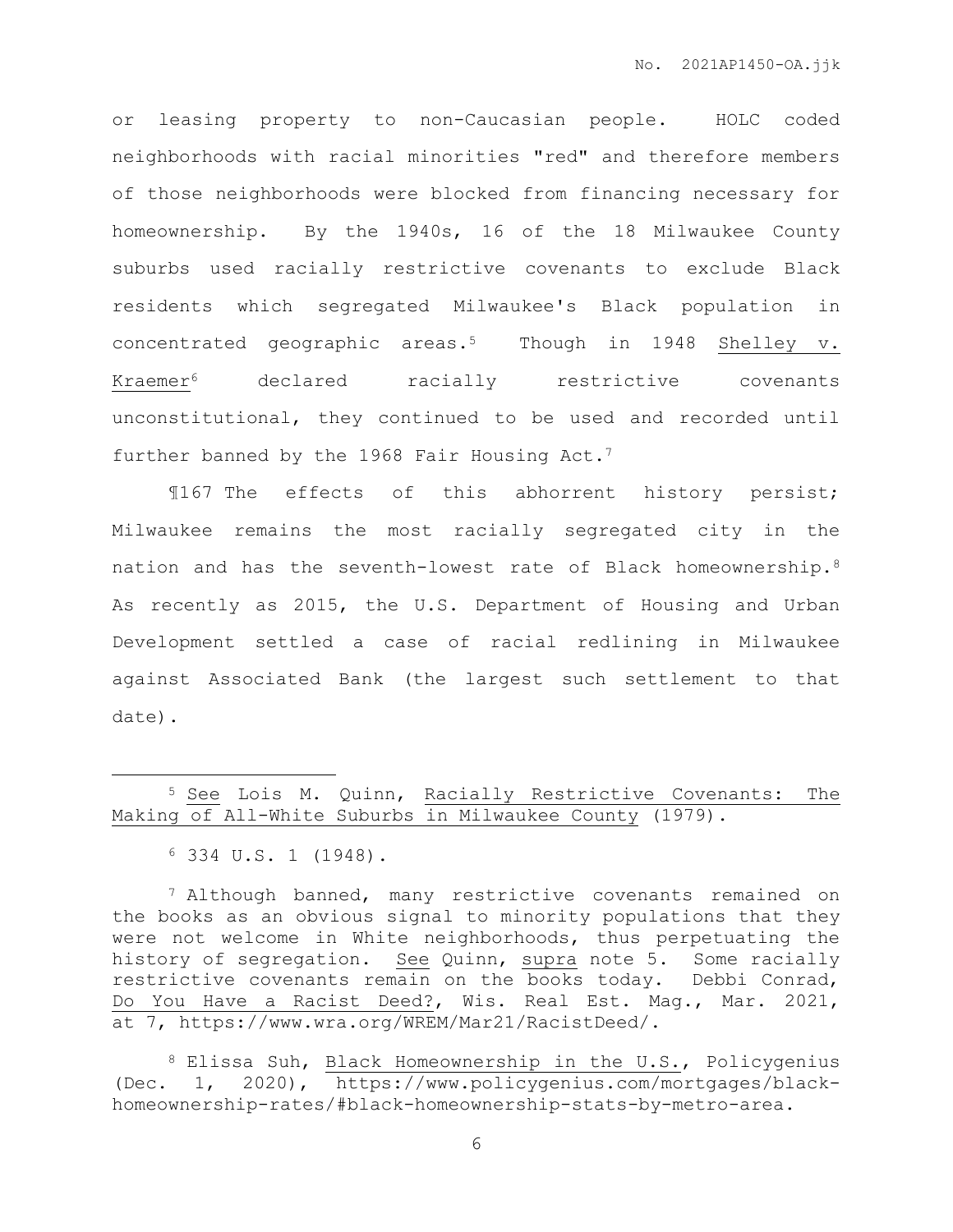or leasing property to non-Caucasian people. HOLC coded neighborhoods with racial minorities "red" and therefore members of those neighborhoods were blocked from financing necessary for homeownership. By the 1940s, 16 of the 18 Milwaukee County suburbs used racially restrictive covenants to exclude Black residents which segregated Milwaukee's Black population in concentrated geographic areas.[5] Though in 1948 Shelley v. Kraemer[6] declared racially restrictive covenants unconstitutional, they continued to be used and recorded until further banned by the 1968 Fair Housing Act.[7]

¶167 The effects of this abhorrent history persist; Milwaukee remains the most racially segregated city in the nation and has the seventh-lowest rate of Black homeownership.[8] As recently as 2015, the U.S. Department of Housing and Urban Development settled a case of racial redlining in Milwaukee against Associated Bank (the largest such settlement to that date).

---

[5] See Lois M. Quinn, Racially Restrictive Covenants: The Making of All-White Suburbs in Milwaukee County (1979).

[6] 334 U.S. 1 (1948).

[7] Although banned, many restrictive covenants remained on the books as an obvious signal to minority populations that they were not welcome in White neighborhoods, thus perpetuating the history of segregation. See Quinn, supra note 5. Some racially restrictive covenants remain on the books today. Debbi Conrad, Do You Have a Racist Deed?, Wis. Real Est. Mag., Mar. 2021, at 7, https://www.wra.org/WREM/Mar21/RacistDeed/.

[8] Elissa Suh, Black Homeownership in the U.S., Policygenius (Dec. 1, 2020), https://www.policygenius.com/mortgages/black-homeownership-rates/#black-homeownership-stats-by-metro-area.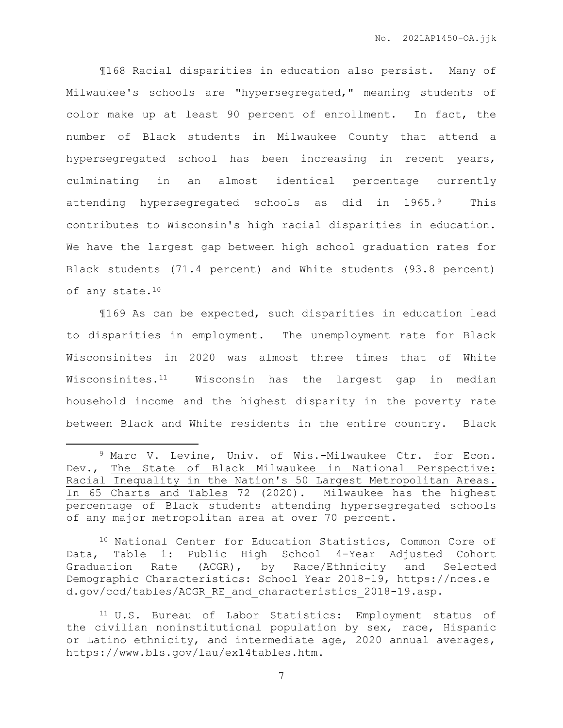¶168 Racial disparities in education also persist. Many of Milwaukee's schools are "hypersegregated," meaning students of color make up at least 90 percent of enrollment. In fact, the number of Black students in Milwaukee County that attend a hypersegregated school has been increasing in recent years, culminating in an almost identical percentage currently attending hypersegregated schools as did in 1965.[9] This contributes to Wisconsin's high racial disparities in education. We have the largest gap between high school graduation rates for Black students (71.4 percent) and White students (93.8 percent) of any state.[10]

¶169 As can be expected, such disparities in education lead to disparities in employment. The unemployment rate for Black Wisconsinites in 2020 was almost three times that of White Wisconsinites.[11] Wisconsin has the largest gap in median household income and the highest disparity in the poverty rate between Black and White residents in the entire country. Black

---

[9] Marc V. Levine, Univ. of Wis.-Milwaukee Ctr. for Econ. Dev., The State of Black Milwaukee in National Perspective: Racial Inequality in the Nation's 50 Largest Metropolitan Areas. In 65 Charts and Tables 72 (2020). Milwaukee has the highest percentage of Black students attending hypersegregated schools of any major metropolitan area at over 70 percent.

[10] National Center for Education Statistics, Common Core of Data, Table 1: Public High School 4-Year Adjusted Cohort Graduation Rate (ACGR), by Race/Ethnicity and Selected Demographic Characteristics: School Year 2018-19, https://nces.ed.gov/ccd/tables/ACGR_RE_and_characteristics_2018-19.asp.

[11] U.S. Bureau of Labor Statistics: Employment status of the civilian noninstitutional population by sex, race, Hispanic or Latino ethnicity, and intermediate age, 2020 annual averages, https://www.bls.gov/lau/ex14tables.htm.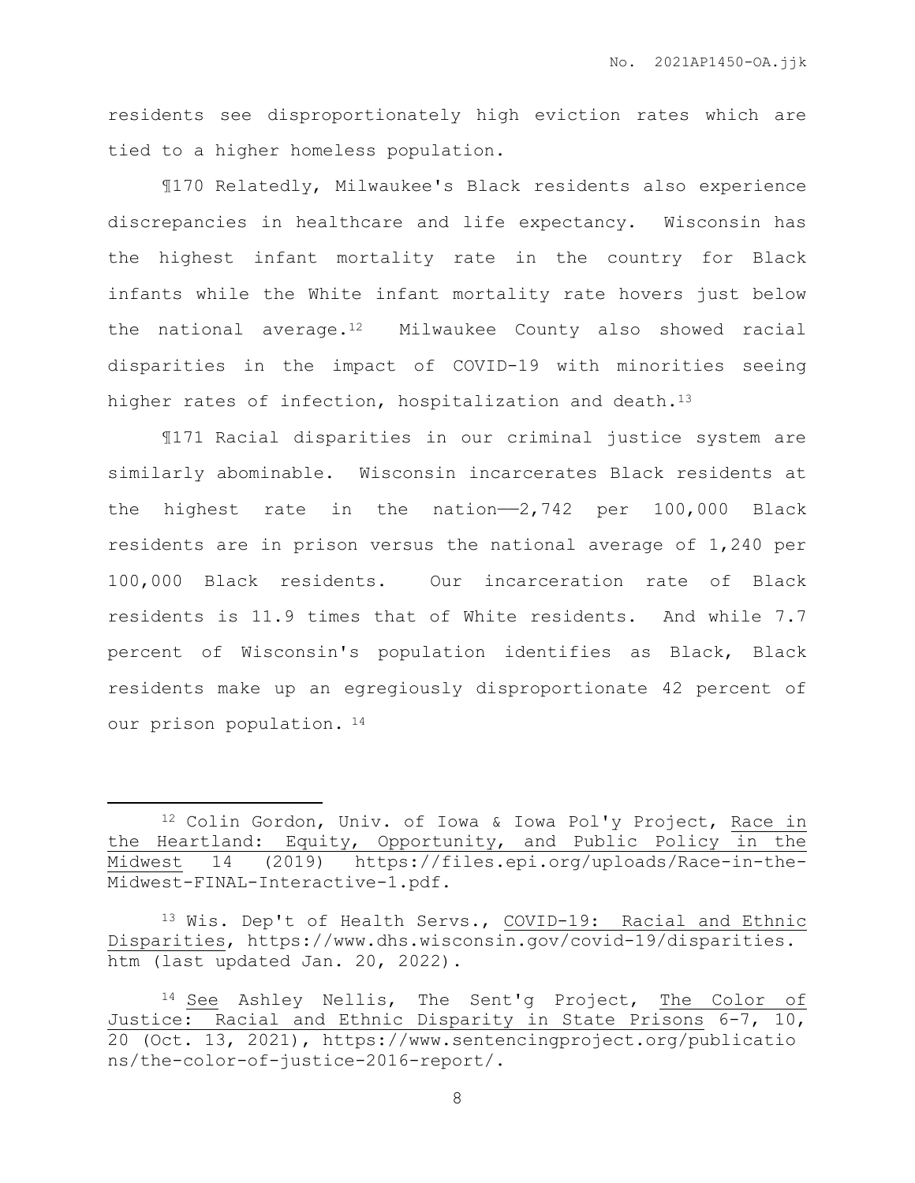residents see disproportionately high eviction rates which are tied to a higher homeless population.

¶170 Relatedly, Milwaukee's Black residents also experience discrepancies in healthcare and life expectancy. Wisconsin has the highest infant mortality rate in the country for Black infants while the White infant mortality rate hovers just below the national average.[12] Milwaukee County also showed racial disparities in the impact of COVID-19 with minorities seeing higher rates of infection, hospitalization and death.[13]

¶171 Racial disparities in our criminal justice system are similarly abominable. Wisconsin incarcerates Black residents at the highest rate in the nation——2,742 per 100,000 Black residents are in prison versus the national average of 1,240 per 100,000 Black residents. Our incarceration rate of Black residents is 11.9 times that of White residents. And while 7.7 percent of Wisconsin's population identifies as Black, Black residents make up an egregiously disproportionate 42 percent of our prison population.[14]

---

[12] Colin Gordon, Univ. of Iowa & Iowa Pol'y Project, Race in the Heartland: Equity, Opportunity, and Public Policy in the Midwest 14 (2019) https://files.epi.org/uploads/Race-in-the-Midwest-FINAL-Interactive-1.pdf.

[13] Wis. Dep't of Health Servs., COVID-19: Racial and Ethnic Disparities, https://www.dhs.wisconsin.gov/covid-19/disparities.htm (last updated Jan. 20, 2022).

[14] See Ashley Nellis, The Sent'g Project, The Color of Justice: Racial and Ethnic Disparity in State Prisons 6-7, 10, 20 (Oct. 13, 2021), https://www.sentencingproject.org/publications/the-color-of-justice-2016-report/.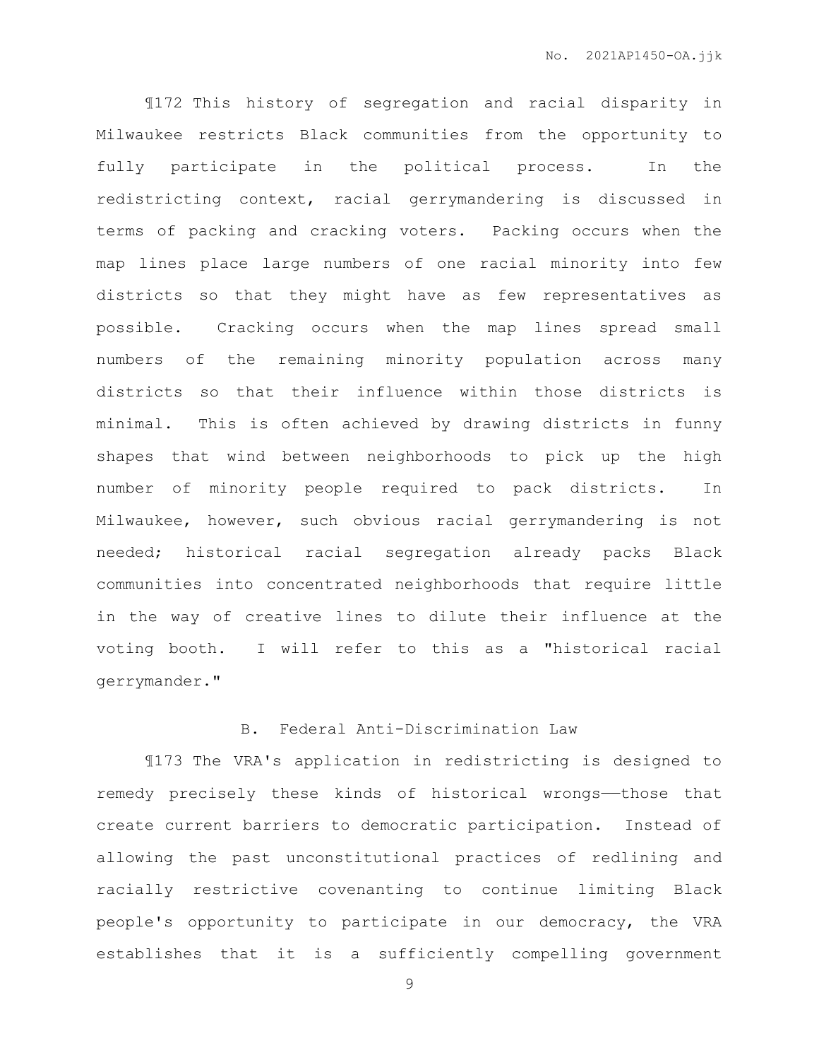¶172 This history of segregation and racial disparity in Milwaukee restricts Black communities from the opportunity to fully participate in the political process. In the redistricting context, racial gerrymandering is discussed in terms of packing and cracking voters. Packing occurs when the map lines place large numbers of one racial minority into few districts so that they might have as few representatives as possible. Cracking occurs when the map lines spread small numbers of the remaining minority population across many districts so that their influence within those districts is minimal. This is often achieved by drawing districts in funny shapes that wind between neighborhoods to pick up the high number of minority people required to pack districts. In Milwaukee, however, such obvious racial gerrymandering is not needed; historical racial segregation already packs Black communities into concentrated neighborhoods that require little in the way of creative lines to dilute their influence at the voting booth. I will refer to this as a "historical racial gerrymander."

### B. Federal Anti-Discrimination Law

¶173 The VRA's application in redistricting is designed to remedy precisely these kinds of historical wrongs——those that create current barriers to democratic participation. Instead of allowing the past unconstitutional practices of redlining and racially restrictive covenanting to continue limiting Black people's opportunity to participate in our democracy, the VRA establishes that it is a sufficiently compelling government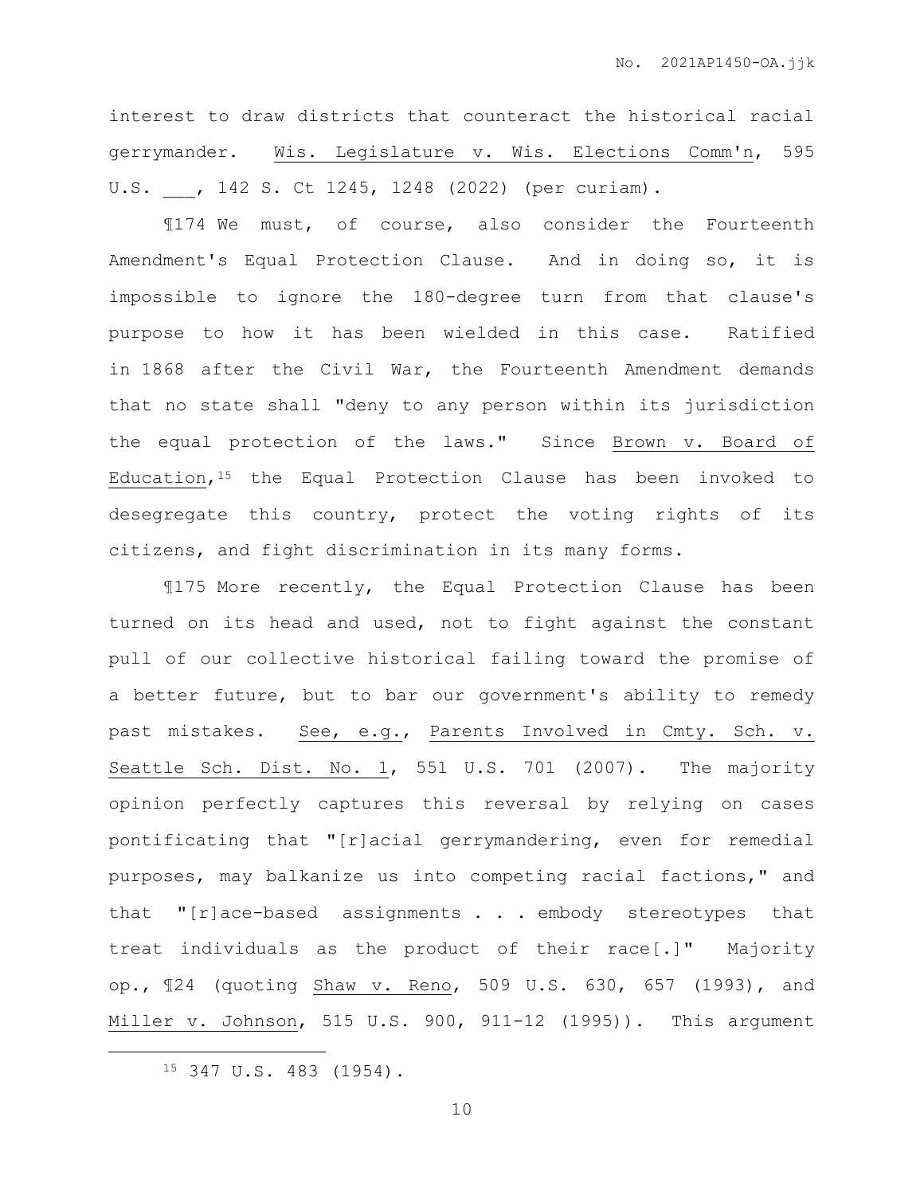interest to draw districts that counteract the historical racial gerrymander. Wis. Legislature v. Wis. Elections Comm'n, 595 U.S. ___, 142 S. Ct 1245, 1248 (2022) (per curiam).

¶174 We must, of course, also consider the Fourteenth Amendment's Equal Protection Clause. And in doing so, it is impossible to ignore the 180-degree turn from that clause's purpose to how it has been wielded in this case. Ratified in 1868 after the Civil War, the Fourteenth Amendment demands that no state shall "deny to any person within its jurisdiction the equal protection of the laws." Since Brown v. Board of Education,[15] the Equal Protection Clause has been invoked to desegregate this country, protect the voting rights of its citizens, and fight discrimination in its many forms.

¶175 More recently, the Equal Protection Clause has been turned on its head and used, not to fight against the constant pull of our collective historical failing toward the promise of a better future, but to bar our government's ability to remedy past mistakes. See, e.g., Parents Involved in Cmty. Sch. v. Seattle Sch. Dist. No. 1, 551 U.S. 701 (2007). The majority opinion perfectly captures this reversal by relying on cases pontificating that "[r]acial gerrymandering, even for remedial purposes, may balkanize us into competing racial factions," and that "[r]ace-based assignments . . . embody stereotypes that treat individuals as the product of their race[.]" Majority op., ¶24 (quoting Shaw v. Reno, 509 U.S. 630, 657 (1993), and Miller v. Johnson, 515 U.S. 900, 911-12 (1995)). This argument

[15] 347 U.S. 483 (1954).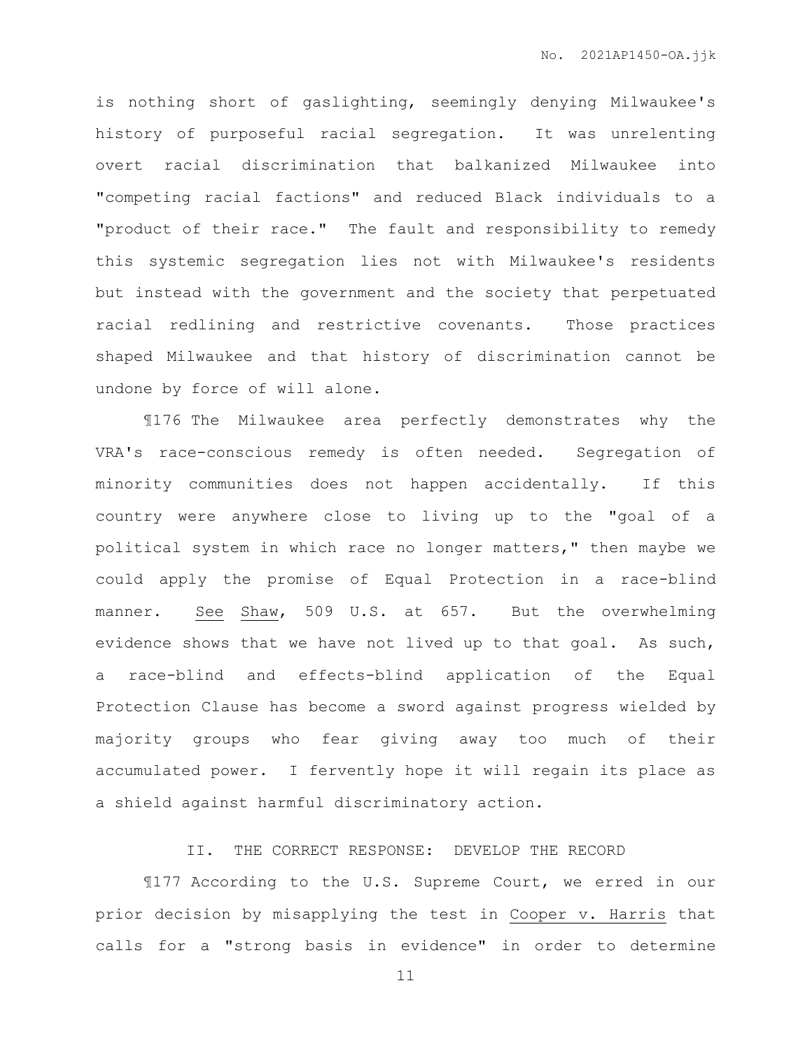is nothing short of gaslighting, seemingly denying Milwaukee's history of purposeful racial segregation. It was unrelenting overt racial discrimination that balkanized Milwaukee into "competing racial factions" and reduced Black individuals to a "product of their race." The fault and responsibility to remedy this systemic segregation lies not with Milwaukee's residents but instead with the government and the society that perpetuated racial redlining and restrictive covenants. Those practices shaped Milwaukee and that history of discrimination cannot be undone by force of will alone.

¶176 The Milwaukee area perfectly demonstrates why the VRA's race-conscious remedy is often needed. Segregation of minority communities does not happen accidentally. If this country were anywhere close to living up to the "goal of a political system in which race no longer matters," then maybe we could apply the promise of Equal Protection in a race-blind manner. See Shaw, 509 U.S. at 657. But the overwhelming evidence shows that we have not lived up to that goal. As such, a race-blind and effects-blind application of the Equal Protection Clause has become a sword against progress wielded by majority groups who fear giving away too much of their accumulated power. I fervently hope it will regain its place as a shield against harmful discriminatory action.

## II. THE CORRECT RESPONSE: DEVELOP THE RECORD

¶177 According to the U.S. Supreme Court, we erred in our prior decision by misapplying the test in Cooper v. Harris that calls for a "strong basis in evidence" in order to determine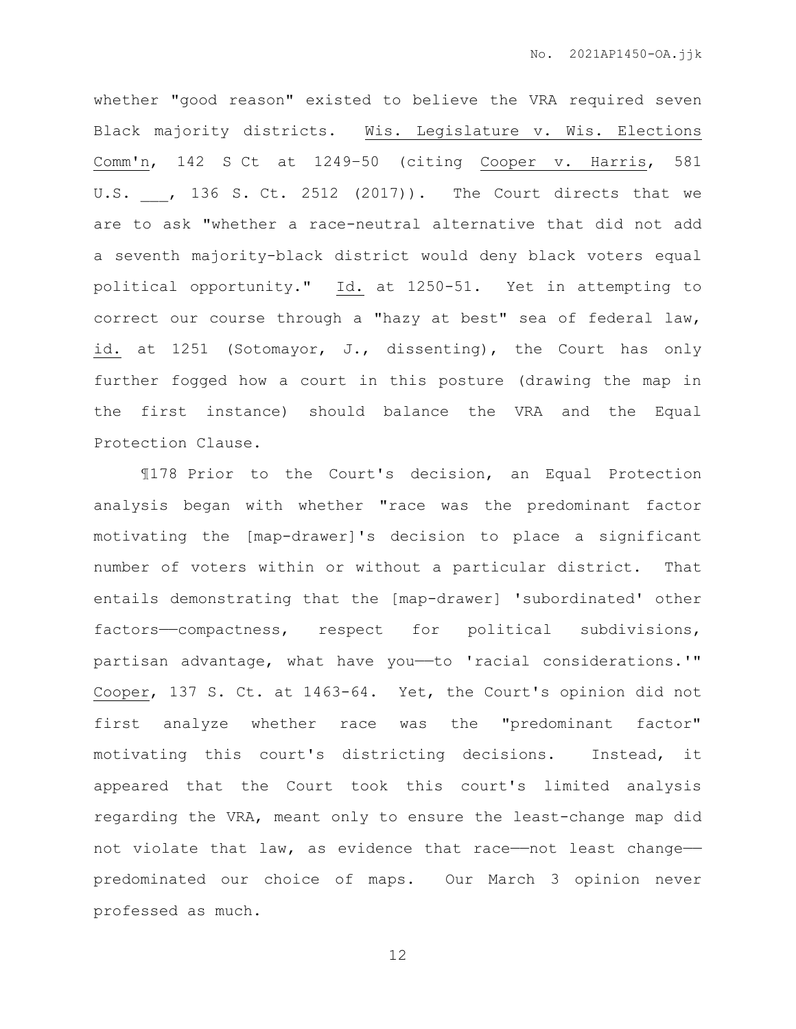whether "good reason" existed to believe the VRA required seven Black majority districts. Wis. Legislature v. Wis. Elections Comm'n, 142 S Ct at 1249–50 (citing Cooper v. Harris, 581 U.S. ___, 136 S. Ct. 2512 (2017)). The Court directs that we are to ask "whether a race-neutral alternative that did not add a seventh majority-black district would deny black voters equal political opportunity." Id. at 1250-51. Yet in attempting to correct our course through a "hazy at best" sea of federal law, id. at 1251 (Sotomayor, J., dissenting), the Court has only further fogged how a court in this posture (drawing the map in the first instance) should balance the VRA and the Equal Protection Clause.

¶178 Prior to the Court's decision, an Equal Protection analysis began with whether "race was the predominant factor motivating the [map-drawer]'s decision to place a significant number of voters within or without a particular district. That entails demonstrating that the [map-drawer] 'subordinated' other factors——compactness, respect for political subdivisions, partisan advantage, what have you——to 'racial considerations.'" Cooper, 137 S. Ct. at 1463-64. Yet, the Court's opinion did not first analyze whether race was the "predominant factor" motivating this court's districting decisions. Instead, it appeared that the Court took this court's limited analysis regarding the VRA, meant only to ensure the least-change map did not violate that law, as evidence that race——not least change——predominated our choice of maps. Our March 3 opinion never professed as much.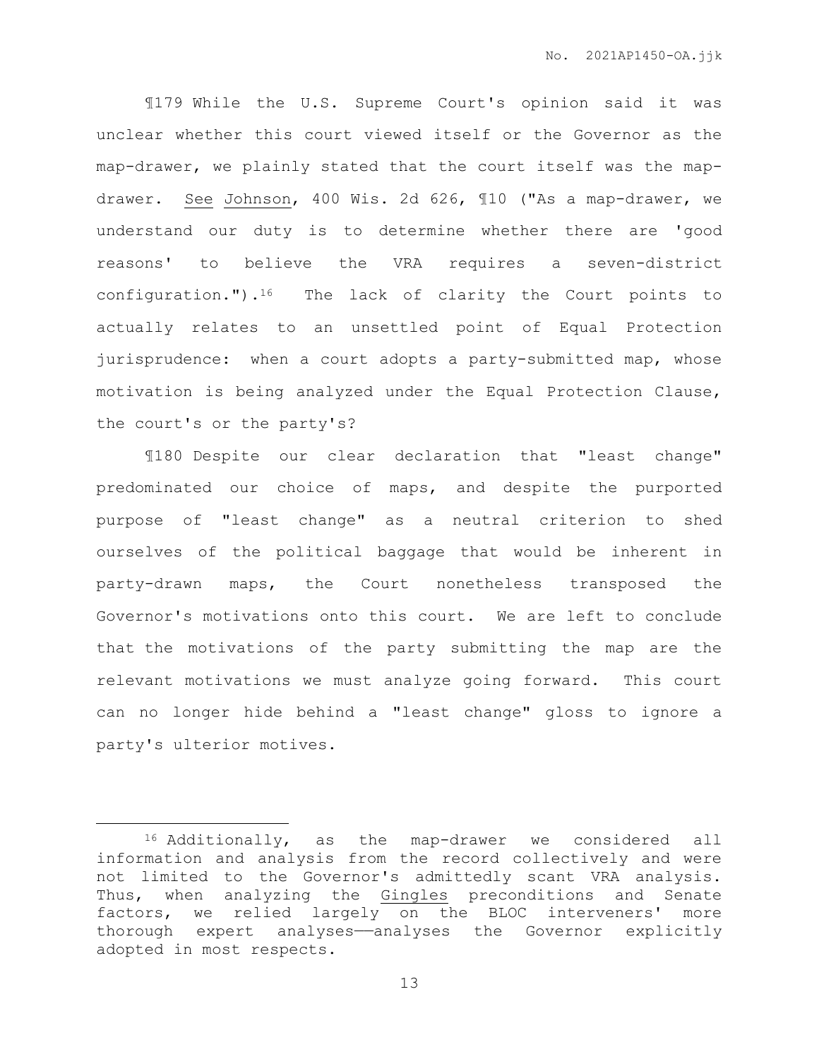¶179 While the U.S. Supreme Court's opinion said it was unclear whether this court viewed itself or the Governor as the map-drawer, we plainly stated that the court itself was the map-drawer. See Johnson, 400 Wis. 2d 626, ¶10 ("As a map-drawer, we understand our duty is to determine whether there are 'good reasons' to believe the VRA requires a seven-district configuration.").[16] The lack of clarity the Court points to actually relates to an unsettled point of Equal Protection jurisprudence: when a court adopts a party-submitted map, whose motivation is being analyzed under the Equal Protection Clause, the court's or the party's?

¶180 Despite our clear declaration that "least change" predominated our choice of maps, and despite the purported purpose of "least change" as a neutral criterion to shed ourselves of the political baggage that would be inherent in party-drawn maps, the Court nonetheless transposed the Governor's motivations onto this court. We are left to conclude that the motivations of the party submitting the map are the relevant motivations we must analyze going forward. This court can no longer hide behind a "least change" gloss to ignore a party's ulterior motives.

---

[16] Additionally, as the map-drawer we considered all information and analysis from the record collectively and were not limited to the Governor's admittedly scant VRA analysis. Thus, when analyzing the Gingles preconditions and Senate factors, we relied largely on the BLOC interveners' more thorough expert analyses——analyses the Governor explicitly adopted in most respects.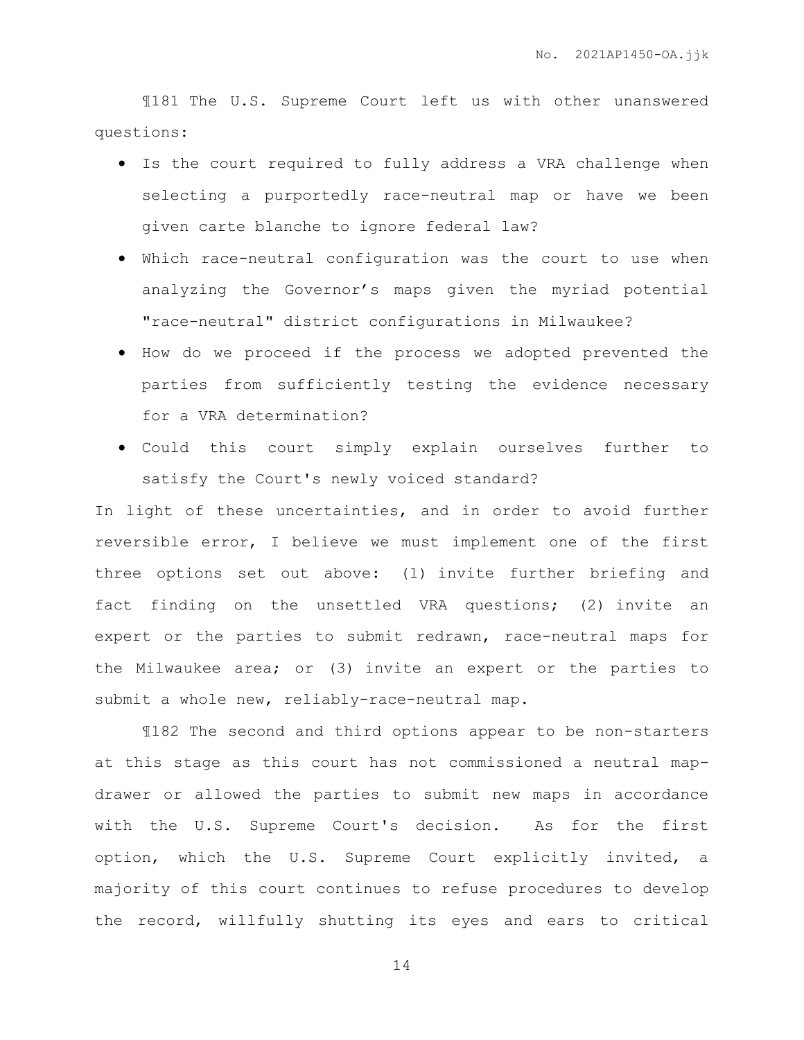¶181 The U.S. Supreme Court left us with other unanswered questions:

- Is the court required to fully address a VRA challenge when selecting a purportedly race-neutral map or have we been given carte blanche to ignore federal law?
- Which race-neutral configuration was the court to use when analyzing the Governor's maps given the myriad potential "race-neutral" district configurations in Milwaukee?
- How do we proceed if the process we adopted prevented the parties from sufficiently testing the evidence necessary for a VRA determination?
- Could this court simply explain ourselves further to satisfy the Court's newly voiced standard?

In light of these uncertainties, and in order to avoid further reversible error, I believe we must implement one of the first three options set out above: (1) invite further briefing and fact finding on the unsettled VRA questions; (2) invite an expert or the parties to submit redrawn, race-neutral maps for the Milwaukee area; or (3) invite an expert or the parties to submit a whole new, reliably-race-neutral map.

¶182 The second and third options appear to be non-starters at this stage as this court has not commissioned a neutral map-drawer or allowed the parties to submit new maps in accordance with the U.S. Supreme Court's decision. As for the first option, which the U.S. Supreme Court explicitly invited, a majority of this court continues to refuse procedures to develop the record, willfully shutting its eyes and ears to critical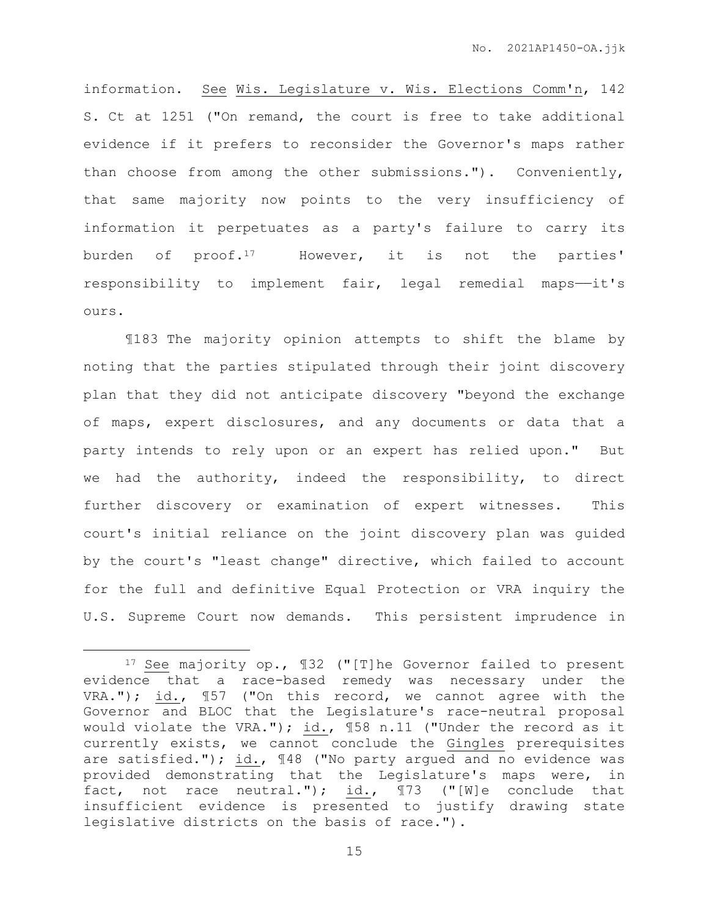information. See Wis. Legislature v. Wis. Elections Comm'n, 142 S. Ct at 1251 ("On remand, the court is free to take additional evidence if it prefers to reconsider the Governor's maps rather than choose from among the other submissions."). Conveniently, that same majority now points to the very insufficiency of information it perpetuates as a party's failure to carry its burden of proof.[17] However, it is not the parties' responsibility to implement fair, legal remedial maps——it's ours.

¶183 The majority opinion attempts to shift the blame by noting that the parties stipulated through their joint discovery plan that they did not anticipate discovery "beyond the exchange of maps, expert disclosures, and any documents or data that a party intends to rely upon or an expert has relied upon." But we had the authority, indeed the responsibility, to direct further discovery or examination of expert witnesses. This court's initial reliance on the joint discovery plan was guided by the court's "least change" directive, which failed to account for the full and definitive Equal Protection or VRA inquiry the U.S. Supreme Court now demands. This persistent imprudence in

---

[17] See majority op., ¶32 ("[T]he Governor failed to present evidence that a race-based remedy was necessary under the VRA."); id., ¶57 ("On this record, we cannot agree with the Governor and BLOC that the Legislature's race-neutral proposal would violate the VRA."); id., ¶58 n.11 ("Under the record as it currently exists, we cannot conclude the Gingles prerequisites are satisfied."); id., ¶48 ("No party argued and no evidence was provided demonstrating that the Legislature's maps were, in fact, not race neutral."); id., ¶73 ("[W]e conclude that insufficient evidence is presented to justify drawing state legislative districts on the basis of race.").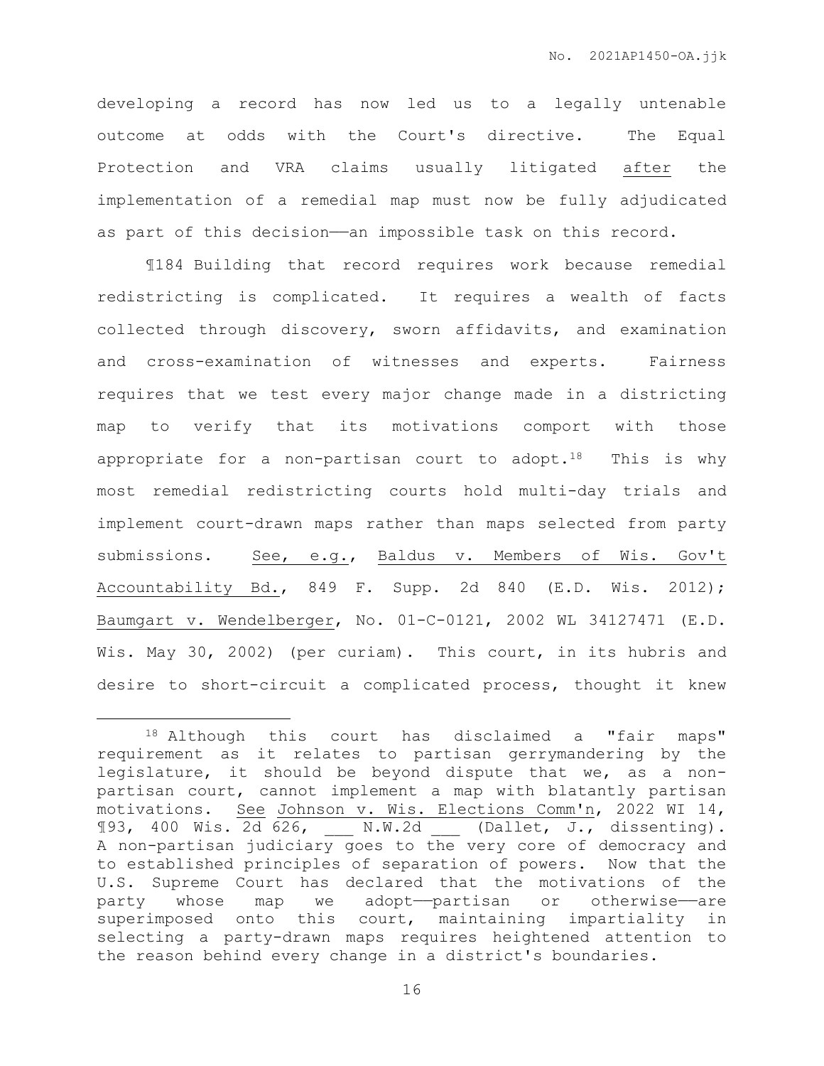developing a record has now led us to a legally untenable outcome at odds with the Court's directive. The Equal Protection and VRA claims usually litigated <u>after</u> the implementation of a remedial map must now be fully adjudicated as part of this decision——an impossible task on this record.

¶184 Building that record requires work because remedial redistricting is complicated. It requires a wealth of facts collected through discovery, sworn affidavits, and examination and cross-examination of witnesses and experts. Fairness requires that we test every major change made in a districting map to verify that its motivations comport with those appropriate for a non-partisan court to adopt.[18] This is why most remedial redistricting courts hold multi-day trials and implement court-drawn maps rather than maps selected from party submissions. <u>See, e.g.</u>, <u>Baldus v. Members of Wis. Gov't Accountability Bd.</u>, 849 F. Supp. 2d 840 (E.D. Wis. 2012); <u>Baumgart v. Wendelberger</u>, No. 01-C-0121, 2002 WL 34127471 (E.D. Wis. May 30, 2002) (per curiam). This court, in its hubris and desire to short-circuit a complicated process, thought it knew

---

[18] Although this court has disclaimed a "fair maps" requirement as it relates to partisan gerrymandering by the legislature, it should be beyond dispute that we, as a non-partisan court, cannot implement a map with blatantly partisan motivations. <u>See</u> <u>Johnson v. Wis. Elections Comm'n</u>, 2022 WI 14, ¶93, 400 Wis. 2d 626, ___ N.W.2d ___ (Dallet, J., dissenting). A non-partisan judiciary goes to the very core of democracy and to established principles of separation of powers. Now that the U.S. Supreme Court has declared that the motivations of the party whose map we adopt——partisan or otherwise——are superimposed onto this court, maintaining impartiality in selecting a party-drawn maps requires heightened attention to the reason behind every change in a district's boundaries.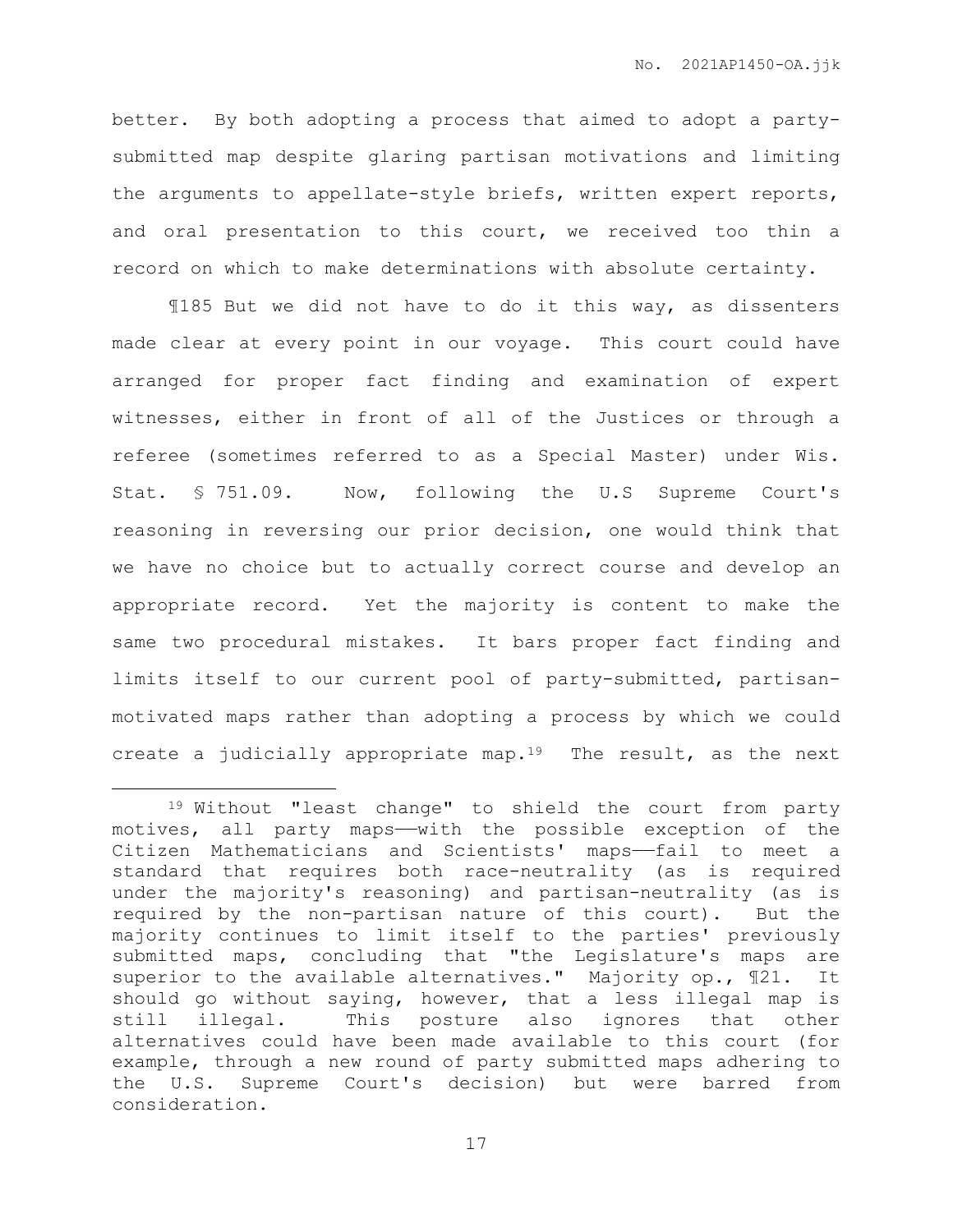better. By both adopting a process that aimed to adopt a party-submitted map despite glaring partisan motivations and limiting the arguments to appellate-style briefs, written expert reports, and oral presentation to this court, we received too thin a record on which to make determinations with absolute certainty.

¶185 But we did not have to do it this way, as dissenters made clear at every point in our voyage. This court could have arranged for proper fact finding and examination of expert witnesses, either in front of all of the Justices or through a referee (sometimes referred to as a Special Master) under Wis. Stat. § 751.09. Now, following the U.S Supreme Court's reasoning in reversing our prior decision, one would think that we have no choice but to actually correct course and develop an appropriate record. Yet the majority is content to make the same two procedural mistakes. It bars proper fact finding and limits itself to our current pool of party-submitted, partisan-motivated maps rather than adopting a process by which we could create a judicially appropriate map.[19] The result, as the next

[19] Without "least change" to shield the court from party motives, all party maps——with the possible exception of the Citizen Mathematicians and Scientists' maps——fail to meet a standard that requires both race-neutrality (as is required under the majority's reasoning) and partisan-neutrality (as is required by the non-partisan nature of this court). But the majority continues to limit itself to the parties' previously submitted maps, concluding that "the Legislature's maps are superior to the available alternatives." Majority op., ¶21. It should go without saying, however, that a less illegal map is still illegal. This posture also ignores that other alternatives could have been made available to this court (for example, through a new round of party submitted maps adhering to the U.S. Supreme Court's decision) but were barred from consideration.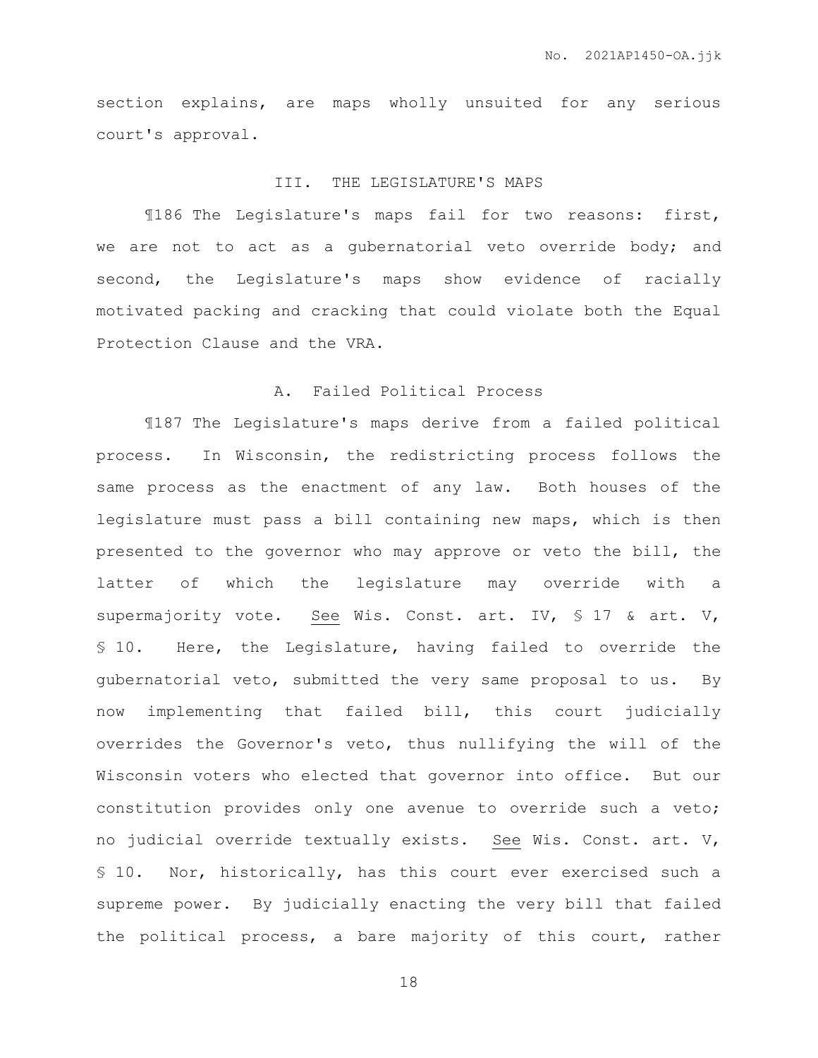section explains, are maps wholly unsuited for any serious court's approval.

### III. THE LEGISLATURE'S MAPS

¶186 The Legislature's maps fail for two reasons: first, we are not to act as a gubernatorial veto override body; and second, the Legislature's maps show evidence of racially motivated packing and cracking that could violate both the Equal Protection Clause and the VRA.

#### A. Failed Political Process

¶187 The Legislature's maps derive from a failed political process. In Wisconsin, the redistricting process follows the same process as the enactment of any law. Both houses of the legislature must pass a bill containing new maps, which is then presented to the governor who may approve or veto the bill, the latter of which the legislature may override with a supermajority vote. See Wis. Const. art. IV, § 17 & art. V, § 10. Here, the Legislature, having failed to override the gubernatorial veto, submitted the very same proposal to us. By now implementing that failed bill, this court judicially overrides the Governor's veto, thus nullifying the will of the Wisconsin voters who elected that governor into office. But our constitution provides only one avenue to override such a veto; no judicial override textually exists. See Wis. Const. art. V, § 10. Nor, historically, has this court ever exercised such a supreme power. By judicially enacting the very bill that failed the political process, a bare majority of this court, rather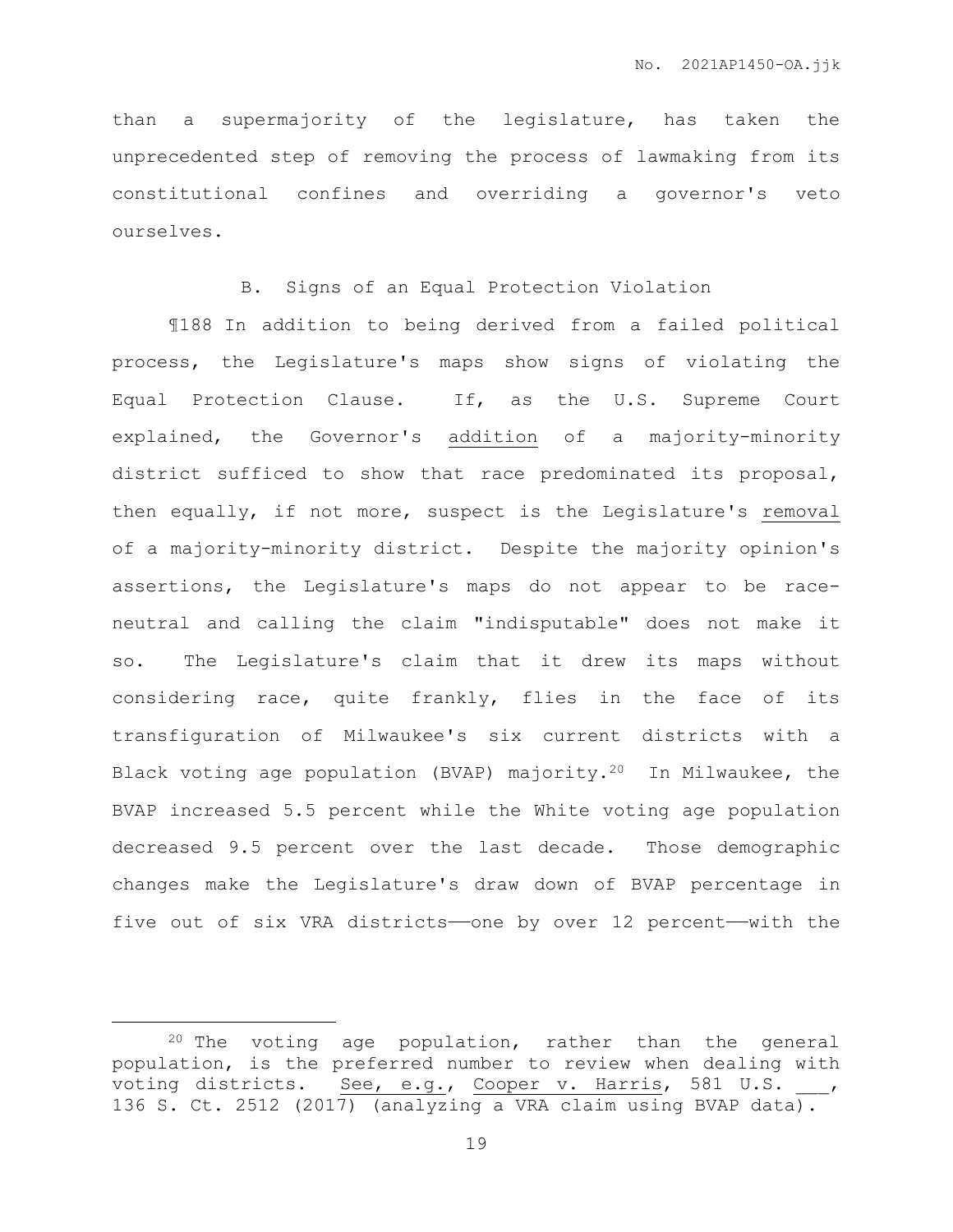than a supermajority of the legislature, has taken the unprecedented step of removing the process of lawmaking from its constitutional confines and overriding a governor's veto ourselves.

### B. Signs of an Equal Protection Violation

¶188 In addition to being derived from a failed political process, the Legislature's maps show signs of violating the Equal Protection Clause. If, as the U.S. Supreme Court explained, the Governor's <u>addition</u> of a majority-minority district sufficed to show that race predominated its proposal, then equally, if not more, suspect is the Legislature's <u>removal</u> of a majority-minority district. Despite the majority opinion's assertions, the Legislature's maps do not appear to be race-neutral and calling the claim "indisputable" does not make it so. The Legislature's claim that it drew its maps without considering race, quite frankly, flies in the face of its transfiguration of Milwaukee's six current districts with a Black voting age population (BVAP) majority.[20] In Milwaukee, the BVAP increased 5.5 percent while the White voting age population decreased 9.5 percent over the last decade. Those demographic changes make the Legislature's draw down of BVAP percentage in five out of six VRA districts——one by over 12 percent——with the

---

[20] The voting age population, rather than the general population, is the preferred number to review when dealing with voting districts. <u>See, e.g.</u>, <u>Cooper v. Harris</u>, 581 U.S. \_\_\_, 136 S. Ct. 2512 (2017) (analyzing a VRA claim using BVAP data).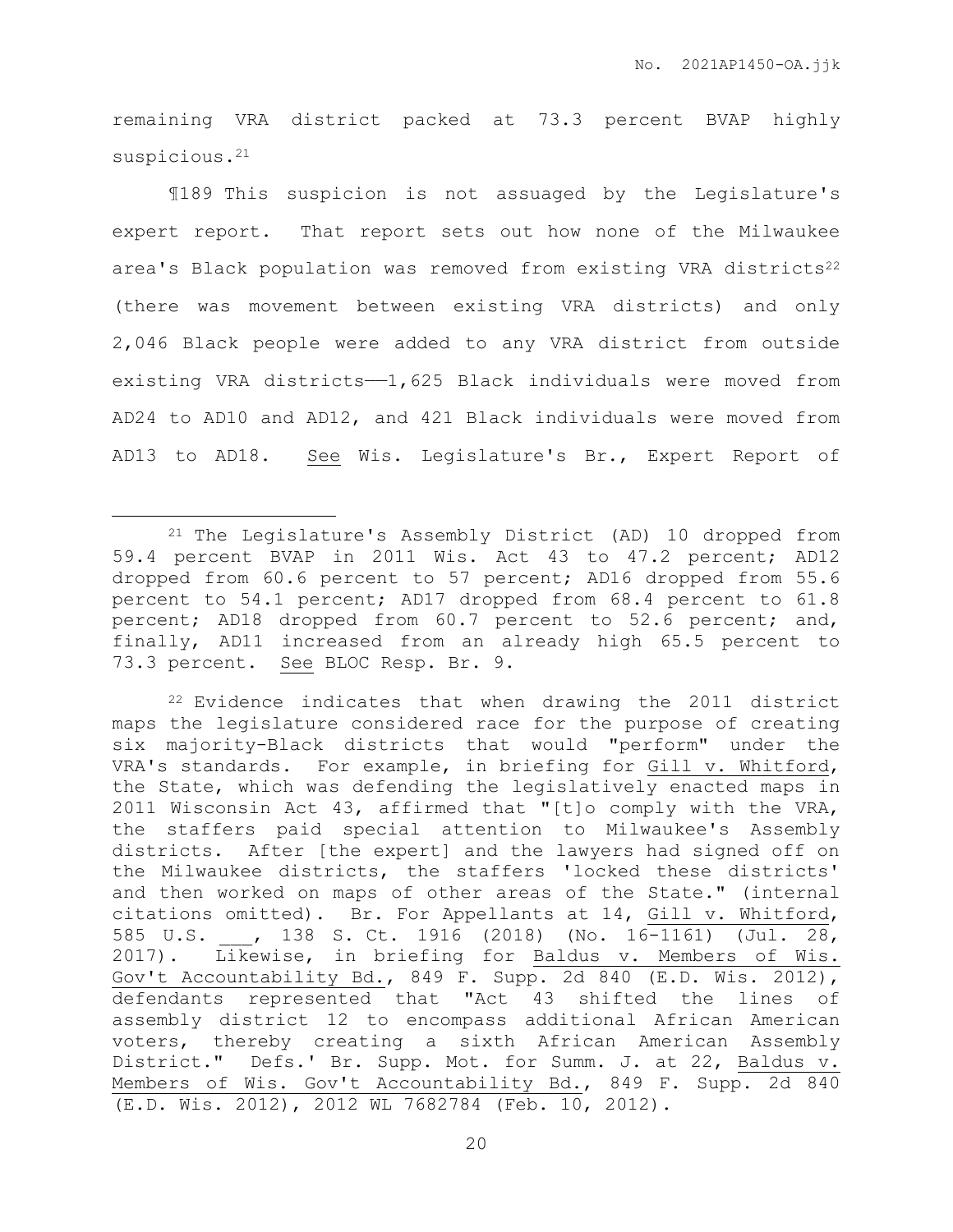remaining VRA district packed at 73.3 percent BVAP highly suspicious.[21]

¶189 This suspicion is not assuaged by the Legislature's expert report. That report sets out how none of the Milwaukee area's Black population was removed from existing VRA districts[22] (there was movement between existing VRA districts) and only 2,046 Black people were added to any VRA district from outside existing VRA districts——1,625 Black individuals were moved from AD24 to AD10 and AD12, and 421 Black individuals were moved from AD13 to AD18. See Wis. Legislature's Br., Expert Report of

---

[21] The Legislature's Assembly District (AD) 10 dropped from 59.4 percent BVAP in 2011 Wis. Act 43 to 47.2 percent; AD12 dropped from 60.6 percent to 57 percent; AD16 dropped from 55.6 percent to 54.1 percent; AD17 dropped from 68.4 percent to 61.8 percent; AD18 dropped from 60.7 percent to 52.6 percent; and, finally, AD11 increased from an already high 65.5 percent to 73.3 percent. See BLOC Resp. Br. 9.

[22] Evidence indicates that when drawing the 2011 district maps the legislature considered race for the purpose of creating six majority-Black districts that would "perform" under the VRA's standards. For example, in briefing for Gill v. Whitford, the State, which was defending the legislatively enacted maps in 2011 Wisconsin Act 43, affirmed that "[t]o comply with the VRA, the staffers paid special attention to Milwaukee's Assembly districts. After [the expert] and the lawyers had signed off on the Milwaukee districts, the staffers 'locked these districts' and then worked on maps of other areas of the State." (internal citations omitted). Br. For Appellants at 14, Gill v. Whitford, 585 U.S. ___, 138 S. Ct. 1916 (2018) (No. 16-1161) (Jul. 28, 2017). Likewise, in briefing for Baldus v. Members of Wis. Gov't Accountability Bd., 849 F. Supp. 2d 840 (E.D. Wis. 2012), defendants represented that "Act 43 shifted the lines of assembly district 12 to encompass additional African American voters, thereby creating a sixth African American Assembly District." Defs.' Br. Supp. Mot. for Summ. J. at 22, Baldus v. Members of Wis. Gov't Accountability Bd., 849 F. Supp. 2d 840 (E.D. Wis. 2012), 2012 WL 7682784 (Feb. 10, 2012).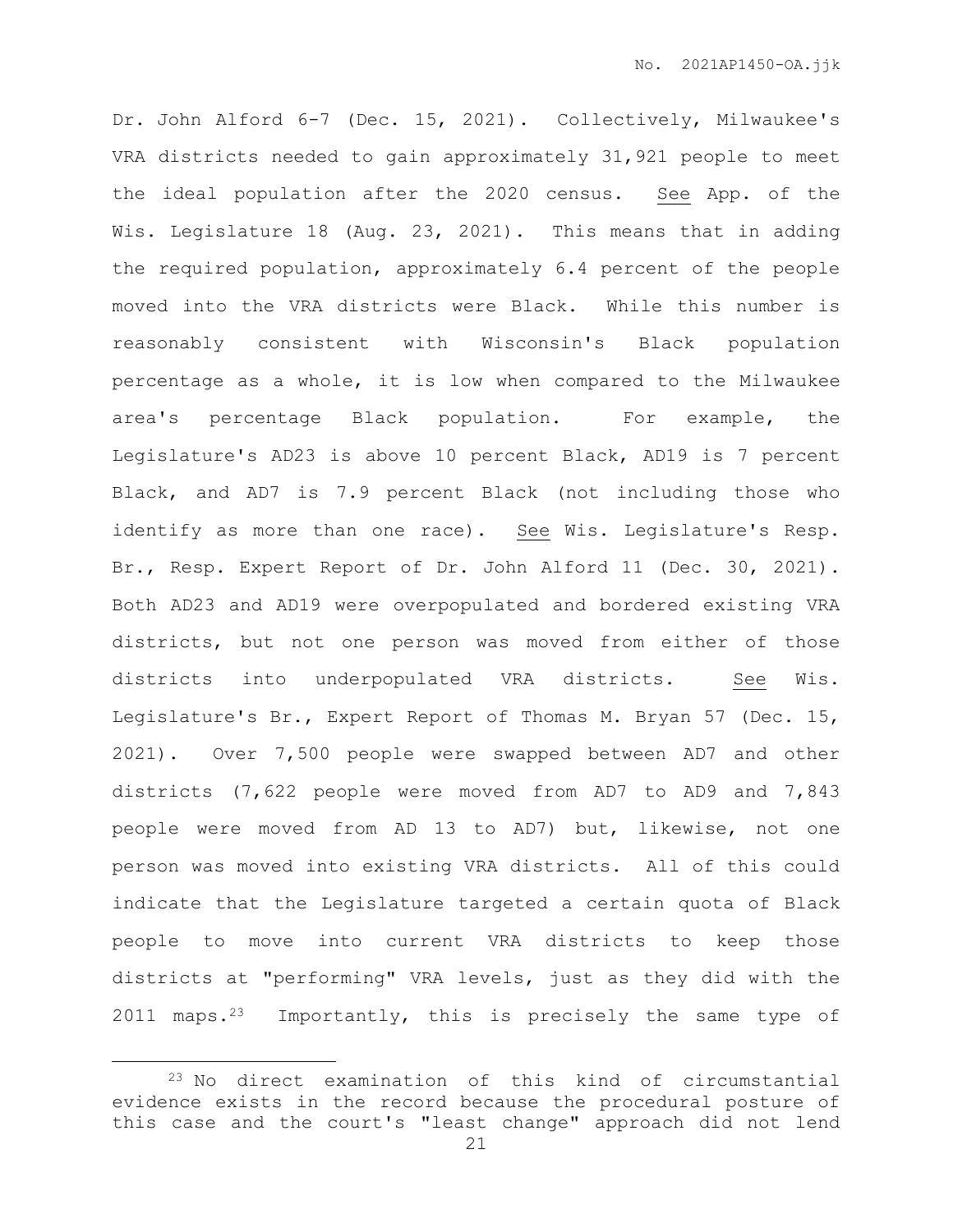Dr. John Alford 6-7 (Dec. 15, 2021). Collectively, Milwaukee's VRA districts needed to gain approximately 31,921 people to meet the ideal population after the 2020 census. See App. of the Wis. Legislature 18 (Aug. 23, 2021). This means that in adding the required population, approximately 6.4 percent of the people moved into the VRA districts were Black. While this number is reasonably consistent with Wisconsin's Black population percentage as a whole, it is low when compared to the Milwaukee area's percentage Black population. For example, the Legislature's AD23 is above 10 percent Black, AD19 is 7 percent Black, and AD7 is 7.9 percent Black (not including those who identify as more than one race). See Wis. Legislature's Resp. Br., Resp. Expert Report of Dr. John Alford 11 (Dec. 30, 2021). Both AD23 and AD19 were overpopulated and bordered existing VRA districts, but not one person was moved from either of those districts into underpopulated VRA districts. See Wis. Legislature's Br., Expert Report of Thomas M. Bryan 57 (Dec. 15, 2021). Over 7,500 people were swapped between AD7 and other districts (7,622 people were moved from AD7 to AD9 and 7,843 people were moved from AD 13 to AD7) but, likewise, not one person was moved into existing VRA districts. All of this could indicate that the Legislature targeted a certain quota of Black people to move into current VRA districts to keep those districts at "performing" VRA levels, just as they did with the 2011 maps.[23] Importantly, this is precisely the same type of

[23] No direct examination of this kind of circumstantial evidence exists in the record because the procedural posture of this case and the court's "least change" approach did not lend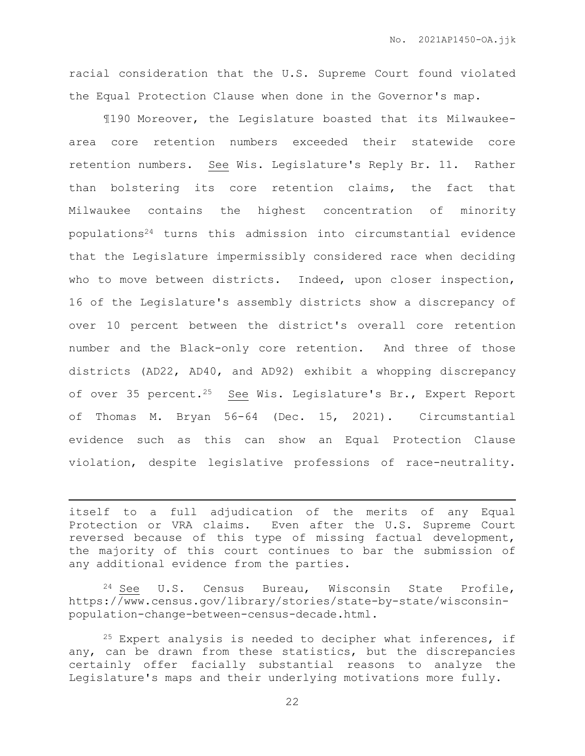racial consideration that the U.S. Supreme Court found violated the Equal Protection Clause when done in the Governor's map.

¶190 Moreover, the Legislature boasted that its Milwaukee-area core retention numbers exceeded their statewide core retention numbers. See Wis. Legislature's Reply Br. 11. Rather than bolstering its core retention claims, the fact that Milwaukee contains the highest concentration of minority populations[24] turns this admission into circumstantial evidence that the Legislature impermissibly considered race when deciding who to move between districts. Indeed, upon closer inspection, 16 of the Legislature's assembly districts show a discrepancy of over 10 percent between the district's overall core retention number and the Black-only core retention. And three of those districts (AD22, AD40, and AD92) exhibit a whopping discrepancy of over 35 percent.[25] See Wis. Legislature's Br., Expert Report of Thomas M. Bryan 56-64 (Dec. 15, 2021). Circumstantial evidence such as this can show an Equal Protection Clause violation, despite legislative professions of race-neutrality.

---

itself to a full adjudication of the merits of any Equal Protection or VRA claims. Even after the U.S. Supreme Court reversed because of this type of missing factual development, the majority of this court continues to bar the submission of any additional evidence from the parties.

[24] See U.S. Census Bureau, Wisconsin State Profile, https://www.census.gov/library/stories/state-by-state/wisconsin-population-change-between-census-decade.html.

[25] Expert analysis is needed to decipher what inferences, if any, can be drawn from these statistics, but the discrepancies certainly offer facially substantial reasons to analyze the Legislature's maps and their underlying motivations more fully.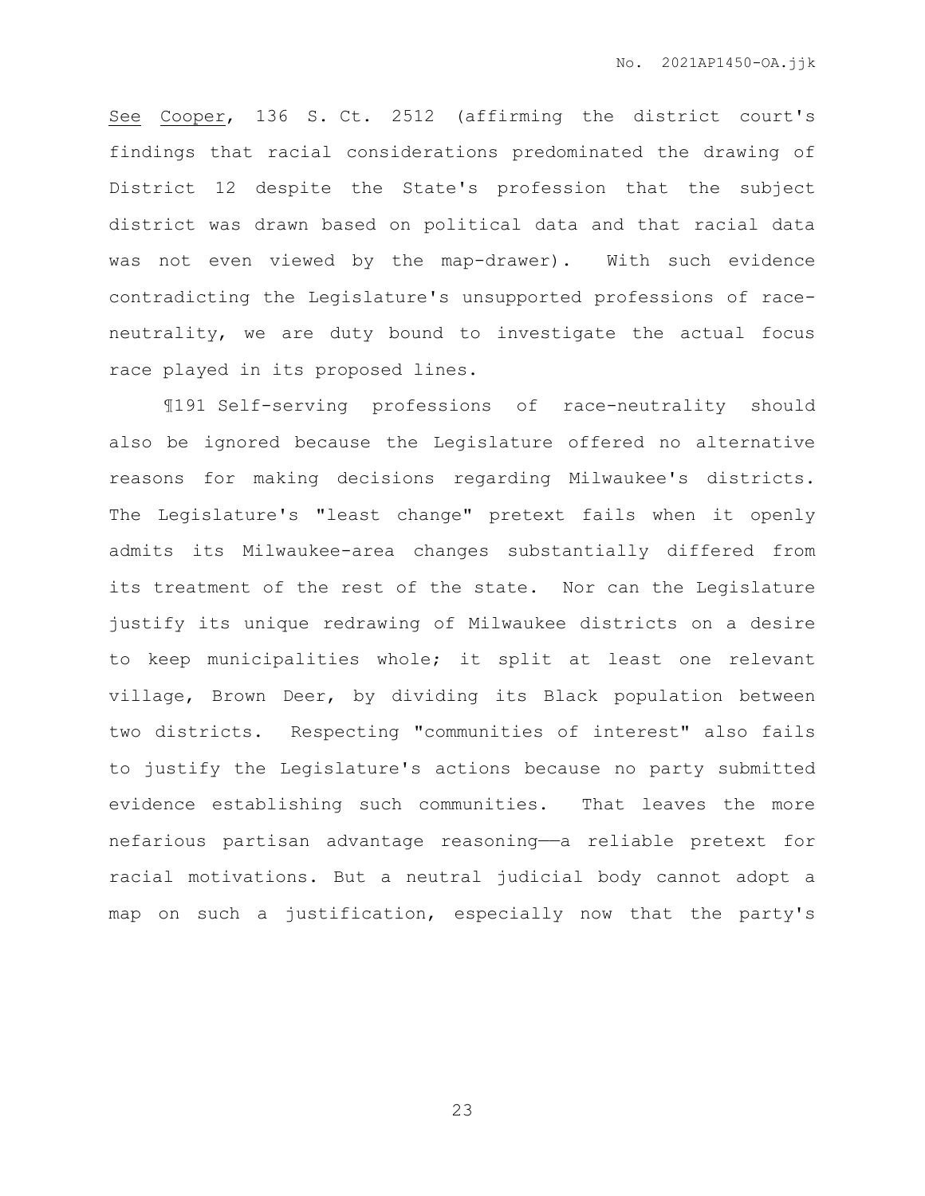*See* *Cooper*, 136 S. Ct. 2512 (affirming the district court's findings that racial considerations predominated the drawing of District 12 despite the State's profession that the subject district was drawn based on political data and that racial data was not even viewed by the map-drawer). With such evidence contradicting the Legislature's unsupported professions of race-neutrality, we are duty bound to investigate the actual focus race played in its proposed lines.

¶191 Self-serving professions of race-neutrality should also be ignored because the Legislature offered no alternative reasons for making decisions regarding Milwaukee's districts. The Legislature's "least change" pretext fails when it openly admits its Milwaukee-area changes substantially differed from its treatment of the rest of the state. Nor can the Legislature justify its unique redrawing of Milwaukee districts on a desire to keep municipalities whole; it split at least one relevant village, Brown Deer, by dividing its Black population between two districts. Respecting "communities of interest" also fails to justify the Legislature's actions because no party submitted evidence establishing such communities. That leaves the more nefarious partisan advantage reasoning——a reliable pretext for racial motivations. But a neutral judicial body cannot adopt a map on such a justification, especially now that the party's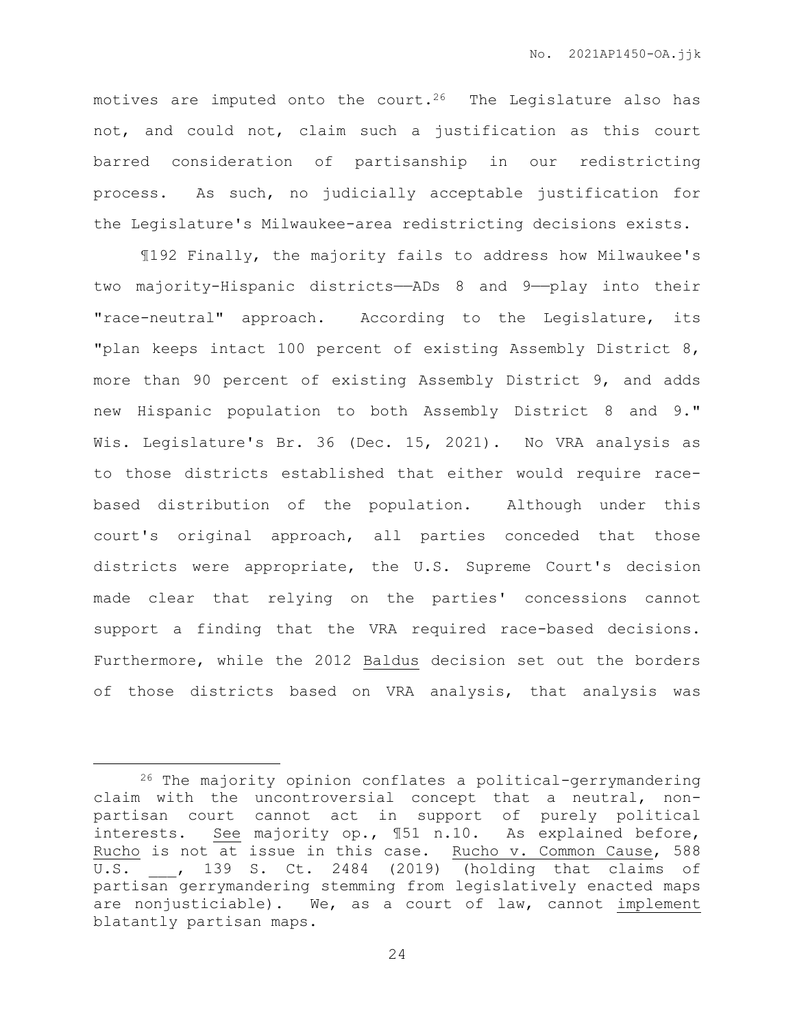motives are imputed onto the court.[26] The Legislature also has not, and could not, claim such a justification as this court barred consideration of partisanship in our redistricting process. As such, no judicially acceptable justification for the Legislature's Milwaukee-area redistricting decisions exists.

¶192 Finally, the majority fails to address how Milwaukee's two majority-Hispanic districts——ADs 8 and 9——play into their "race-neutral" approach. According to the Legislature, its "plan keeps intact 100 percent of existing Assembly District 8, more than 90 percent of existing Assembly District 9, and adds new Hispanic population to both Assembly District 8 and 9." Wis. Legislature's Br. 36 (Dec. 15, 2021). No VRA analysis as to those districts established that either would require race-based distribution of the population. Although under this court's original approach, all parties conceded that those districts were appropriate, the U.S. Supreme Court's decision made clear that relying on the parties' concessions cannot support a finding that the VRA required race-based decisions. Furthermore, while the 2012 Baldus decision set out the borders of those districts based on VRA analysis, that analysis was

---

[26] The majority opinion conflates a political-gerrymandering claim with the uncontroversial concept that a neutral, non-partisan court cannot act in support of purely political interests. *See* majority op., ¶51 n.10. As explained before, *Rucho* is not at issue in this case. *Rucho v. Common Cause*, 588 U.S. ___, 139 S. Ct. 2484 (2019) (holding that claims of partisan gerrymandering stemming from legislatively enacted maps are nonjusticiable). We, as a court of law, cannot *implement* blatantly partisan maps.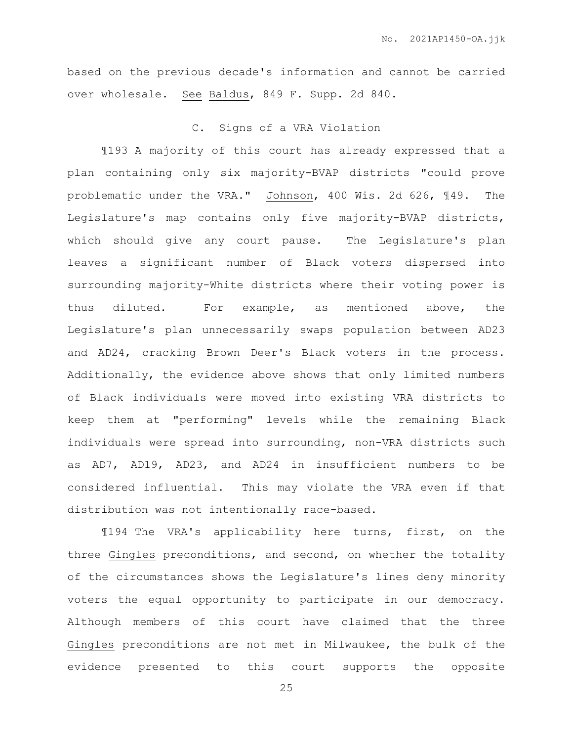based on the previous decade's information and cannot be carried over wholesale. See Baldus, 849 F. Supp. 2d 840.

### C. Signs of a VRA Violation

¶193 A majority of this court has already expressed that a plan containing only six majority-BVAP districts "could prove problematic under the VRA." Johnson, 400 Wis. 2d 626, ¶49. The Legislature's map contains only five majority-BVAP districts, which should give any court pause. The Legislature's plan leaves a significant number of Black voters dispersed into surrounding majority-White districts where their voting power is thus diluted. For example, as mentioned above, the Legislature's plan unnecessarily swaps population between AD23 and AD24, cracking Brown Deer's Black voters in the process. Additionally, the evidence above shows that only limited numbers of Black individuals were moved into existing VRA districts to keep them at "performing" levels while the remaining Black individuals were spread into surrounding, non-VRA districts such as AD7, AD19, AD23, and AD24 in insufficient numbers to be considered influential. This may violate the VRA even if that distribution was not intentionally race-based.

¶194 The VRA's applicability here turns, first, on the three Gingles preconditions, and second, on whether the totality of the circumstances shows the Legislature's lines deny minority voters the equal opportunity to participate in our democracy. Although members of this court have claimed that the three Gingles preconditions are not met in Milwaukee, the bulk of the evidence presented to this court supports the opposite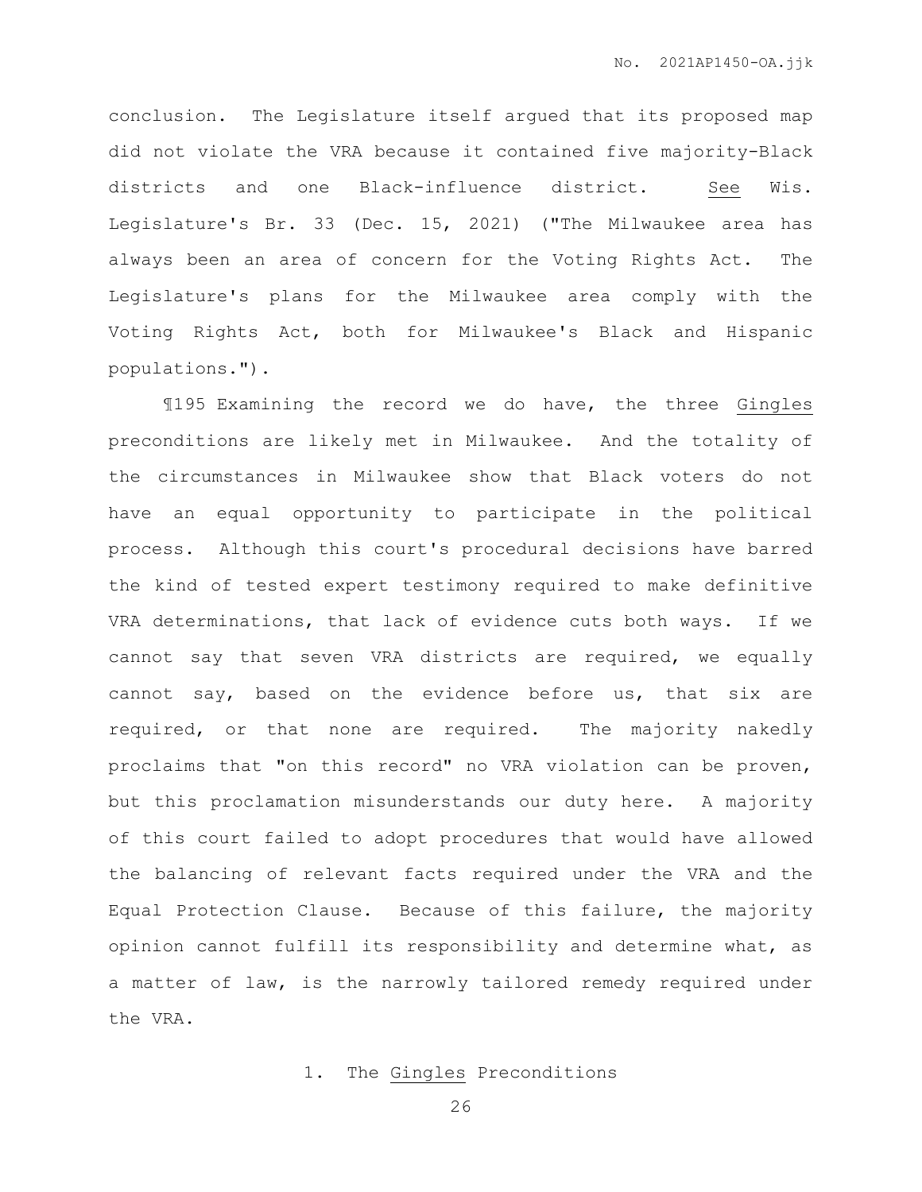conclusion. The Legislature itself argued that its proposed map did not violate the VRA because it contained five majority-Black districts and one Black-influence district. See Wis. Legislature's Br. 33 (Dec. 15, 2021) ("The Milwaukee area has always been an area of concern for the Voting Rights Act. The Legislature's plans for the Milwaukee area comply with the Voting Rights Act, both for Milwaukee's Black and Hispanic populations.").

¶195 Examining the record we do have, the three Gingles preconditions are likely met in Milwaukee. And the totality of the circumstances in Milwaukee show that Black voters do not have an equal opportunity to participate in the political process. Although this court's procedural decisions have barred the kind of tested expert testimony required to make definitive VRA determinations, that lack of evidence cuts both ways. If we cannot say that seven VRA districts are required, we equally cannot say, based on the evidence before us, that six are required, or that none are required. The majority nakedly proclaims that "on this record" no VRA violation can be proven, but this proclamation misunderstands our duty here. A majority of this court failed to adopt procedures that would have allowed the balancing of relevant facts required under the VRA and the Equal Protection Clause. Because of this failure, the majority opinion cannot fulfill its responsibility and determine what, as a matter of law, is the narrowly tailored remedy required under the VRA.

### 1. The Gingles Preconditions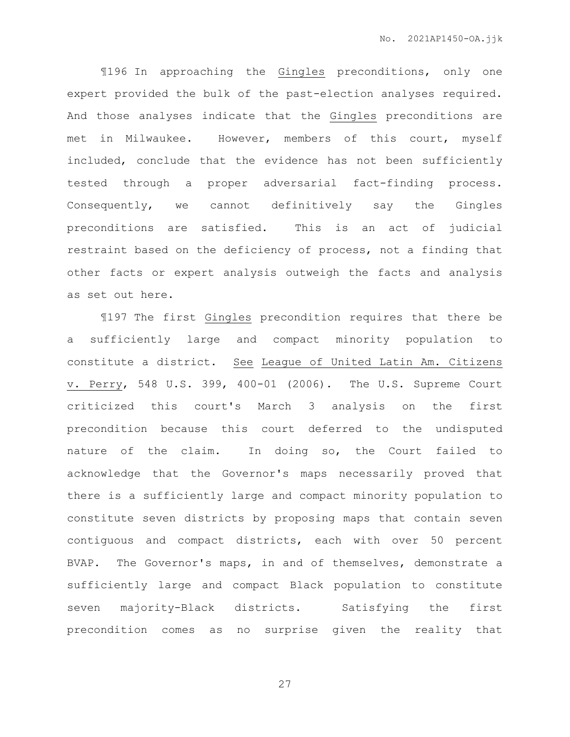¶196 In approaching the Gingles preconditions, only one expert provided the bulk of the past-election analyses required. And those analyses indicate that the Gingles preconditions are met in Milwaukee. However, members of this court, myself included, conclude that the evidence has not been sufficiently tested through a proper adversarial fact-finding process. Consequently, we cannot definitively say the Gingles preconditions are satisfied. This is an act of judicial restraint based on the deficiency of process, not a finding that other facts or expert analysis outweigh the facts and analysis as set out here.

¶197 The first Gingles precondition requires that there be a sufficiently large and compact minority population to constitute a district. See League of United Latin Am. Citizens v. Perry, 548 U.S. 399, 400-01 (2006). The U.S. Supreme Court criticized this court's March 3 analysis on the first precondition because this court deferred to the undisputed nature of the claim. In doing so, the Court failed to acknowledge that the Governor's maps necessarily proved that there is a sufficiently large and compact minority population to constitute seven districts by proposing maps that contain seven contiguous and compact districts, each with over 50 percent BVAP. The Governor's maps, in and of themselves, demonstrate a sufficiently large and compact Black population to constitute seven majority-Black districts. Satisfying the first precondition comes as no surprise given the reality that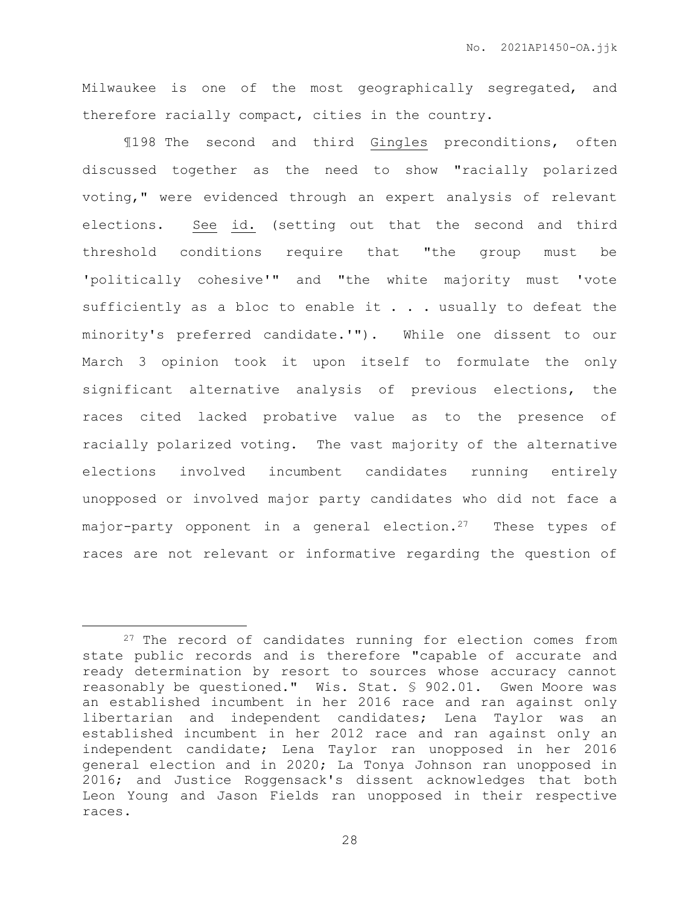Milwaukee is one of the most geographically segregated, and therefore racially compact, cities in the country.

¶198 The second and third Gingles preconditions, often discussed together as the need to show "racially polarized voting," were evidenced through an expert analysis of relevant elections. See id. (setting out that the second and third threshold conditions require that "the group must be 'politically cohesive'" and "the white majority must 'vote sufficiently as a bloc to enable it . . . usually to defeat the minority's preferred candidate.'"). While one dissent to our March 3 opinion took it upon itself to formulate the only significant alternative analysis of previous elections, the races cited lacked probative value as to the presence of racially polarized voting. The vast majority of the alternative elections involved incumbent candidates running entirely unopposed or involved major party candidates who did not face a major-party opponent in a general election.[27] These types of races are not relevant or informative regarding the question of

---

[27] The record of candidates running for election comes from state public records and is therefore "capable of accurate and ready determination by resort to sources whose accuracy cannot reasonably be questioned." Wis. Stat. § 902.01. Gwen Moore was an established incumbent in her 2016 race and ran against only libertarian and independent candidates; Lena Taylor was an established incumbent in her 2012 race and ran against only an independent candidate; Lena Taylor ran unopposed in her 2016 general election and in 2020; La Tonya Johnson ran unopposed in 2016; and Justice Roggensack's dissent acknowledges that both Leon Young and Jason Fields ran unopposed in their respective races.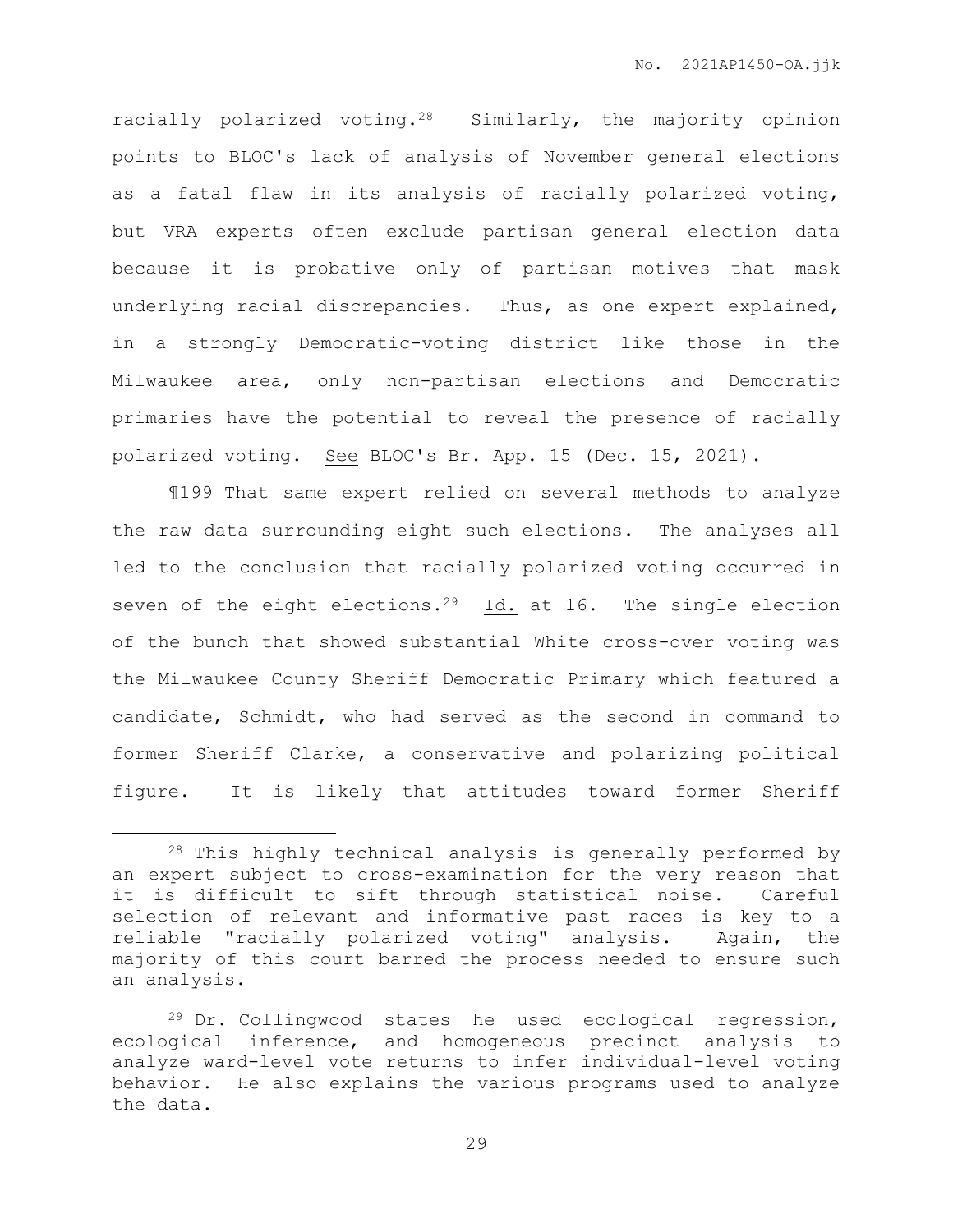racially polarized voting.[28] Similarly, the majority opinion points to BLOC's lack of analysis of November general elections as a fatal flaw in its analysis of racially polarized voting, but VRA experts often exclude partisan general election data because it is probative only of partisan motives that mask underlying racial discrepancies. Thus, as one expert explained, in a strongly Democratic-voting district like those in the Milwaukee area, only non-partisan elections and Democratic primaries have the potential to reveal the presence of racially polarized voting. See BLOC's Br. App. 15 (Dec. 15, 2021).

¶199 That same expert relied on several methods to analyze the raw data surrounding eight such elections. The analyses all led to the conclusion that racially polarized voting occurred in seven of the eight elections.[29] Id. at 16. The single election of the bunch that showed substantial White cross-over voting was the Milwaukee County Sheriff Democratic Primary which featured a candidate, Schmidt, who had served as the second in command to former Sheriff Clarke, a conservative and polarizing political figure. It is likely that attitudes toward former Sheriff

---

[28] This highly technical analysis is generally performed by an expert subject to cross-examination for the very reason that it is difficult to sift through statistical noise. Careful selection of relevant and informative past races is key to a reliable "racially polarized voting" analysis. Again, the majority of this court barred the process needed to ensure such an analysis.

[29] Dr. Collingwood states he used ecological regression, ecological inference, and homogeneous precinct analysis to analyze ward-level vote returns to infer individual-level voting behavior. He also explains the various programs used to analyze the data.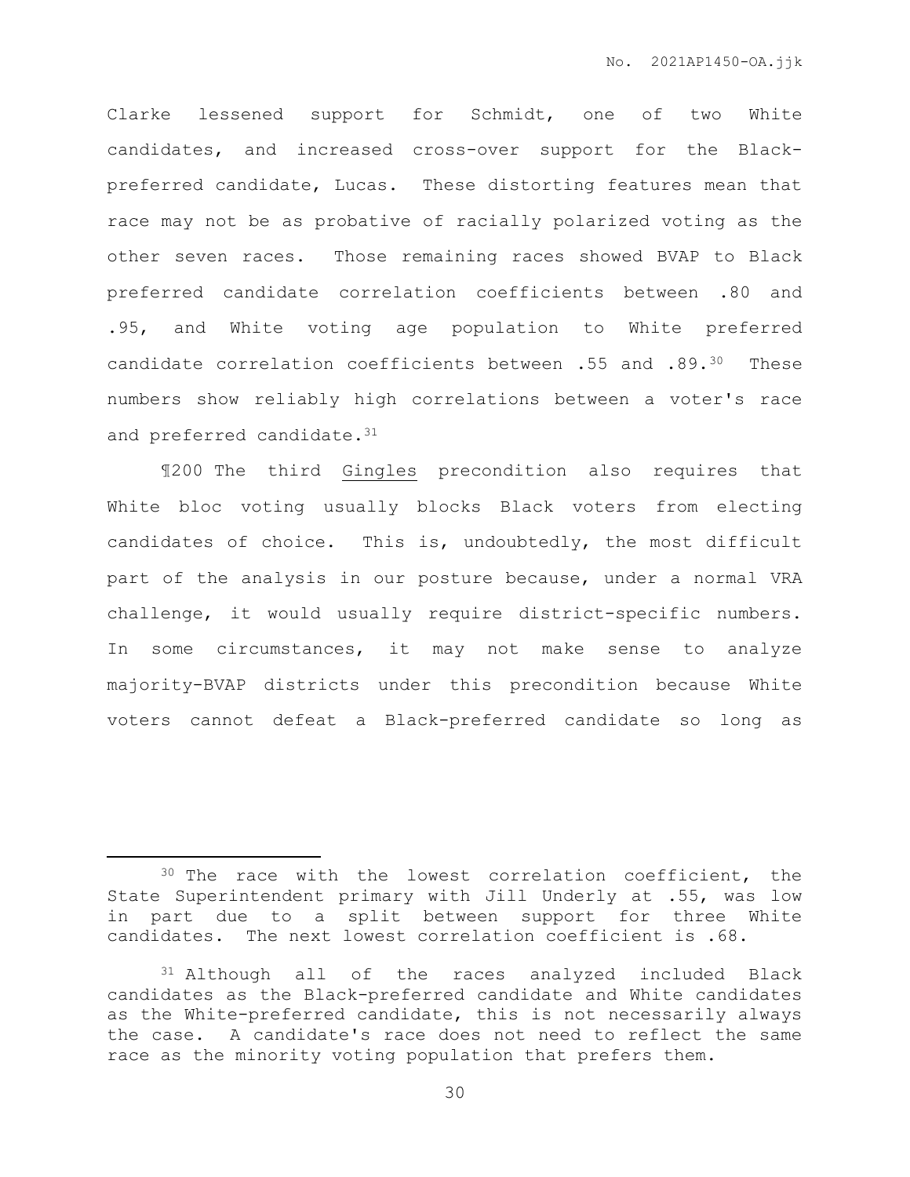Clarke lessened support for Schmidt, one of two White candidates, and increased cross-over support for the Black-preferred candidate, Lucas. These distorting features mean that race may not be as probative of racially polarized voting as the other seven races. Those remaining races showed BVAP to Black preferred candidate correlation coefficients between .80 and .95, and White voting age population to White preferred candidate correlation coefficients between .55 and .89.[30] These numbers show reliably high correlations between a voter's race and preferred candidate.[31]

¶200 The third Gingles precondition also requires that White bloc voting usually blocks Black voters from electing candidates of choice. This is, undoubtedly, the most difficult part of the analysis in our posture because, under a normal VRA challenge, it would usually require district-specific numbers. In some circumstances, it may not make sense to analyze majority-BVAP districts under this precondition because White voters cannot defeat a Black-preferred candidate so long as

---

[30] The race with the lowest correlation coefficient, the State Superintendent primary with Jill Underly at .55, was low in part due to a split between support for three White candidates. The next lowest correlation coefficient is .68.

[31] Although all of the races analyzed included Black candidates as the Black-preferred candidate and White candidates as the White-preferred candidate, this is not necessarily always the case. A candidate's race does not need to reflect the same race as the minority voting population that prefers them.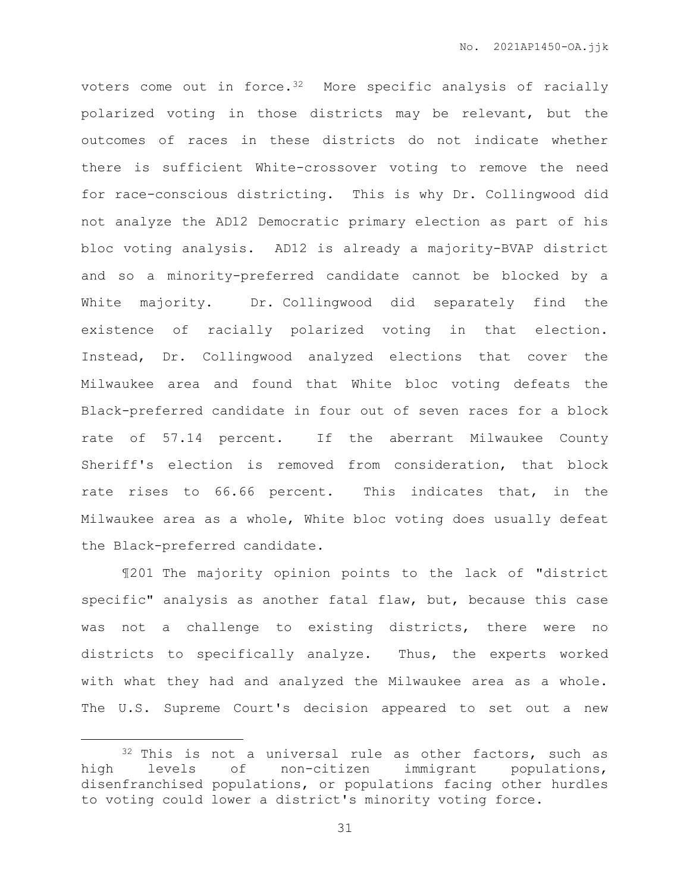voters come out in force.[32] More specific analysis of racially polarized voting in those districts may be relevant, but the outcomes of races in these districts do not indicate whether there is sufficient White-crossover voting to remove the need for race-conscious districting. This is why Dr. Collingwood did not analyze the AD12 Democratic primary election as part of his bloc voting analysis. AD12 is already a majority-BVAP district and so a minority-preferred candidate cannot be blocked by a White majority. Dr. Collingwood did separately find the existence of racially polarized voting in that election. Instead, Dr. Collingwood analyzed elections that cover the Milwaukee area and found that White bloc voting defeats the Black-preferred candidate in four out of seven races for a block rate of 57.14 percent. If the aberrant Milwaukee County Sheriff's election is removed from consideration, that block rate rises to 66.66 percent. This indicates that, in the Milwaukee area as a whole, White bloc voting does usually defeat the Black-preferred candidate.

¶201 The majority opinion points to the lack of "district specific" analysis as another fatal flaw, but, because this case was not a challenge to existing districts, there were no districts to specifically analyze. Thus, the experts worked with what they had and analyzed the Milwaukee area as a whole. The U.S. Supreme Court's decision appeared to set out a new

---

[32] This is not a universal rule as other factors, such as high levels of non-citizen immigrant populations, disenfranchised populations, or populations facing other hurdles to voting could lower a district's minority voting force.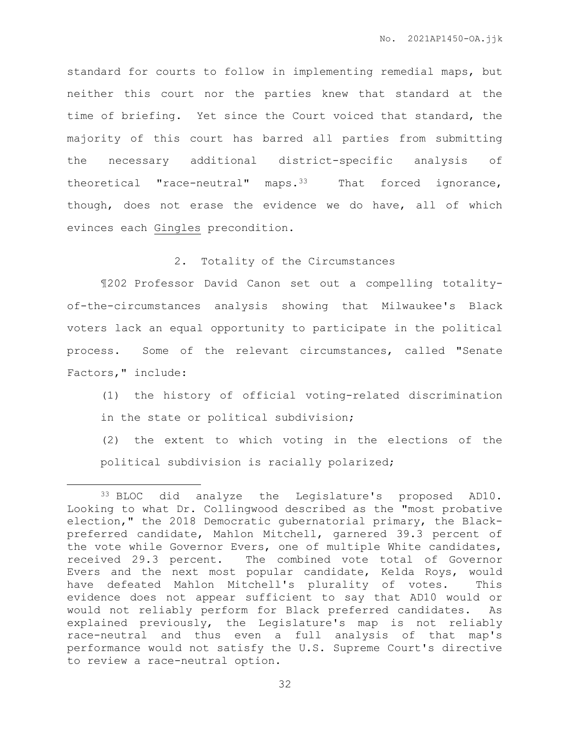standard for courts to follow in implementing remedial maps, but neither this court nor the parties knew that standard at the time of briefing. Yet since the Court voiced that standard, the majority of this court has barred all parties from submitting the necessary additional district-specific analysis of theoretical "race-neutral" maps.[33] That forced ignorance, though, does not erase the evidence we do have, all of which evinces each Gingles precondition.

2. Totality of the Circumstances

¶202 Professor David Canon set out a compelling totality-of-the-circumstances analysis showing that Milwaukee's Black voters lack an equal opportunity to participate in the political process. Some of the relevant circumstances, called "Senate Factors," include:

(1) the history of official voting-related discrimination in the state or political subdivision;

(2) the extent to which voting in the elections of the political subdivision is racially polarized;

---

[33] BLOC did analyze the Legislature's proposed AD10. Looking to what Dr. Collingwood described as the "most probative election," the 2018 Democratic gubernatorial primary, the Black-preferred candidate, Mahlon Mitchell, garnered 39.3 percent of the vote while Governor Evers, one of multiple White candidates, received 29.3 percent. The combined vote total of Governor Evers and the next most popular candidate, Kelda Roys, would have defeated Mahlon Mitchell's plurality of votes. This evidence does not appear sufficient to say that AD10 would or would not reliably perform for Black preferred candidates. As explained previously, the Legislature's map is not reliably race-neutral and thus even a full analysis of that map's performance would not satisfy the U.S. Supreme Court's directive to review a race-neutral option.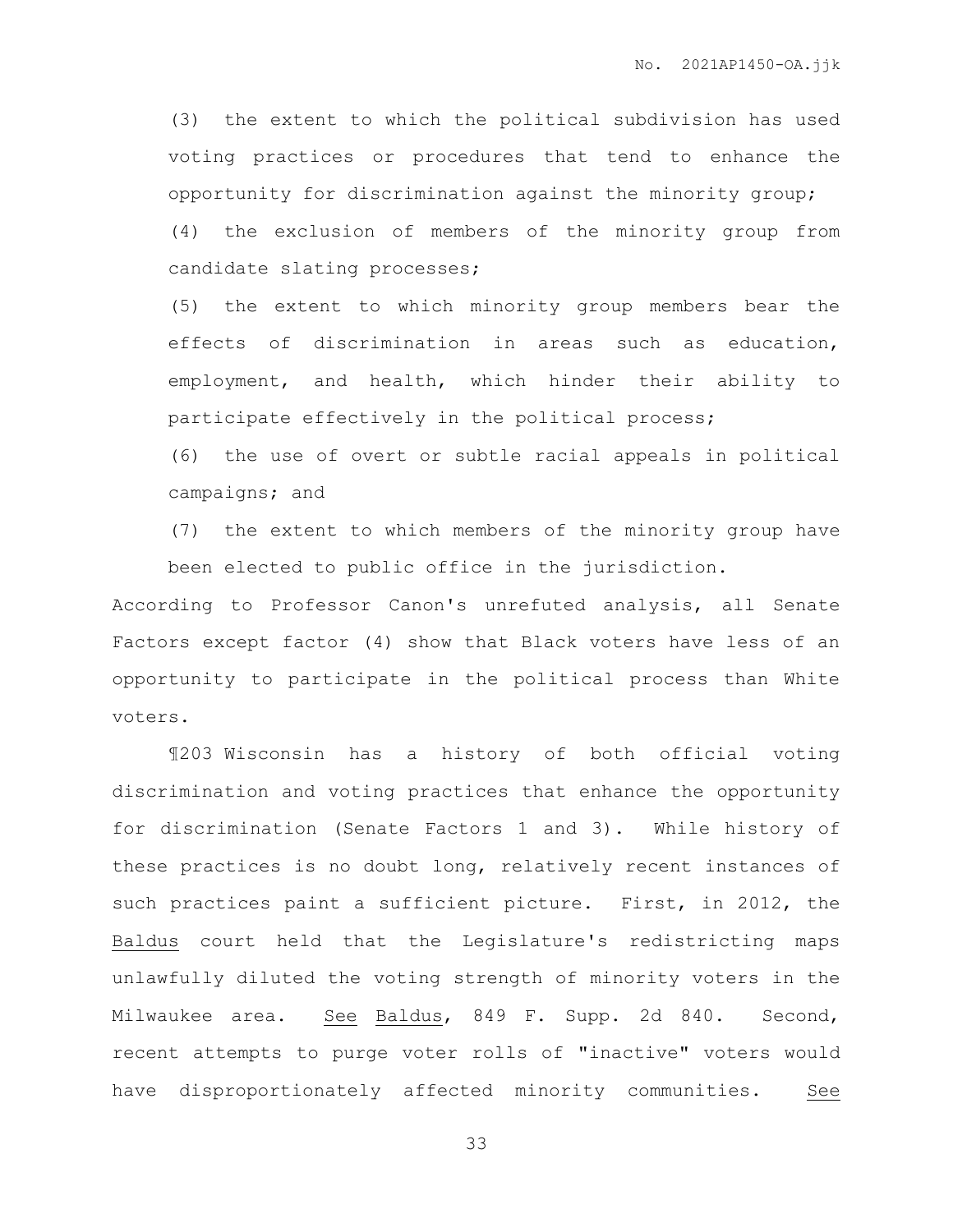(3) the extent to which the political subdivision has used voting practices or procedures that tend to enhance the opportunity for discrimination against the minority group;

(4) the exclusion of members of the minority group from candidate slating processes;

(5) the extent to which minority group members bear the effects of discrimination in areas such as education, employment, and health, which hinder their ability to participate effectively in the political process;

(6) the use of overt or subtle racial appeals in political campaigns; and

(7) the extent to which members of the minority group have been elected to public office in the jurisdiction.

According to Professor Canon's unrefuted analysis, all Senate Factors except factor (4) show that Black voters have less of an opportunity to participate in the political process than White voters.

¶203 Wisconsin has a history of both official voting discrimination and voting practices that enhance the opportunity for discrimination (Senate Factors 1 and 3). While history of these practices is no doubt long, relatively recent instances of such practices paint a sufficient picture. First, in 2012, the Baldus court held that the Legislature's redistricting maps unlawfully diluted the voting strength of minority voters in the Milwaukee area. See Baldus, 849 F. Supp. 2d 840. Second, recent attempts to purge voter rolls of "inactive" voters would have disproportionately affected minority communities. See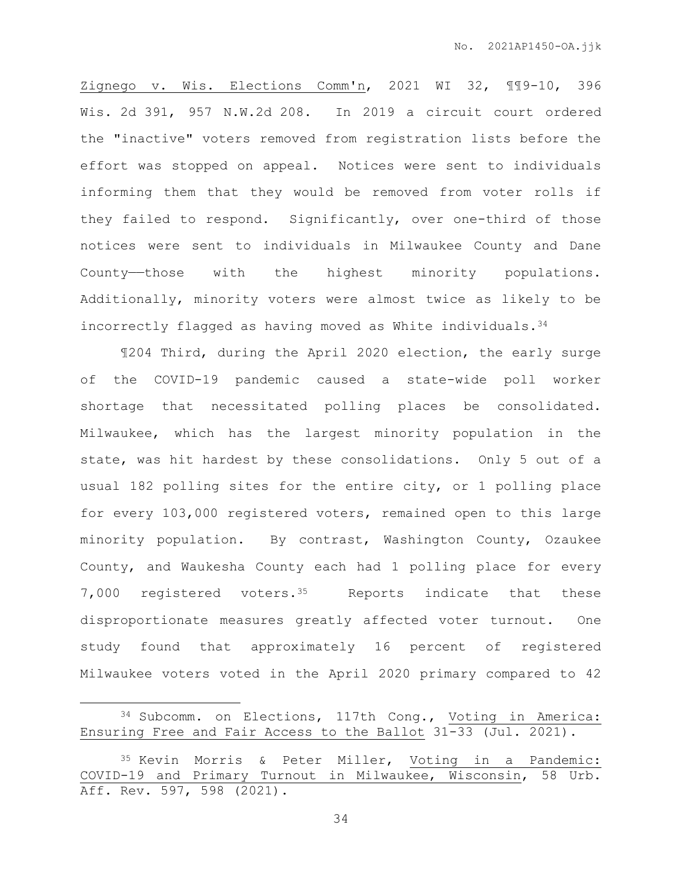Zignego v. Wis. Elections Comm'n, 2021 WI 32, ¶¶9-10, 396 Wis. 2d 391, 957 N.W.2d 208. In 2019 a circuit court ordered the "inactive" voters removed from registration lists before the effort was stopped on appeal. Notices were sent to individuals informing them that they would be removed from voter rolls if they failed to respond. Significantly, over one-third of those notices were sent to individuals in Milwaukee County and Dane County——those with the highest minority populations. Additionally, minority voters were almost twice as likely to be incorrectly flagged as having moved as White individuals.[34]

¶204 Third, during the April 2020 election, the early surge of the COVID-19 pandemic caused a state-wide poll worker shortage that necessitated polling places be consolidated. Milwaukee, which has the largest minority population in the state, was hit hardest by these consolidations. Only 5 out of a usual 182 polling sites for the entire city, or 1 polling place for every 103,000 registered voters, remained open to this large minority population. By contrast, Washington County, Ozaukee County, and Waukesha County each had 1 polling place for every 7,000 registered voters.[35] Reports indicate that these disproportionate measures greatly affected voter turnout. One study found that approximately 16 percent of registered Milwaukee voters voted in the April 2020 primary compared to 42

---

[34] Subcomm. on Elections, 117th Cong., Voting in America: Ensuring Free and Fair Access to the Ballot 31-33 (Jul. 2021).

[35] Kevin Morris & Peter Miller, Voting in a Pandemic: COVID-19 and Primary Turnout in Milwaukee, Wisconsin, 58 Urb. Aff. Rev. 597, 598 (2021).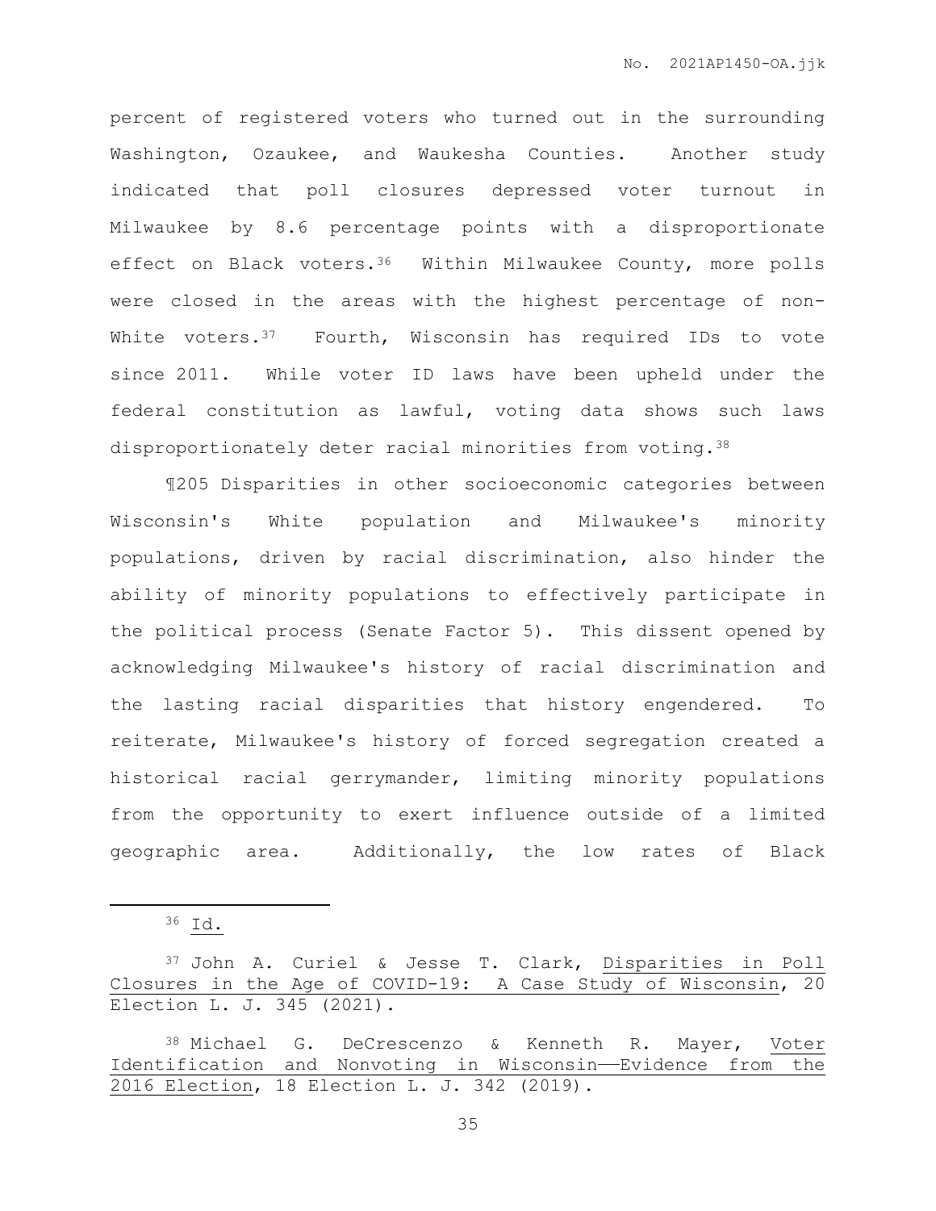percent of registered voters who turned out in the surrounding Washington, Ozaukee, and Waukesha Counties. Another study indicated that poll closures depressed voter turnout in Milwaukee by 8.6 percentage points with a disproportionate effect on Black voters.[36] Within Milwaukee County, more polls were closed in the areas with the highest percentage of non-White voters.[37] Fourth, Wisconsin has required IDs to vote since 2011. While voter ID laws have been upheld under the federal constitution as lawful, voting data shows such laws disproportionately deter racial minorities from voting.[38]

¶205 Disparities in other socioeconomic categories between Wisconsin's White population and Milwaukee's minority populations, driven by racial discrimination, also hinder the ability of minority populations to effectively participate in the political process (Senate Factor 5). This dissent opened by acknowledging Milwaukee's history of racial discrimination and the lasting racial disparities that history engendered. To reiterate, Milwaukee's history of forced segregation created a historical racial gerrymander, limiting minority populations from the opportunity to exert influence outside of a limited geographic area. Additionally, the low rates of Black

---

[36] Id.

[37] John A. Curiel & Jesse T. Clark, Disparities in Poll Closures in the Age of COVID-19: A Case Study of Wisconsin, 20 Election L. J. 345 (2021).

[38] Michael G. DeCrescenzo & Kenneth R. Mayer, Voter Identification and Nonvoting in Wisconsin——Evidence from the 2016 Election, 18 Election L. J. 342 (2019).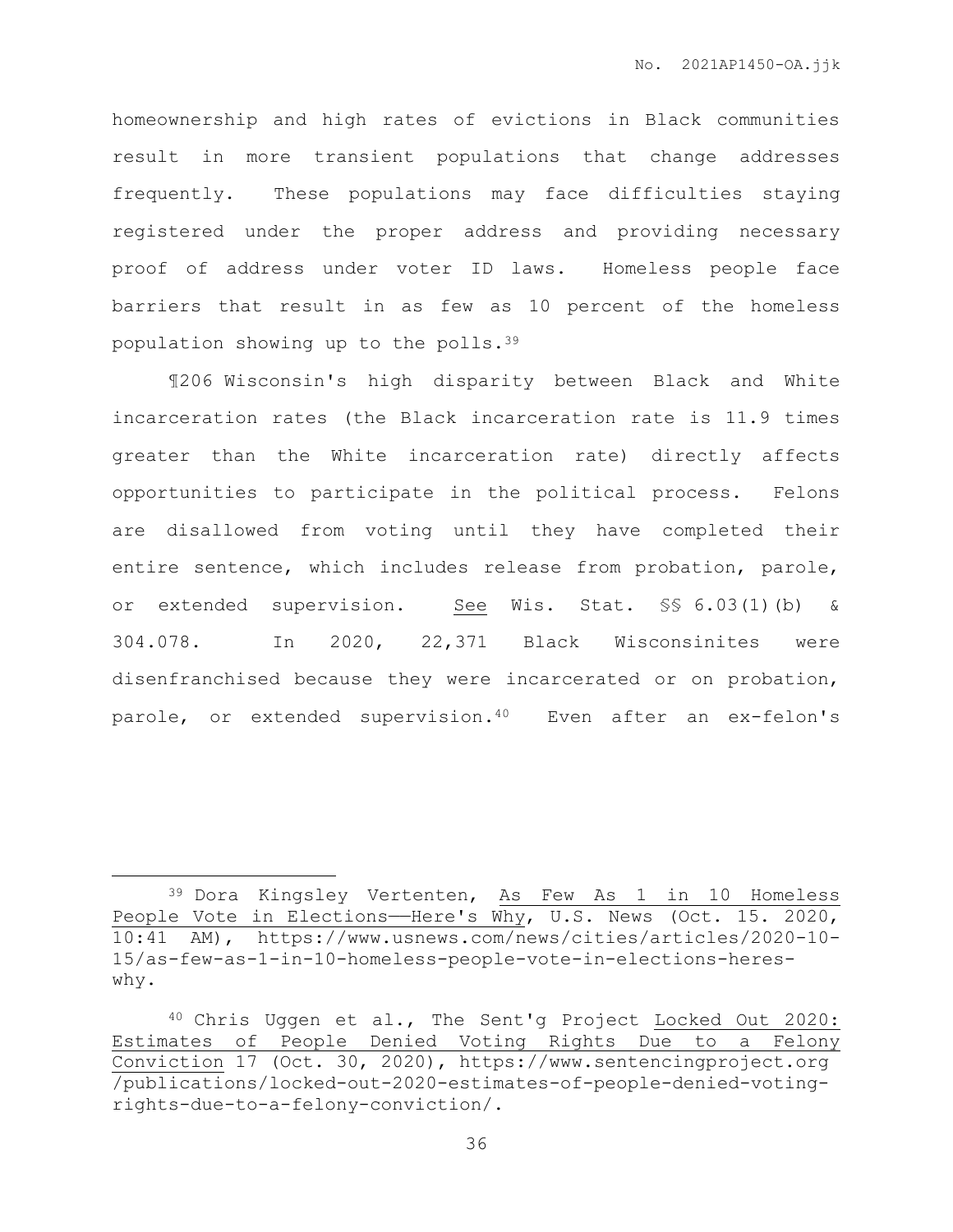homeownership and high rates of evictions in Black communities result in more transient populations that change addresses frequently. These populations may face difficulties staying registered under the proper address and providing necessary proof of address under voter ID laws. Homeless people face barriers that result in as few as 10 percent of the homeless population showing up to the polls.[39]

¶206 Wisconsin's high disparity between Black and White incarceration rates (the Black incarceration rate is 11.9 times greater than the White incarceration rate) directly affects opportunities to participate in the political process. Felons are disallowed from voting until they have completed their entire sentence, which includes release from probation, parole, or extended supervision. See Wis. Stat. §§ 6.03(1)(b) & 304.078. In 2020, 22,371 Black Wisconsinites were disenfranchised because they were incarcerated or on probation, parole, or extended supervision.[40] Even after an ex-felon's

---

[39] Dora Kingsley Vertenten, As Few As 1 in 10 Homeless People Vote in Elections——Here's Why, U.S. News (Oct. 15. 2020, 10:41 AM), https://www.usnews.com/news/cities/articles/2020-10-15/as-few-as-1-in-10-homeless-people-vote-in-elections-heres-why.

[40] Chris Uggen et al., The Sent'g Project Locked Out 2020: Estimates of People Denied Voting Rights Due to a Felony Conviction 17 (Oct. 30, 2020), https://www.sentencingproject.org/publications/locked-out-2020-estimates-of-people-denied-voting-rights-due-to-a-felony-conviction/.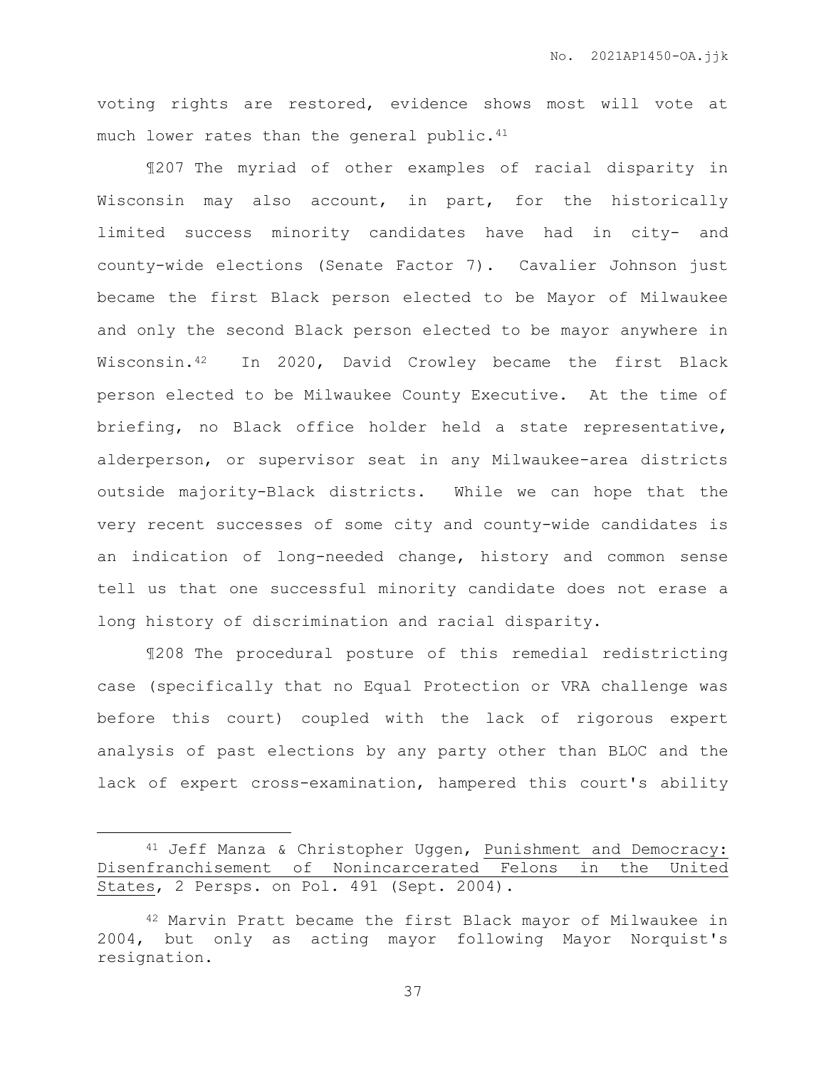voting rights are restored, evidence shows most will vote at much lower rates than the general public.[41]

¶207 The myriad of other examples of racial disparity in Wisconsin may also account, in part, for the historically limited success minority candidates have had in city- and county-wide elections (Senate Factor 7). Cavalier Johnson just became the first Black person elected to be Mayor of Milwaukee and only the second Black person elected to be mayor anywhere in Wisconsin.[42] In 2020, David Crowley became the first Black person elected to be Milwaukee County Executive. At the time of briefing, no Black office holder held a state representative, alderperson, or supervisor seat in any Milwaukee-area districts outside majority-Black districts. While we can hope that the very recent successes of some city and county-wide candidates is an indication of long-needed change, history and common sense tell us that one successful minority candidate does not erase a long history of discrimination and racial disparity.

¶208 The procedural posture of this remedial redistricting case (specifically that no Equal Protection or VRA challenge was before this court) coupled with the lack of rigorous expert analysis of past elections by any party other than BLOC and the lack of expert cross-examination, hampered this court's ability

---

[41] Jeff Manza & Christopher Uggen, Punishment and Democracy: Disenfranchisement of Nonincarcerated Felons in the United States, 2 Persps. on Pol. 491 (Sept. 2004).

[42] Marvin Pratt became the first Black mayor of Milwaukee in 2004, but only as acting mayor following Mayor Norquist's resignation.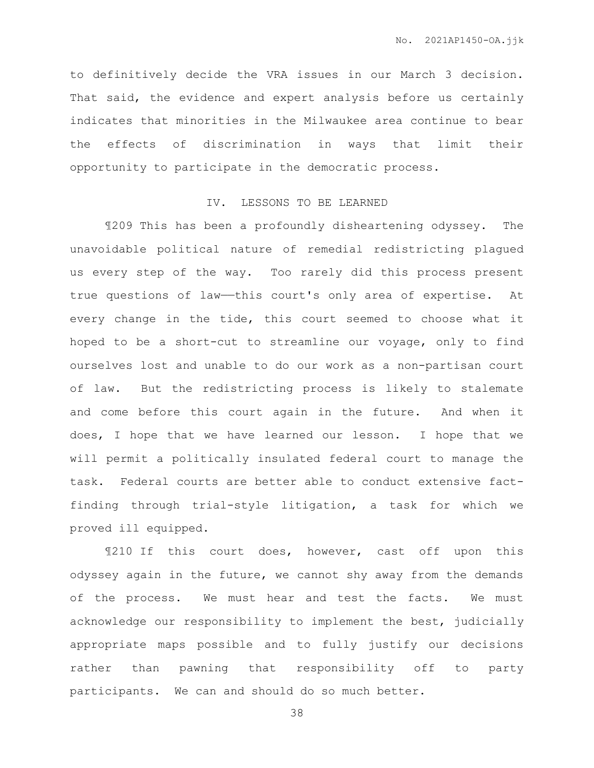to definitively decide the VRA issues in our March 3 decision. That said, the evidence and expert analysis before us certainly indicates that minorities in the Milwaukee area continue to bear the effects of discrimination in ways that limit their opportunity to participate in the democratic process.

## IV. LESSONS TO BE LEARNED

¶209 This has been a profoundly disheartening odyssey. The unavoidable political nature of remedial redistricting plagued us every step of the way. Too rarely did this process present true questions of law——this court's only area of expertise. At every change in the tide, this court seemed to choose what it hoped to be a short-cut to streamline our voyage, only to find ourselves lost and unable to do our work as a non-partisan court of law. But the redistricting process is likely to stalemate and come before this court again in the future. And when it does, I hope that we have learned our lesson. I hope that we will permit a politically insulated federal court to manage the task. Federal courts are better able to conduct extensive fact-finding through trial-style litigation, a task for which we proved ill equipped.

¶210 If this court does, however, cast off upon this odyssey again in the future, we cannot shy away from the demands of the process. We must hear and test the facts. We must acknowledge our responsibility to implement the best, judicially appropriate maps possible and to fully justify our decisions rather than pawning that responsibility off to party participants. We can and should do so much better.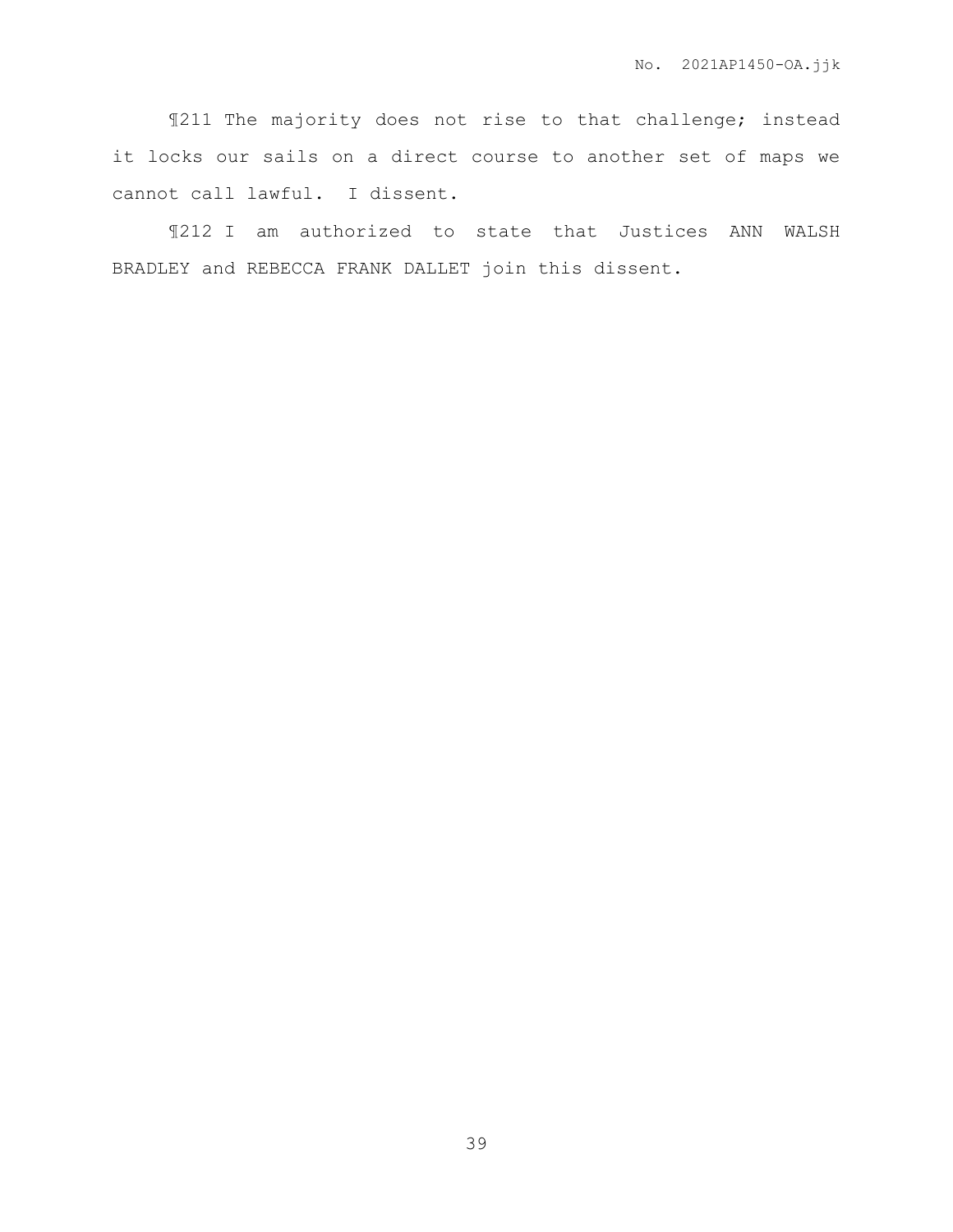¶211 The majority does not rise to that challenge; instead it locks our sails on a direct course to another set of maps we cannot call lawful. I dissent.

¶212 I am authorized to state that Justices ANN WALSH BRADLEY and REBECCA FRANK DALLET join this dissent.